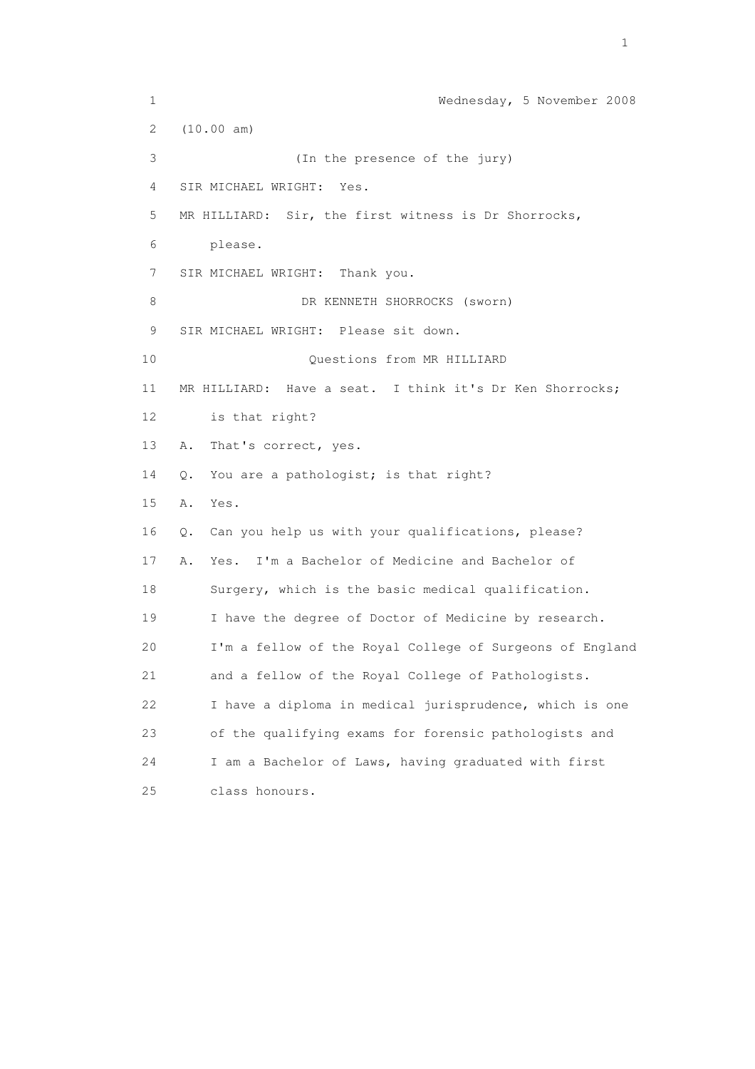Wednesday, 5 November 2008

(10.00 am)

(In the presence of the jury)

SIR MICHAEL WRIGHT: Yes.

MR HILLIARD: Sir, the first witness is Dr Shorrocks, please.

SIR MICHAEL WRIGHT: Thank you.

DR KENNETH SHORROCKS (sworn)

SIR MICHAEL WRIGHT: Please sit down.

Questions from MR HILLIARD

MR HILLIARD: Have a seat. I think it's Dr Ken Shorrocks; is that right?

A. That's correct, yes.

Q. You are a pathologist; is that right?

A. Yes.

Q. Can you help us with your qualifications, please?

A. Yes. I'm a Bachelor of Medicine and Bachelor of Surgery, which is the basic medical qualification. I have the degree of Doctor of Medicine by research. I'm a fellow of the Royal College of Surgeons of England and a fellow of the Royal College of Pathologists. I have a diploma in medical jurisprudence, which is one of the qualifying exams for forensic pathologists and I am a Bachelor of Laws, having graduated with first class honours.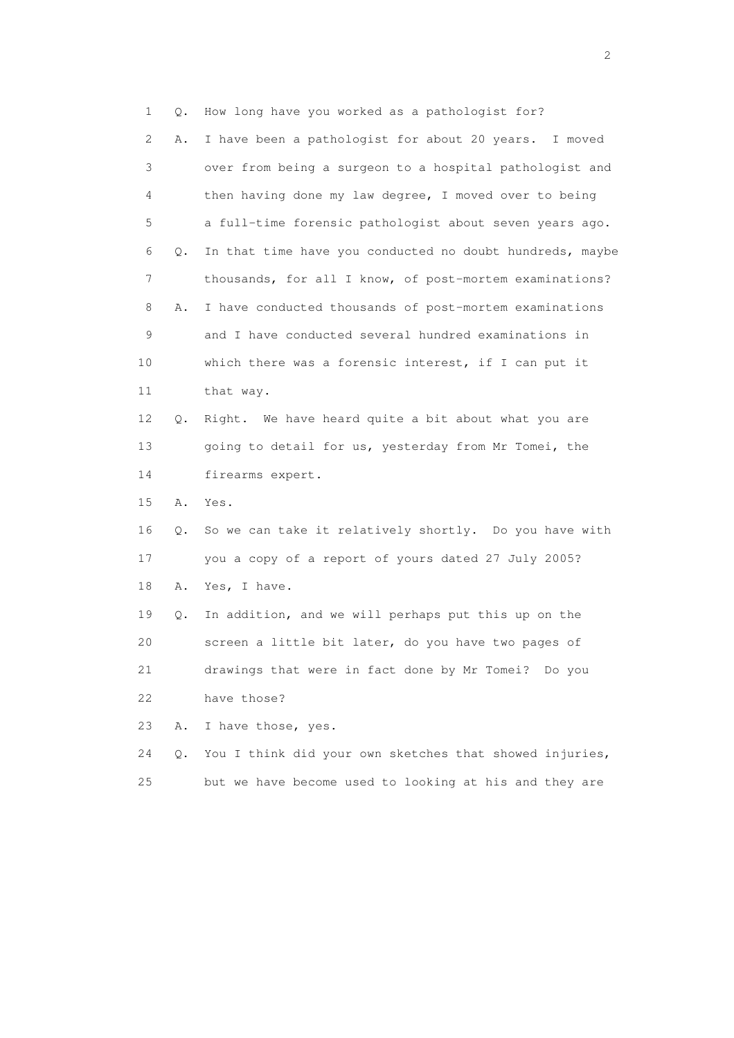1 Q. How long have you worked as a pathologist for?

2 A. I have been a pathologist for about 20 years. I moved

3 over from being a surgeon to a hospital pathologist and

4 then having done my law degree, I moved over to being

5 a full-time forensic pathologist about seven years ago.

6 Q. In that time have you conducted no doubt hundreds, maybe

7 thousands, for all I know, of post-mortem examinations?

8 A. I have conducted thousands of post-mortem examinations

9 and I have conducted several hundred examinations in

10 which there was a forensic interest, if I can put it

11 that way.

12 Q. Right. We have heard quite a bit about what you are

13 going to detail for us, yesterday from Mr Tomei, the

14 firearms expert.

15 A. Yes.

16 Q. So we can take it relatively shortly. Do you have with

17 you a copy of a report of yours dated 27 July 2005?

18 A. Yes, I have.

19 Q. In addition, and we will perhaps put this up on the

20 screen a little bit later, do you have two pages of

21 drawings that were in fact done by Mr Tomei? Do you

22 have those?

23 A. I have those, yes.

24 Q. You I think did your own sketches that showed injuries,

25 but we have become used to looking at his and they are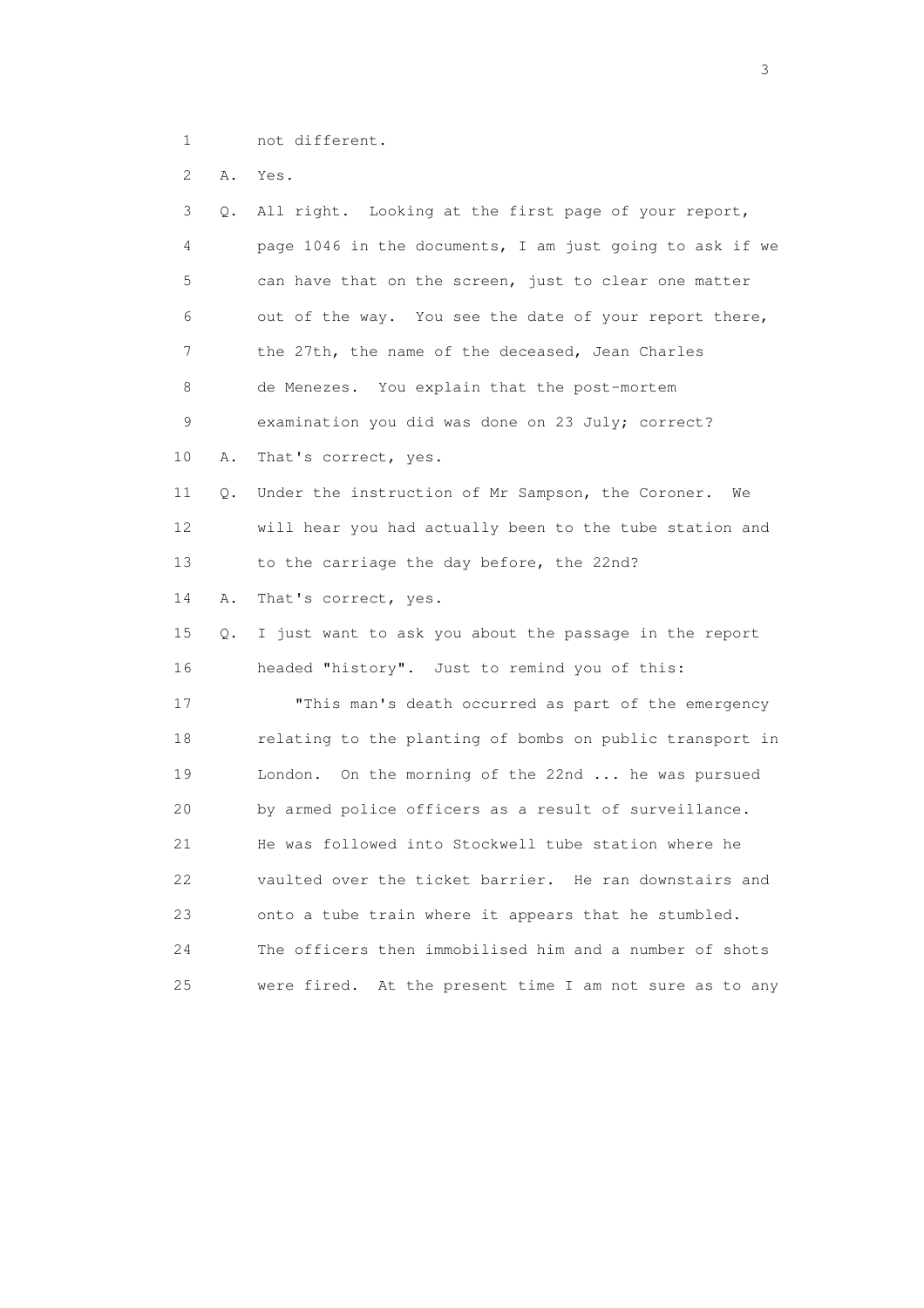1 not different.

2 A. Yes.

3 Q. All right. Looking at the first page of your report,

4 page 1046 in the documents, I am just going to ask if we

5 can have that on the screen, just to clear one matter

6 out of the way. You see the date of your report there,

7 the 27th, the name of the deceased, Jean Charles

8 de Menezes. You explain that the post-mortem

9 examination you did was done on 23 July; correct?

10 A. That's correct, yes.

11 Q. Under the instruction of Mr Sampson, the Coroner. We

12 will hear you had actually been to the tube station and

13 to the carriage the day before, the 22nd?

14 A. That's correct, yes.

15 Q. I just want to ask you about the passage in the report

16 headed "history". Just to remind you of this:

17 "This man's death occurred as part of the emergency

18 relating to the planting of bombs on public transport in

19 London. On the morning of the 22nd ... he was pursued

20 by armed police officers as a result of surveillance.

21 He was followed into Stockwell tube station where he

22 vaulted over the ticket barrier. He ran downstairs and

23 onto a tube train where it appears that he stumbled.

24 The officers then immobilised him and a number of shots

25 were fired. At the present time I am not sure as to any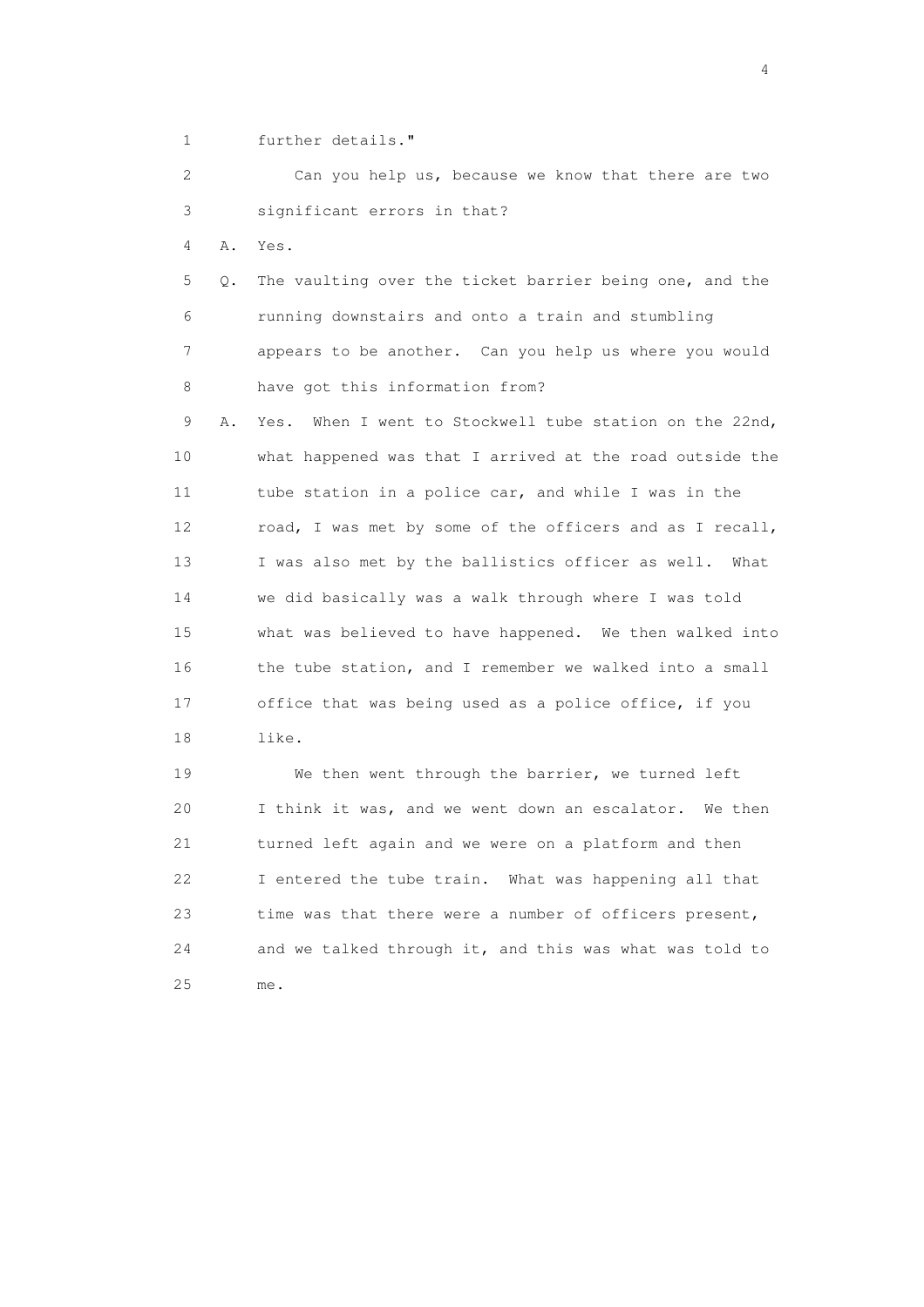1 further details."

2 Can you help us, because we know that there are two
3 significant errors in that?

4 A. Yes.

5 Q. The vaulting over the ticket barrier being one, and the
6 running downstairs and onto a train and stumbling
7 appears to be another. Can you help us where you would
8 have got this information from?

9 A. Yes. When I went to Stockwell tube station on the 22nd,
10 what happened was that I arrived at the road outside the
11 tube station in a police car, and while I was in the
12 road, I was met by some of the officers and as I recall,
13 I was also met by the ballistics officer as well. What
14 we did basically was a walk through where I was told
15 what was believed to have happened. We then walked into
16 the tube station, and I remember we walked into a small
17 office that was being used as a police office, if you
18 like.

19 We then went through the barrier, we turned left
20 I think it was, and we went down an escalator. We then
21 turned left again and we were on a platform and then
22 I entered the tube train. What was happening all that
23 time was that there were a number of officers present,
24 and we talked through it, and this was what was told to
25 me.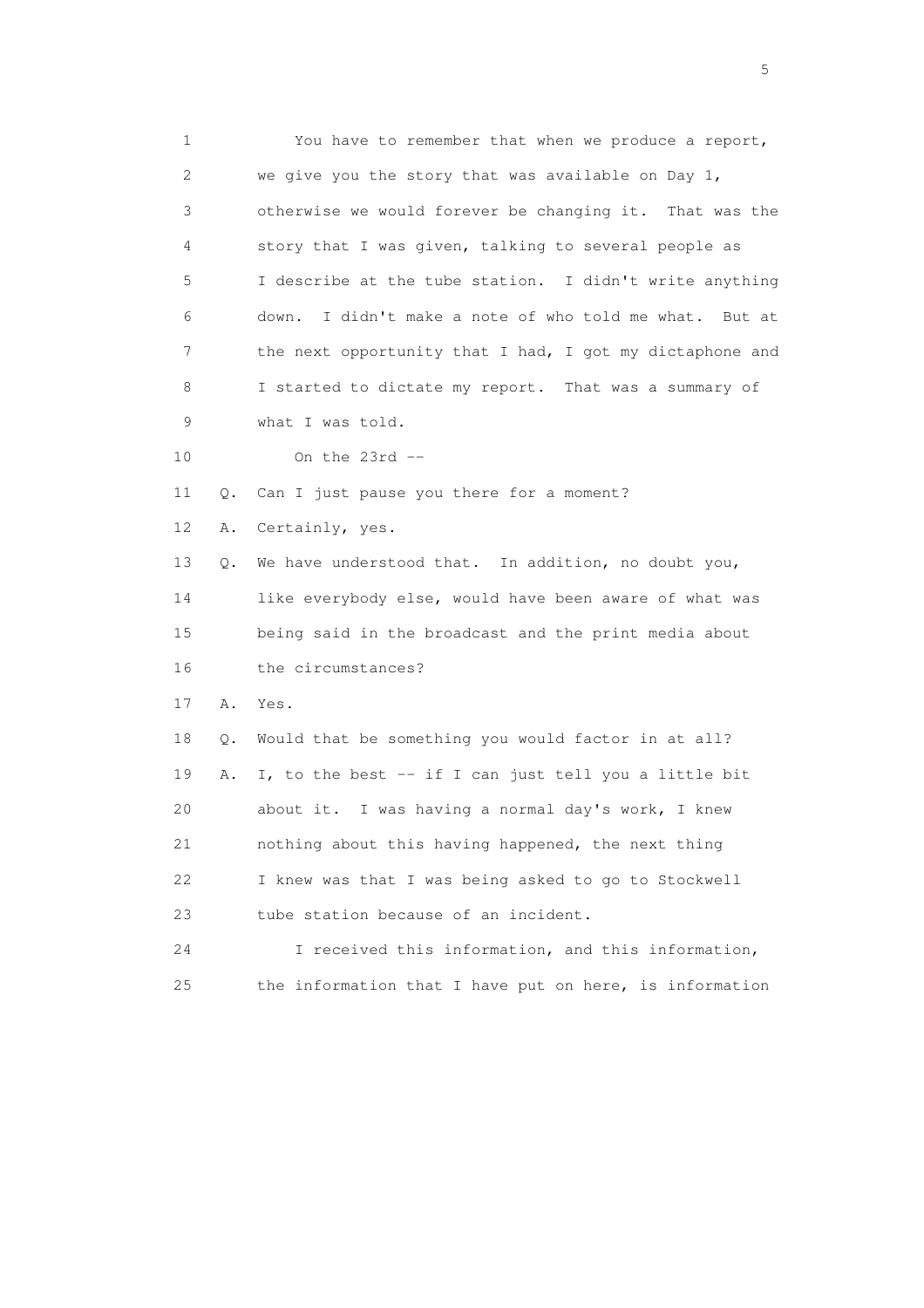1 You have to remember that when we produce a report,
2 we give you the story that was available on Day 1,
3 otherwise we would forever be changing it. That was the
4 story that I was given, talking to several people as
5 I describe at the tube station. I didn't write anything
6 down. I didn't make a note of who told me what. But at
7 the next opportunity that I had, I got my dictaphone and
8 I started to dictate my report. That was a summary of
9 what I was told.

10 On the 23rd --

11 Q. Can I just pause you there for a moment?

12 A. Certainly, yes.

13 Q. We have understood that. In addition, no doubt you,
14 like everybody else, would have been aware of what was
15 being said in the broadcast and the print media about
16 the circumstances?

17 A. Yes.

18 Q. Would that be something you would factor in at all?

19 A. I, to the best -- if I can just tell you a little bit
20 about it. I was having a normal day's work, I knew
21 nothing about this having happened, the next thing
22 I knew was that I was being asked to go to Stockwell
23 tube station because of an incident.

24 I received this information, and this information,
25 the information that I have put on here, is information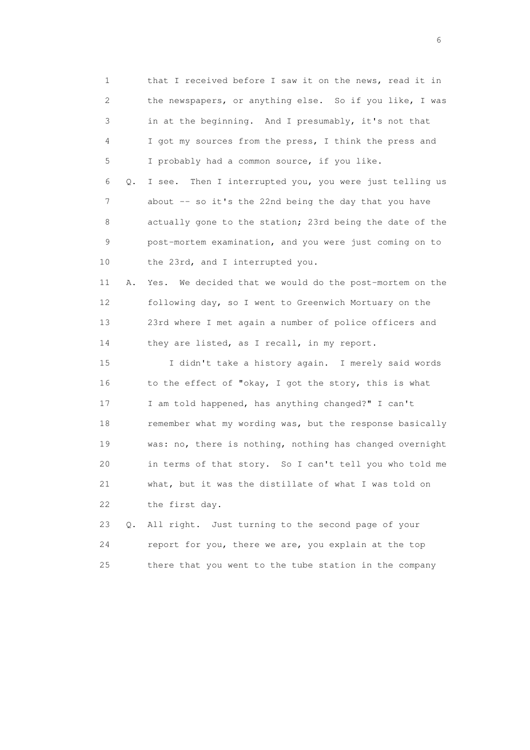1 that I received before I saw it on the news, read it in
2 the newspapers, or anything else. So if you like, I was
3 in at the beginning. And I presumably, it's not that
4 I got my sources from the press, I think the press and
5 I probably had a common source, if you like.

6 Q. I see. Then I interrupted you, you were just telling us
7 about -- so it's the 22nd being the day that you have
8 actually gone to the station; 23rd being the date of the
9 post-mortem examination, and you were just coming on to
10 the 23rd, and I interrupted you.

11 A. Yes. We decided that we would do the post-mortem on the
12 following day, so I went to Greenwich Mortuary on the
13 23rd where I met again a number of police officers and
14 they are listed, as I recall, in my report.

15 I didn't take a history again. I merely said words
16 to the effect of "okay, I got the story, this is what
17 I am told happened, has anything changed?" I can't
18 remember what my wording was, but the response basically
19 was: no, there is nothing, nothing has changed overnight
20 in terms of that story. So I can't tell you who told me
21 what, but it was the distillate of what I was told on
22 the first day.

23 Q. All right. Just turning to the second page of your
24 report for you, there we are, you explain at the top
25 there that you went to the tube station in the company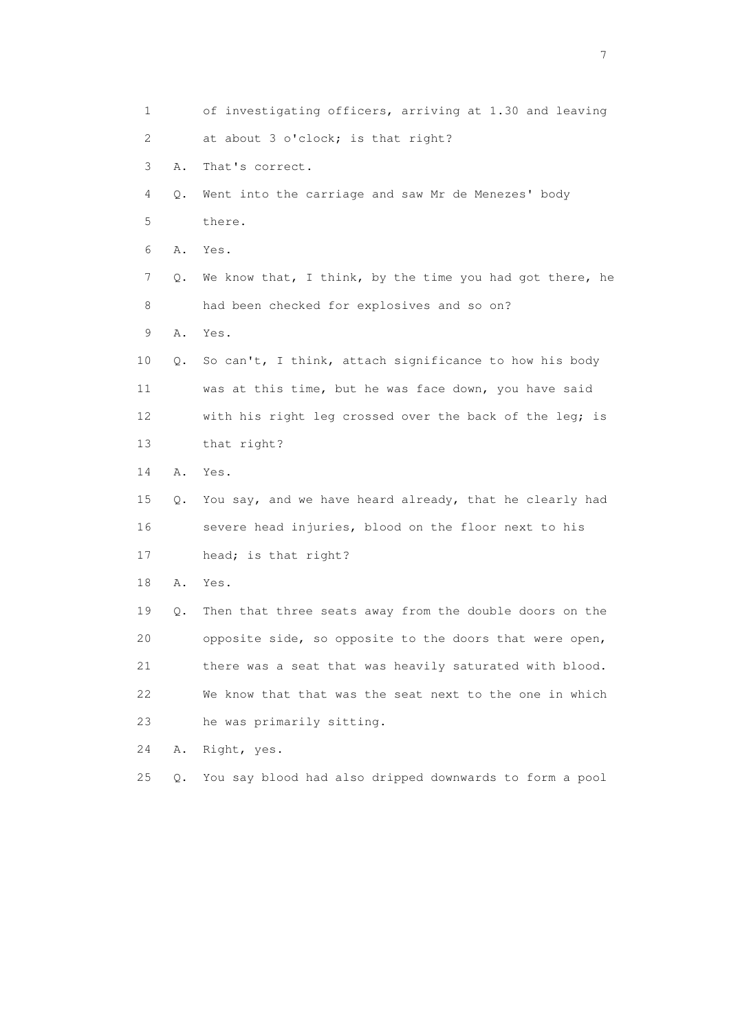1 of investigating officers, arriving at 1.30 and leaving
2 at about 3 o'clock; is that right?
3 A. That's correct.
4 Q. Went into the carriage and saw Mr de Menezes' body
5 there.
6 A. Yes.
7 Q. We know that, I think, by the time you had got there, he
8 had been checked for explosives and so on?
9 A. Yes.
10 Q. So can't, I think, attach significance to how his body
11 was at this time, but he was face down, you have said
12 with his right leg crossed over the back of the leg; is
13 that right?
14 A. Yes.
15 Q. You say, and we have heard already, that he clearly had
16 severe head injuries, blood on the floor next to his
17 head; is that right?
18 A. Yes.
19 Q. Then that three seats away from the double doors on the
20 opposite side, so opposite to the doors that were open,
21 there was a seat that was heavily saturated with blood.
22 We know that that was the seat next to the one in which
23 he was primarily sitting.
24 A. Right, yes.
25 Q. You say blood had also dripped downwards to form a pool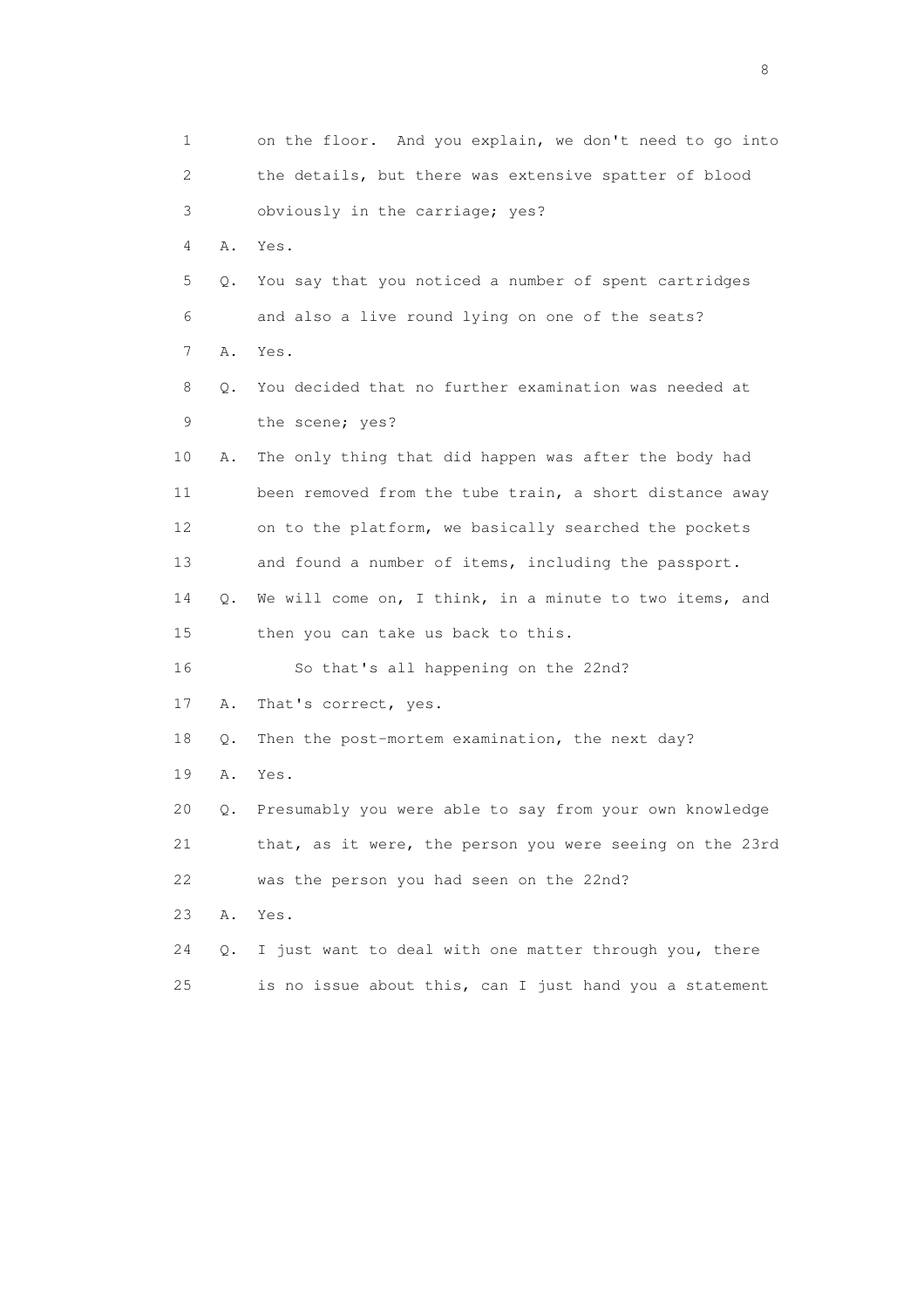1 on the floor. And you explain, we don't need to go into
2 the details, but there was extensive spatter of blood
3 obviously in the carriage; yes?

4 A. Yes.

5 Q. You say that you noticed a number of spent cartridges
6 and also a live round lying on one of the seats?

7 A. Yes.

8 Q. You decided that no further examination was needed at
9 the scene; yes?

10 A. The only thing that did happen was after the body had
11 been removed from the tube train, a short distance away
12 on to the platform, we basically searched the pockets
13 and found a number of items, including the passport.

14 Q. We will come on, I think, in a minute to two items, and
15 then you can take us back to this.

16 So that's all happening on the 22nd?

17 A. That's correct, yes.

18 Q. Then the post-mortem examination, the next day?

19 A. Yes.

20 Q. Presumably you were able to say from your own knowledge
21 that, as it were, the person you were seeing on the 23rd
22 was the person you had seen on the 22nd?

23 A. Yes.

24 Q. I just want to deal with one matter through you, there
25 is no issue about this, can I just hand you a statement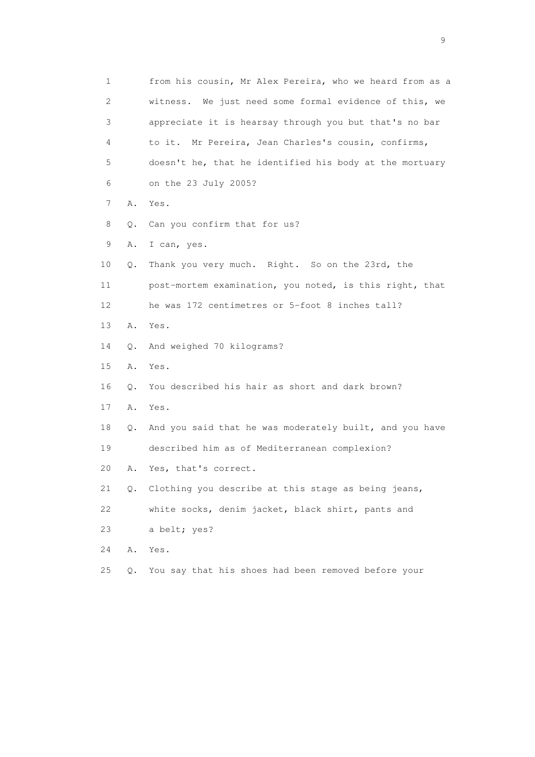1 from his cousin, Mr Alex Pereira, who we heard from as a
2 witness. We just need some formal evidence of this, we
3 appreciate it is hearsay through you but that's no bar
4 to it. Mr Pereira, Jean Charles's cousin, confirms,
5 doesn't he, that he identified his body at the mortuary
6 on the 23 July 2005?
7 A. Yes.
8 Q. Can you confirm that for us?
9 A. I can, yes.
10 Q. Thank you very much. Right. So on the 23rd, the
11 post-mortem examination, you noted, is this right, that
12 he was 172 centimetres or 5-foot 8 inches tall?
13 A. Yes.
14 Q. And weighed 70 kilograms?
15 A. Yes.
16 Q. You described his hair as short and dark brown?
17 A. Yes.
18 Q. And you said that he was moderately built, and you have
19 described him as of Mediterranean complexion?
20 A. Yes, that's correct.
21 Q. Clothing you describe at this stage as being jeans,
22 white socks, denim jacket, black shirt, pants and
23 a belt; yes?
24 A. Yes.
25 Q. You say that his shoes had been removed before your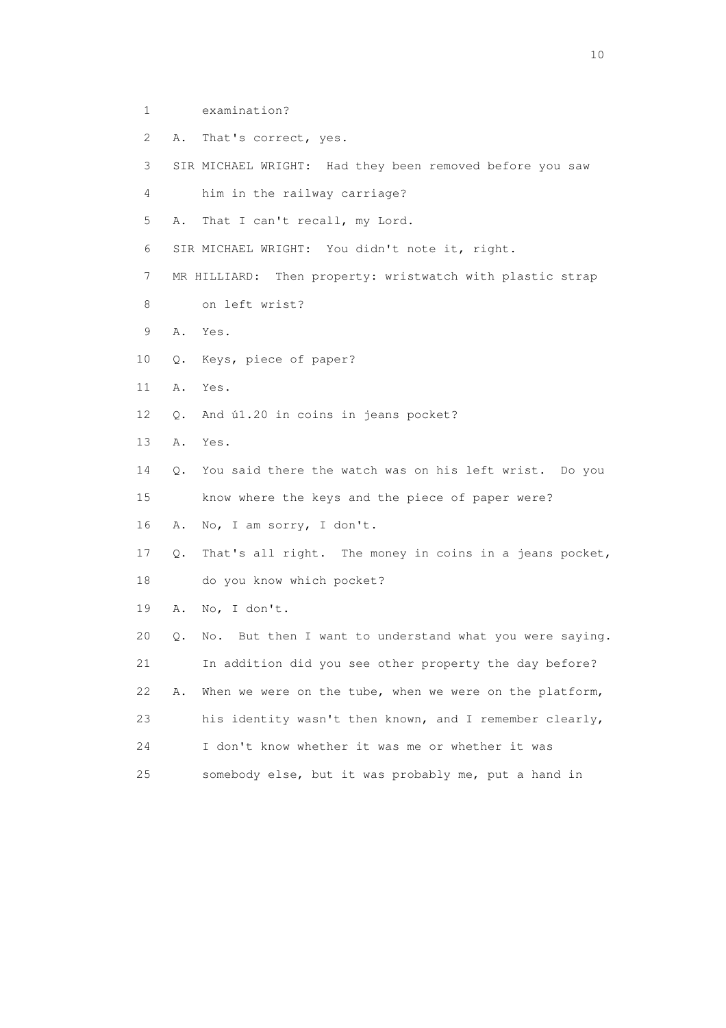1 examination?

2 A. That's correct, yes.

3 SIR MICHAEL WRIGHT: Had they been removed before you saw

4 him in the railway carriage?

5 A. That I can't recall, my Lord.

6 SIR MICHAEL WRIGHT: You didn't note it, right.

7 MR HILLIARD: Then property: wristwatch with plastic strap

8 on left wrist?

9 A. Yes.

10 Q. Keys, piece of paper?

11 A. Yes.

12 Q. And ú1.20 in coins in jeans pocket?

13 A. Yes.

14 Q. You said there the watch was on his left wrist. Do you

15 know where the keys and the piece of paper were?

16 A. No, I am sorry, I don't.

17 Q. That's all right. The money in coins in a jeans pocket,

18 do you know which pocket?

19 A. No, I don't.

20 Q. No. But then I want to understand what you were saying.

21 In addition did you see other property the day before?

22 A. When we were on the tube, when we were on the platform,

23 his identity wasn't then known, and I remember clearly,

24 I don't know whether it was me or whether it was

25 somebody else, but it was probably me, put a hand in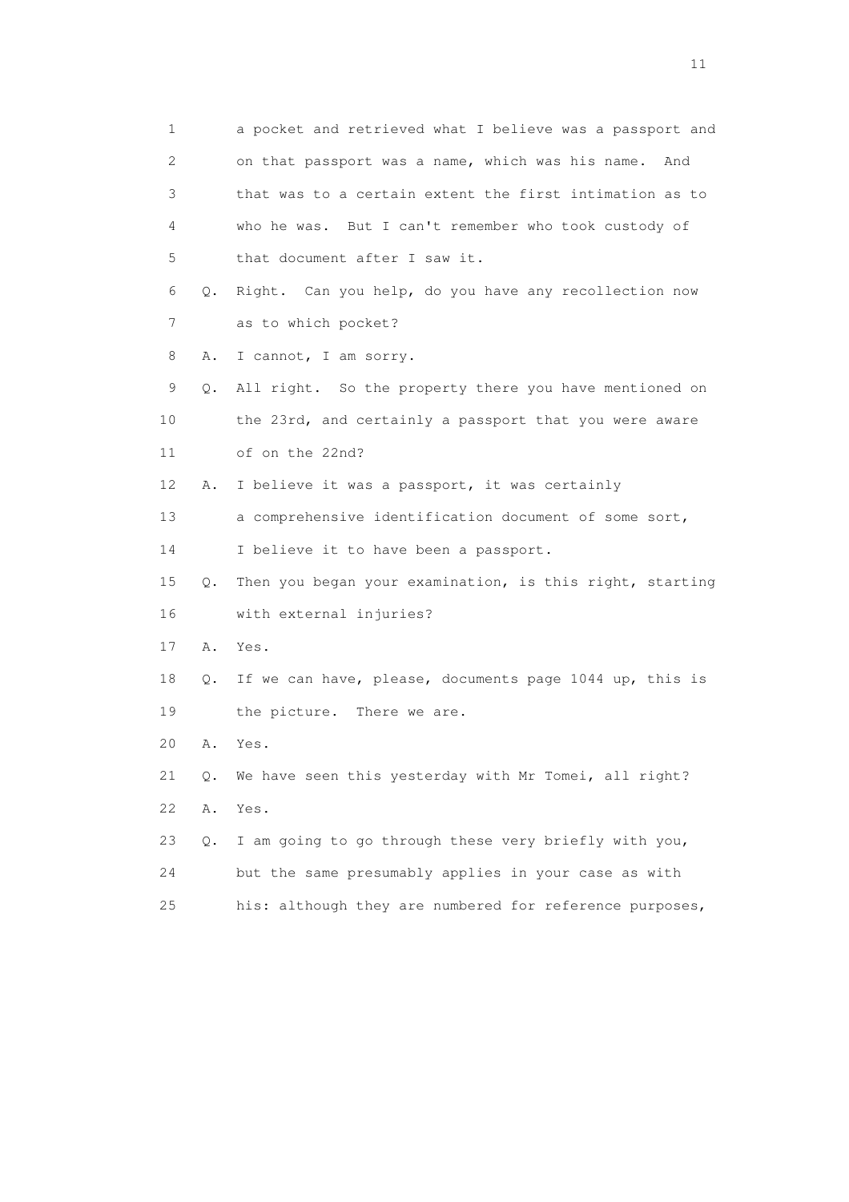1 a pocket and retrieved what I believe was a passport and
2 on that passport was a name, which was his name. And
3 that was to a certain extent the first intimation as to
4 who he was. But I can't remember who took custody of
5 that document after I saw it.

6 Q. Right. Can you help, do you have any recollection now
7 as to which pocket?

8 A. I cannot, I am sorry.

9 Q. All right. So the property there you have mentioned on
10 the 23rd, and certainly a passport that you were aware
11 of on the 22nd?

12 A. I believe it was a passport, it was certainly
13 a comprehensive identification document of some sort,
14 I believe it to have been a passport.

15 Q. Then you began your examination, is this right, starting
16 with external injuries?

17 A. Yes.

18 Q. If we can have, please, documents page 1044 up, this is
19 the picture. There we are.

20 A. Yes.

21 Q. We have seen this yesterday with Mr Tomei, all right?

22 A. Yes.

23 Q. I am going to go through these very briefly with you,
24 but the same presumably applies in your case as with
25 his: although they are numbered for reference purposes,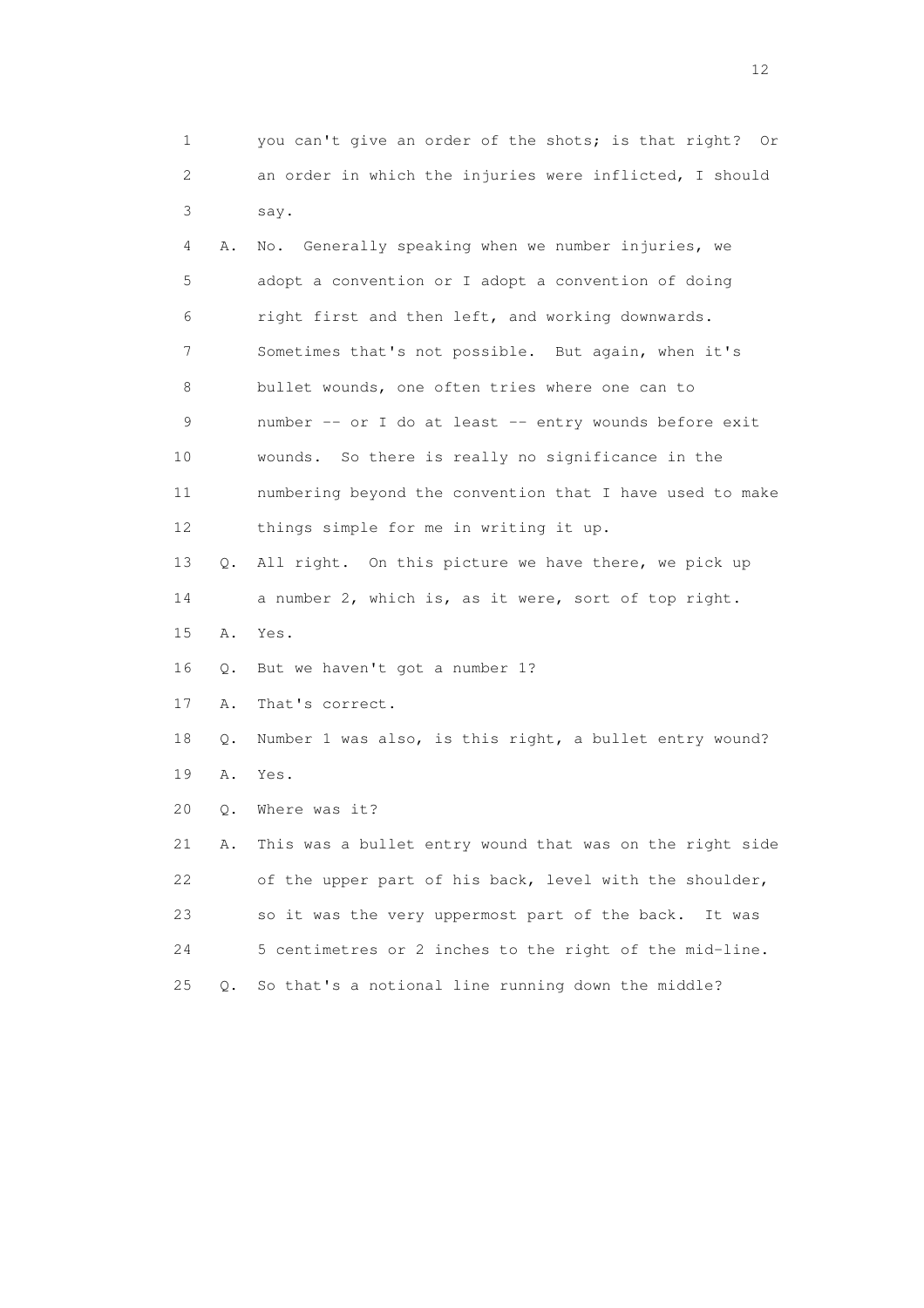1 you can't give an order of the shots; is that right? Or
2 an order in which the injuries were inflicted, I should
3 say.

4 A. No. Generally speaking when we number injuries, we
5 adopt a convention or I adopt a convention of doing
6 right first and then left, and working downwards.
7 Sometimes that's not possible. But again, when it's
8 bullet wounds, one often tries where one can to
9 number -- or I do at least -- entry wounds before exit
10 wounds. So there is really no significance in the
11 numbering beyond the convention that I have used to make
12 things simple for me in writing it up.

13 Q. All right. On this picture we have there, we pick up
14 a number 2, which is, as it were, sort of top right.

15 A. Yes.

16 Q. But we haven't got a number 1?

17 A. That's correct.

18 Q. Number 1 was also, is this right, a bullet entry wound?

19 A. Yes.

20 Q. Where was it?

21 A. This was a bullet entry wound that was on the right side
22 of the upper part of his back, level with the shoulder,
23 so it was the very uppermost part of the back. It was
24 5 centimetres or 2 inches to the right of the mid-line.

25 Q. So that's a notional line running down the middle?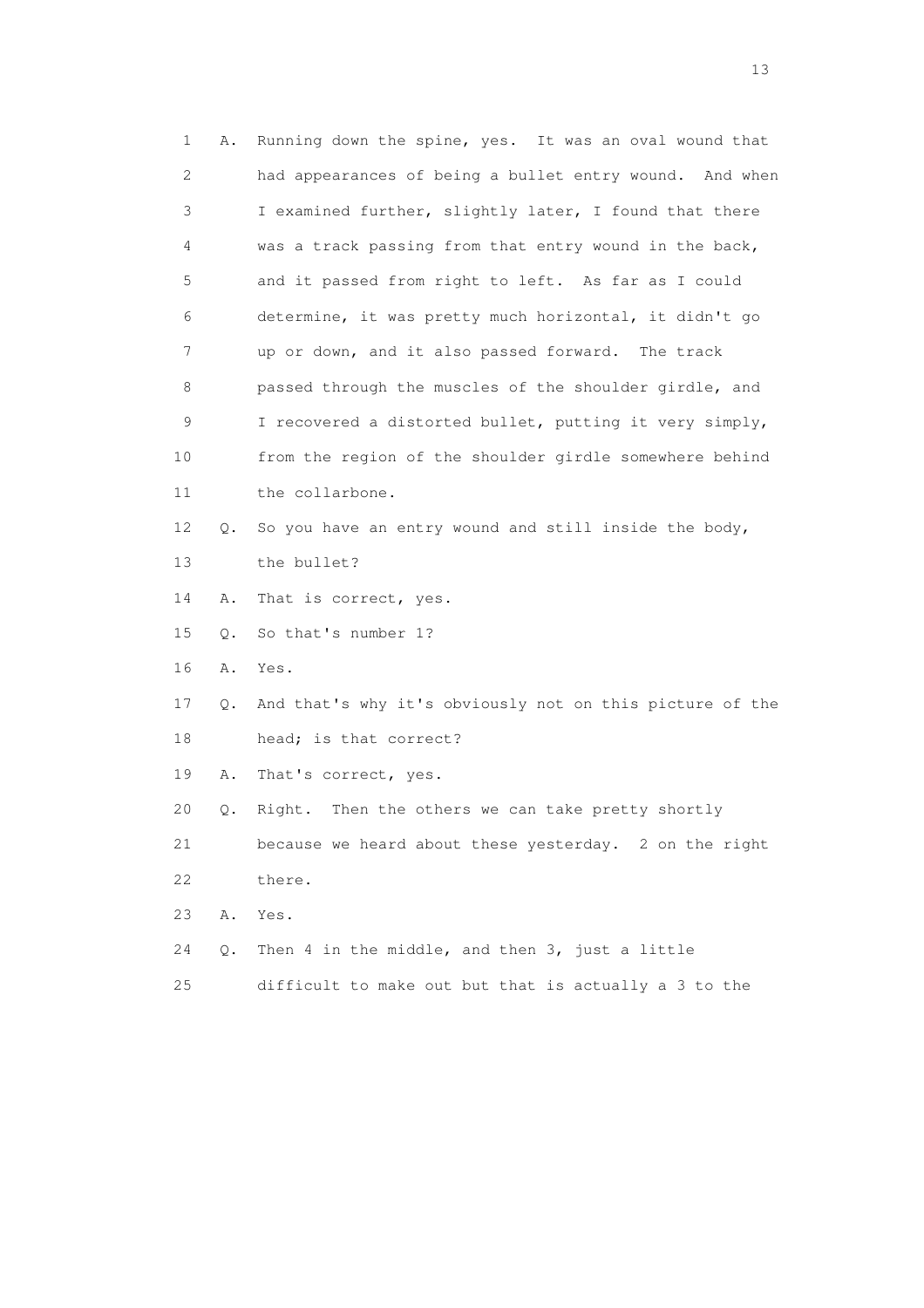1 A. Running down the spine, yes. It was an oval wound that
2 had appearances of being a bullet entry wound. And when
3 I examined further, slightly later, I found that there
4 was a track passing from that entry wound in the back,
5 and it passed from right to left. As far as I could
6 determine, it was pretty much horizontal, it didn't go
7 up or down, and it also passed forward. The track
8 passed through the muscles of the shoulder girdle, and
9 I recovered a distorted bullet, putting it very simply,
10 from the region of the shoulder girdle somewhere behind
11 the collarbone.
12 Q. So you have an entry wound and still inside the body,
13 the bullet?
14 A. That is correct, yes.
15 Q. So that's number 1?
16 A. Yes.
17 Q. And that's why it's obviously not on this picture of the
18 head; is that correct?
19 A. That's correct, yes.
20 Q. Right. Then the others we can take pretty shortly
21 because we heard about these yesterday. 2 on the right
22 there.
23 A. Yes.
24 Q. Then 4 in the middle, and then 3, just a little
25 difficult to make out but that is actually a 3 to the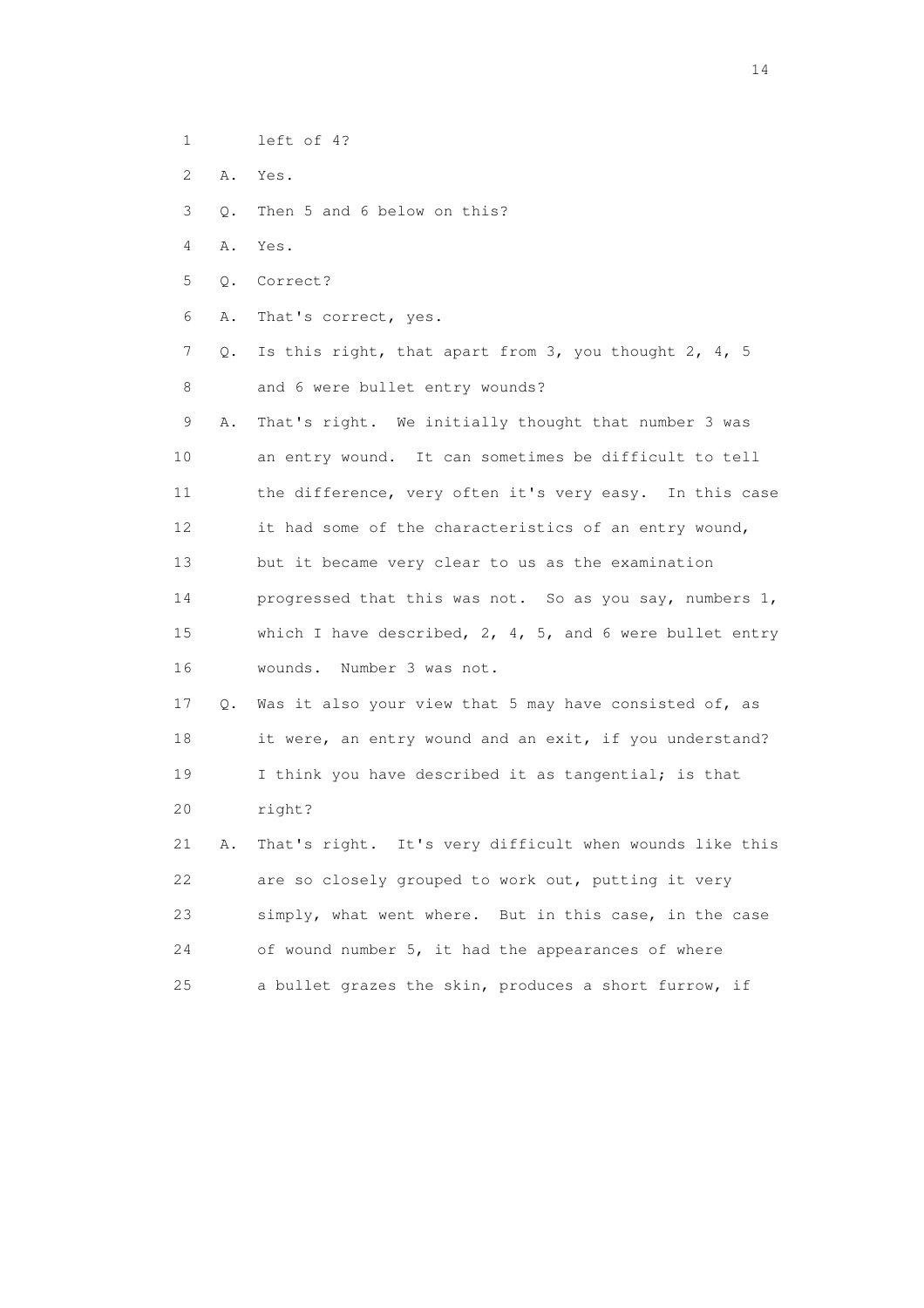1 left of 4?

2 A. Yes.

3 Q. Then 5 and 6 below on this?

4 A. Yes.

5 Q. Correct?

6 A. That's correct, yes.

7 Q. Is this right, that apart from 3, you thought 2, 4, 5

8 and 6 were bullet entry wounds?

9 A. That's right. We initially thought that number 3 was

10 an entry wound. It can sometimes be difficult to tell

11 the difference, very often it's very easy. In this case

12 it had some of the characteristics of an entry wound,

13 but it became very clear to us as the examination

14 progressed that this was not. So as you say, numbers 1,

15 which I have described, 2, 4, 5, and 6 were bullet entry

16 wounds. Number 3 was not.

17 Q. Was it also your view that 5 may have consisted of, as

18 it were, an entry wound and an exit, if you understand?

19 I think you have described it as tangential; is that

20 right?

21 A. That's right. It's very difficult when wounds like this

22 are so closely grouped to work out, putting it very

23 simply, what went where. But in this case, in the case

24 of wound number 5, it had the appearances of where

25 a bullet grazes the skin, produces a short furrow, if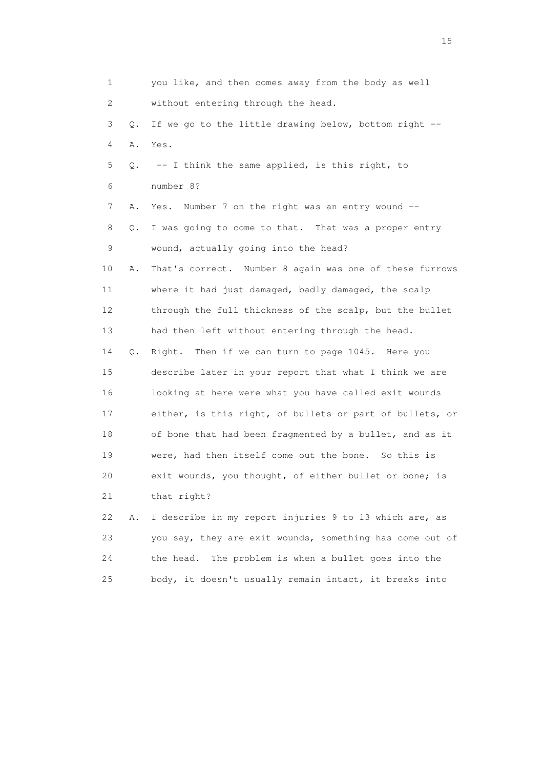1 you like, and then comes away from the body as well
2 without entering through the head.
3 Q. If we go to the little drawing below, bottom right --
4 A. Yes.
5 Q. -- I think the same applied, is this right, to
6 number 8?
7 A. Yes. Number 7 on the right was an entry wound --
8 Q. I was going to come to that. That was a proper entry
9 wound, actually going into the head?
10 A. That's correct. Number 8 again was one of these furrows
11 where it had just damaged, badly damaged, the scalp
12 through the full thickness of the scalp, but the bullet
13 had then left without entering through the head.
14 Q. Right. Then if we can turn to page 1045. Here you
15 describe later in your report that what I think we are
16 looking at here were what you have called exit wounds
17 either, is this right, of bullets or part of bullets, or
18 of bone that had been fragmented by a bullet, and as it
19 were, had then itself come out the bone. So this is
20 exit wounds, you thought, of either bullet or bone; is
21 that right?
22 A. I describe in my report injuries 9 to 13 which are, as
23 you say, they are exit wounds, something has come out of
24 the head. The problem is when a bullet goes into the
25 body, it doesn't usually remain intact, it breaks into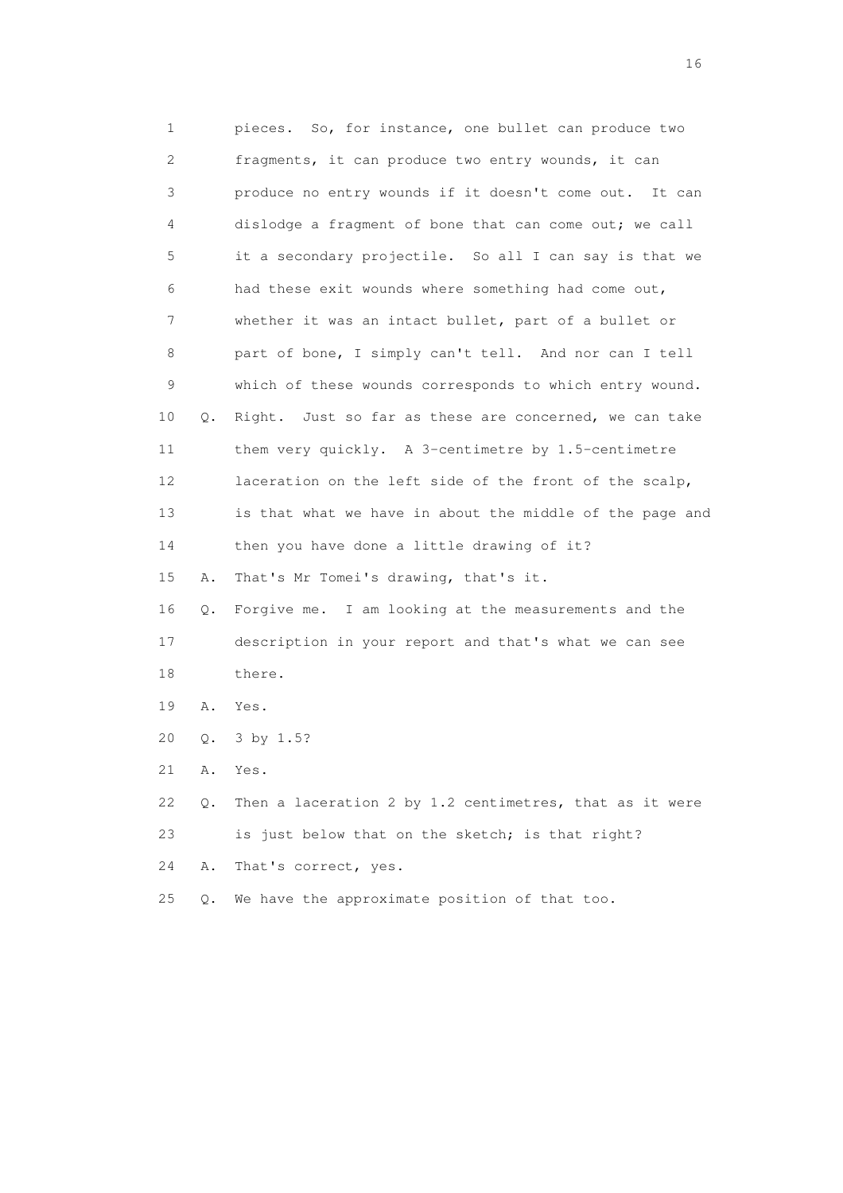1 pieces. So, for instance, one bullet can produce two
2 fragments, it can produce two entry wounds, it can
3 produce no entry wounds if it doesn't come out. It can
4 dislodge a fragment of bone that can come out; we call
5 it a secondary projectile. So all I can say is that we
6 had these exit wounds where something had come out,
7 whether it was an intact bullet, part of a bullet or
8 part of bone, I simply can't tell. And nor can I tell
9 which of these wounds corresponds to which entry wound.
10 Q. Right. Just so far as these are concerned, we can take
11 them very quickly. A 3-centimetre by 1.5-centimetre
12 laceration on the left side of the front of the scalp,
13 is that what we have in about the middle of the page and
14 then you have done a little drawing of it?
15 A. That's Mr Tomei's drawing, that's it.
16 Q. Forgive me. I am looking at the measurements and the
17 description in your report and that's what we can see
18 there.
19 A. Yes.
20 Q. 3 by 1.5?
21 A. Yes.
22 Q. Then a laceration 2 by 1.2 centimetres, that as it were
23 is just below that on the sketch; is that right?
24 A. That's correct, yes.
25 Q. We have the approximate position of that too.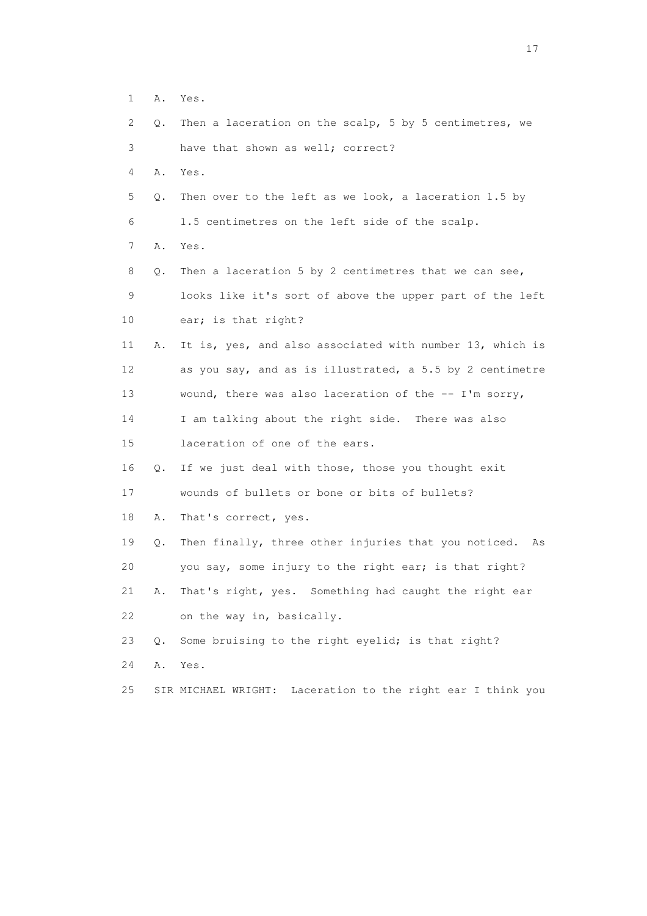1 A. Yes.

2 Q. Then a laceration on the scalp, 5 by 5 centimetres, we

3 have that shown as well; correct?

4 A. Yes.

5 Q. Then over to the left as we look, a laceration 1.5 by

6 1.5 centimetres on the left side of the scalp.

7 A. Yes.

8 Q. Then a laceration 5 by 2 centimetres that we can see,

9 looks like it's sort of above the upper part of the left

10 ear; is that right?

11 A. It is, yes, and also associated with number 13, which is

12 as you say, and as is illustrated, a 5.5 by 2 centimetre

13 wound, there was also laceration of the -- I'm sorry,

14 I am talking about the right side. There was also

15 laceration of one of the ears.

16 Q. If we just deal with those, those you thought exit

17 wounds of bullets or bone or bits of bullets?

18 A. That's correct, yes.

19 Q. Then finally, three other injuries that you noticed. As

20 you say, some injury to the right ear; is that right?

21 A. That's right, yes. Something had caught the right ear

22 on the way in, basically.

23 Q. Some bruising to the right eyelid; is that right?

24 A. Yes.

25 SIR MICHAEL WRIGHT: Laceration to the right ear I think you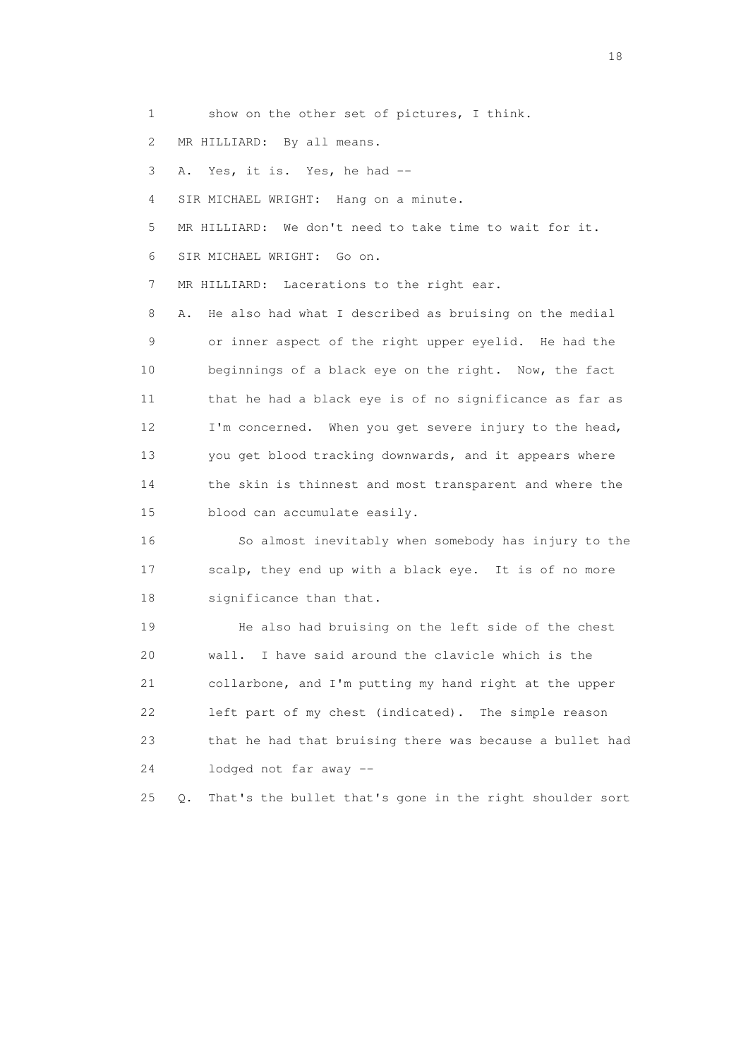1 show on the other set of pictures, I think.

2 MR HILLIARD: By all means.

3 A. Yes, it is. Yes, he had --

4 SIR MICHAEL WRIGHT: Hang on a minute.

5 MR HILLIARD: We don't need to take time to wait for it.

6 SIR MICHAEL WRIGHT: Go on.

7 MR HILLIARD: Lacerations to the right ear.

8 A. He also had what I described as bruising on the medial

9 or inner aspect of the right upper eyelid. He had the

10 beginnings of a black eye on the right. Now, the fact

11 that he had a black eye is of no significance as far as

12 I'm concerned. When you get severe injury to the head,

13 you get blood tracking downwards, and it appears where

14 the skin is thinnest and most transparent and where the

15 blood can accumulate easily.

16 So almost inevitably when somebody has injury to the

17 scalp, they end up with a black eye. It is of no more

18 significance than that.

19 He also had bruising on the left side of the chest

20 wall. I have said around the clavicle which is the

21 collarbone, and I'm putting my hand right at the upper

22 left part of my chest (indicated). The simple reason

23 that he had that bruising there was because a bullet had

24 lodged not far away --

25 Q. That's the bullet that's gone in the right shoulder sort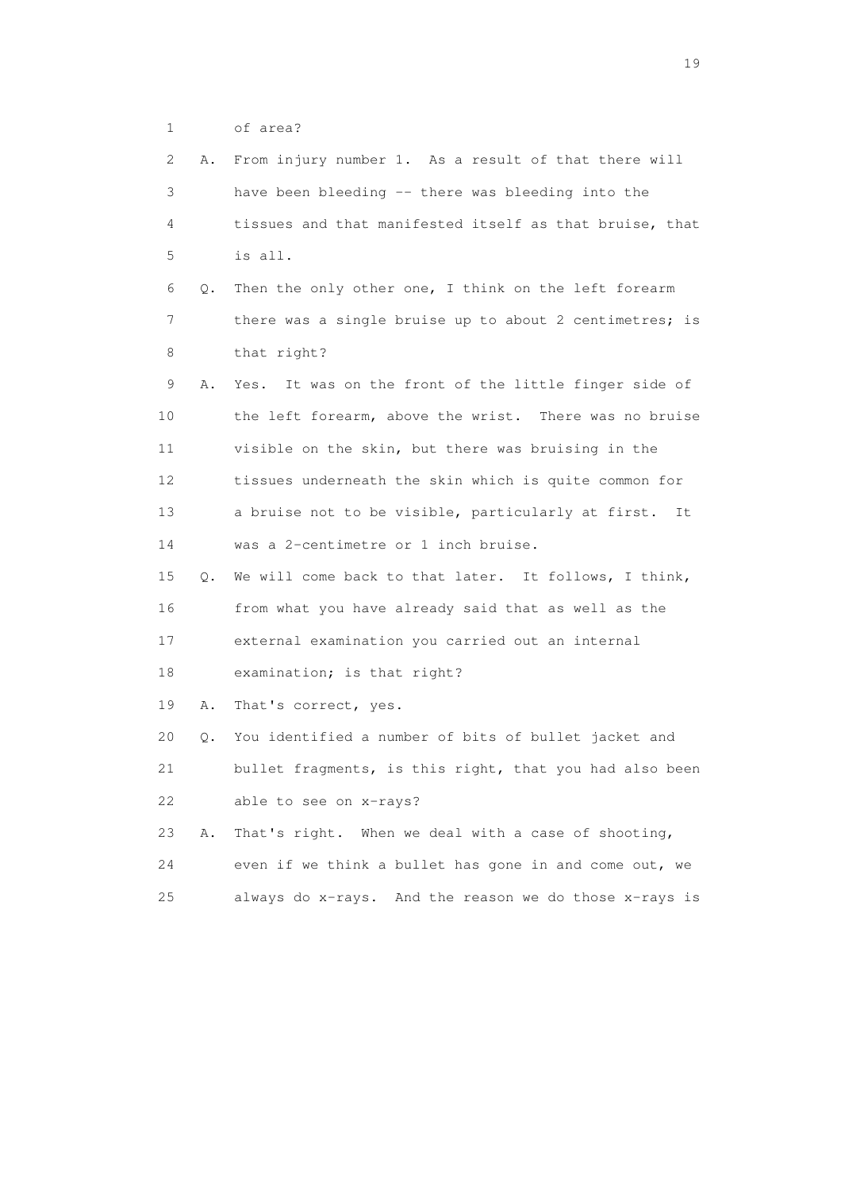1 of area?

2 A. From injury number 1. As a result of that there will
3 have been bleeding -- there was bleeding into the
4 tissues and that manifested itself as that bruise, that
5 is all.

6 Q. Then the only other one, I think on the left forearm
7 there was a single bruise up to about 2 centimetres; is
8 that right?

9 A. Yes. It was on the front of the little finger side of
10 the left forearm, above the wrist. There was no bruise
11 visible on the skin, but there was bruising in the
12 tissues underneath the skin which is quite common for
13 a bruise not to be visible, particularly at first. It
14 was a 2-centimetre or 1 inch bruise.

15 Q. We will come back to that later. It follows, I think,
16 from what you have already said that as well as the
17 external examination you carried out an internal
18 examination; is that right?

19 A. That's correct, yes.

20 Q. You identified a number of bits of bullet jacket and
21 bullet fragments, is this right, that you had also been
22 able to see on x-rays?

23 A. That's right. When we deal with a case of shooting,
24 even if we think a bullet has gone in and come out, we
25 always do x-rays. And the reason we do those x-rays is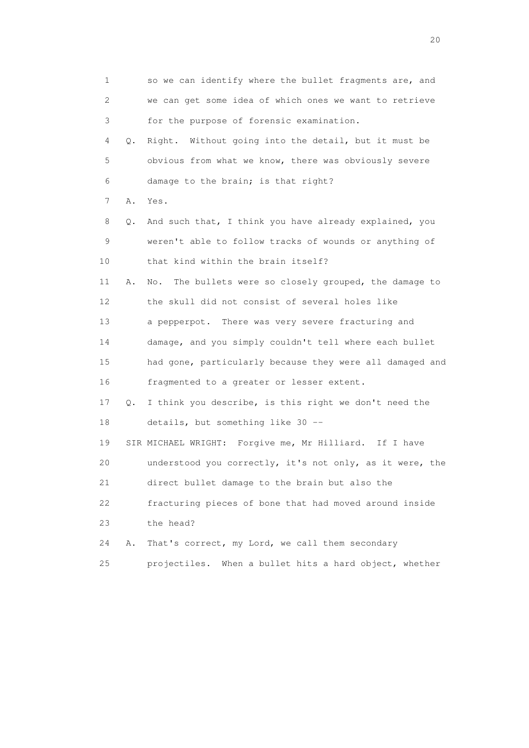1 so we can identify where the bullet fragments are, and
2 we can get some idea of which ones we want to retrieve
3 for the purpose of forensic examination.

4 Q. Right. Without going into the detail, but it must be
5 obvious from what we know, there was obviously severe
6 damage to the brain; is that right?

7 A. Yes.

8 Q. And such that, I think you have already explained, you
9 weren't able to follow tracks of wounds or anything of
10 that kind within the brain itself?

11 A. No. The bullets were so closely grouped, the damage to
12 the skull did not consist of several holes like
13 a pepperpot. There was very severe fracturing and
14 damage, and you simply couldn't tell where each bullet
15 had gone, particularly because they were all damaged and
16 fragmented to a greater or lesser extent.

17 Q. I think you describe, is this right we don't need the
18 details, but something like 30 --

19 SIR MICHAEL WRIGHT: Forgive me, Mr Hilliard. If I have
20 understood you correctly, it's not only, as it were, the
21 direct bullet damage to the brain but also the
22 fracturing pieces of bone that had moved around inside
23 the head?

24 A. That's correct, my Lord, we call them secondary
25 projectiles. When a bullet hits a hard object, whether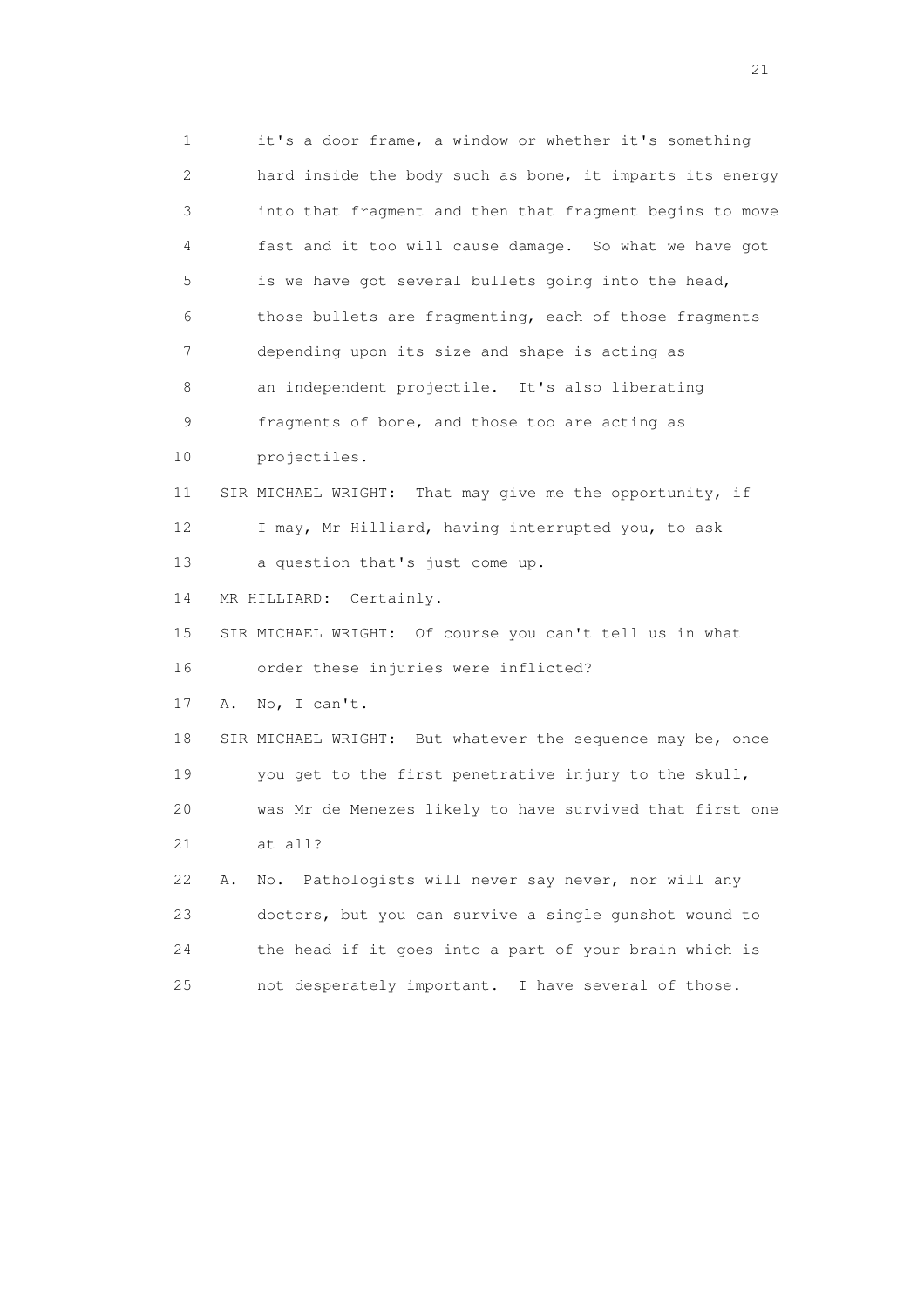1 it's a door frame, a window or whether it's something
2 hard inside the body such as bone, it imparts its energy
3 into that fragment and then that fragment begins to move
4 fast and it too will cause damage. So what we have got
5 is we have got several bullets going into the head,
6 those bullets are fragmenting, each of those fragments
7 depending upon its size and shape is acting as
8 an independent projectile. It's also liberating
9 fragments of bone, and those too are acting as
10 projectiles.
11 SIR MICHAEL WRIGHT: That may give me the opportunity, if
12 I may, Mr Hilliard, having interrupted you, to ask
13 a question that's just come up.
14 MR HILLIARD: Certainly.
15 SIR MICHAEL WRIGHT: Of course you can't tell us in what
16 order these injuries were inflicted?
17 A. No, I can't.
18 SIR MICHAEL WRIGHT: But whatever the sequence may be, once
19 you get to the first penetrative injury to the skull,
20 was Mr de Menezes likely to have survived that first one
21 at all?
22 A. No. Pathologists will never say never, nor will any
23 doctors, but you can survive a single gunshot wound to
24 the head if it goes into a part of your brain which is
25 not desperately important. I have several of those.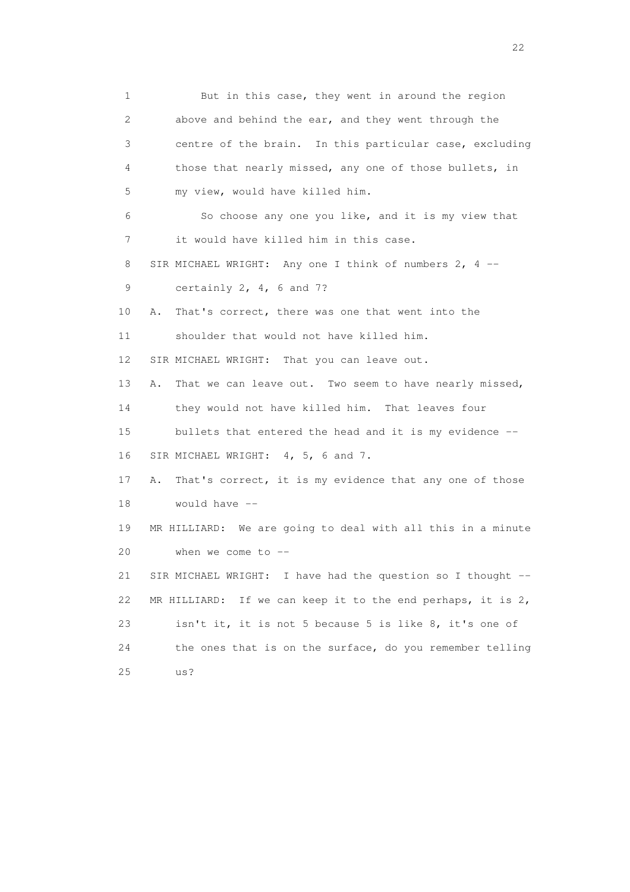1 But in this case, they went in around the region
2 above and behind the ear, and they went through the
3 centre of the brain. In this particular case, excluding
4 those that nearly missed, any one of those bullets, in
5 my view, would have killed him.
6 So choose any one you like, and it is my view that
7 it would have killed him in this case.
8 SIR MICHAEL WRIGHT: Any one I think of numbers 2, 4 --
9 certainly 2, 4, 6 and 7?
10 A. That's correct, there was one that went into the
11 shoulder that would not have killed him.
12 SIR MICHAEL WRIGHT: That you can leave out.
13 A. That we can leave out. Two seem to have nearly missed,
14 they would not have killed him. That leaves four
15 bullets that entered the head and it is my evidence --
16 SIR MICHAEL WRIGHT: 4, 5, 6 and 7.
17 A. That's correct, it is my evidence that any one of those
18 would have --
19 MR HILLIARD: We are going to deal with all this in a minute
20 when we come to --
21 SIR MICHAEL WRIGHT: I have had the question so I thought --
22 MR HILLIARD: If we can keep it to the end perhaps, it is 2,
23 isn't it, it is not 5 because 5 is like 8, it's one of
24 the ones that is on the surface, do you remember telling
25 us?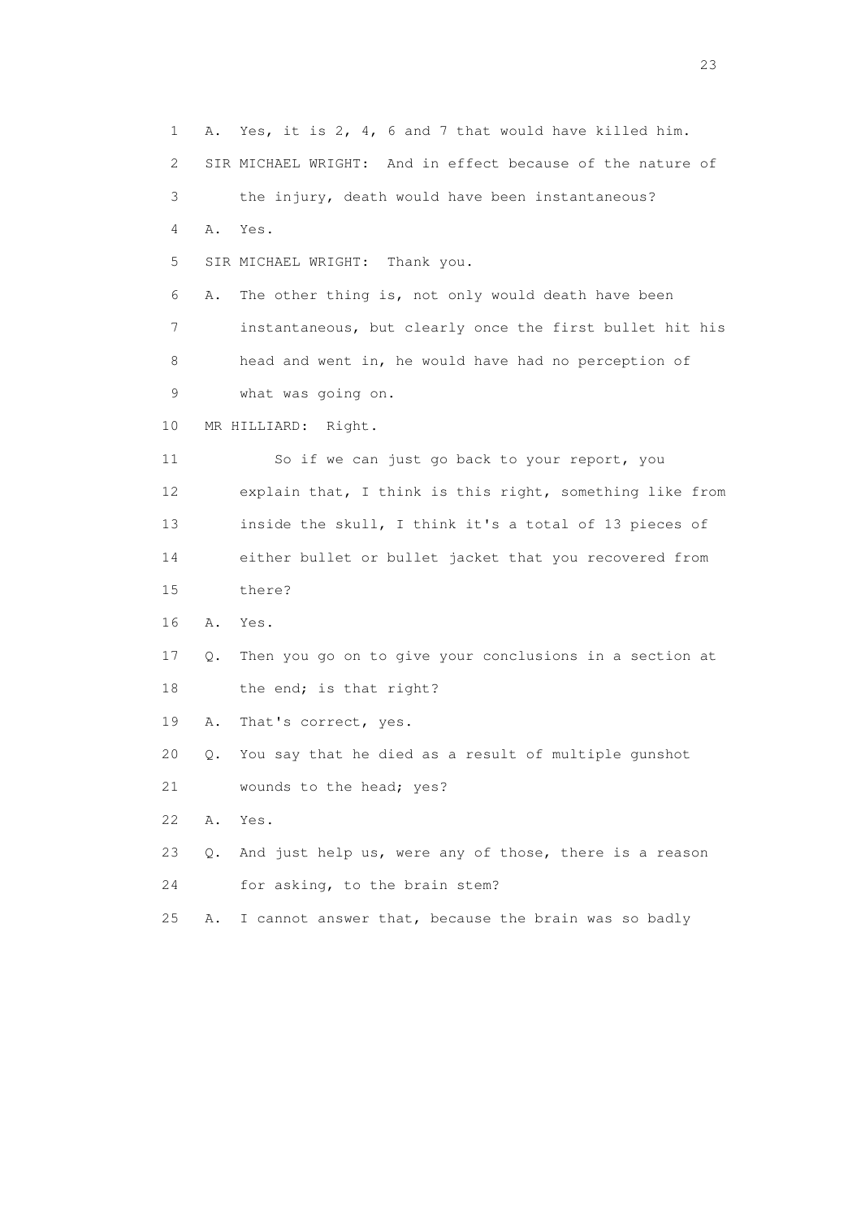1 A. Yes, it is 2, 4, 6 and 7 that would have killed him.

2 SIR MICHAEL WRIGHT: And in effect because of the nature of

3 the injury, death would have been instantaneous?

4 A. Yes.

5 SIR MICHAEL WRIGHT: Thank you.

6 A. The other thing is, not only would death have been

7 instantaneous, but clearly once the first bullet hit his

8 head and went in, he would have had no perception of

9 what was going on.

10 MR HILLIARD: Right.

11 So if we can just go back to your report, you

12 explain that, I think is this right, something like from

13 inside the skull, I think it's a total of 13 pieces of

14 either bullet or bullet jacket that you recovered from

15 there?

16 A. Yes.

17 Q. Then you go on to give your conclusions in a section at

18 the end; is that right?

19 A. That's correct, yes.

20 Q. You say that he died as a result of multiple gunshot

21 wounds to the head; yes?

22 A. Yes.

23 Q. And just help us, were any of those, there is a reason

24 for asking, to the brain stem?

25 A. I cannot answer that, because the brain was so badly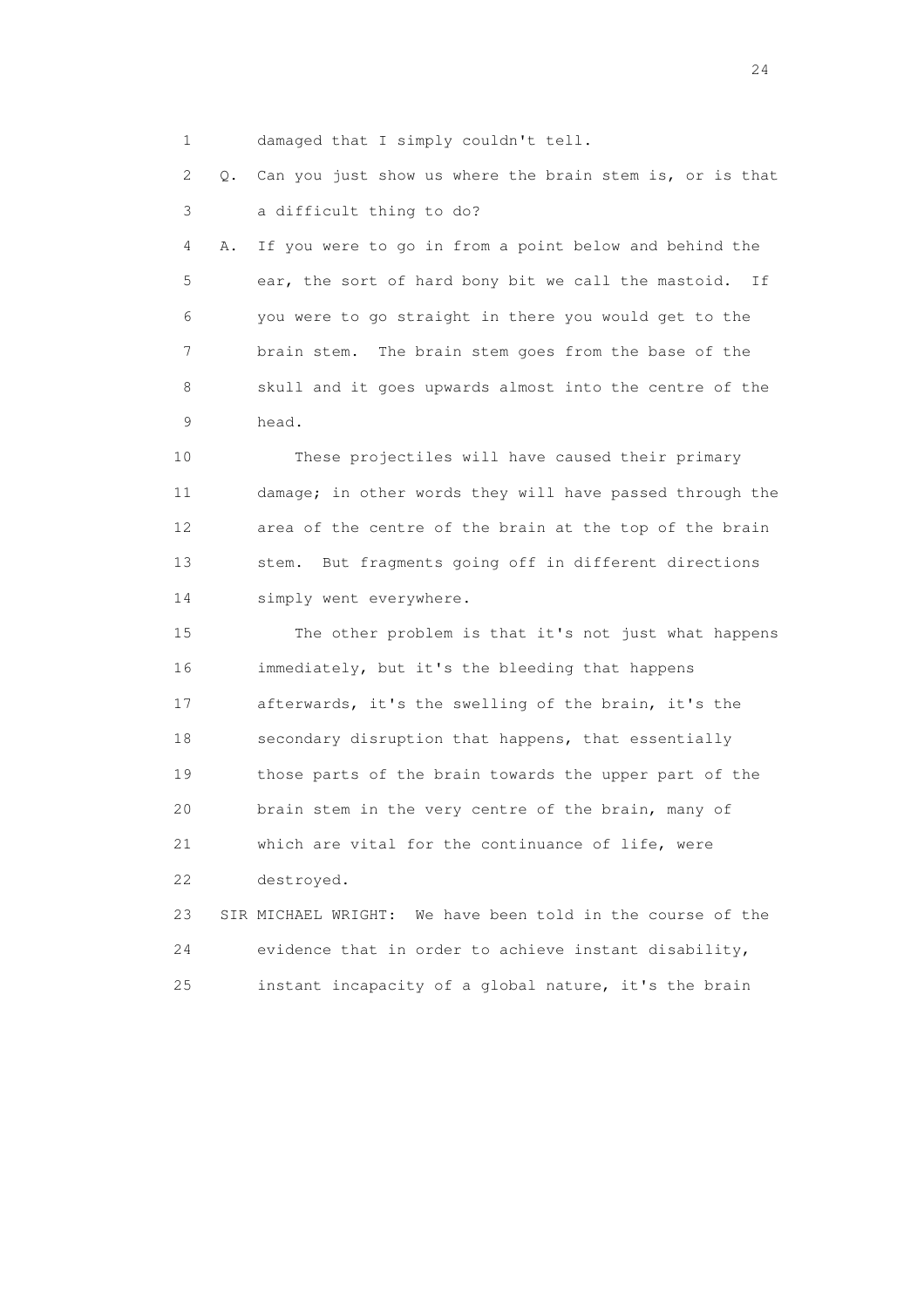1 damaged that I simply couldn't tell.

2 Q. Can you just show us where the brain stem is, or is that

3 a difficult thing to do?

4 A. If you were to go in from a point below and behind the

5 ear, the sort of hard bony bit we call the mastoid. If

6 you were to go straight in there you would get to the

7 brain stem. The brain stem goes from the base of the

8 skull and it goes upwards almost into the centre of the

9 head.

10 These projectiles will have caused their primary

11 damage; in other words they will have passed through the

12 area of the centre of the brain at the top of the brain

13 stem. But fragments going off in different directions

14 simply went everywhere.

15 The other problem is that it's not just what happens

16 immediately, but it's the bleeding that happens

17 afterwards, it's the swelling of the brain, it's the

18 secondary disruption that happens, that essentially

19 those parts of the brain towards the upper part of the

20 brain stem in the very centre of the brain, many of

21 which are vital for the continuance of life, were

22 destroyed.

23 SIR MICHAEL WRIGHT: We have been told in the course of the

24 evidence that in order to achieve instant disability,

25 instant incapacity of a global nature, it's the brain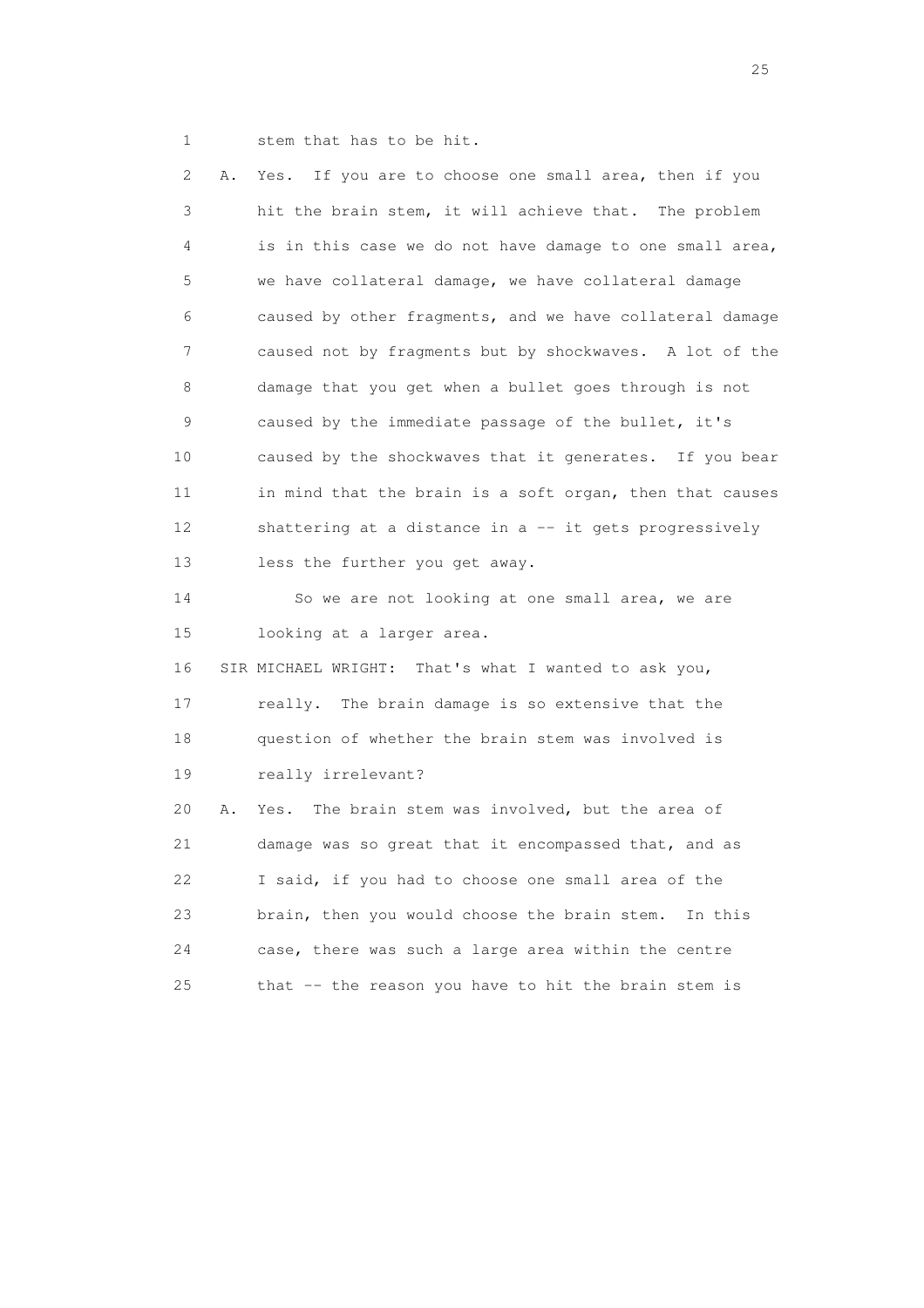1 stem that has to be hit.

2 A. Yes. If you are to choose one small area, then if you
3 hit the brain stem, it will achieve that. The problem
4 is in this case we do not have damage to one small area,
5 we have collateral damage, we have collateral damage
6 caused by other fragments, and we have collateral damage
7 caused not by fragments but by shockwaves. A lot of the
8 damage that you get when a bullet goes through is not
9 caused by the immediate passage of the bullet, it's
10 caused by the shockwaves that it generates. If you bear
11 in mind that the brain is a soft organ, then that causes
12 shattering at a distance in a -- it gets progressively
13 less the further you get away.

14 So we are not looking at one small area, we are
15 looking at a larger area.

16 SIR MICHAEL WRIGHT: That's what I wanted to ask you,
17 really. The brain damage is so extensive that the
18 question of whether the brain stem was involved is
19 really irrelevant?

20 A. Yes. The brain stem was involved, but the area of
21 damage was so great that it encompassed that, and as
22 I said, if you had to choose one small area of the
23 brain, then you would choose the brain stem. In this
24 case, there was such a large area within the centre
25 that -- the reason you have to hit the brain stem is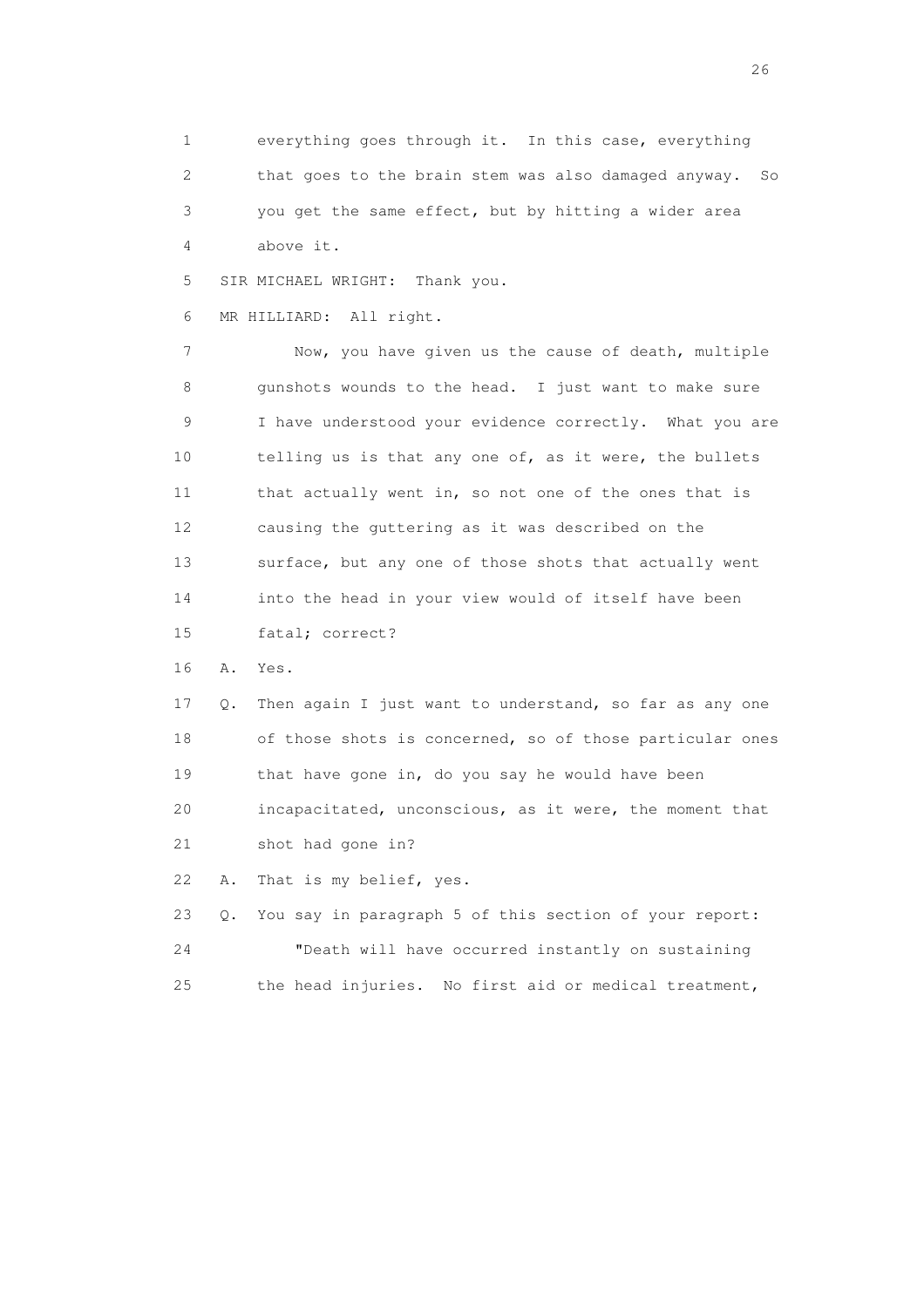1 everything goes through it. In this case, everything
2 that goes to the brain stem was also damaged anyway. So
3 you get the same effect, but by hitting a wider area
4 above it.

5 SIR MICHAEL WRIGHT: Thank you.

6 MR HILLIARD: All right.

7 Now, you have given us the cause of death, multiple
8 gunshots wounds to the head. I just want to make sure
9 I have understood your evidence correctly. What you are
10 telling us is that any one of, as it were, the bullets
11 that actually went in, so not one of the ones that is
12 causing the guttering as it was described on the
13 surface, but any one of those shots that actually went
14 into the head in your view would of itself have been
15 fatal; correct?

16 A. Yes.

17 Q. Then again I just want to understand, so far as any one
18 of those shots is concerned, so of those particular ones
19 that have gone in, do you say he would have been
20 incapacitated, unconscious, as it were, the moment that
21 shot had gone in?

22 A. That is my belief, yes.

23 Q. You say in paragraph 5 of this section of your report:

24 "Death will have occurred instantly on sustaining
25 the head injuries. No first aid or medical treatment,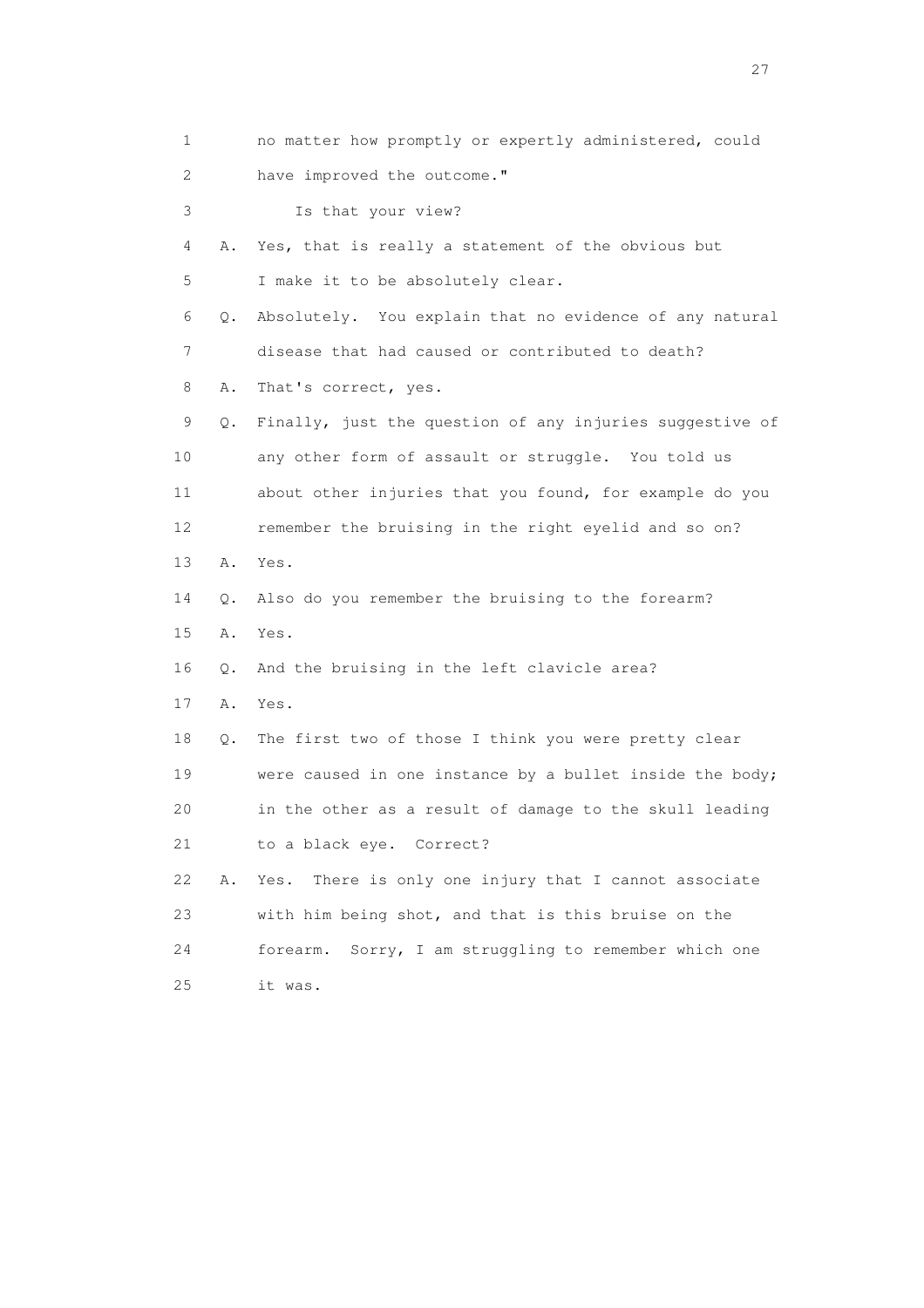1 no matter how promptly or expertly administered, could
2 have improved the outcome."
3 Is that your view?
4 A. Yes, that is really a statement of the obvious but
5 I make it to be absolutely clear.
6 Q. Absolutely. You explain that no evidence of any natural
7 disease that had caused or contributed to death?
8 A. That's correct, yes.
9 Q. Finally, just the question of any injuries suggestive of
10 any other form of assault or struggle. You told us
11 about other injuries that you found, for example do you
12 remember the bruising in the right eyelid and so on?
13 A. Yes.
14 Q. Also do you remember the bruising to the forearm?
15 A. Yes.
16 Q. And the bruising in the left clavicle area?
17 A. Yes.
18 Q. The first two of those I think you were pretty clear
19 were caused in one instance by a bullet inside the body;
20 in the other as a result of damage to the skull leading
21 to a black eye. Correct?
22 A. Yes. There is only one injury that I cannot associate
23 with him being shot, and that is this bruise on the
24 forearm. Sorry, I am struggling to remember which one
25 it was.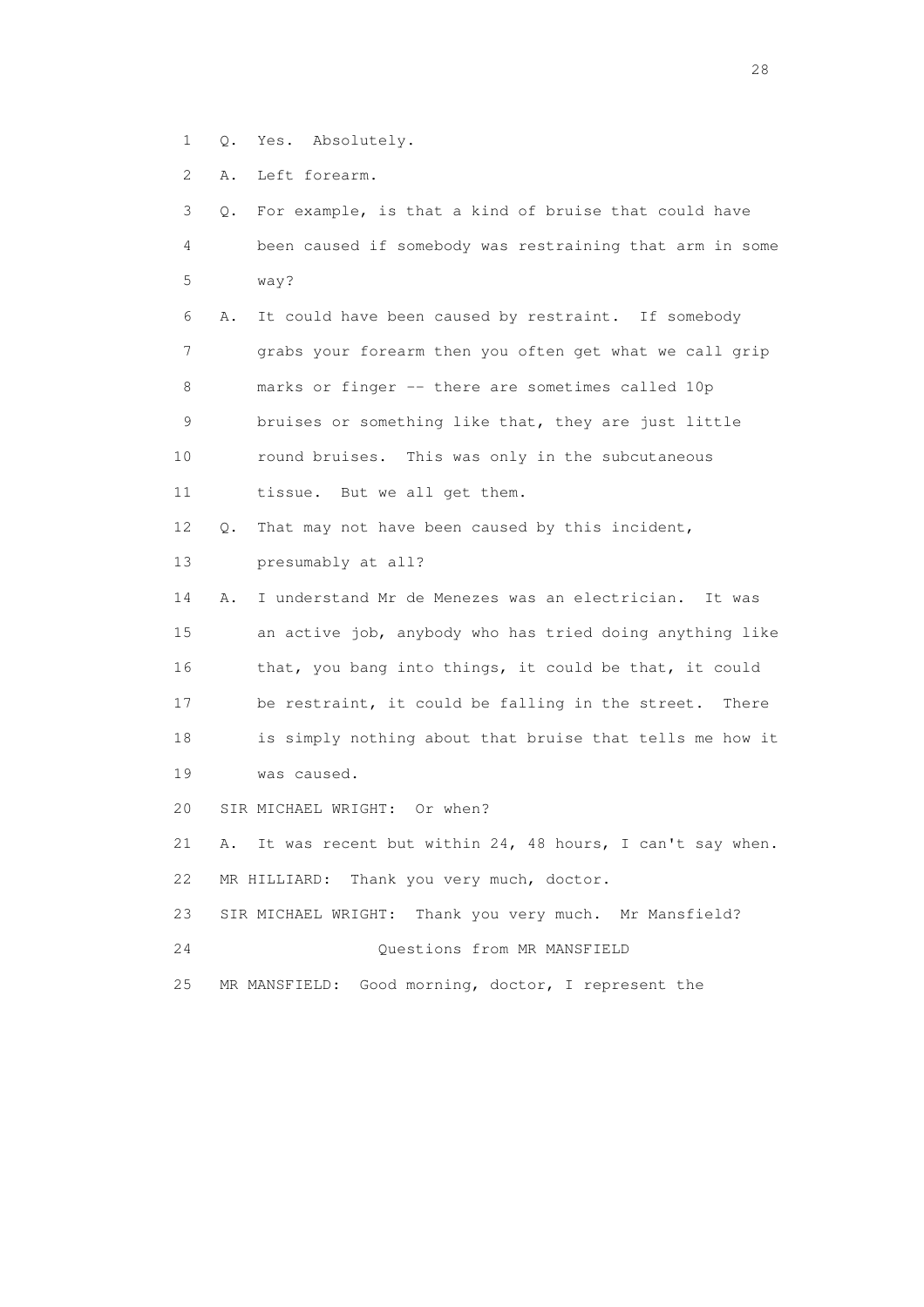1 Q. Yes. Absolutely.

2 A. Left forearm.

3 Q. For example, is that a kind of bruise that could have

4 been caused if somebody was restraining that arm in some

5 way?

6 A. It could have been caused by restraint. If somebody

7 grabs your forearm then you often get what we call grip

8 marks or finger -- there are sometimes called 10p

9 bruises or something like that, they are just little

10 round bruises. This was only in the subcutaneous

11 tissue. But we all get them.

12 Q. That may not have been caused by this incident,

13 presumably at all?

14 A. I understand Mr de Menezes was an electrician. It was

15 an active job, anybody who has tried doing anything like

16 that, you bang into things, it could be that, it could

17 be restraint, it could be falling in the street. There

18 is simply nothing about that bruise that tells me how it

19 was caused.

20 SIR MICHAEL WRIGHT: Or when?

21 A. It was recent but within 24, 48 hours, I can't say when.

22 MR HILLIARD: Thank you very much, doctor.

23 SIR MICHAEL WRIGHT: Thank you very much. Mr Mansfield?

24 Questions from MR MANSFIELD

25 MR MANSFIELD: Good morning, doctor, I represent the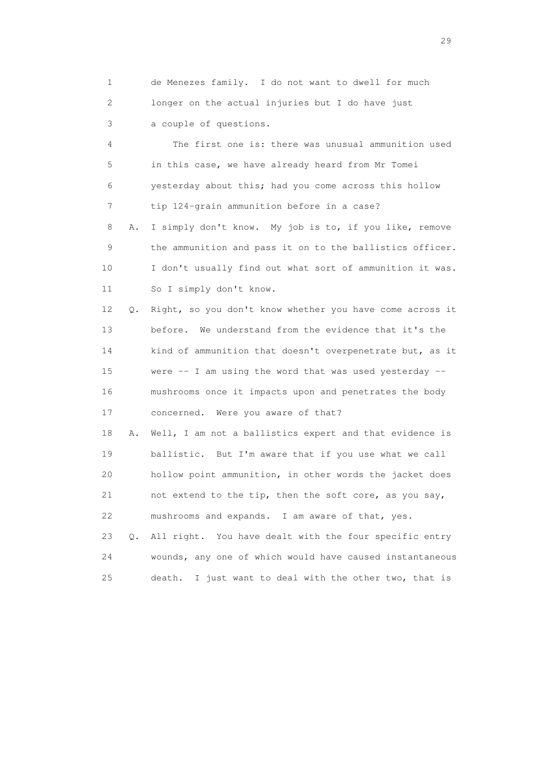1 de Menezes family. I do not want to dwell for much
2 longer on the actual injuries but I do have just
3 a couple of questions.

4 The first one is: there was unusual ammunition used
5 in this case, we have already heard from Mr Tomei
6 yesterday about this; had you come across this hollow
7 tip 124-grain ammunition before in a case?

8 A. I simply don't know. My job is to, if you like, remove
9 the ammunition and pass it on to the ballistics officer.
10 I don't usually find out what sort of ammunition it was.
11 So I simply don't know.

12 Q. Right, so you don't know whether you have come across it
13 before. We understand from the evidence that it's the
14 kind of ammunition that doesn't overpenetrate but, as it
15 were -- I am using the word that was used yesterday --
16 mushrooms once it impacts upon and penetrates the body
17 concerned. Were you aware of that?

18 A. Well, I am not a ballistics expert and that evidence is
19 ballistic. But I'm aware that if you use what we call
20 hollow point ammunition, in other words the jacket does
21 not extend to the tip, then the soft core, as you say,
22 mushrooms and expands. I am aware of that, yes.

23 Q. All right. You have dealt with the four specific entry
24 wounds, any one of which would have caused instantaneous
25 death. I just want to deal with the other two, that is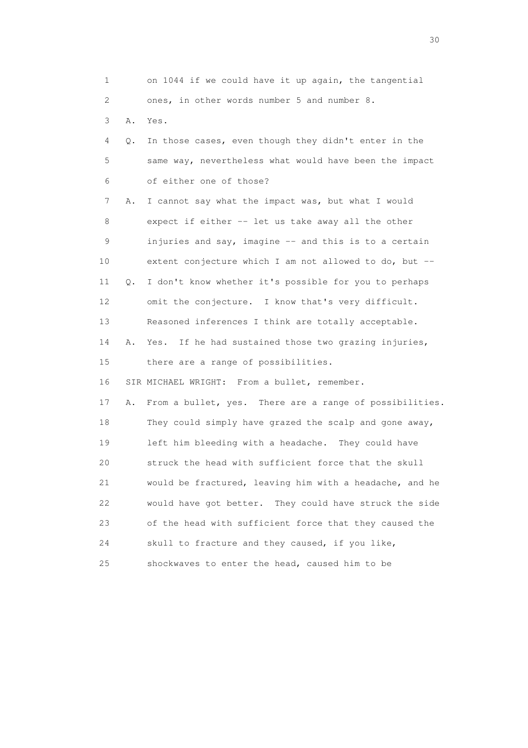1 on 1044 if we could have it up again, the tangential
2 ones, in other words number 5 and number 8.
3 A. Yes.
4 Q. In those cases, even though they didn't enter in the
5 same way, nevertheless what would have been the impact
6 of either one of those?
7 A. I cannot say what the impact was, but what I would
8 expect if either -- let us take away all the other
9 injuries and say, imagine -- and this is to a certain
10 extent conjecture which I am not allowed to do, but --
11 Q. I don't know whether it's possible for you to perhaps
12 omit the conjecture. I know that's very difficult.
13 Reasoned inferences I think are totally acceptable.
14 A. Yes. If he had sustained those two grazing injuries,
15 there are a range of possibilities.
16 SIR MICHAEL WRIGHT: From a bullet, remember.
17 A. From a bullet, yes. There are a range of possibilities.
18 They could simply have grazed the scalp and gone away,
19 left him bleeding with a headache. They could have
20 struck the head with sufficient force that the skull
21 would be fractured, leaving him with a headache, and he
22 would have got better. They could have struck the side
23 of the head with sufficient force that they caused the
24 skull to fracture and they caused, if you like,
25 shockwaves to enter the head, caused him to be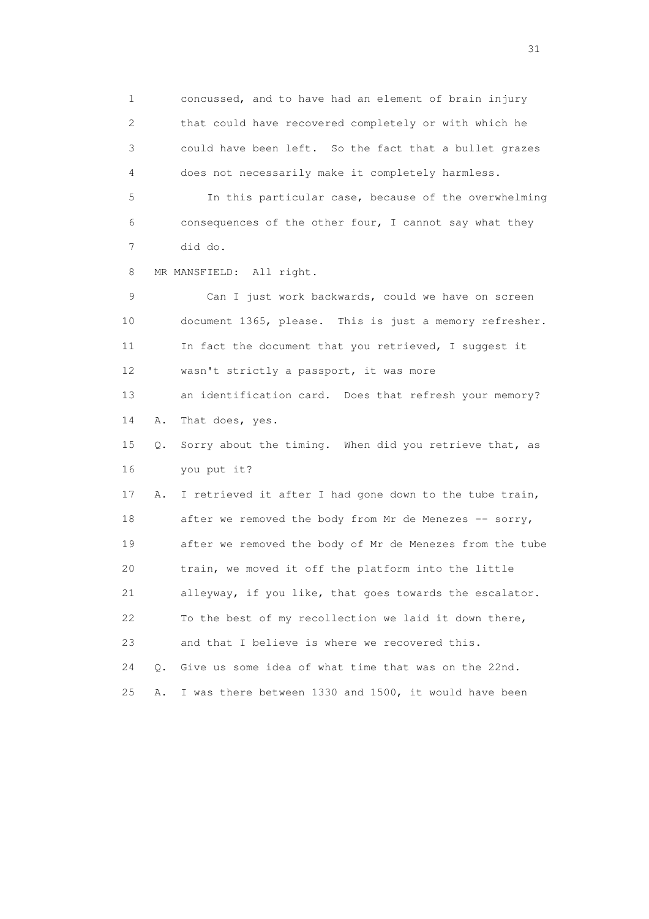1 concussed, and to have had an element of brain injury
2 that could have recovered completely or with which he
3 could have been left. So the fact that a bullet grazes
4 does not necessarily make it completely harmless.

5 In this particular case, because of the overwhelming
6 consequences of the other four, I cannot say what they
7 did do.

8 MR MANSFIELD: All right.

9 Can I just work backwards, could we have on screen
10 document 1365, please. This is just a memory refresher.
11 In fact the document that you retrieved, I suggest it
12 wasn't strictly a passport, it was more
13 an identification card. Does that refresh your memory?

14 A. That does, yes.

15 Q. Sorry about the timing. When did you retrieve that, as
16 you put it?

17 A. I retrieved it after I had gone down to the tube train,
18 after we removed the body from Mr de Menezes -- sorry,
19 after we removed the body of Mr de Menezes from the tube
20 train, we moved it off the platform into the little
21 alleyway, if you like, that goes towards the escalator.
22 To the best of my recollection we laid it down there,
23 and that I believe is where we recovered this.

24 Q. Give us some idea of what time that was on the 22nd.

25 A. I was there between 1330 and 1500, it would have been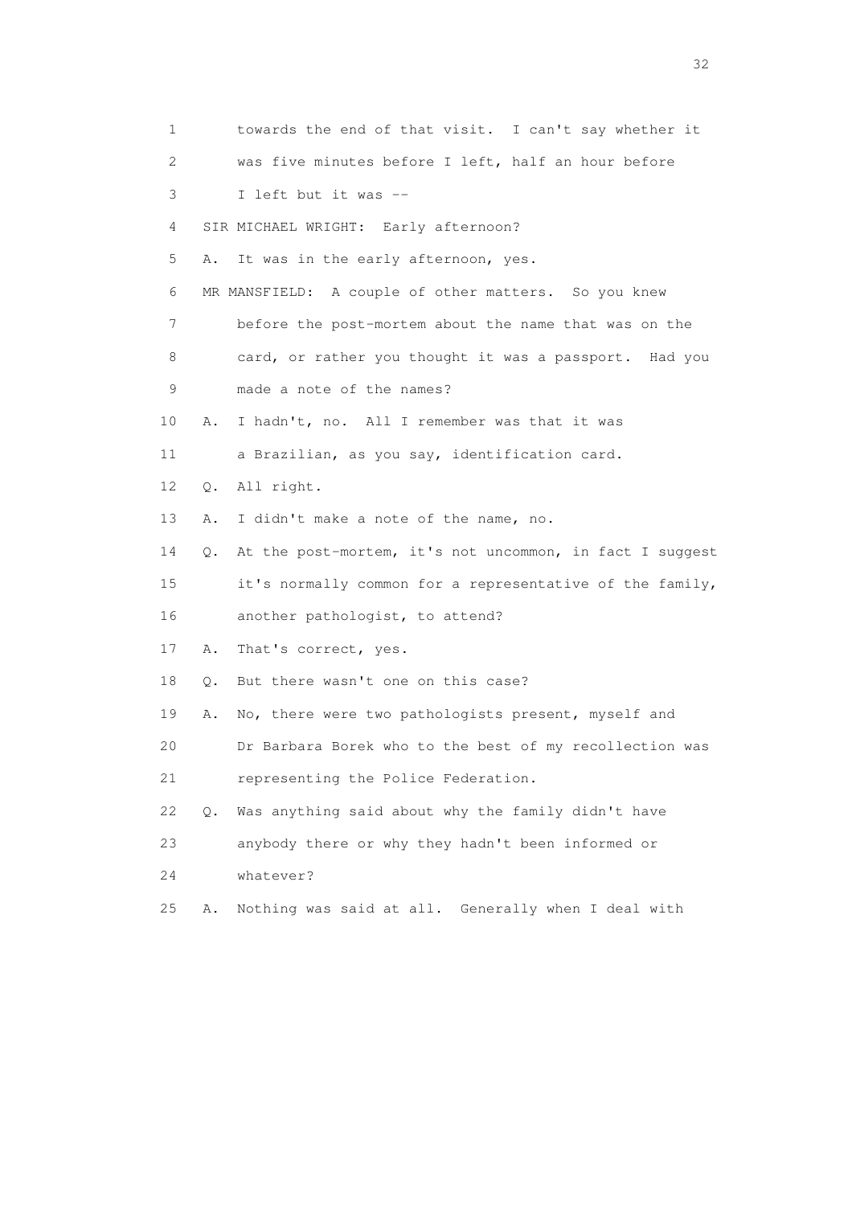1 towards the end of that visit. I can't say whether it
2 was five minutes before I left, half an hour before
3 I left but it was --
4 SIR MICHAEL WRIGHT: Early afternoon?
5 A. It was in the early afternoon, yes.
6 MR MANSFIELD: A couple of other matters. So you knew
7 before the post-mortem about the name that was on the
8 card, or rather you thought it was a passport. Had you
9 made a note of the names?
10 A. I hadn't, no. All I remember was that it was
11 a Brazilian, as you say, identification card.
12 Q. All right.
13 A. I didn't make a note of the name, no.
14 Q. At the post-mortem, it's not uncommon, in fact I suggest
15 it's normally common for a representative of the family,
16 another pathologist, to attend?
17 A. That's correct, yes.
18 Q. But there wasn't one on this case?
19 A. No, there were two pathologists present, myself and
20 Dr Barbara Borek who to the best of my recollection was
21 representing the Police Federation.
22 Q. Was anything said about why the family didn't have
23 anybody there or why they hadn't been informed or
24 whatever?
25 A. Nothing was said at all. Generally when I deal with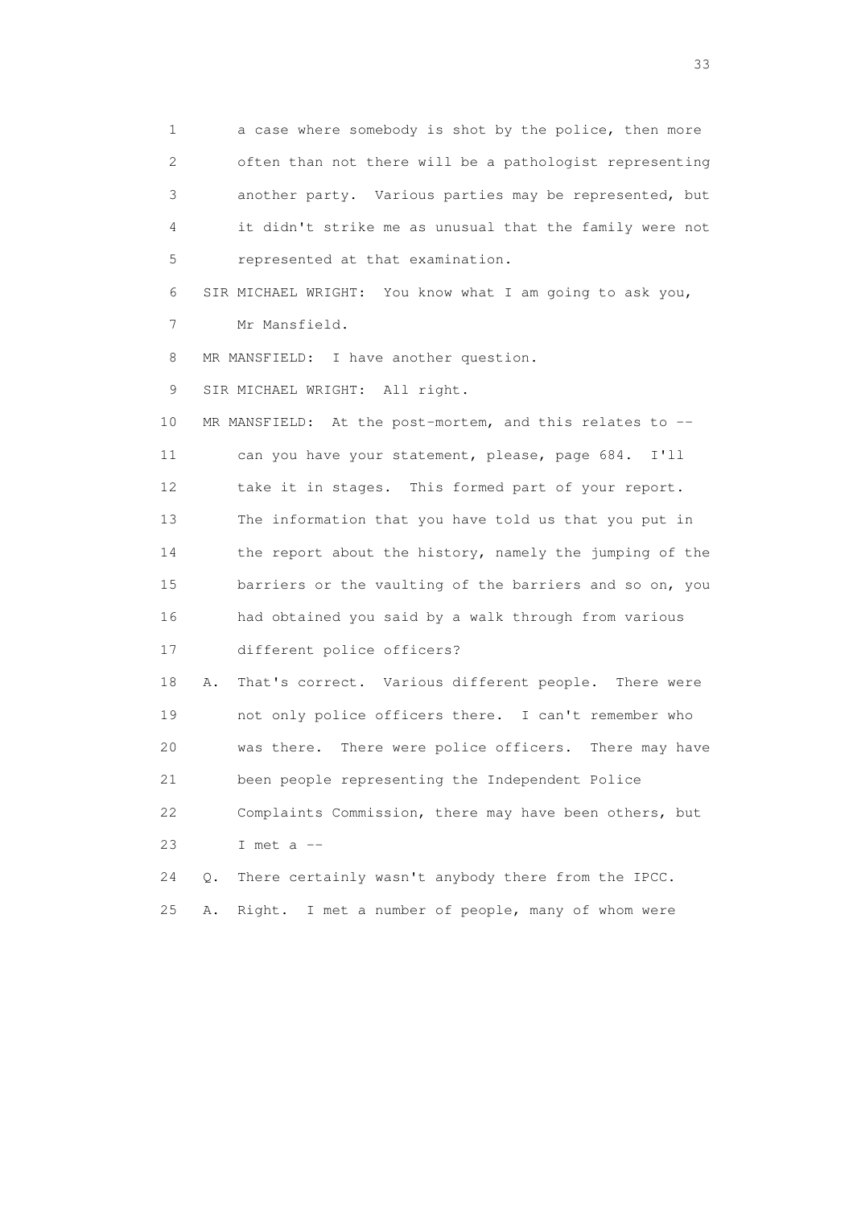1 a case where somebody is shot by the police, then more
2 often than not there will be a pathologist representing
3 another party. Various parties may be represented, but
4 it didn't strike me as unusual that the family were not
5 represented at that examination.

6 SIR MICHAEL WRIGHT: You know what I am going to ask you,
7 Mr Mansfield.

8 MR MANSFIELD: I have another question.

9 SIR MICHAEL WRIGHT: All right.

10 MR MANSFIELD: At the post-mortem, and this relates to --
11 can you have your statement, please, page 684. I'll
12 take it in stages. This formed part of your report.
13 The information that you have told us that you put in
14 the report about the history, namely the jumping of the
15 barriers or the vaulting of the barriers and so on, you
16 had obtained you said by a walk through from various
17 different police officers?

18 A. That's correct. Various different people. There were
19 not only police officers there. I can't remember who
20 was there. There were police officers. There may have
21 been people representing the Independent Police
22 Complaints Commission, there may have been others, but
23 I met a --

24 Q. There certainly wasn't anybody there from the IPCC.

25 A. Right. I met a number of people, many of whom were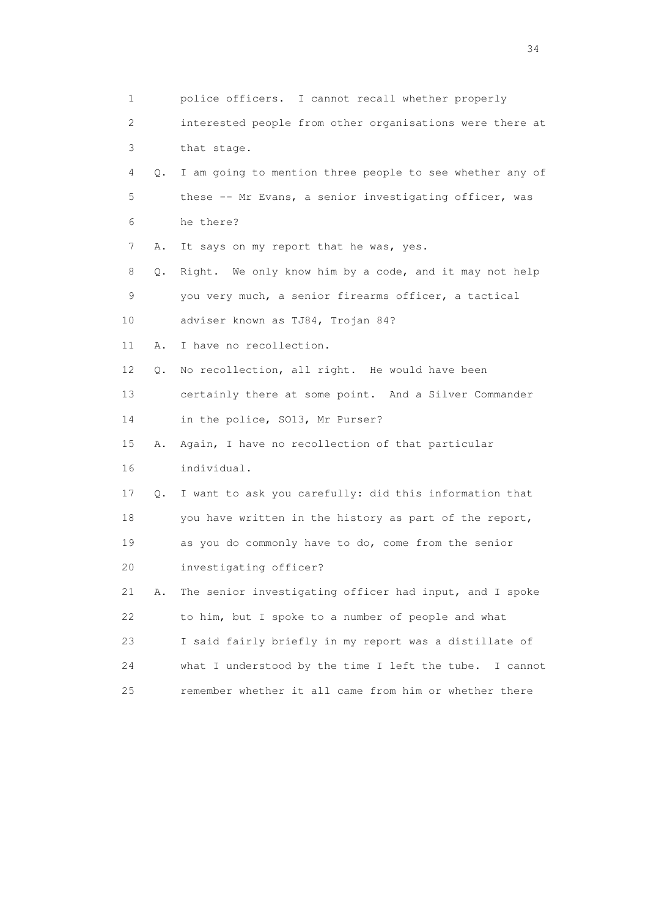1 police officers. I cannot recall whether properly
2 interested people from other organisations were there at
3 that stage.
4 Q. I am going to mention three people to see whether any of
5 these -- Mr Evans, a senior investigating officer, was
6 he there?
7 A. It says on my report that he was, yes.
8 Q. Right. We only know him by a code, and it may not help
9 you very much, a senior firearms officer, a tactical
10 adviser known as TJ84, Trojan 84?
11 A. I have no recollection.
12 Q. No recollection, all right. He would have been
13 certainly there at some point. And a Silver Commander
14 in the police, SO13, Mr Purser?
15 A. Again, I have no recollection of that particular
16 individual.
17 Q. I want to ask you carefully: did this information that
18 you have written in the history as part of the report,
19 as you do commonly have to do, come from the senior
20 investigating officer?
21 A. The senior investigating officer had input, and I spoke
22 to him, but I spoke to a number of people and what
23 I said fairly briefly in my report was a distillate of
24 what I understood by the time I left the tube. I cannot
25 remember whether it all came from him or whether there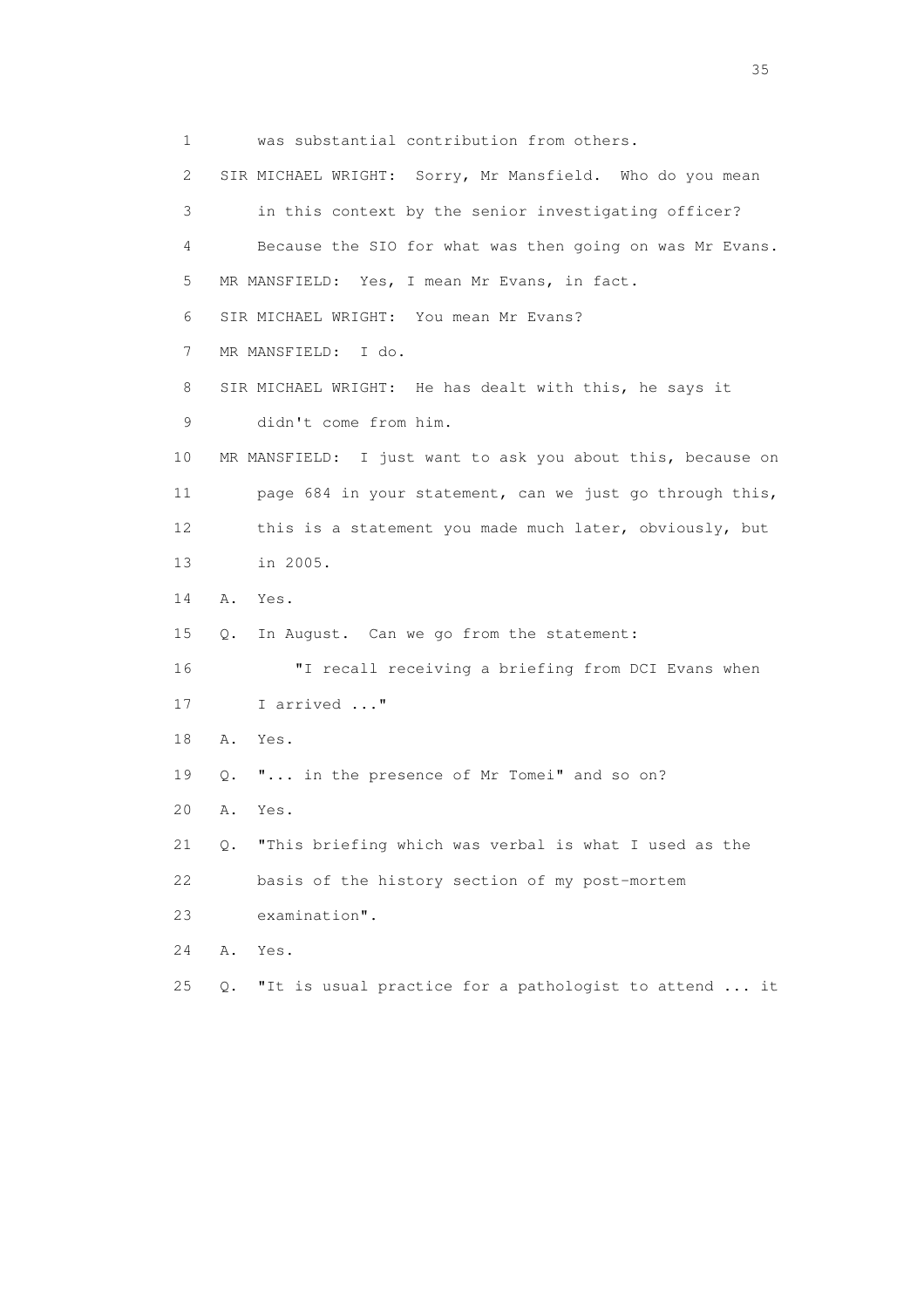1 was substantial contribution from others.

2 SIR MICHAEL WRIGHT: Sorry, Mr Mansfield. Who do you mean

3 in this context by the senior investigating officer?

4 Because the SIO for what was then going on was Mr Evans.

5 MR MANSFIELD: Yes, I mean Mr Evans, in fact.

6 SIR MICHAEL WRIGHT: You mean Mr Evans?

7 MR MANSFIELD: I do.

8 SIR MICHAEL WRIGHT: He has dealt with this, he says it

9 didn't come from him.

10 MR MANSFIELD: I just want to ask you about this, because on

11 page 684 in your statement, can we just go through this,

12 this is a statement you made much later, obviously, but

13 in 2005.

14 A. Yes.

15 Q. In August. Can we go from the statement:

16 "I recall receiving a briefing from DCI Evans when

17 I arrived ..."

18 A. Yes.

19 Q. "... in the presence of Mr Tomei" and so on?

20 A. Yes.

21 Q. "This briefing which was verbal is what I used as the

22 basis of the history section of my post-mortem

23 examination".

24 A. Yes.

25 Q. "It is usual practice for a pathologist to attend ... it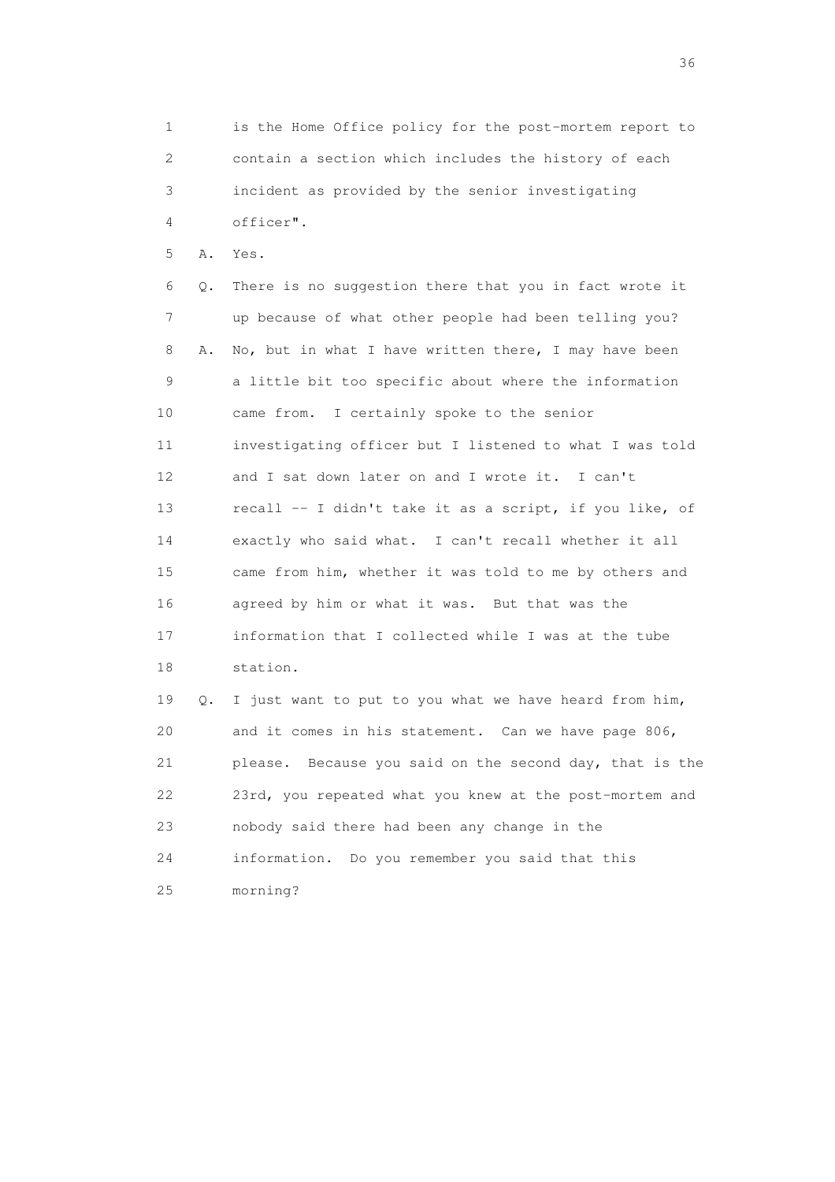1 is the Home Office policy for the post-mortem report to
2 contain a section which includes the history of each
3 incident as provided by the senior investigating
4 officer".

5 A. Yes.

6 Q. There is no suggestion there that you in fact wrote it
7 up because of what other people had been telling you?

8 A. No, but in what I have written there, I may have been
9 a little bit too specific about where the information
10 came from. I certainly spoke to the senior
11 investigating officer but I listened to what I was told
12 and I sat down later on and I wrote it. I can't
13 recall -- I didn't take it as a script, if you like, of
14 exactly who said what. I can't recall whether it all
15 came from him, whether it was told to me by others and
16 agreed by him or what it was. But that was the
17 information that I collected while I was at the tube
18 station.

19 Q. I just want to put to you what we have heard from him,
20 and it comes in his statement. Can we have page 806,
21 please. Because you said on the second day, that is the
22 23rd, you repeated what you knew at the post-mortem and
23 nobody said there had been any change in the
24 information. Do you remember you said that this
25 morning?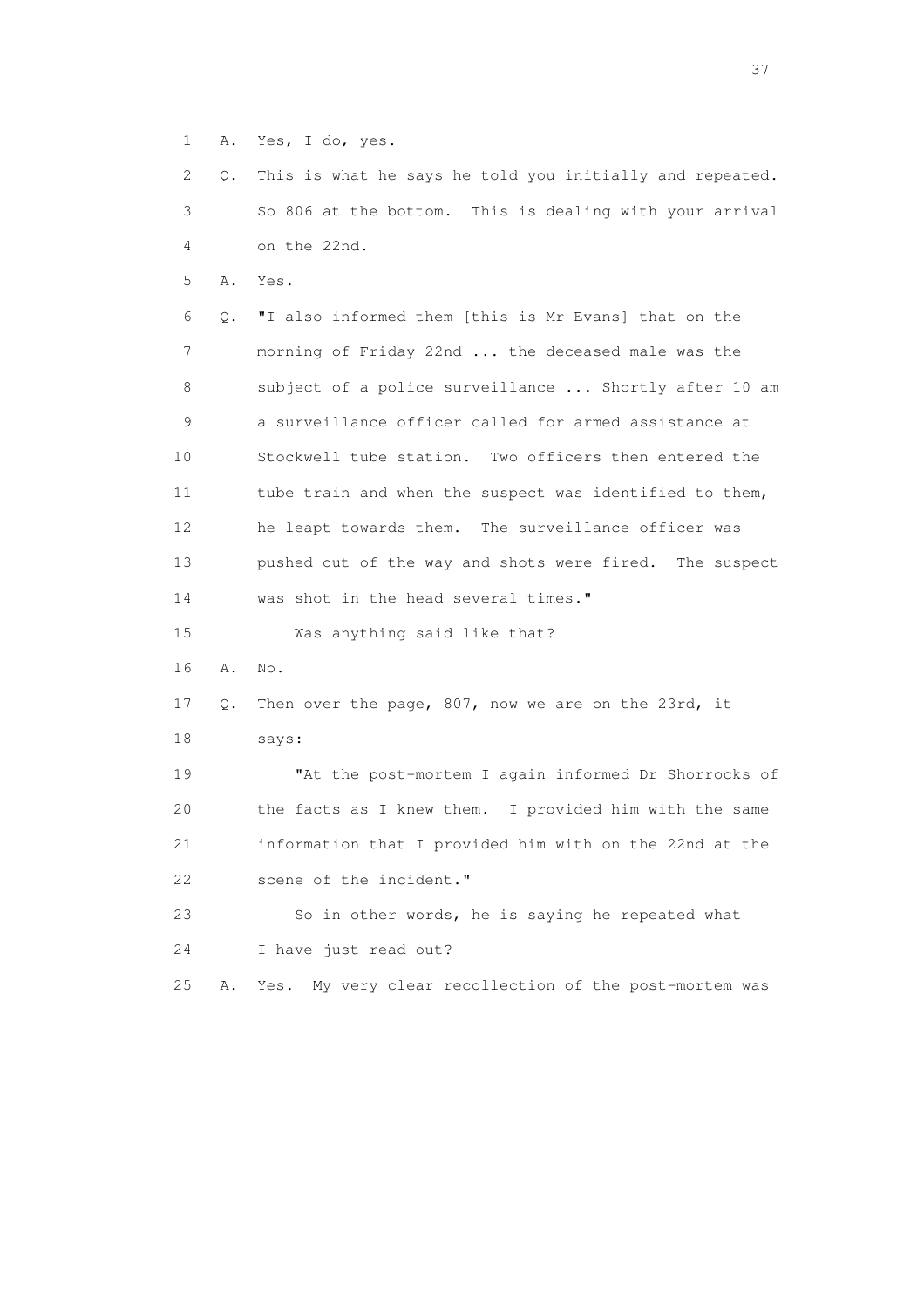1 A. Yes, I do, yes.

2 Q. This is what he says he told you initially and repeated.

3 So 806 at the bottom. This is dealing with your arrival

4 on the 22nd.

5 A. Yes.

6 Q. "I also informed them [this is Mr Evans] that on the

7 morning of Friday 22nd ... the deceased male was the

8 subject of a police surveillance ... Shortly after 10 am

9 a surveillance officer called for armed assistance at

10 Stockwell tube station. Two officers then entered the

11 tube train and when the suspect was identified to them,

12 he leapt towards them. The surveillance officer was

13 pushed out of the way and shots were fired. The suspect

14 was shot in the head several times."

15 Was anything said like that?

16 A. No.

17 Q. Then over the page, 807, now we are on the 23rd, it

18 says:

19 "At the post-mortem I again informed Dr Shorrocks of

20 the facts as I knew them. I provided him with the same

21 information that I provided him with on the 22nd at the

22 scene of the incident."

23 So in other words, he is saying he repeated what

24 I have just read out?

25 A. Yes. My very clear recollection of the post-mortem was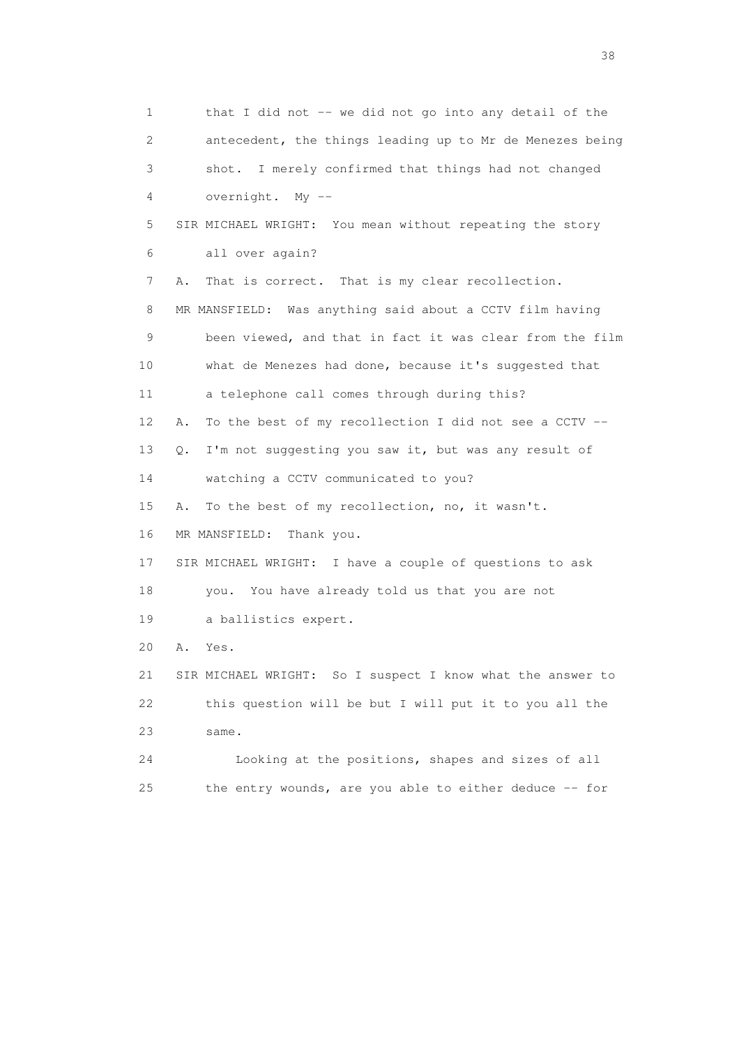1 that I did not -- we did not go into any detail of the
2 antecedent, the things leading up to Mr de Menezes being
3 shot. I merely confirmed that things had not changed
4 overnight. My --
5 SIR MICHAEL WRIGHT: You mean without repeating the story
6 all over again?
7 A. That is correct. That is my clear recollection.
8 MR MANSFIELD: Was anything said about a CCTV film having
9 been viewed, and that in fact it was clear from the film
10 what de Menezes had done, because it's suggested that
11 a telephone call comes through during this?
12 A. To the best of my recollection I did not see a CCTV --
13 Q. I'm not suggesting you saw it, but was any result of
14 watching a CCTV communicated to you?
15 A. To the best of my recollection, no, it wasn't.
16 MR MANSFIELD: Thank you.
17 SIR MICHAEL WRIGHT: I have a couple of questions to ask
18 you. You have already told us that you are not
19 a ballistics expert.
20 A. Yes.
21 SIR MICHAEL WRIGHT: So I suspect I know what the answer to
22 this question will be but I will put it to you all the
23 same.
24 Looking at the positions, shapes and sizes of all
25 the entry wounds, are you able to either deduce -- for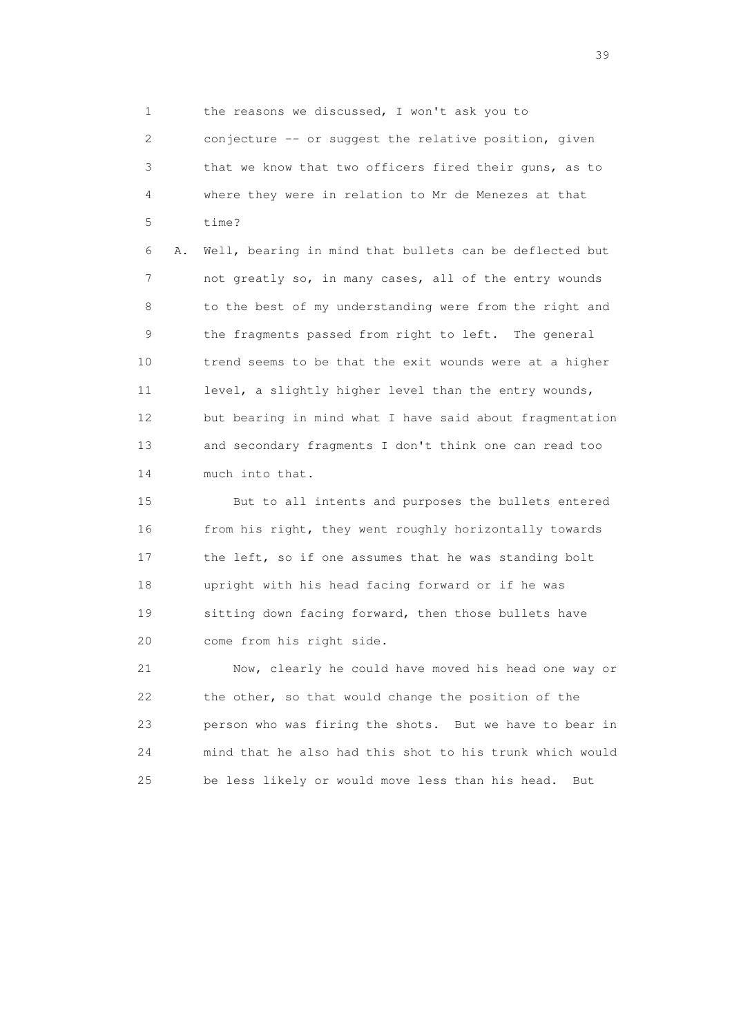1 the reasons we discussed, I won't ask you to
2 conjecture -- or suggest the relative position, given
3 that we know that two officers fired their guns, as to
4 where they were in relation to Mr de Menezes at that
5 time?

6 A. Well, bearing in mind that bullets can be deflected but
7 not greatly so, in many cases, all of the entry wounds
8 to the best of my understanding were from the right and
9 the fragments passed from right to left. The general
10 trend seems to be that the exit wounds were at a higher
11 level, a slightly higher level than the entry wounds,
12 but bearing in mind what I have said about fragmentation
13 and secondary fragments I don't think one can read too
14 much into that.

15 But to all intents and purposes the bullets entered
16 from his right, they went roughly horizontally towards
17 the left, so if one assumes that he was standing bolt
18 upright with his head facing forward or if he was
19 sitting down facing forward, then those bullets have
20 come from his right side.

21 Now, clearly he could have moved his head one way or
22 the other, so that would change the position of the
23 person who was firing the shots. But we have to bear in
24 mind that he also had this shot to his trunk which would
25 be less likely or would move less than his head. But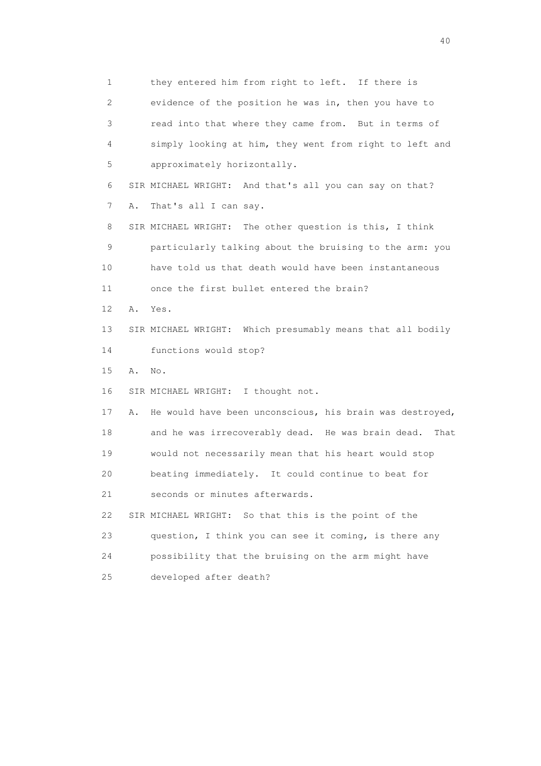1 they entered him from right to left. If there is
2 evidence of the position he was in, then you have to
3 read into that where they came from. But in terms of
4 simply looking at him, they went from right to left and
5 approximately horizontally.
6 SIR MICHAEL WRIGHT: And that's all you can say on that?
7 A. That's all I can say.
8 SIR MICHAEL WRIGHT: The other question is this, I think
9 particularly talking about the bruising to the arm: you
10 have told us that death would have been instantaneous
11 once the first bullet entered the brain?
12 A. Yes.
13 SIR MICHAEL WRIGHT: Which presumably means that all bodily
14 functions would stop?
15 A. No.
16 SIR MICHAEL WRIGHT: I thought not.
17 A. He would have been unconscious, his brain was destroyed,
18 and he was irrecoverably dead. He was brain dead. That
19 would not necessarily mean that his heart would stop
20 beating immediately. It could continue to beat for
21 seconds or minutes afterwards.
22 SIR MICHAEL WRIGHT: So that this is the point of the
23 question, I think you can see it coming, is there any
24 possibility that the bruising on the arm might have
25 developed after death?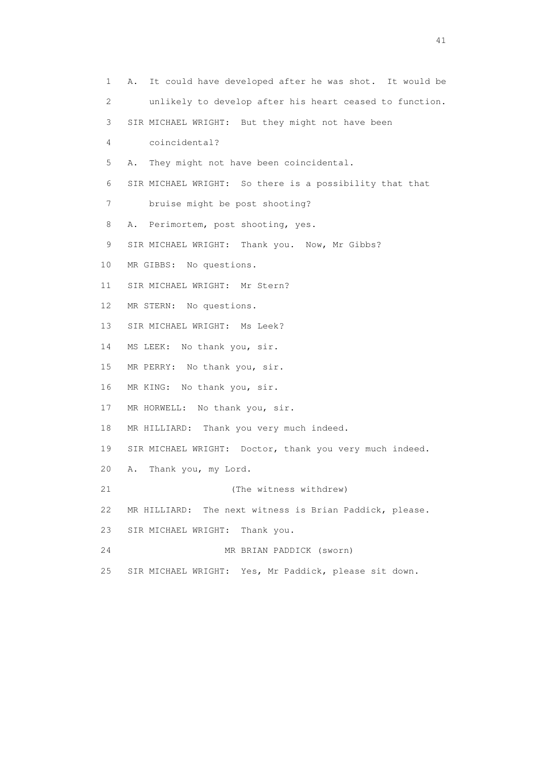1 A. It could have developed after he was shot. It would be
2 unlikely to develop after his heart ceased to function.
3 SIR MICHAEL WRIGHT: But they might not have been
4 coincidental?
5 A. They might not have been coincidental.
6 SIR MICHAEL WRIGHT: So there is a possibility that that
7 bruise might be post shooting?
8 A. Perimortem, post shooting, yes.
9 SIR MICHAEL WRIGHT: Thank you. Now, Mr Gibbs?
10 MR GIBBS: No questions.
11 SIR MICHAEL WRIGHT: Mr Stern?
12 MR STERN: No questions.
13 SIR MICHAEL WRIGHT: Ms Leek?
14 MS LEEK: No thank you, sir.
15 MR PERRY: No thank you, sir.
16 MR KING: No thank you, sir.
17 MR HORWELL: No thank you, sir.
18 MR HILLIARD: Thank you very much indeed.
19 SIR MICHAEL WRIGHT: Doctor, thank you very much indeed.
20 A. Thank you, my Lord.
21 (The witness withdrew)
22 MR HILLIARD: The next witness is Brian Paddick, please.
23 SIR MICHAEL WRIGHT: Thank you.
24 MR BRIAN PADDICK (sworn)
25 SIR MICHAEL WRIGHT: Yes, Mr Paddick, please sit down.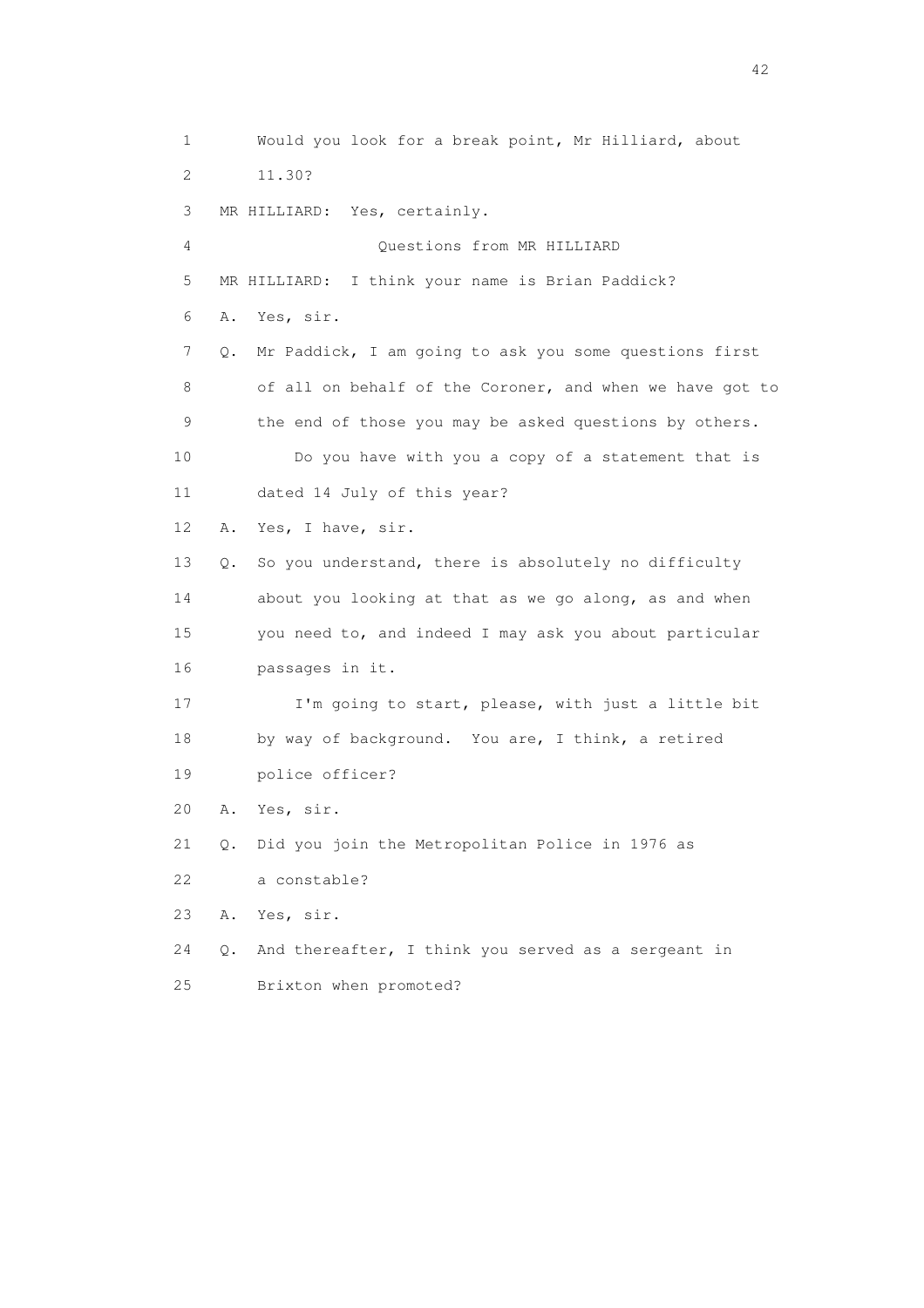1 Would you look for a break point, Mr Hilliard, about
2 11.30?
3 MR HILLIARD: Yes, certainly.
4 Questions from MR HILLIARD
5 MR HILLIARD: I think your name is Brian Paddick?
6 A. Yes, sir.
7 Q. Mr Paddick, I am going to ask you some questions first
8 of all on behalf of the Coroner, and when we have got to
9 the end of those you may be asked questions by others.
10 Do you have with you a copy of a statement that is
11 dated 14 July of this year?
12 A. Yes, I have, sir.
13 Q. So you understand, there is absolutely no difficulty
14 about you looking at that as we go along, as and when
15 you need to, and indeed I may ask you about particular
16 passages in it.
17 I'm going to start, please, with just a little bit
18 by way of background. You are, I think, a retired
19 police officer?
20 A. Yes, sir.
21 Q. Did you join the Metropolitan Police in 1976 as
22 a constable?
23 A. Yes, sir.
24 Q. And thereafter, I think you served as a sergeant in
25 Brixton when promoted?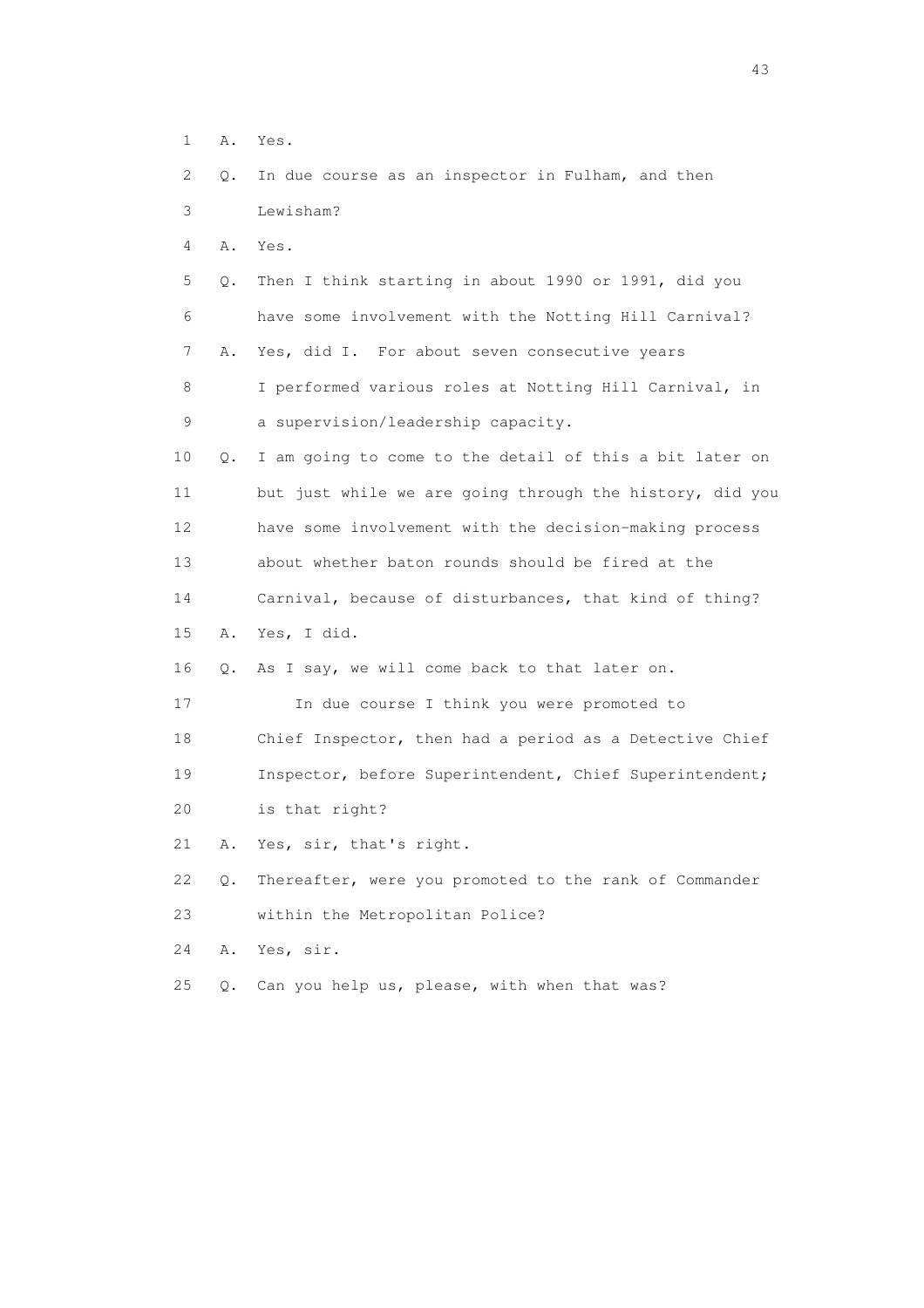1 A. Yes.

2 Q. In due course as an inspector in Fulham, and then

3 Lewisham?

4 A. Yes.

5 Q. Then I think starting in about 1990 or 1991, did you

6 have some involvement with the Notting Hill Carnival?

7 A. Yes, did I. For about seven consecutive years

8 I performed various roles at Notting Hill Carnival, in

9 a supervision/leadership capacity.

10 Q. I am going to come to the detail of this a bit later on

11 but just while we are going through the history, did you

12 have some involvement with the decision-making process

13 about whether baton rounds should be fired at the

14 Carnival, because of disturbances, that kind of thing?

15 A. Yes, I did.

16 Q. As I say, we will come back to that later on.

17 In due course I think you were promoted to

18 Chief Inspector, then had a period as a Detective Chief

19 Inspector, before Superintendent, Chief Superintendent;

20 is that right?

21 A. Yes, sir, that's right.

22 Q. Thereafter, were you promoted to the rank of Commander

23 within the Metropolitan Police?

24 A. Yes, sir.

25 Q. Can you help us, please, with when that was?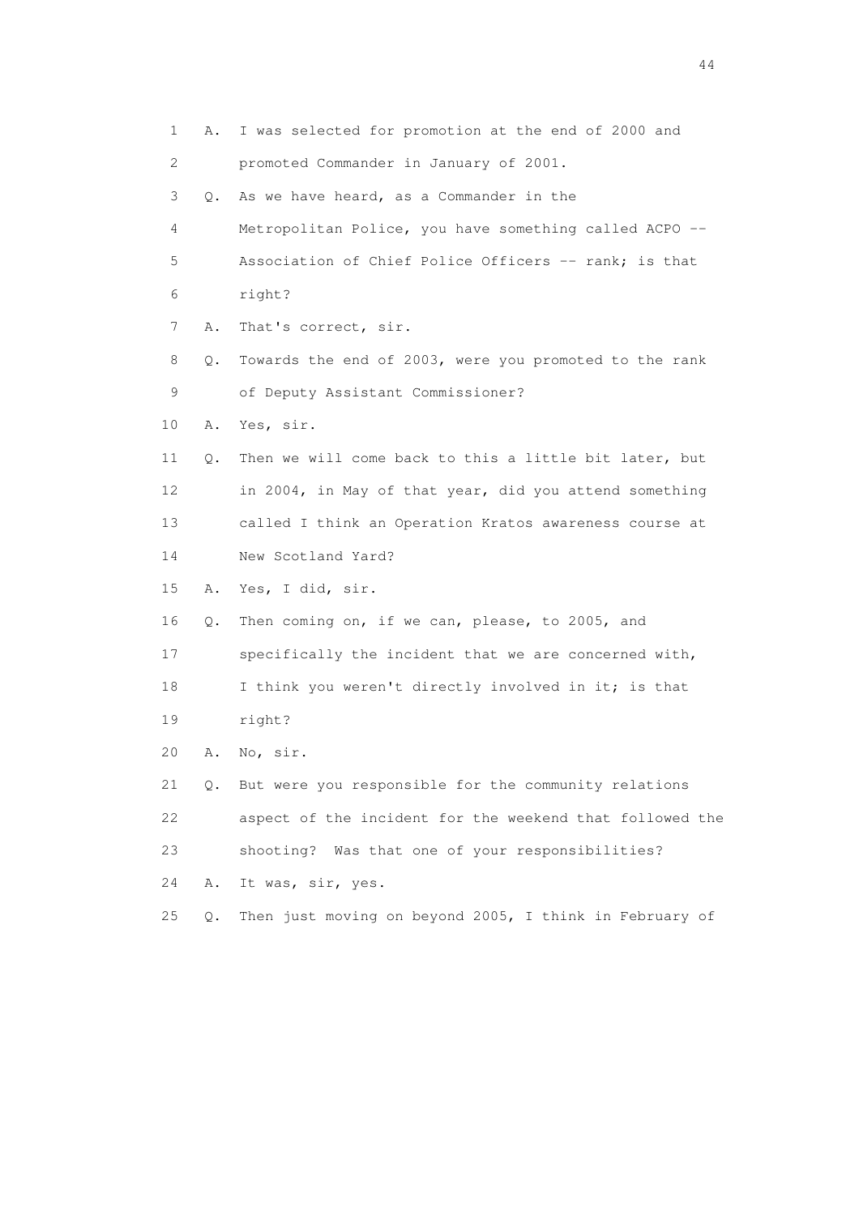1 A. I was selected for promotion at the end of 2000 and
2 promoted Commander in January of 2001.
3 Q. As we have heard, as a Commander in the
4 Metropolitan Police, you have something called ACPO --
5 Association of Chief Police Officers -- rank; is that
6 right?
7 A. That's correct, sir.
8 Q. Towards the end of 2003, were you promoted to the rank
9 of Deputy Assistant Commissioner?
10 A. Yes, sir.
11 Q. Then we will come back to this a little bit later, but
12 in 2004, in May of that year, did you attend something
13 called I think an Operation Kratos awareness course at
14 New Scotland Yard?
15 A. Yes, I did, sir.
16 Q. Then coming on, if we can, please, to 2005, and
17 specifically the incident that we are concerned with,
18 I think you weren't directly involved in it; is that
19 right?
20 A. No, sir.
21 Q. But were you responsible for the community relations
22 aspect of the incident for the weekend that followed the
23 shooting? Was that one of your responsibilities?
24 A. It was, sir, yes.
25 Q. Then just moving on beyond 2005, I think in February of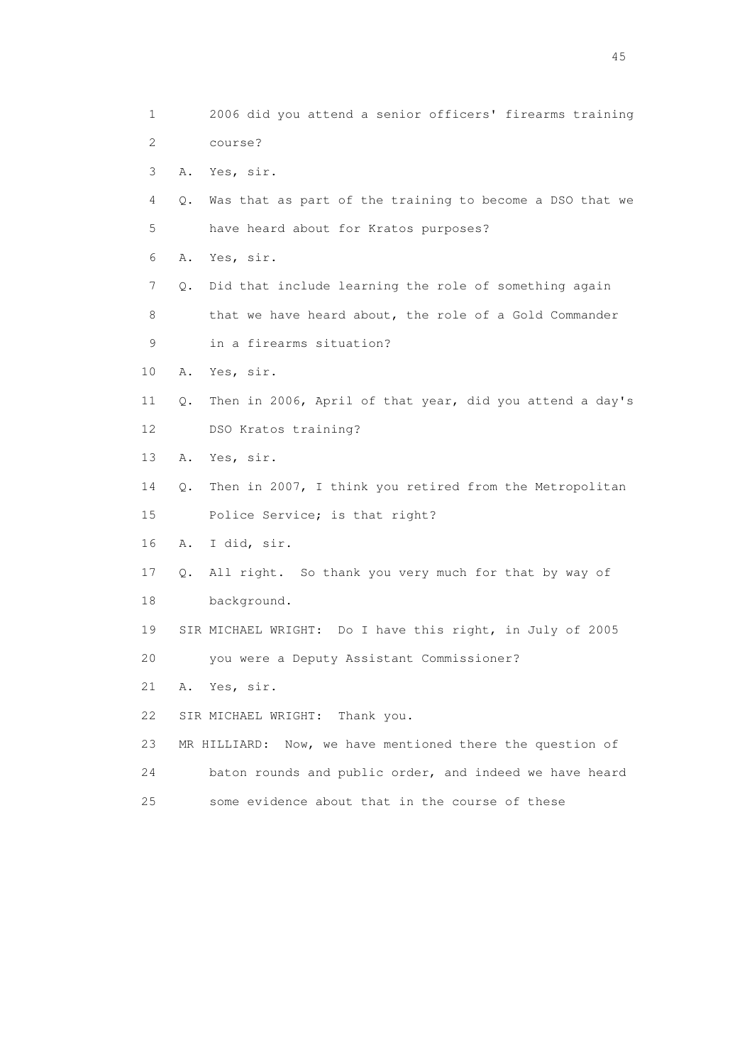1 2006 did you attend a senior officers' firearms training
2 course?
3 A. Yes, sir.
4 Q. Was that as part of the training to become a DSO that we
5 have heard about for Kratos purposes?
6 A. Yes, sir.
7 Q. Did that include learning the role of something again
8 that we have heard about, the role of a Gold Commander
9 in a firearms situation?
10 A. Yes, sir.
11 Q. Then in 2006, April of that year, did you attend a day's
12 DSO Kratos training?
13 A. Yes, sir.
14 Q. Then in 2007, I think you retired from the Metropolitan
15 Police Service; is that right?
16 A. I did, sir.
17 Q. All right. So thank you very much for that by way of
18 background.
19 SIR MICHAEL WRIGHT: Do I have this right, in July of 2005
20 you were a Deputy Assistant Commissioner?
21 A. Yes, sir.
22 SIR MICHAEL WRIGHT: Thank you.
23 MR HILLIARD: Now, we have mentioned there the question of
24 baton rounds and public order, and indeed we have heard
25 some evidence about that in the course of these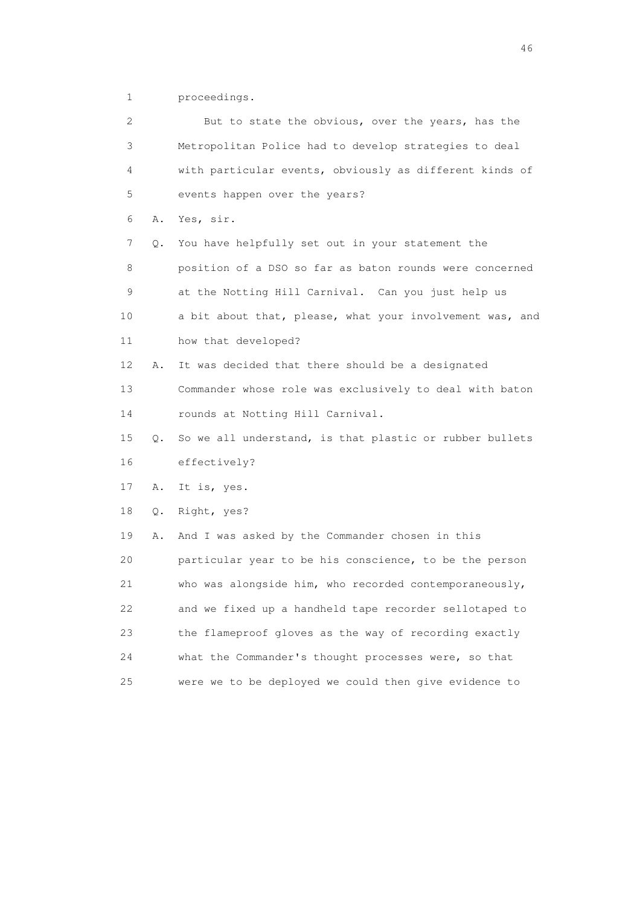1 proceedings.

2 But to state the obvious, over the years, has the

3 Metropolitan Police had to develop strategies to deal

4 with particular events, obviously as different kinds of

5 events happen over the years?

6 A. Yes, sir.

7 Q. You have helpfully set out in your statement the

8 position of a DSO so far as baton rounds were concerned

9 at the Notting Hill Carnival. Can you just help us

10 a bit about that, please, what your involvement was, and

11 how that developed?

12 A. It was decided that there should be a designated

13 Commander whose role was exclusively to deal with baton

14 rounds at Notting Hill Carnival.

15 Q. So we all understand, is that plastic or rubber bullets

16 effectively?

17 A. It is, yes.

18 Q. Right, yes?

19 A. And I was asked by the Commander chosen in this

20 particular year to be his conscience, to be the person

21 who was alongside him, who recorded contemporaneously,

22 and we fixed up a handheld tape recorder sellotaped to

23 the flameproof gloves as the way of recording exactly

24 what the Commander's thought processes were, so that

25 were we to be deployed we could then give evidence to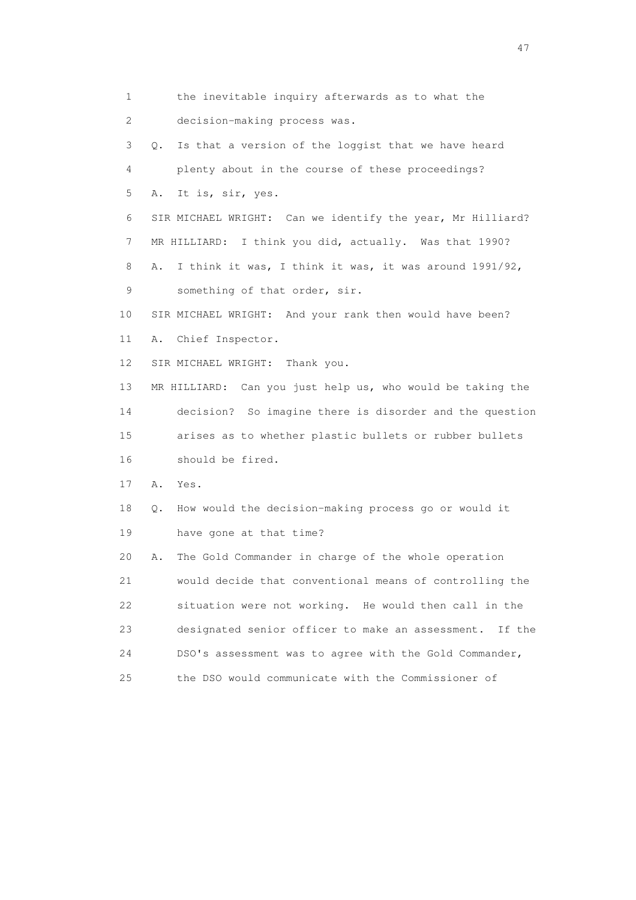1 the inevitable inquiry afterwards as to what the
2 decision-making process was.
3 Q. Is that a version of the loggist that we have heard
4 plenty about in the course of these proceedings?
5 A. It is, sir, yes.
6 SIR MICHAEL WRIGHT: Can we identify the year, Mr Hilliard?
7 MR HILLIARD: I think you did, actually. Was that 1990?
8 A. I think it was, I think it was, it was around 1991/92,
9 something of that order, sir.
10 SIR MICHAEL WRIGHT: And your rank then would have been?
11 A. Chief Inspector.
12 SIR MICHAEL WRIGHT: Thank you.
13 MR HILLIARD: Can you just help us, who would be taking the
14 decision? So imagine there is disorder and the question
15 arises as to whether plastic bullets or rubber bullets
16 should be fired.
17 A. Yes.
18 Q. How would the decision-making process go or would it
19 have gone at that time?
20 A. The Gold Commander in charge of the whole operation
21 would decide that conventional means of controlling the
22 situation were not working. He would then call in the
23 designated senior officer to make an assessment. If the
24 DSO's assessment was to agree with the Gold Commander,
25 the DSO would communicate with the Commissioner of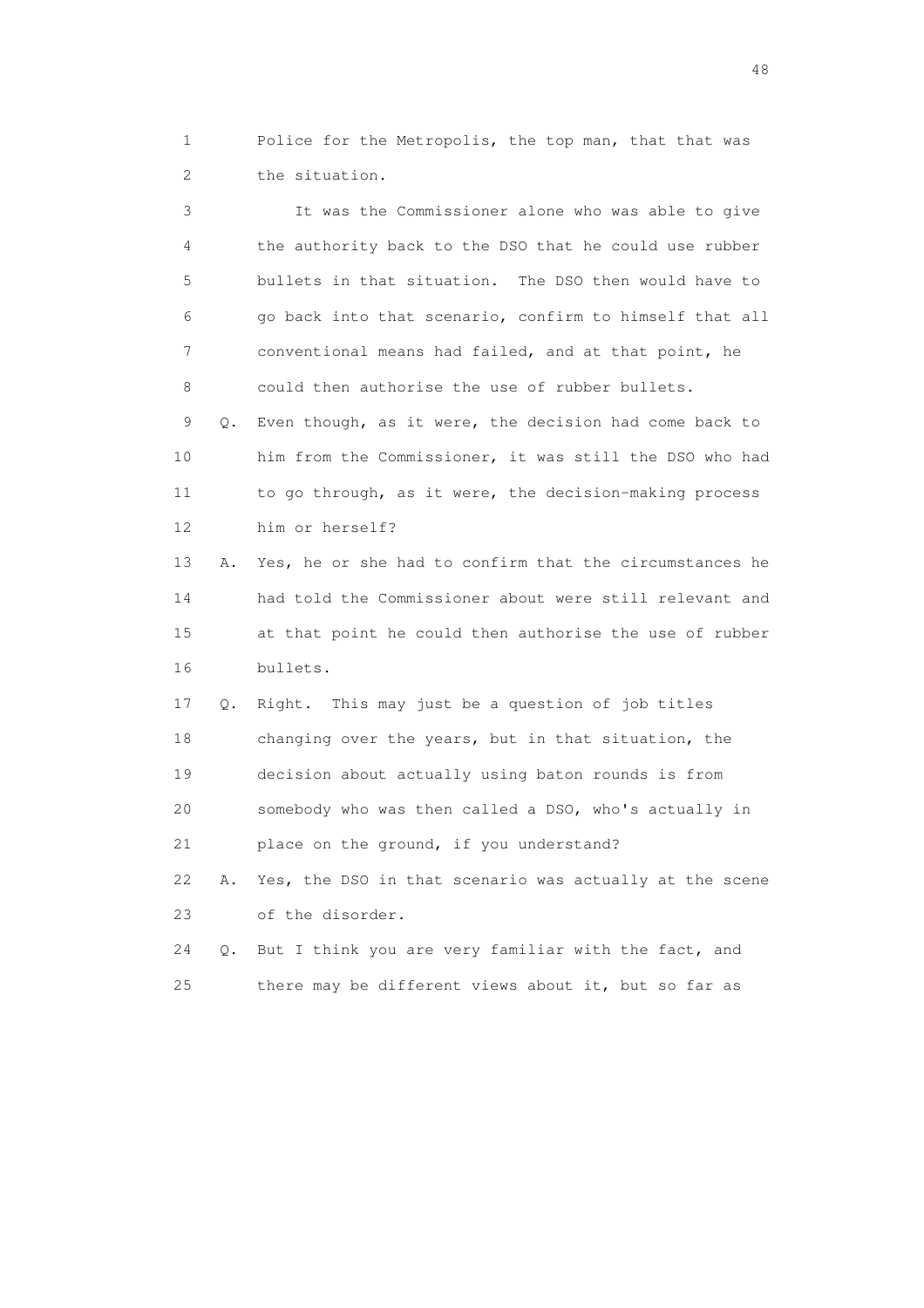1 Police for the Metropolis, the top man, that that was
2 the situation.

3 It was the Commissioner alone who was able to give
4 the authority back to the DSO that he could use rubber
5 bullets in that situation. The DSO then would have to
6 go back into that scenario, confirm to himself that all
7 conventional means had failed, and at that point, he
8 could then authorise the use of rubber bullets.

9 Q. Even though, as it were, the decision had come back to
10 him from the Commissioner, it was still the DSO who had
11 to go through, as it were, the decision-making process
12 him or herself?

13 A. Yes, he or she had to confirm that the circumstances he
14 had told the Commissioner about were still relevant and
15 at that point he could then authorise the use of rubber
16 bullets.

17 Q. Right. This may just be a question of job titles
18 changing over the years, but in that situation, the
19 decision about actually using baton rounds is from
20 somebody who was then called a DSO, who's actually in
21 place on the ground, if you understand?

22 A. Yes, the DSO in that scenario was actually at the scene
23 of the disorder.

24 Q. But I think you are very familiar with the fact, and
25 there may be different views about it, but so far as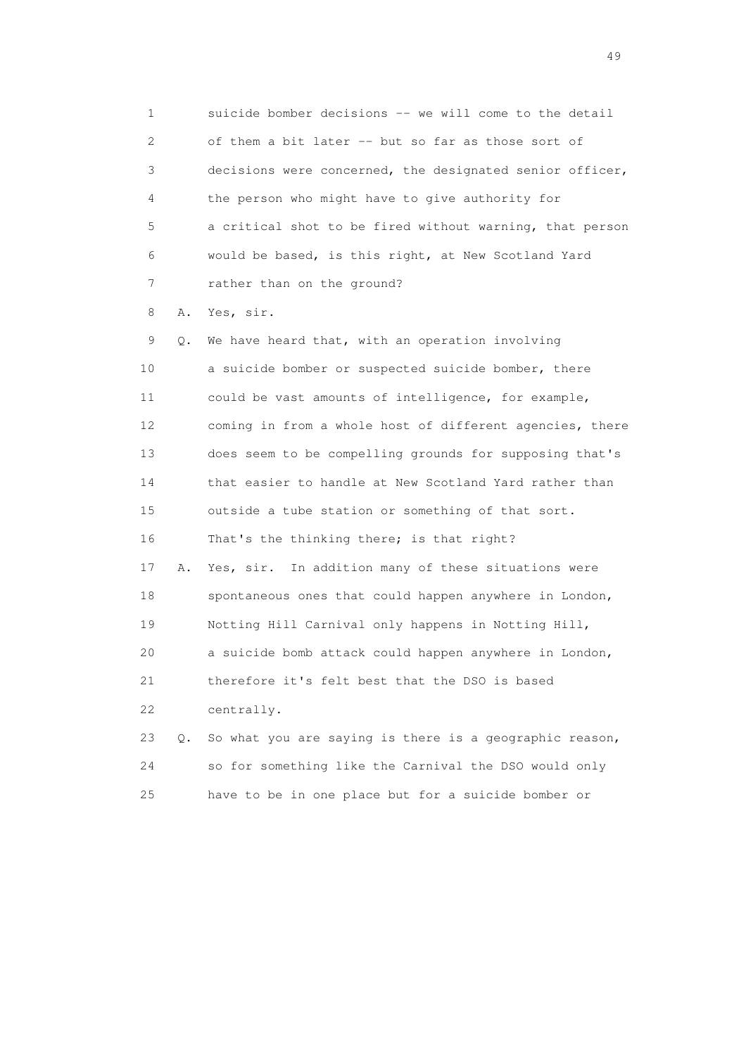1 suicide bomber decisions -- we will come to the detail
2 of them a bit later -- but so far as those sort of
3 decisions were concerned, the designated senior officer,
4 the person who might have to give authority for
5 a critical shot to be fired without warning, that person
6 would be based, is this right, at New Scotland Yard
7 rather than on the ground?

8 A. Yes, sir.

9 Q. We have heard that, with an operation involving
10 a suicide bomber or suspected suicide bomber, there
11 could be vast amounts of intelligence, for example,
12 coming in from a whole host of different agencies, there
13 does seem to be compelling grounds for supposing that's
14 that easier to handle at New Scotland Yard rather than
15 outside a tube station or something of that sort.
16 That's the thinking there; is that right?

17 A. Yes, sir. In addition many of these situations were
18 spontaneous ones that could happen anywhere in London,
19 Notting Hill Carnival only happens in Notting Hill,
20 a suicide bomb attack could happen anywhere in London,
21 therefore it's felt best that the DSO is based
22 centrally.

23 Q. So what you are saying is there is a geographic reason,
24 so for something like the Carnival the DSO would only
25 have to be in one place but for a suicide bomber or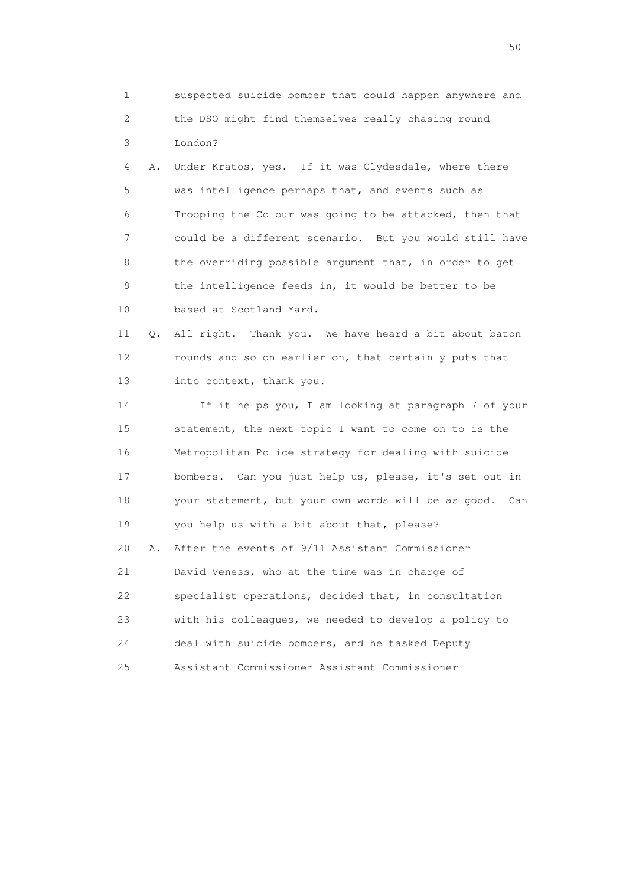1 suspected suicide bomber that could happen anywhere and
2 the DSO might find themselves really chasing round
3 London?

4 A. Under Kratos, yes. If it was Clydesdale, where there
5 was intelligence perhaps that, and events such as
6 Trooping the Colour was going to be attacked, then that
7 could be a different scenario. But you would still have
8 the overriding possible argument that, in order to get
9 the intelligence feeds in, it would be better to be
10 based at Scotland Yard.

11 Q. All right. Thank you. We have heard a bit about baton
12 rounds and so on earlier on, that certainly puts that
13 into context, thank you.

14 If it helps you, I am looking at paragraph 7 of your
15 statement, the next topic I want to come on to is the
16 Metropolitan Police strategy for dealing with suicide
17 bombers. Can you just help us, please, it's set out in
18 your statement, but your own words will be as good. Can
19 you help us with a bit about that, please?

20 A. After the events of 9/11 Assistant Commissioner
21 David Veness, who at the time was in charge of
22 specialist operations, decided that, in consultation
23 with his colleagues, we needed to develop a policy to
24 deal with suicide bombers, and he tasked Deputy
25 Assistant Commissioner Assistant Commissioner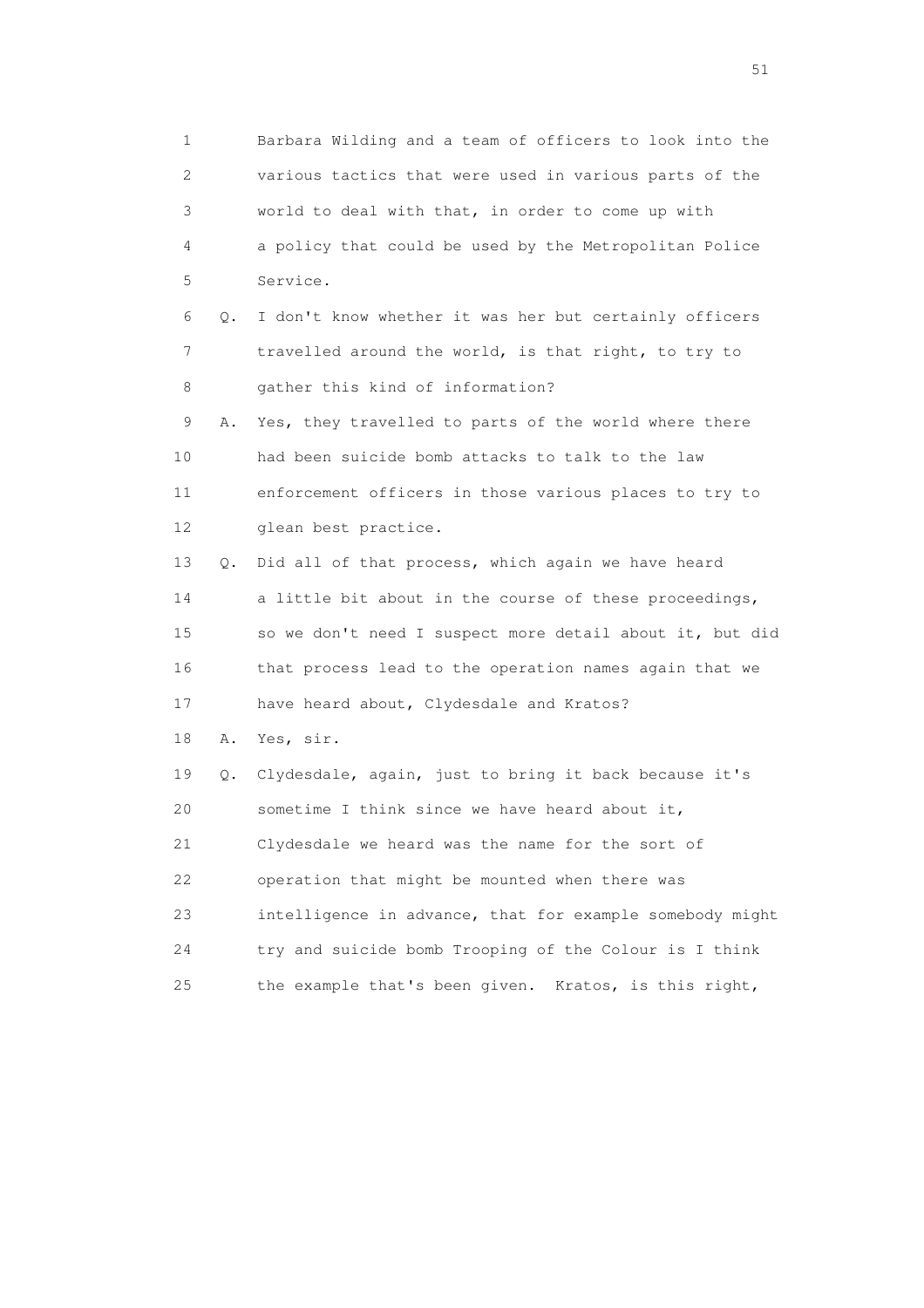1 Barbara Wilding and a team of officers to look into the
2 various tactics that were used in various parts of the
3 world to deal with that, in order to come up with
4 a policy that could be used by the Metropolitan Police
5 Service.

6 Q. I don't know whether it was her but certainly officers
7 travelled around the world, is that right, to try to
8 gather this kind of information?

9 A. Yes, they travelled to parts of the world where there
10 had been suicide bomb attacks to talk to the law
11 enforcement officers in those various places to try to
12 glean best practice.

13 Q. Did all of that process, which again we have heard
14 a little bit about in the course of these proceedings,
15 so we don't need I suspect more detail about it, but did
16 that process lead to the operation names again that we
17 have heard about, Clydesdale and Kratos?

18 A. Yes, sir.

19 Q. Clydesdale, again, just to bring it back because it's
20 sometime I think since we have heard about it,
21 Clydesdale we heard was the name for the sort of
22 operation that might be mounted when there was
23 intelligence in advance, that for example somebody might
24 try and suicide bomb Trooping of the Colour is I think
25 the example that's been given. Kratos, is this right,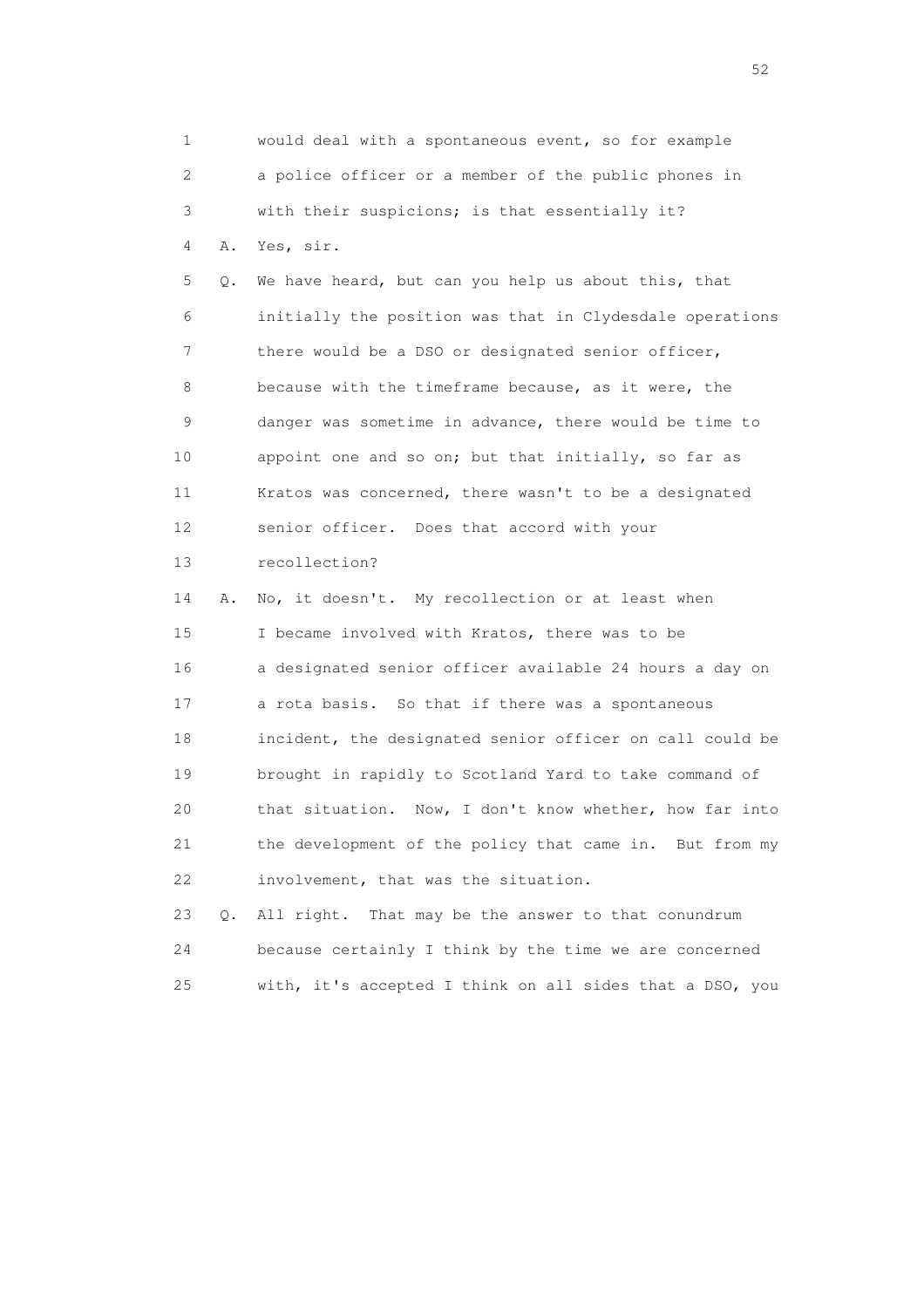1 would deal with a spontaneous event, so for example
2 a police officer or a member of the public phones in
3 with their suspicions; is that essentially it?
4 A. Yes, sir.
5 Q. We have heard, but can you help us about this, that
6 initially the position was that in Clydesdale operations
7 there would be a DSO or designated senior officer,
8 because with the timeframe because, as it were, the
9 danger was sometime in advance, there would be time to
10 appoint one and so on; but that initially, so far as
11 Kratos was concerned, there wasn't to be a designated
12 senior officer. Does that accord with your
13 recollection?
14 A. No, it doesn't. My recollection or at least when
15 I became involved with Kratos, there was to be
16 a designated senior officer available 24 hours a day on
17 a rota basis. So that if there was a spontaneous
18 incident, the designated senior officer on call could be
19 brought in rapidly to Scotland Yard to take command of
20 that situation. Now, I don't know whether, how far into
21 the development of the policy that came in. But from my
22 involvement, that was the situation.
23 Q. All right. That may be the answer to that conundrum
24 because certainly I think by the time we are concerned
25 with, it's accepted I think on all sides that a DSO, you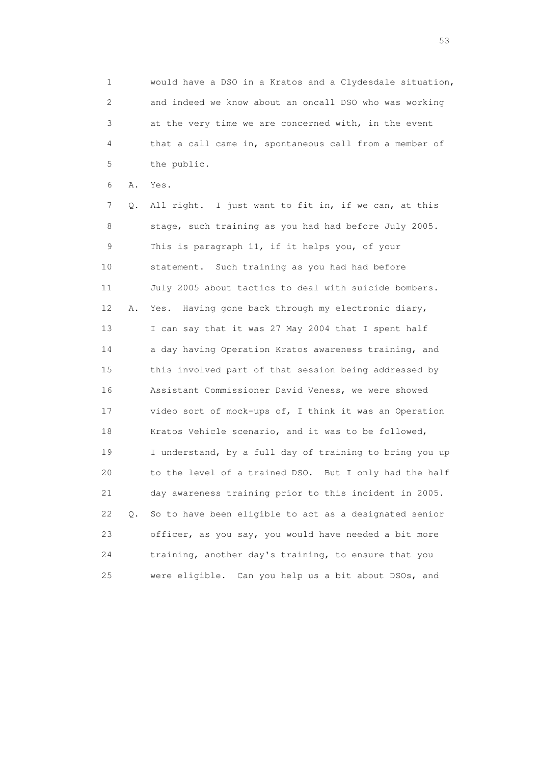1 would have a DSO in a Kratos and a Clydesdale situation,
2 and indeed we know about an oncall DSO who was working
3 at the very time we are concerned with, in the event
4 that a call came in, spontaneous call from a member of
5 the public.

6 A. Yes.

7 Q. All right. I just want to fit in, if we can, at this
8 stage, such training as you had had before July 2005.
9 This is paragraph 11, if it helps you, of your
10 statement. Such training as you had had before
11 July 2005 about tactics to deal with suicide bombers.

12 A. Yes. Having gone back through my electronic diary,
13 I can say that it was 27 May 2004 that I spent half
14 a day having Operation Kratos awareness training, and
15 this involved part of that session being addressed by
16 Assistant Commissioner David Veness, we were showed
17 video sort of mock-ups of, I think it was an Operation
18 Kratos Vehicle scenario, and it was to be followed,
19 I understand, by a full day of training to bring you up
20 to the level of a trained DSO. But I only had the half
21 day awareness training prior to this incident in 2005.

22 Q. So to have been eligible to act as a designated senior
23 officer, as you say, you would have needed a bit more
24 training, another day's training, to ensure that you
25 were eligible. Can you help us a bit about DSOs, and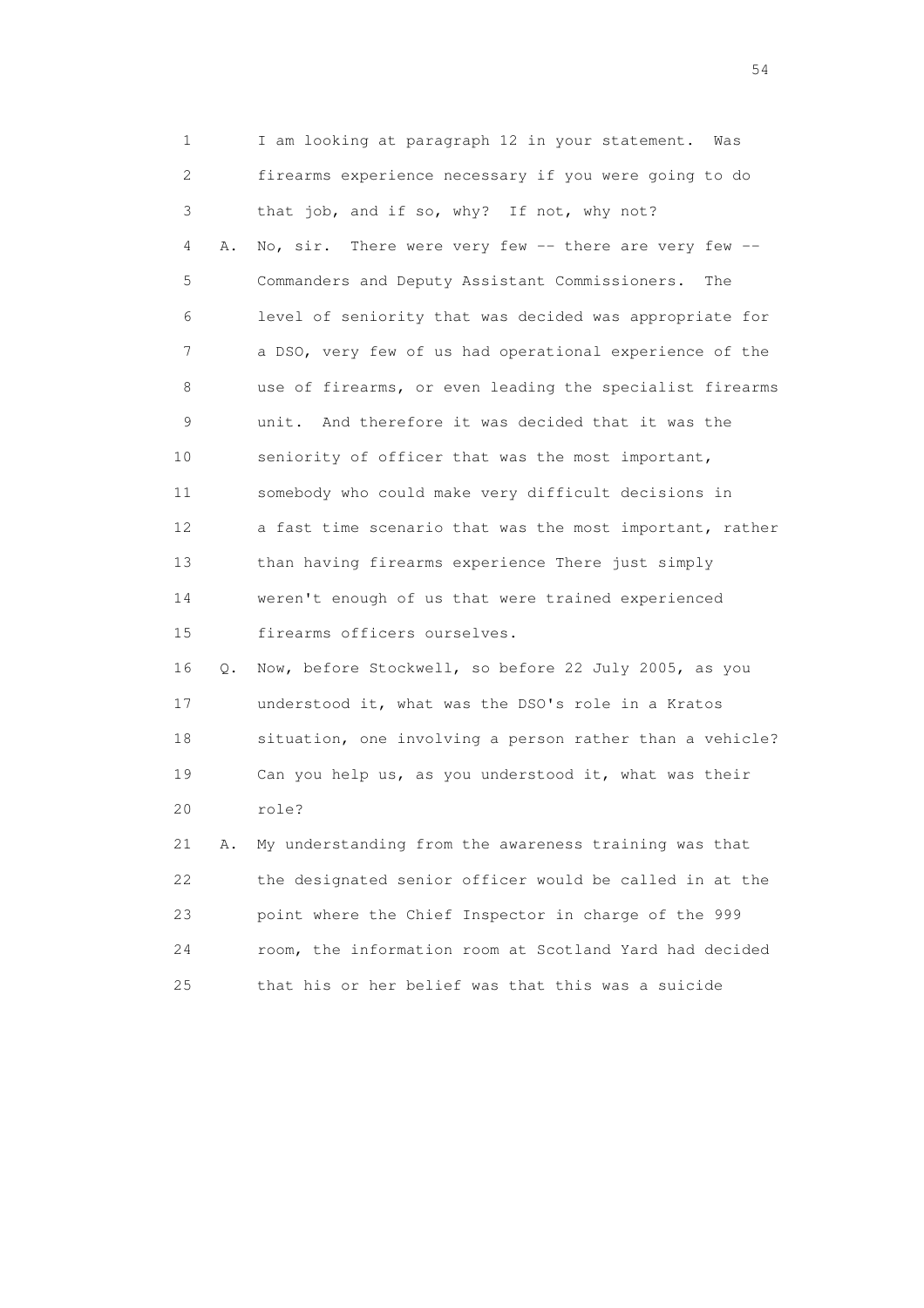1 I am looking at paragraph 12 in your statement. Was
2 firearms experience necessary if you were going to do
3 that job, and if so, why? If not, why not?
4 A. No, sir. There were very few -- there are very few --
5 Commanders and Deputy Assistant Commissioners. The
6 level of seniority that was decided was appropriate for
7 a DSO, very few of us had operational experience of the
8 use of firearms, or even leading the specialist firearms
9 unit. And therefore it was decided that it was the
10 seniority of officer that was the most important,
11 somebody who could make very difficult decisions in
12 a fast time scenario that was the most important, rather
13 than having firearms experience There just simply
14 weren't enough of us that were trained experienced
15 firearms officers ourselves.
16 Q. Now, before Stockwell, so before 22 July 2005, as you
17 understood it, what was the DSO's role in a Kratos
18 situation, one involving a person rather than a vehicle?
19 Can you help us, as you understood it, what was their
20 role?
21 A. My understanding from the awareness training was that
22 the designated senior officer would be called in at the
23 point where the Chief Inspector in charge of the 999
24 room, the information room at Scotland Yard had decided
25 that his or her belief was that this was a suicide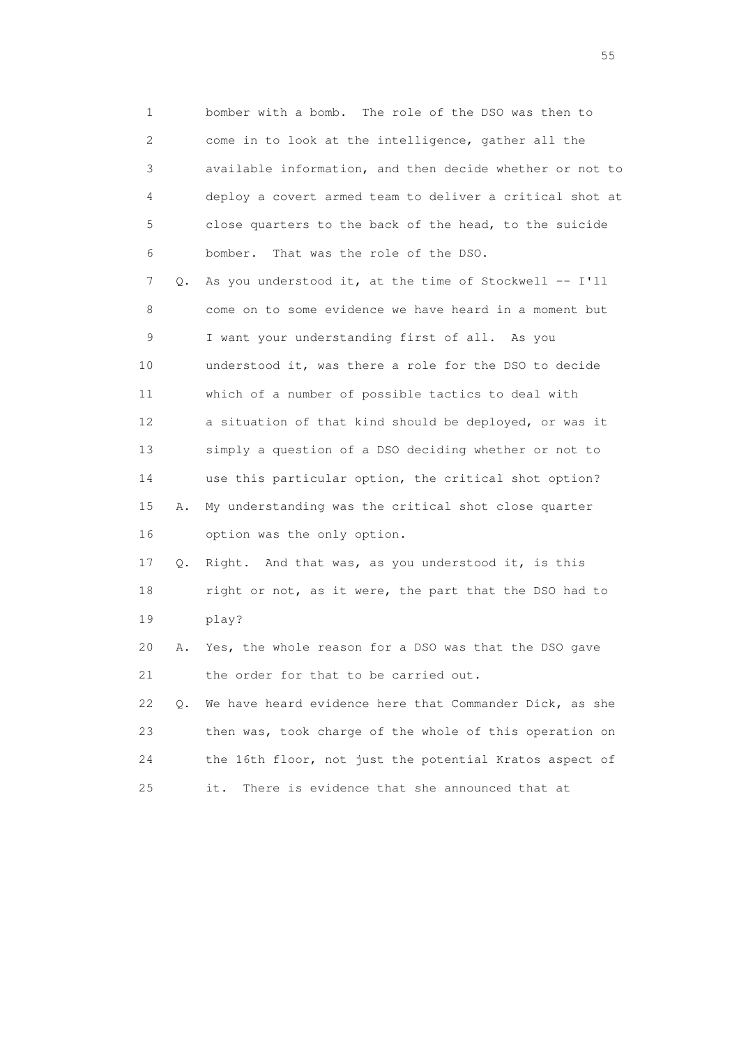1 bomber with a bomb. The role of the DSO was then to
2 come in to look at the intelligence, gather all the
3 available information, and then decide whether or not to
4 deploy a covert armed team to deliver a critical shot at
5 close quarters to the back of the head, to the suicide
6 bomber. That was the role of the DSO.

7 Q. As you understood it, at the time of Stockwell -- I'll
8 come on to some evidence we have heard in a moment but
9 I want your understanding first of all. As you
10 understood it, was there a role for the DSO to decide
11 which of a number of possible tactics to deal with
12 a situation of that kind should be deployed, or was it
13 simply a question of a DSO deciding whether or not to
14 use this particular option, the critical shot option?

15 A. My understanding was the critical shot close quarter
16 option was the only option.

17 Q. Right. And that was, as you understood it, is this
18 right or not, as it were, the part that the DSO had to
19 play?

20 A. Yes, the whole reason for a DSO was that the DSO gave
21 the order for that to be carried out.

22 Q. We have heard evidence here that Commander Dick, as she
23 then was, took charge of the whole of this operation on
24 the 16th floor, not just the potential Kratos aspect of
25 it. There is evidence that she announced that at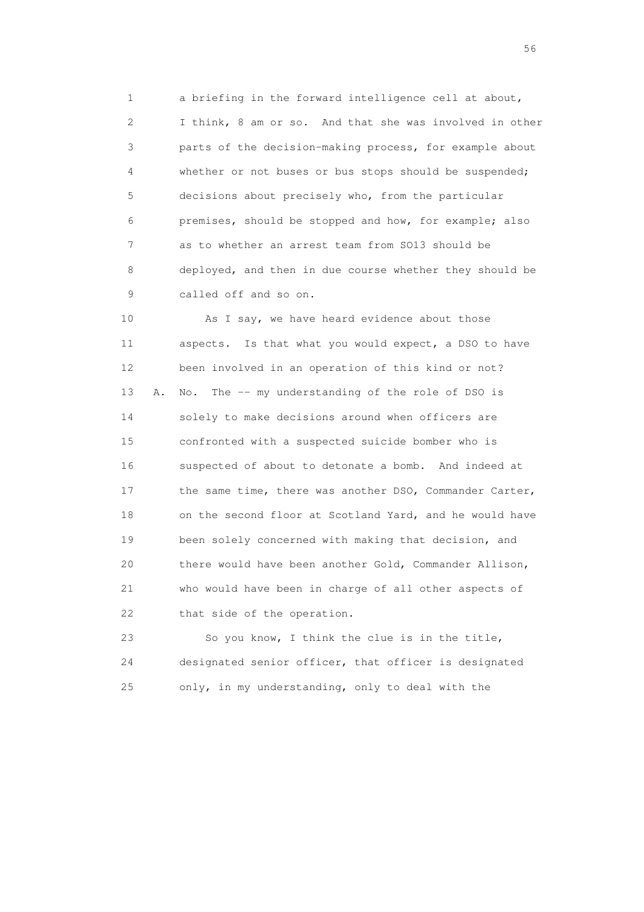1 a briefing in the forward intelligence cell at about,
2 I think, 8 am or so. And that she was involved in other
3 parts of the decision-making process, for example about
4 whether or not buses or bus stops should be suspended;
5 decisions about precisely who, from the particular
6 premises, should be stopped and how, for example; also
7 as to whether an arrest team from SO13 should be
8 deployed, and then in due course whether they should be
9 called off and so on.

10 As I say, we have heard evidence about those
11 aspects. Is that what you would expect, a DSO to have
12 been involved in an operation of this kind or not?
13 A. No. The -- my understanding of the role of DSO is
14 solely to make decisions around when officers are
15 confronted with a suspected suicide bomber who is
16 suspected of about to detonate a bomb. And indeed at
17 the same time, there was another DSO, Commander Carter,
18 on the second floor at Scotland Yard, and he would have
19 been solely concerned with making that decision, and
20 there would have been another Gold, Commander Allison,
21 who would have been in charge of all other aspects of
22 that side of the operation.

23 So you know, I think the clue is in the title,
24 designated senior officer, that officer is designated
25 only, in my understanding, only to deal with the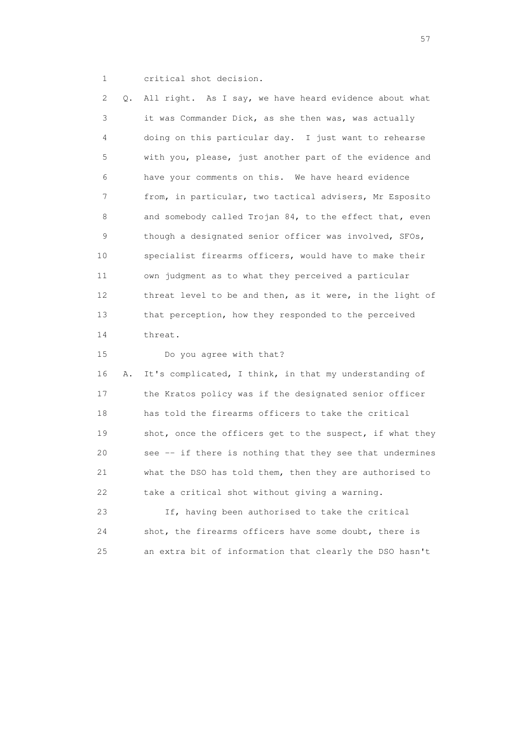1 critical shot decision.

2 Q. All right. As I say, we have heard evidence about what
3 it was Commander Dick, as she then was, was actually
4 doing on this particular day. I just want to rehearse
5 with you, please, just another part of the evidence and
6 have your comments on this. We have heard evidence
7 from, in particular, two tactical advisers, Mr Esposito
8 and somebody called Trojan 84, to the effect that, even
9 though a designated senior officer was involved, SFOs,
10 specialist firearms officers, would have to make their
11 own judgment as to what they perceived a particular
12 threat level to be and then, as it were, in the light of
13 that perception, how they responded to the perceived
14 threat.

15 Do you agree with that?

16 A. It's complicated, I think, in that my understanding of
17 the Kratos policy was if the designated senior officer
18 has told the firearms officers to take the critical
19 shot, once the officers get to the suspect, if what they
20 see -- if there is nothing that they see that undermines
21 what the DSO has told them, then they are authorised to
22 take a critical shot without giving a warning.

23 If, having been authorised to take the critical
24 shot, the firearms officers have some doubt, there is
25 an extra bit of information that clearly the DSO hasn't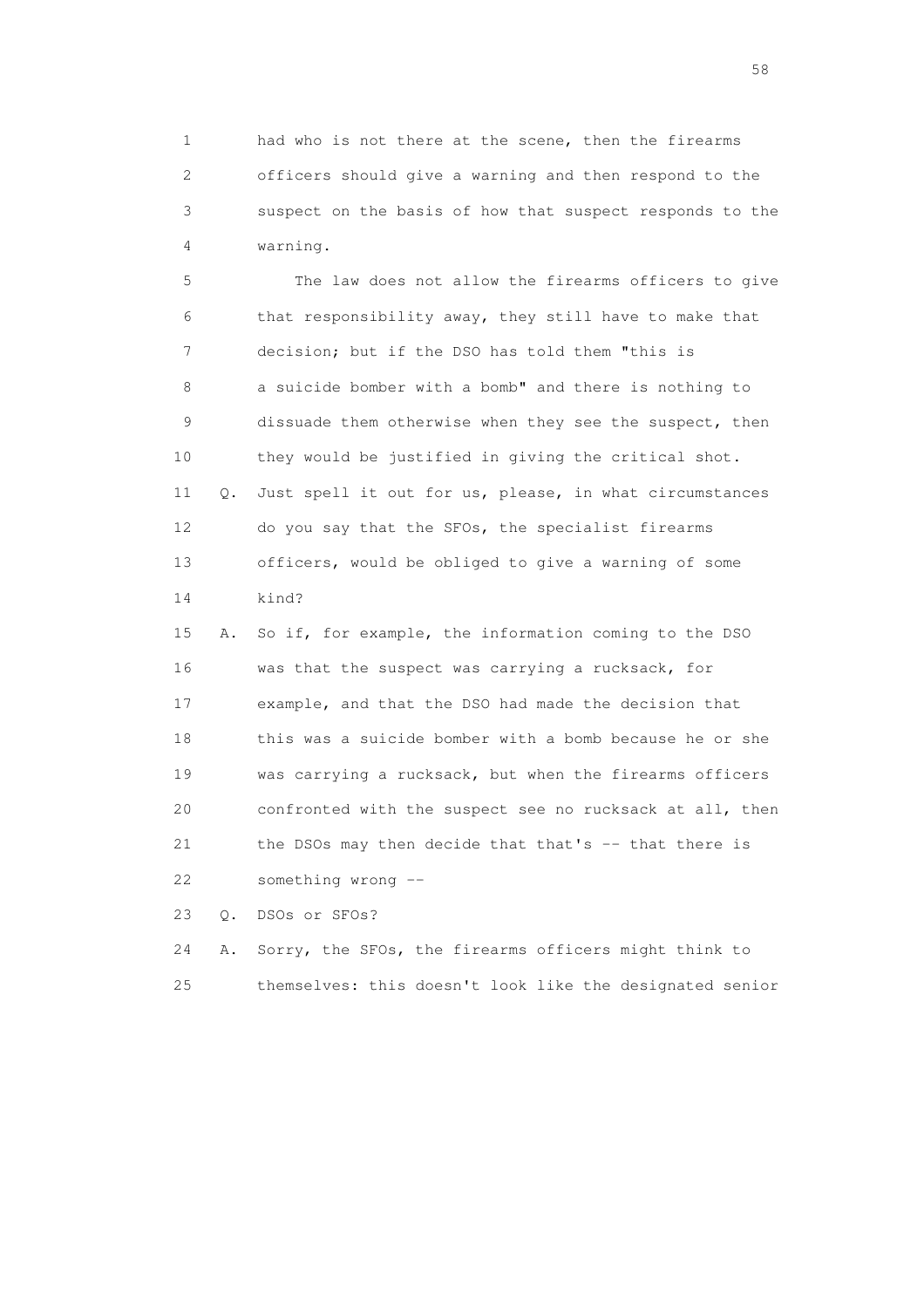1 had who is not there at the scene, then the firearms
2 officers should give a warning and then respond to the
3 suspect on the basis of how that suspect responds to the
4 warning.

5 The law does not allow the firearms officers to give
6 that responsibility away, they still have to make that
7 decision; but if the DSO has told them "this is
8 a suicide bomber with a bomb" and there is nothing to
9 dissuade them otherwise when they see the suspect, then
10 they would be justified in giving the critical shot.

11 Q. Just spell it out for us, please, in what circumstances
12 do you say that the SFOs, the specialist firearms
13 officers, would be obliged to give a warning of some
14 kind?

15 A. So if, for example, the information coming to the DSO
16 was that the suspect was carrying a rucksack, for
17 example, and that the DSO had made the decision that
18 this was a suicide bomber with a bomb because he or she
19 was carrying a rucksack, but when the firearms officers
20 confronted with the suspect see no rucksack at all, then
21 the DSOs may then decide that that's -- that there is
22 something wrong --

23 Q. DSOs or SFOs?

24 A. Sorry, the SFOs, the firearms officers might think to
25 themselves: this doesn't look like the designated senior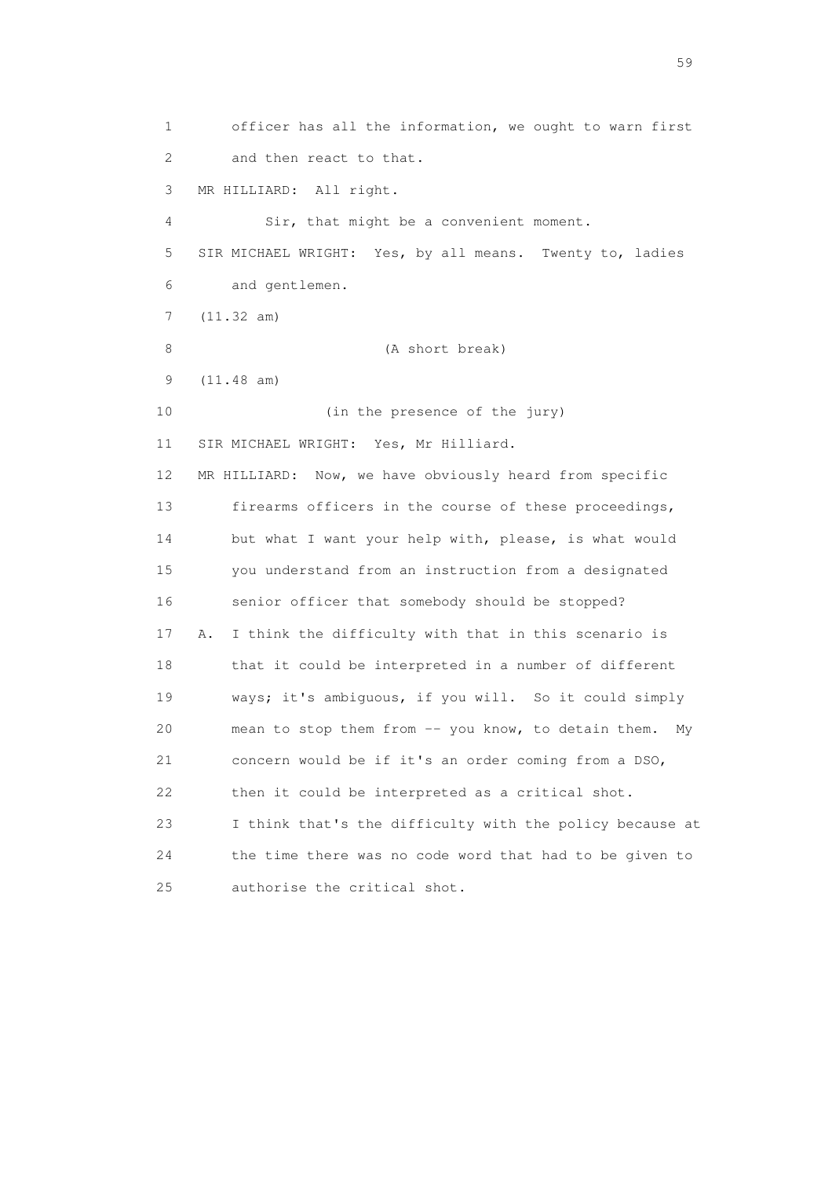1 officer has all the information, we ought to warn first
2 and then react to that.
3 MR HILLIARD: All right.
4 Sir, that might be a convenient moment.
5 SIR MICHAEL WRIGHT: Yes, by all means. Twenty to, ladies
6 and gentlemen.
7 (11.32 am)
8 (A short break)
9 (11.48 am)
10 (in the presence of the jury)
11 SIR MICHAEL WRIGHT: Yes, Mr Hilliard.
12 MR HILLIARD: Now, we have obviously heard from specific
13 firearms officers in the course of these proceedings,
14 but what I want your help with, please, is what would
15 you understand from an instruction from a designated
16 senior officer that somebody should be stopped?
17 A. I think the difficulty with that in this scenario is
18 that it could be interpreted in a number of different
19 ways; it's ambiguous, if you will. So it could simply
20 mean to stop them from -- you know, to detain them. My
21 concern would be if it's an order coming from a DSO,
22 then it could be interpreted as a critical shot.
23 I think that's the difficulty with the policy because at
24 the time there was no code word that had to be given to
25 authorise the critical shot.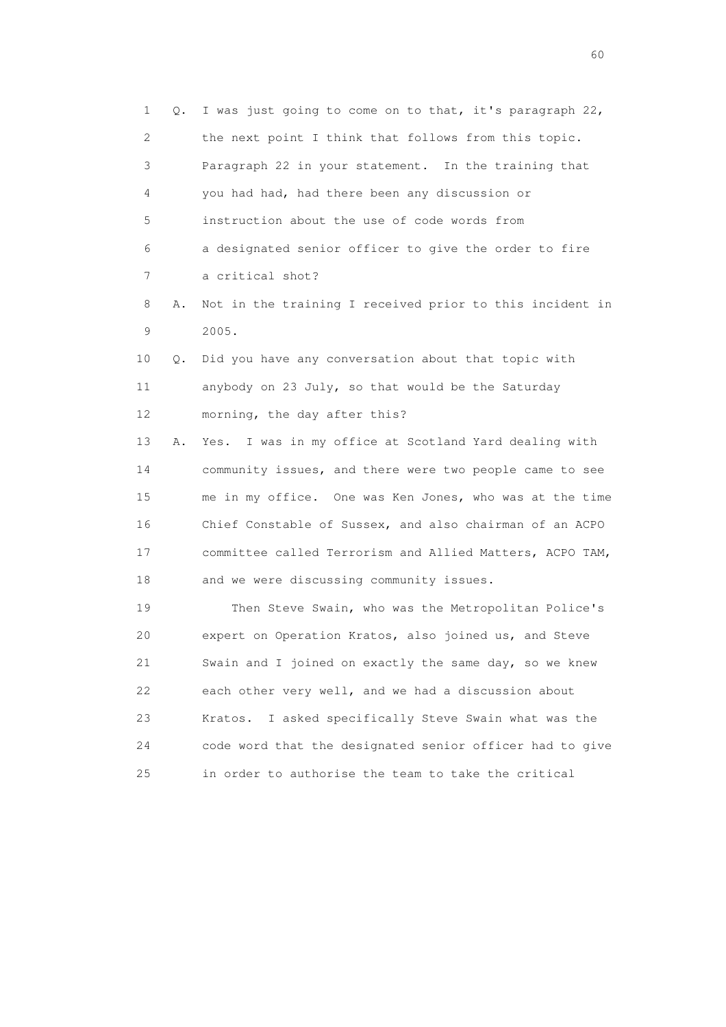1 Q. I was just going to come on to that, it's paragraph 22,
2 the next point I think that follows from this topic.
3 Paragraph 22 in your statement. In the training that
4 you had had, had there been any discussion or
5 instruction about the use of code words from
6 a designated senior officer to give the order to fire
7 a critical shot?

8 A. Not in the training I received prior to this incident in
9 2005.

10 Q. Did you have any conversation about that topic with
11 anybody on 23 July, so that would be the Saturday
12 morning, the day after this?

13 A. Yes. I was in my office at Scotland Yard dealing with
14 community issues, and there were two people came to see
15 me in my office. One was Ken Jones, who was at the time
16 Chief Constable of Sussex, and also chairman of an ACPO
17 committee called Terrorism and Allied Matters, ACPO TAM,
18 and we were discussing community issues.

19 Then Steve Swain, who was the Metropolitan Police's
20 expert on Operation Kratos, also joined us, and Steve
21 Swain and I joined on exactly the same day, so we knew
22 each other very well, and we had a discussion about
23 Kratos. I asked specifically Steve Swain what was the
24 code word that the designated senior officer had to give
25 in order to authorise the team to take the critical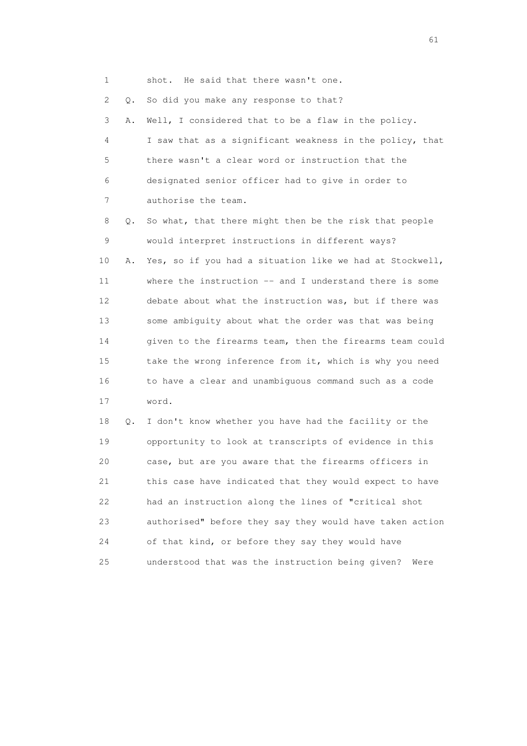1 shot. He said that there wasn't one.

2 Q. So did you make any response to that?

3 A. Well, I considered that to be a flaw in the policy.

4 I saw that as a significant weakness in the policy, that

5 there wasn't a clear word or instruction that the

6 designated senior officer had to give in order to

7 authorise the team.

8 Q. So what, that there might then be the risk that people

9 would interpret instructions in different ways?

10 A. Yes, so if you had a situation like we had at Stockwell,

11 where the instruction -- and I understand there is some

12 debate about what the instruction was, but if there was

13 some ambiguity about what the order was that was being

14 given to the firearms team, then the firearms team could

15 take the wrong inference from it, which is why you need

16 to have a clear and unambiguous command such as a code

17 word.

18 Q. I don't know whether you have had the facility or the

19 opportunity to look at transcripts of evidence in this

20 case, but are you aware that the firearms officers in

21 this case have indicated that they would expect to have

22 had an instruction along the lines of "critical shot

23 authorised" before they say they would have taken action

24 of that kind, or before they say they would have

25 understood that was the instruction being given? Were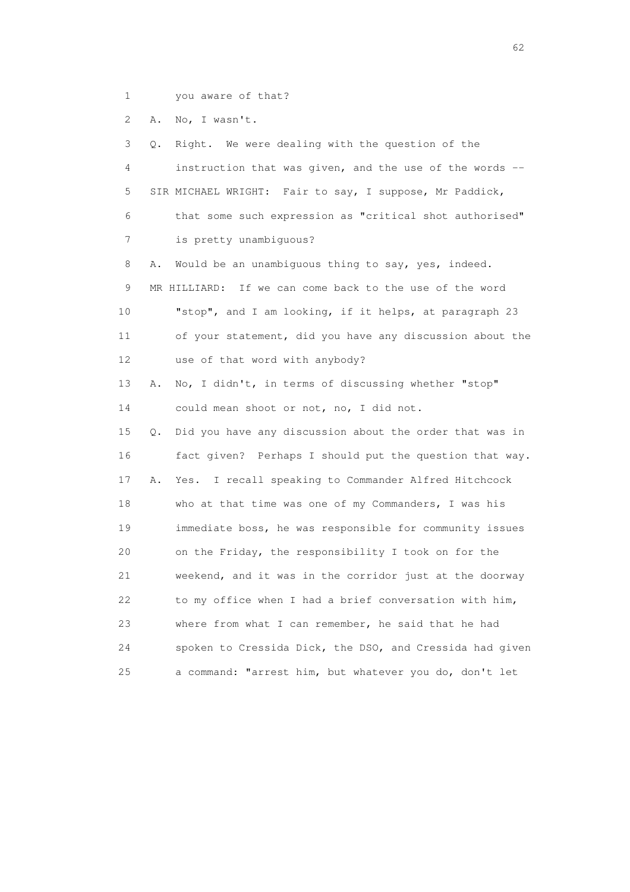1 you aware of that?

2 A. No, I wasn't.

3 Q. Right. We were dealing with the question of the

4 instruction that was given, and the use of the words --

5 SIR MICHAEL WRIGHT: Fair to say, I suppose, Mr Paddick,

6 that some such expression as "critical shot authorised"

7 is pretty unambiguous?

8 A. Would be an unambiguous thing to say, yes, indeed.

9 MR HILLIARD: If we can come back to the use of the word

10 "stop", and I am looking, if it helps, at paragraph 23

11 of your statement, did you have any discussion about the

12 use of that word with anybody?

13 A. No, I didn't, in terms of discussing whether "stop"

14 could mean shoot or not, no, I did not.

15 Q. Did you have any discussion about the order that was in

16 fact given? Perhaps I should put the question that way.

17 A. Yes. I recall speaking to Commander Alfred Hitchcock

18 who at that time was one of my Commanders, I was his

19 immediate boss, he was responsible for community issues

20 on the Friday, the responsibility I took on for the

21 weekend, and it was in the corridor just at the doorway

22 to my office when I had a brief conversation with him,

23 where from what I can remember, he said that he had

24 spoken to Cressida Dick, the DSO, and Cressida had given

25 a command: "arrest him, but whatever you do, don't let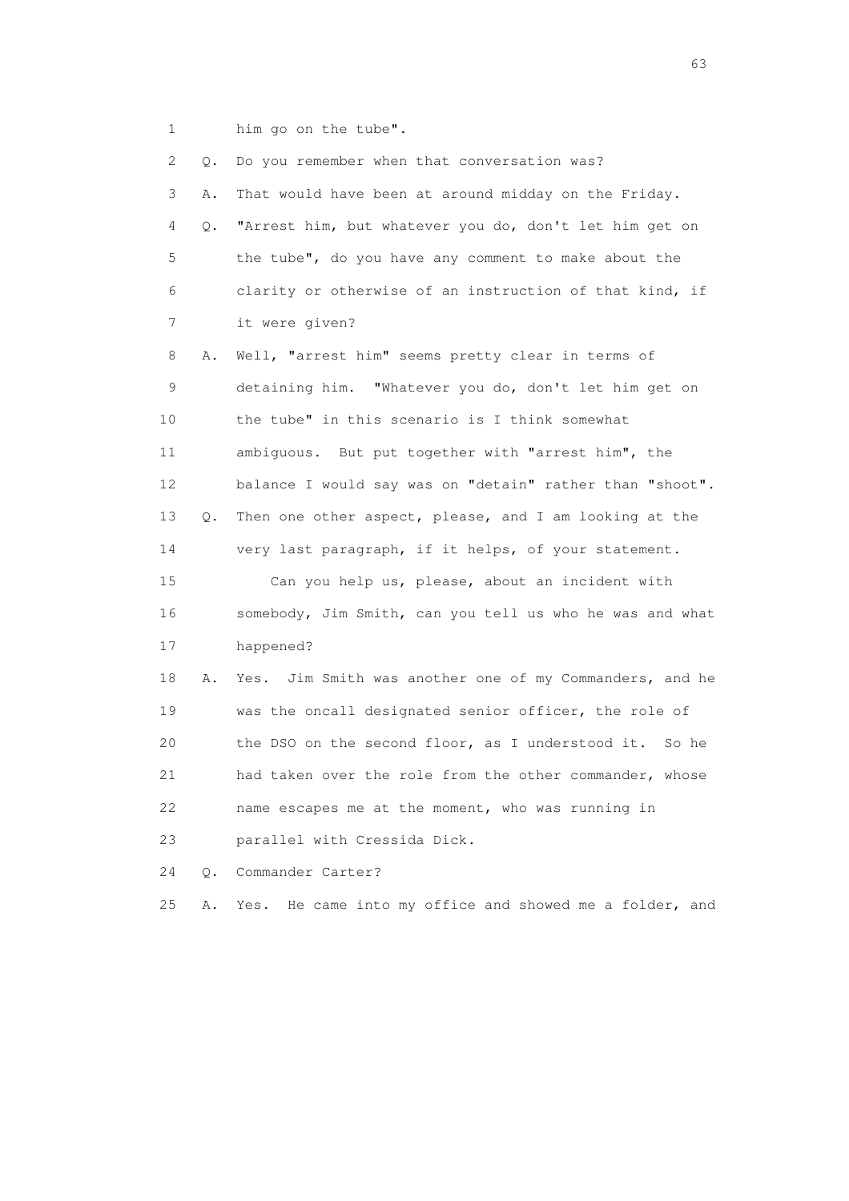1 him go on the tube".

2 Q. Do you remember when that conversation was?

3 A. That would have been at around midday on the Friday.

4 Q. "Arrest him, but whatever you do, don't let him get on

5 the tube", do you have any comment to make about the

6 clarity or otherwise of an instruction of that kind, if

7 it were given?

8 A. Well, "arrest him" seems pretty clear in terms of

9 detaining him. "Whatever you do, don't let him get on

10 the tube" in this scenario is I think somewhat

11 ambiguous. But put together with "arrest him", the

12 balance I would say was on "detain" rather than "shoot".

13 Q. Then one other aspect, please, and I am looking at the

14 very last paragraph, if it helps, of your statement.

15 Can you help us, please, about an incident with

16 somebody, Jim Smith, can you tell us who he was and what

17 happened?

18 A. Yes. Jim Smith was another one of my Commanders, and he

19 was the oncall designated senior officer, the role of

20 the DSO on the second floor, as I understood it. So he

21 had taken over the role from the other commander, whose

22 name escapes me at the moment, who was running in

23 parallel with Cressida Dick.

24 Q. Commander Carter?

25 A. Yes. He came into my office and showed me a folder, and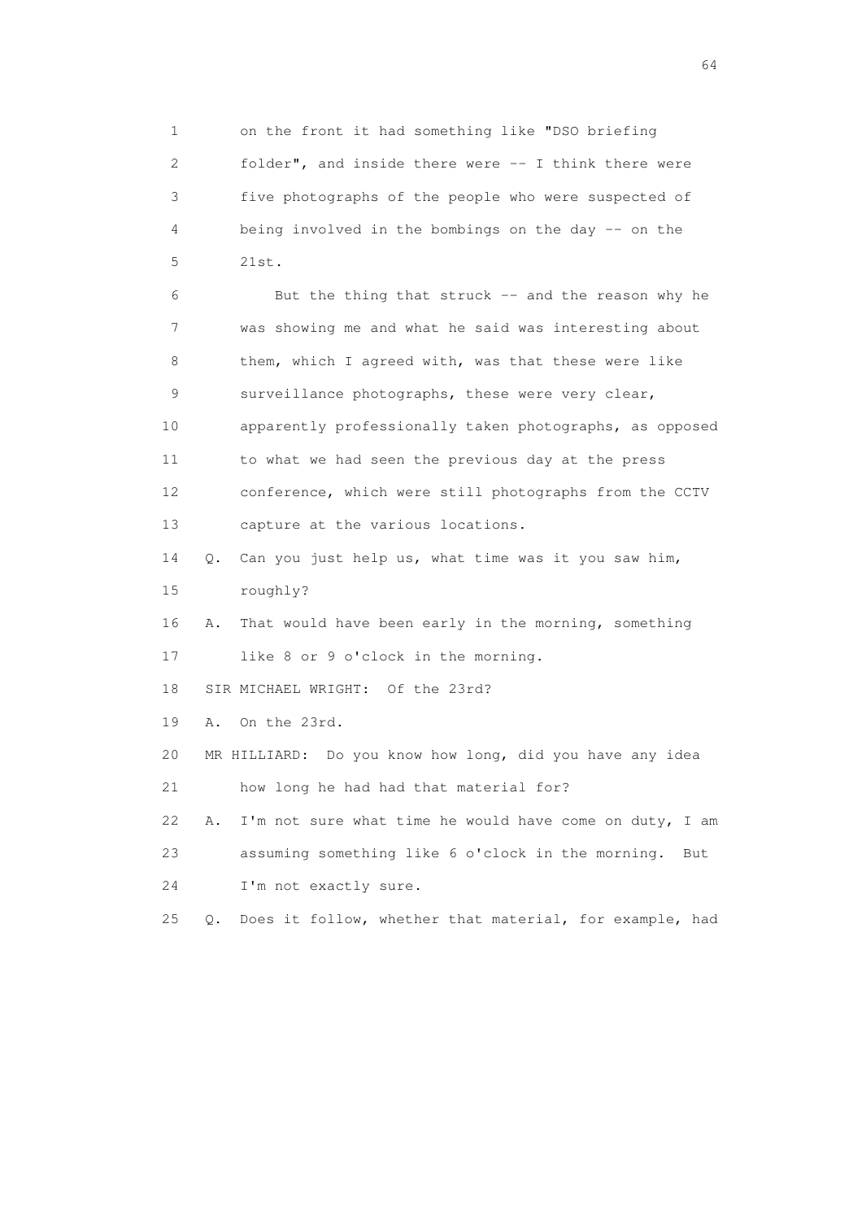1 on the front it had something like "DSO briefing
2 folder", and inside there were -- I think there were
3 five photographs of the people who were suspected of
4 being involved in the bombings on the day -- on the
5 21st.

6 But the thing that struck -- and the reason why he
7 was showing me and what he said was interesting about
8 them, which I agreed with, was that these were like
9 surveillance photographs, these were very clear,
10 apparently professionally taken photographs, as opposed
11 to what we had seen the previous day at the press
12 conference, which were still photographs from the CCTV
13 capture at the various locations.

14 Q. Can you just help us, what time was it you saw him,
15 roughly?

16 A. That would have been early in the morning, something
17 like 8 or 9 o'clock in the morning.

18 SIR MICHAEL WRIGHT: Of the 23rd?

19 A. On the 23rd.

20 MR HILLIARD: Do you know how long, did you have any idea
21 how long he had had that material for?

22 A. I'm not sure what time he would have come on duty, I am
23 assuming something like 6 o'clock in the morning. But
24 I'm not exactly sure.

25 Q. Does it follow, whether that material, for example, had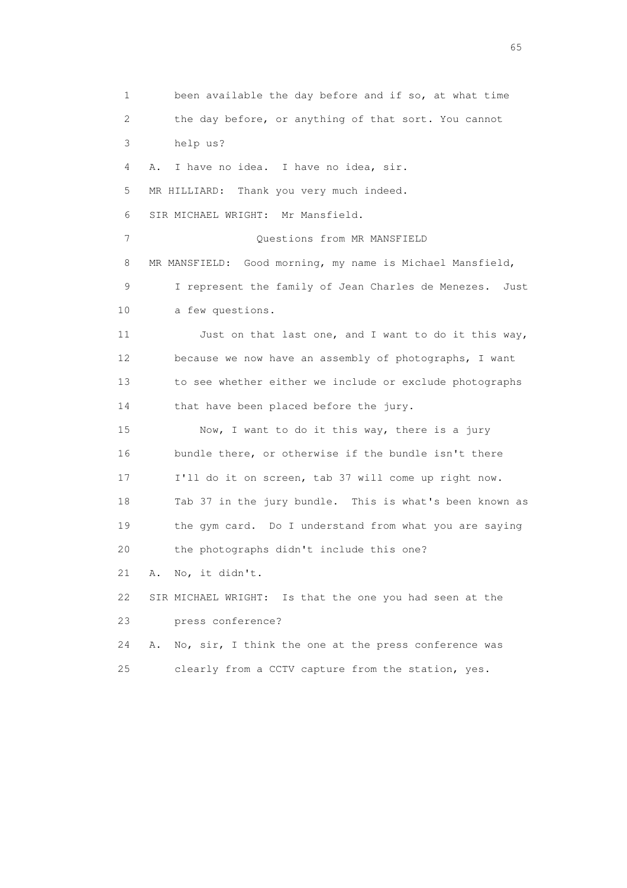1 been available the day before and if so, at what time
2 the day before, or anything of that sort. You cannot
3 help us?
4 A. I have no idea. I have no idea, sir.
5 MR HILLIARD: Thank you very much indeed.
6 SIR MICHAEL WRIGHT: Mr Mansfield.
7 Questions from MR MANSFIELD
8 MR MANSFIELD: Good morning, my name is Michael Mansfield,
9 I represent the family of Jean Charles de Menezes. Just
10 a few questions.
11 Just on that last one, and I want to do it this way,
12 because we now have an assembly of photographs, I want
13 to see whether either we include or exclude photographs
14 that have been placed before the jury.
15 Now, I want to do it this way, there is a jury
16 bundle there, or otherwise if the bundle isn't there
17 I'll do it on screen, tab 37 will come up right now.
18 Tab 37 in the jury bundle. This is what's been known as
19 the gym card. Do I understand from what you are saying
20 the photographs didn't include this one?
21 A. No, it didn't.
22 SIR MICHAEL WRIGHT: Is that the one you had seen at the
23 press conference?
24 A. No, sir, I think the one at the press conference was
25 clearly from a CCTV capture from the station, yes.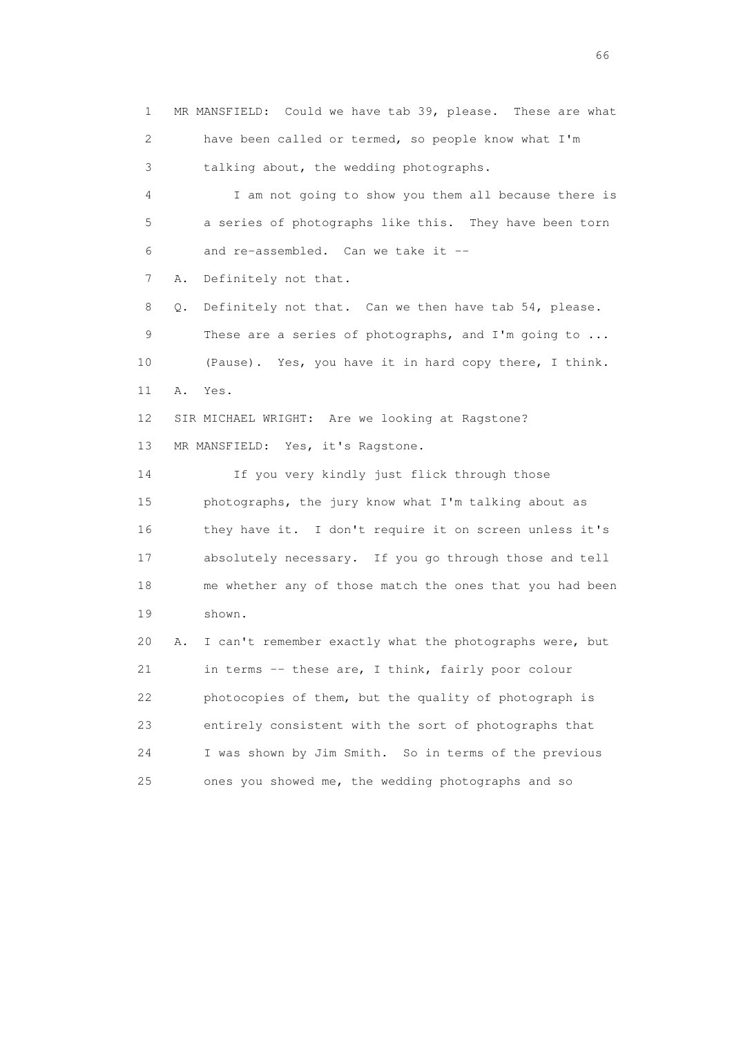1 MR MANSFIELD: Could we have tab 39, please. These are what
2 have been called or termed, so people know what I'm
3 talking about, the wedding photographs.
4 I am not going to show you them all because there is
5 a series of photographs like this. They have been torn
6 and re-assembled. Can we take it --
7 A. Definitely not that.
8 Q. Definitely not that. Can we then have tab 54, please.
9 These are a series of photographs, and I'm going to ...
10 (Pause). Yes, you have it in hard copy there, I think.
11 A. Yes.
12 SIR MICHAEL WRIGHT: Are we looking at Ragstone?
13 MR MANSFIELD: Yes, it's Ragstone.
14 If you very kindly just flick through those
15 photographs, the jury know what I'm talking about as
16 they have it. I don't require it on screen unless it's
17 absolutely necessary. If you go through those and tell
18 me whether any of those match the ones that you had been
19 shown.
20 A. I can't remember exactly what the photographs were, but
21 in terms -- these are, I think, fairly poor colour
22 photocopies of them, but the quality of photograph is
23 entirely consistent with the sort of photographs that
24 I was shown by Jim Smith. So in terms of the previous
25 ones you showed me, the wedding photographs and so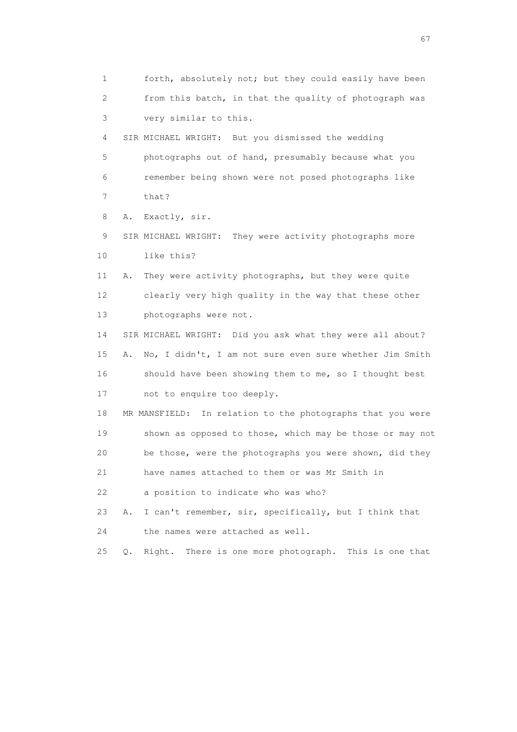1 forth, absolutely not; but they could easily have been
2 from this batch, in that the quality of photograph was
3 very similar to this.
4 SIR MICHAEL WRIGHT: But you dismissed the wedding
5 photographs out of hand, presumably because what you
6 remember being shown were not posed photographs like
7 that?
8 A. Exactly, sir.
9 SIR MICHAEL WRIGHT: They were activity photographs more
10 like this?
11 A. They were activity photographs, but they were quite
12 clearly very high quality in the way that these other
13 photographs were not.
14 SIR MICHAEL WRIGHT: Did you ask what they were all about?
15 A. No, I didn't, I am not sure even sure whether Jim Smith
16 should have been showing them to me, so I thought best
17 not to enquire too deeply.
18 MR MANSFIELD: In relation to the photographs that you were
19 shown as opposed to those, which may be those or may not
20 be those, were the photographs you were shown, did they
21 have names attached to them or was Mr Smith in
22 a position to indicate who was who?
23 A. I can't remember, sir, specifically, but I think that
24 the names were attached as well.
25 Q. Right. There is one more photograph. This is one that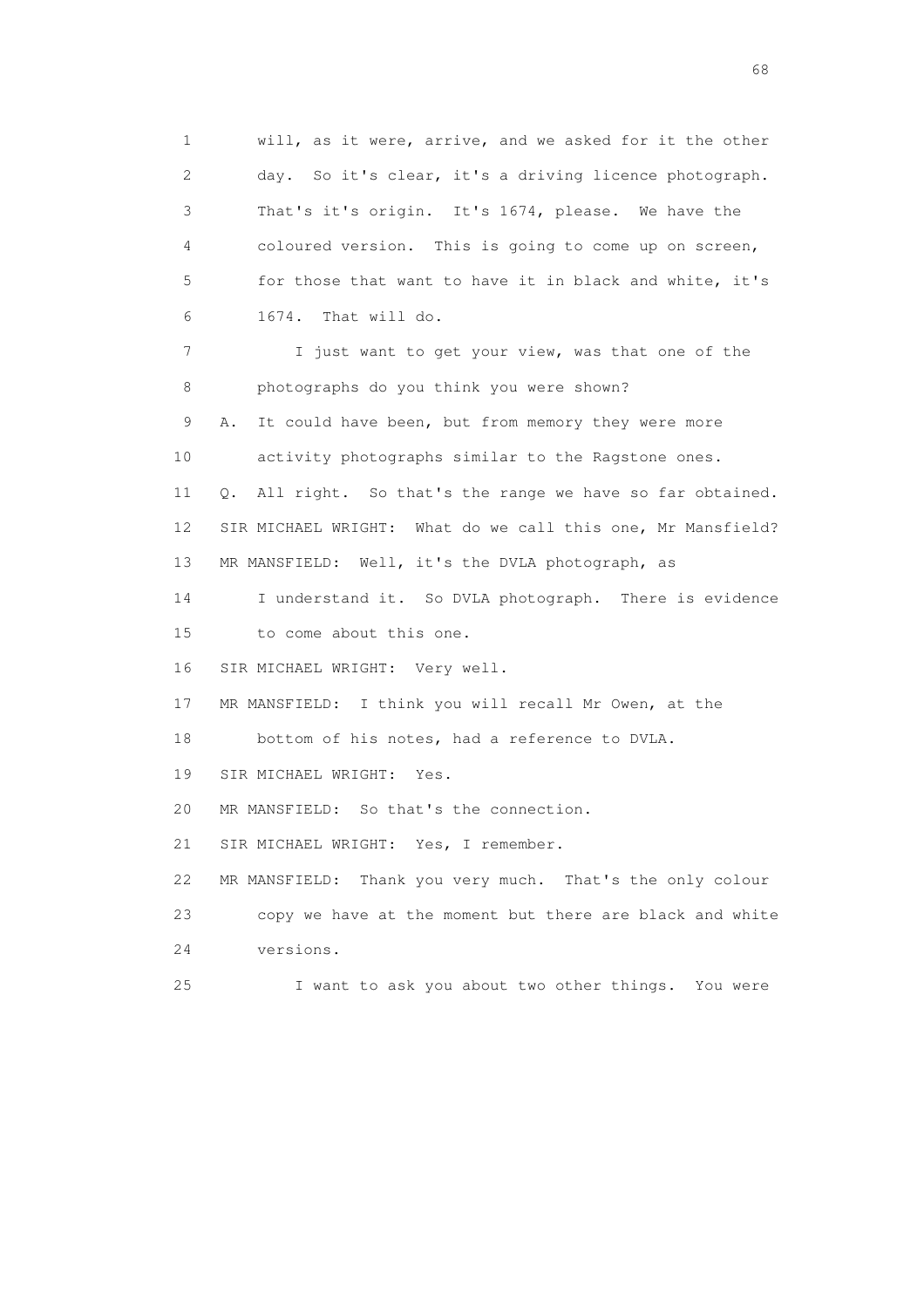1 will, as it were, arrive, and we asked for it the other
2 day. So it's clear, it's a driving licence photograph.
3 That's it's origin. It's 1674, please. We have the
4 coloured version. This is going to come up on screen,
5 for those that want to have it in black and white, it's
6 1674. That will do.

7 I just want to get your view, was that one of the
8 photographs do you think you were shown?

9 A. It could have been, but from memory they were more
10 activity photographs similar to the Ragstone ones.

11 Q. All right. So that's the range we have so far obtained.

12 SIR MICHAEL WRIGHT: What do we call this one, Mr Mansfield?

13 MR MANSFIELD: Well, it's the DVLA photograph, as
14 I understand it. So DVLA photograph. There is evidence
15 to come about this one.

16 SIR MICHAEL WRIGHT: Very well.

17 MR MANSFIELD: I think you will recall Mr Owen, at the
18 bottom of his notes, had a reference to DVLA.

19 SIR MICHAEL WRIGHT: Yes.

20 MR MANSFIELD: So that's the connection.

21 SIR MICHAEL WRIGHT: Yes, I remember.

22 MR MANSFIELD: Thank you very much. That's the only colour
23 copy we have at the moment but there are black and white
24 versions.

25 I want to ask you about two other things. You were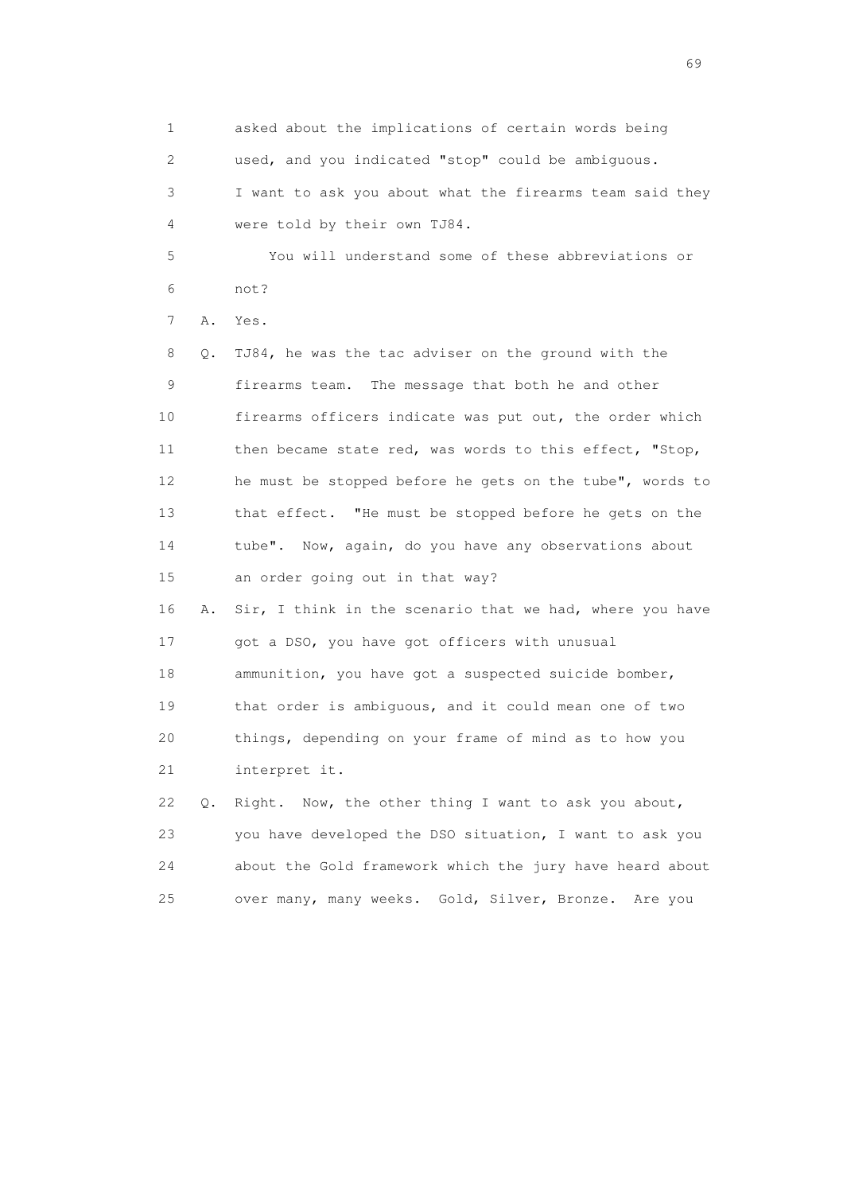1 asked about the implications of certain words being
2 used, and you indicated "stop" could be ambiguous.
3 I want to ask you about what the firearms team said they
4 were told by their own TJ84.
5 You will understand some of these abbreviations or
6 not?
7 A. Yes.
8 Q. TJ84, he was the tac adviser on the ground with the
9 firearms team. The message that both he and other
10 firearms officers indicate was put out, the order which
11 then became state red, was words to this effect, "Stop,
12 he must be stopped before he gets on the tube", words to
13 that effect. "He must be stopped before he gets on the
14 tube". Now, again, do you have any observations about
15 an order going out in that way?
16 A. Sir, I think in the scenario that we had, where you have
17 got a DSO, you have got officers with unusual
18 ammunition, you have got a suspected suicide bomber,
19 that order is ambiguous, and it could mean one of two
20 things, depending on your frame of mind as to how you
21 interpret it.
22 Q. Right. Now, the other thing I want to ask you about,
23 you have developed the DSO situation, I want to ask you
24 about the Gold framework which the jury have heard about
25 over many, many weeks. Gold, Silver, Bronze. Are you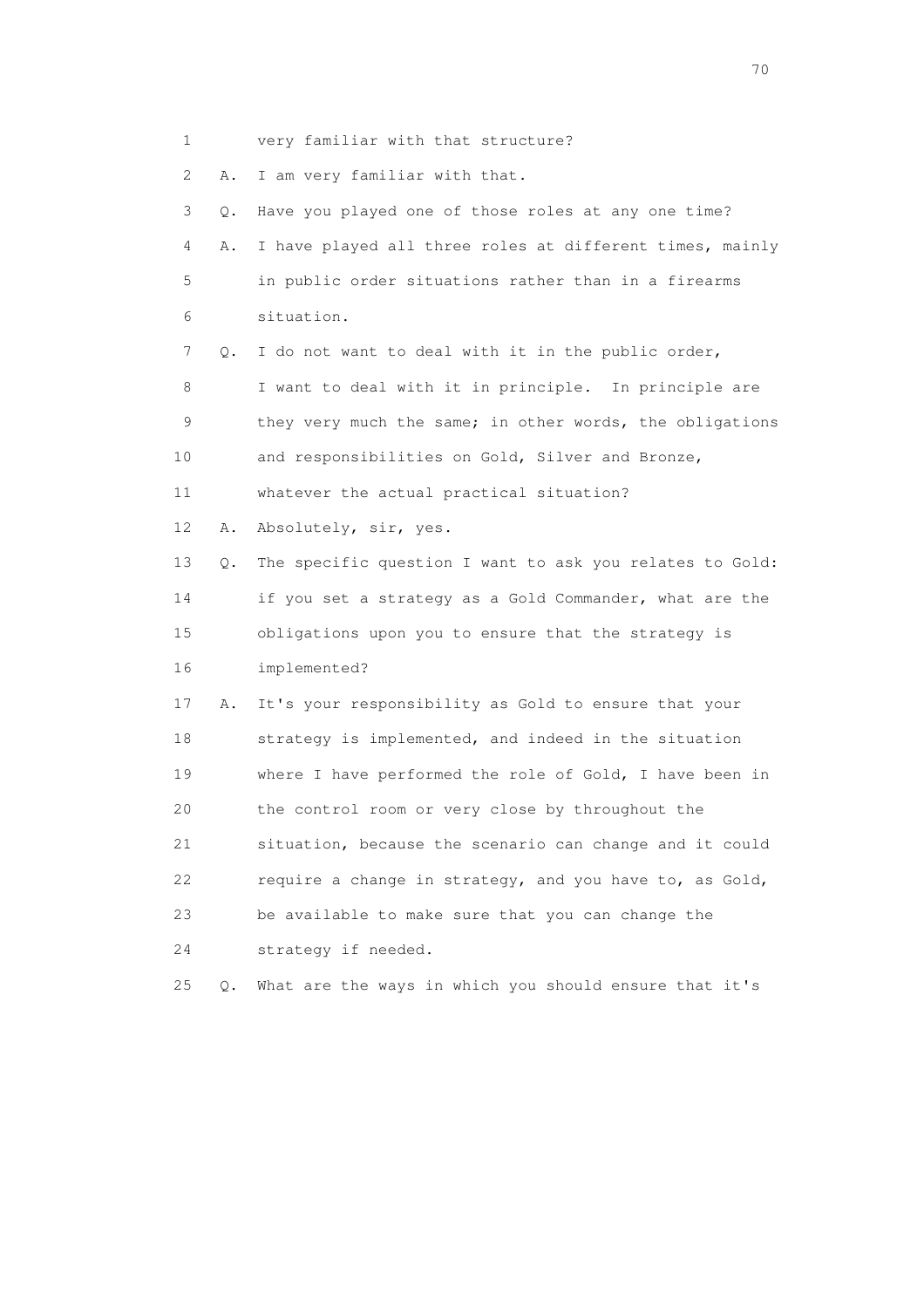1 very familiar with that structure?

2 A. I am very familiar with that.

3 Q. Have you played one of those roles at any one time?

4 A. I have played all three roles at different times, mainly

5 in public order situations rather than in a firearms

6 situation.

7 Q. I do not want to deal with it in the public order,

8 I want to deal with it in principle. In principle are

9 they very much the same; in other words, the obligations

10 and responsibilities on Gold, Silver and Bronze,

11 whatever the actual practical situation?

12 A. Absolutely, sir, yes.

13 Q. The specific question I want to ask you relates to Gold:

14 if you set a strategy as a Gold Commander, what are the

15 obligations upon you to ensure that the strategy is

16 implemented?

17 A. It's your responsibility as Gold to ensure that your

18 strategy is implemented, and indeed in the situation

19 where I have performed the role of Gold, I have been in

20 the control room or very close by throughout the

21 situation, because the scenario can change and it could

22 require a change in strategy, and you have to, as Gold,

23 be available to make sure that you can change the

24 strategy if needed.

25 Q. What are the ways in which you should ensure that it's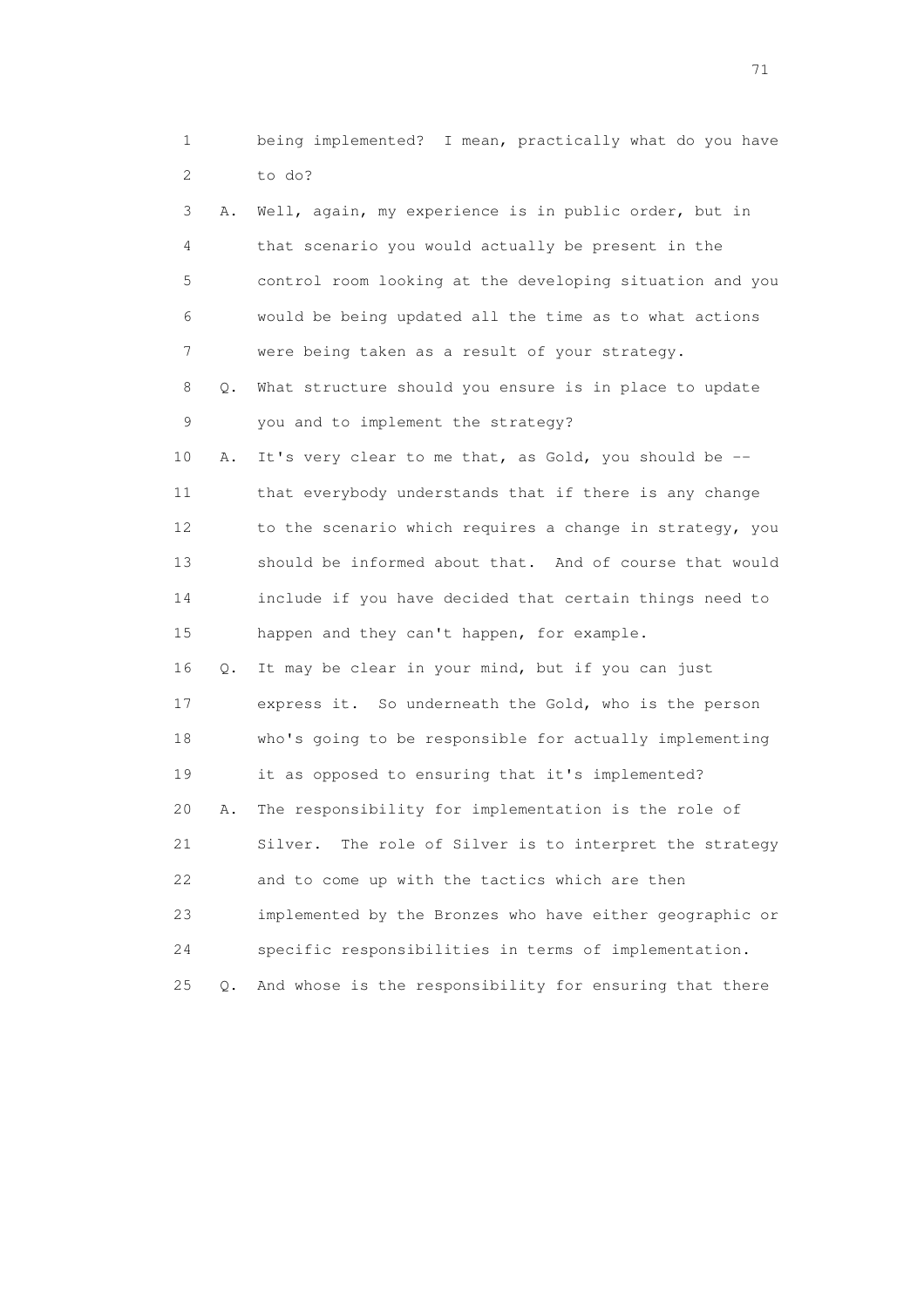1 being implemented? I mean, practically what do you have
2 to do?

3 A. Well, again, my experience is in public order, but in
4 that scenario you would actually be present in the
5 control room looking at the developing situation and you
6 would be being updated all the time as to what actions
7 were being taken as a result of your strategy.

8 Q. What structure should you ensure is in place to update
9 you and to implement the strategy?

10 A. It's very clear to me that, as Gold, you should be --
11 that everybody understands that if there is any change
12 to the scenario which requires a change in strategy, you
13 should be informed about that. And of course that would
14 include if you have decided that certain things need to
15 happen and they can't happen, for example.

16 Q. It may be clear in your mind, but if you can just
17 express it. So underneath the Gold, who is the person
18 who's going to be responsible for actually implementing
19 it as opposed to ensuring that it's implemented?

20 A. The responsibility for implementation is the role of
21 Silver. The role of Silver is to interpret the strategy
22 and to come up with the tactics which are then
23 implemented by the Bronzes who have either geographic or
24 specific responsibilities in terms of implementation.

25 Q. And whose is the responsibility for ensuring that there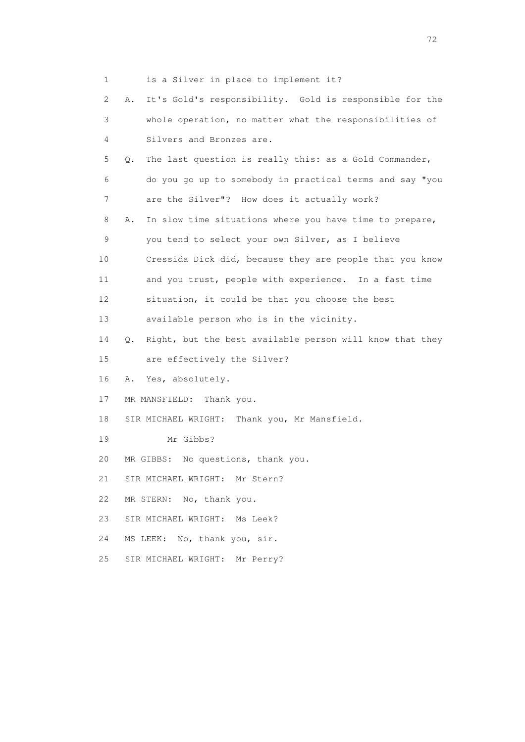1 is a Silver in place to implement it?

2 A. It's Gold's responsibility. Gold is responsible for the

3 whole operation, no matter what the responsibilities of

4 Silvers and Bronzes are.

5 Q. The last question is really this: as a Gold Commander,

6 do you go up to somebody in practical terms and say "you

7 are the Silver"? How does it actually work?

8 A. In slow time situations where you have time to prepare,

9 you tend to select your own Silver, as I believe

10 Cressida Dick did, because they are people that you know

11 and you trust, people with experience. In a fast time

12 situation, it could be that you choose the best

13 available person who is in the vicinity.

14 Q. Right, but the best available person will know that they

15 are effectively the Silver?

16 A. Yes, absolutely.

17 MR MANSFIELD: Thank you.

18 SIR MICHAEL WRIGHT: Thank you, Mr Mansfield.

19 Mr Gibbs?

20 MR GIBBS: No questions, thank you.

21 SIR MICHAEL WRIGHT: Mr Stern?

22 MR STERN: No, thank you.

23 SIR MICHAEL WRIGHT: Ms Leek?

24 MS LEEK: No, thank you, sir.

25 SIR MICHAEL WRIGHT: Mr Perry?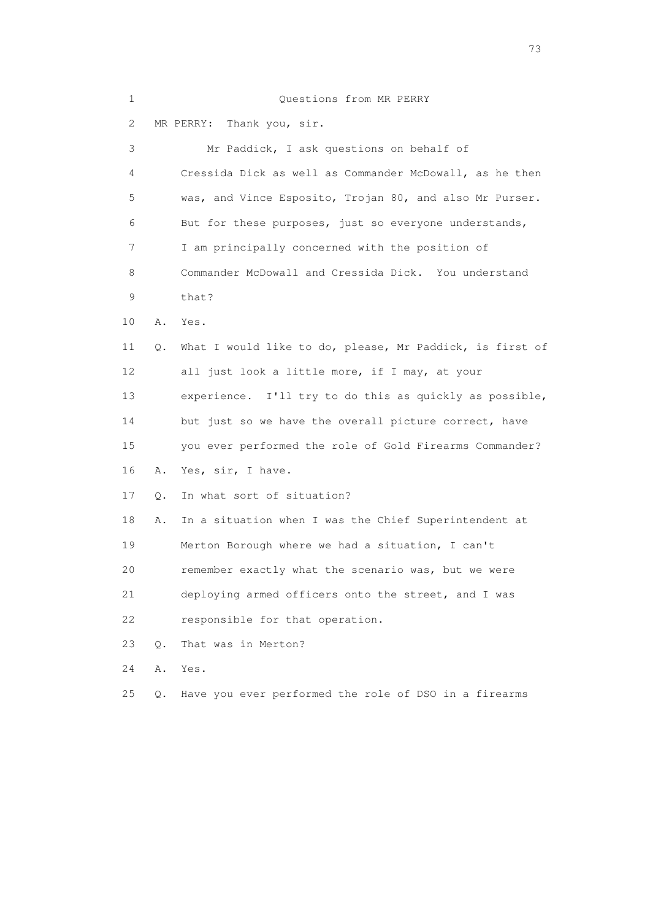Questions from MR PERRY

MR PERRY: Thank you, sir.

Mr Paddick, I ask questions on behalf of Cressida Dick as well as Commander McDowall, as he then was, and Vince Esposito, Trojan 80, and also Mr Purser. But for these purposes, just so everyone understands, I am principally concerned with the position of Commander McDowall and Cressida Dick. You understand that?

A. Yes.

Q. What I would like to do, please, Mr Paddick, is first of all just look a little more, if I may, at your experience. I'll try to do this as quickly as possible, but just so we have the overall picture correct, have you ever performed the role of Gold Firearms Commander?

A. Yes, sir, I have.

Q. In what sort of situation?

A. In a situation when I was the Chief Superintendent at Merton Borough where we had a situation, I can't remember exactly what the scenario was, but we were deploying armed officers onto the street, and I was responsible for that operation.

Q. That was in Merton?

A. Yes.

Q. Have you ever performed the role of DSO in a firearms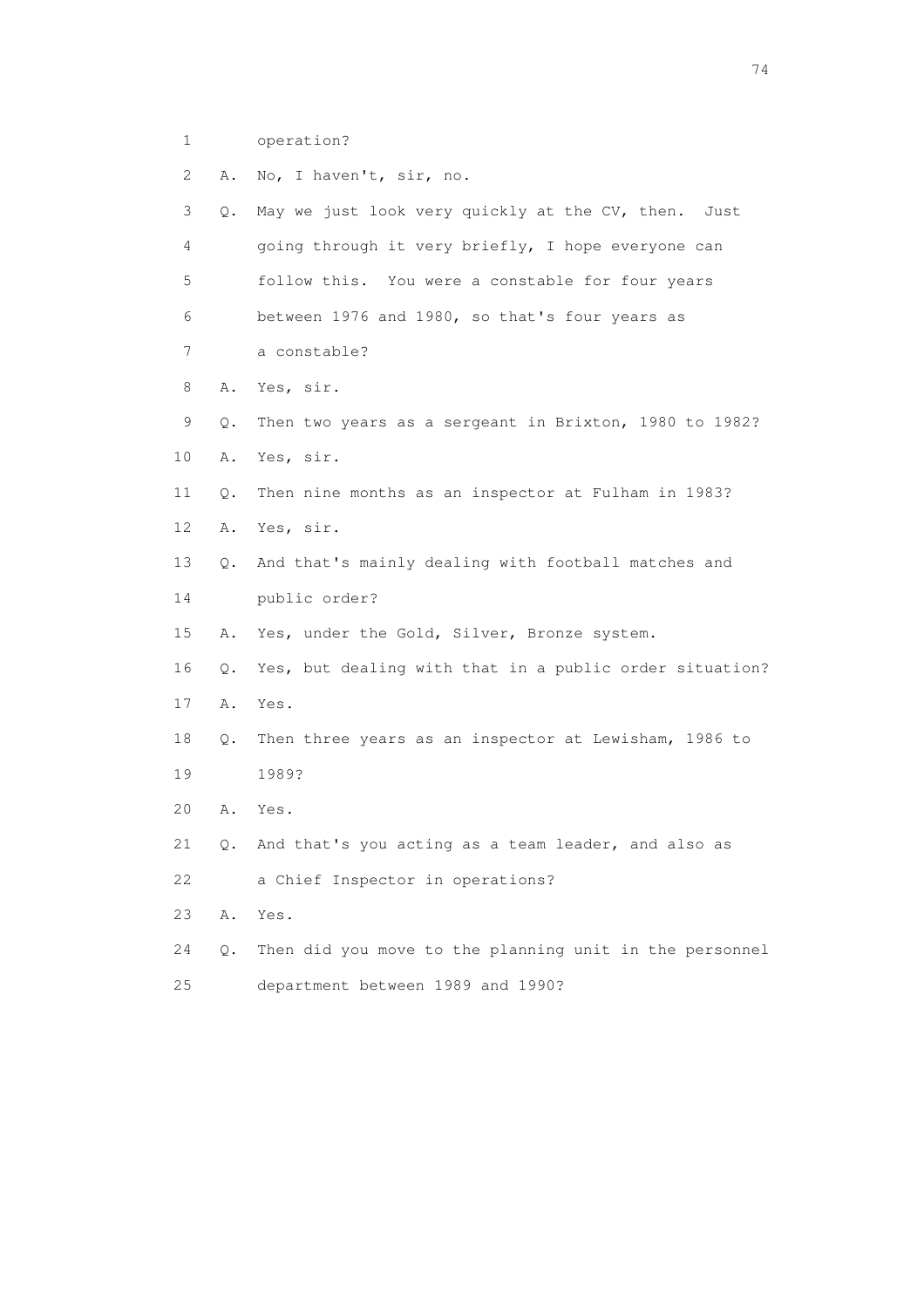1 operation?

2 A. No, I haven't, sir, no.

3 Q. May we just look very quickly at the CV, then. Just

4 going through it very briefly, I hope everyone can

5 follow this. You were a constable for four years

6 between 1976 and 1980, so that's four years as

7 a constable?

8 A. Yes, sir.

9 Q. Then two years as a sergeant in Brixton, 1980 to 1982?

10 A. Yes, sir.

11 Q. Then nine months as an inspector at Fulham in 1983?

12 A. Yes, sir.

13 Q. And that's mainly dealing with football matches and

14 public order?

15 A. Yes, under the Gold, Silver, Bronze system.

16 Q. Yes, but dealing with that in a public order situation?

17 A. Yes.

18 Q. Then three years as an inspector at Lewisham, 1986 to

19 1989?

20 A. Yes.

21 Q. And that's you acting as a team leader, and also as

22 a Chief Inspector in operations?

23 A. Yes.

24 Q. Then did you move to the planning unit in the personnel

25 department between 1989 and 1990?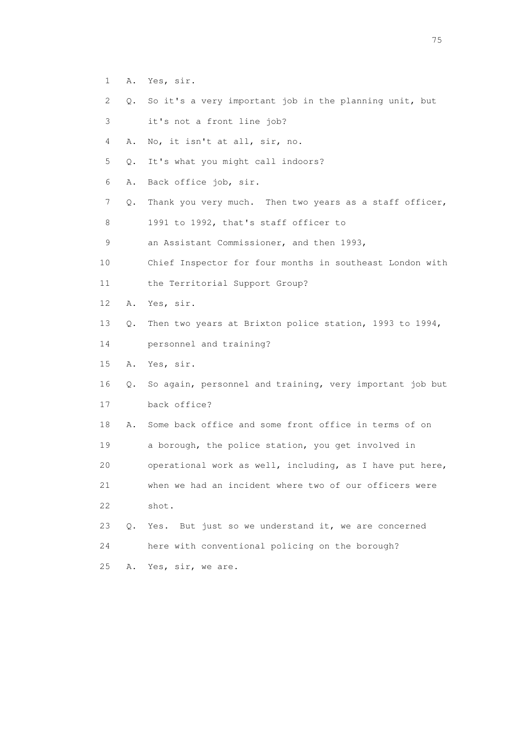1 A. Yes, sir.

2 Q. So it's a very important job in the planning unit, but

3 it's not a front line job?

4 A. No, it isn't at all, sir, no.

5 Q. It's what you might call indoors?

6 A. Back office job, sir.

7 Q. Thank you very much. Then two years as a staff officer,

8 1991 to 1992, that's staff officer to

9 an Assistant Commissioner, and then 1993,

10 Chief Inspector for four months in southeast London with

11 the Territorial Support Group?

12 A. Yes, sir.

13 Q. Then two years at Brixton police station, 1993 to 1994,

14 personnel and training?

15 A. Yes, sir.

16 Q. So again, personnel and training, very important job but

17 back office?

18 A. Some back office and some front office in terms of on

19 a borough, the police station, you get involved in

20 operational work as well, including, as I have put here,

21 when we had an incident where two of our officers were

22 shot.

23 Q. Yes. But just so we understand it, we are concerned

24 here with conventional policing on the borough?

25 A. Yes, sir, we are.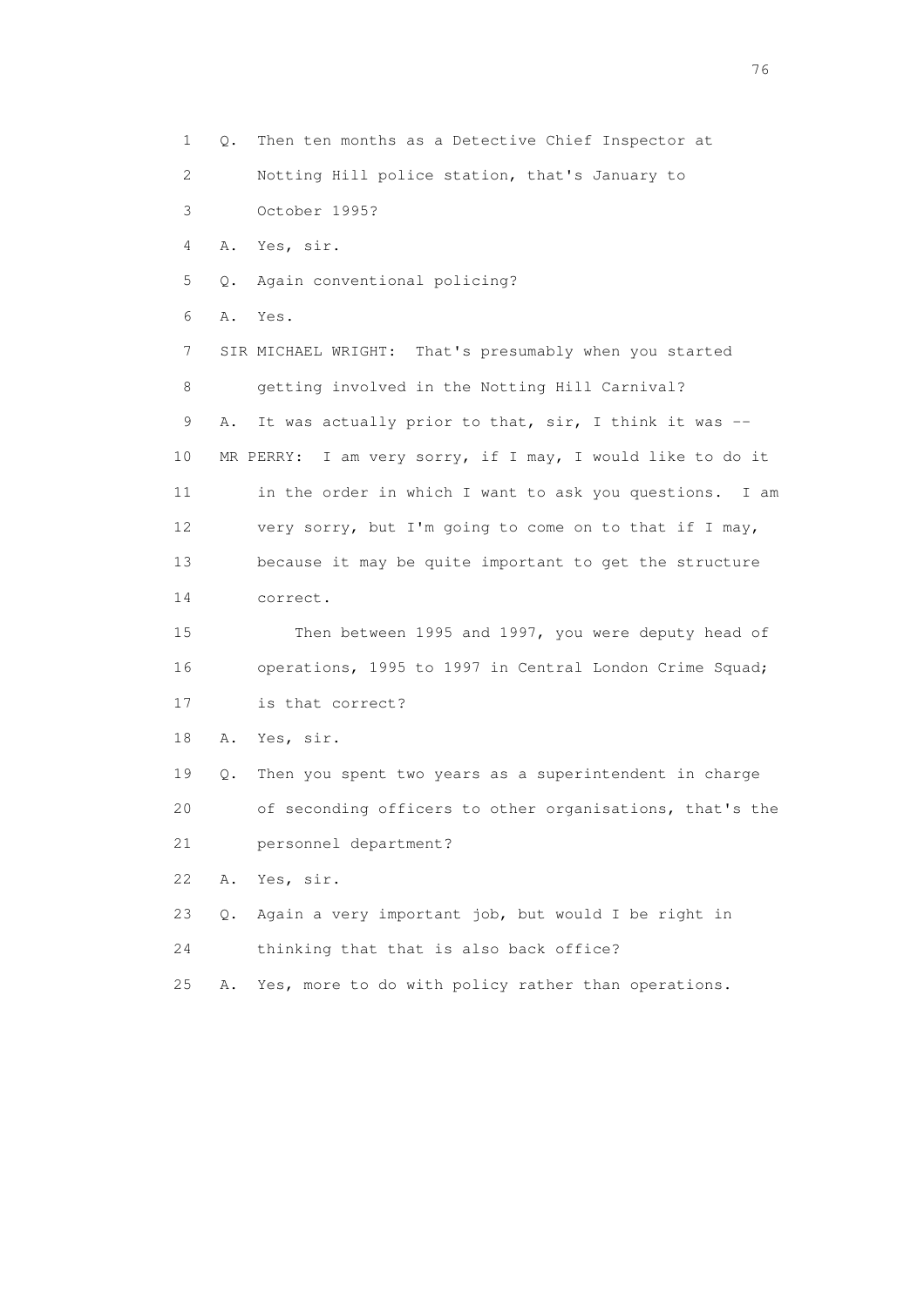1 Q. Then ten months as a Detective Chief Inspector at

2 Notting Hill police station, that's January to

3 October 1995?

4 A. Yes, sir.

5 Q. Again conventional policing?

6 A. Yes.

7 SIR MICHAEL WRIGHT: That's presumably when you started

8 getting involved in the Notting Hill Carnival?

9 A. It was actually prior to that, sir, I think it was --

10 MR PERRY: I am very sorry, if I may, I would like to do it

11 in the order in which I want to ask you questions. I am

12 very sorry, but I'm going to come on to that if I may,

13 because it may be quite important to get the structure

14 correct.

15 Then between 1995 and 1997, you were deputy head of

16 operations, 1995 to 1997 in Central London Crime Squad;

17 is that correct?

18 A. Yes, sir.

19 Q. Then you spent two years as a superintendent in charge

20 of seconding officers to other organisations, that's the

21 personnel department?

22 A. Yes, sir.

23 Q. Again a very important job, but would I be right in

24 thinking that that is also back office?

25 A. Yes, more to do with policy rather than operations.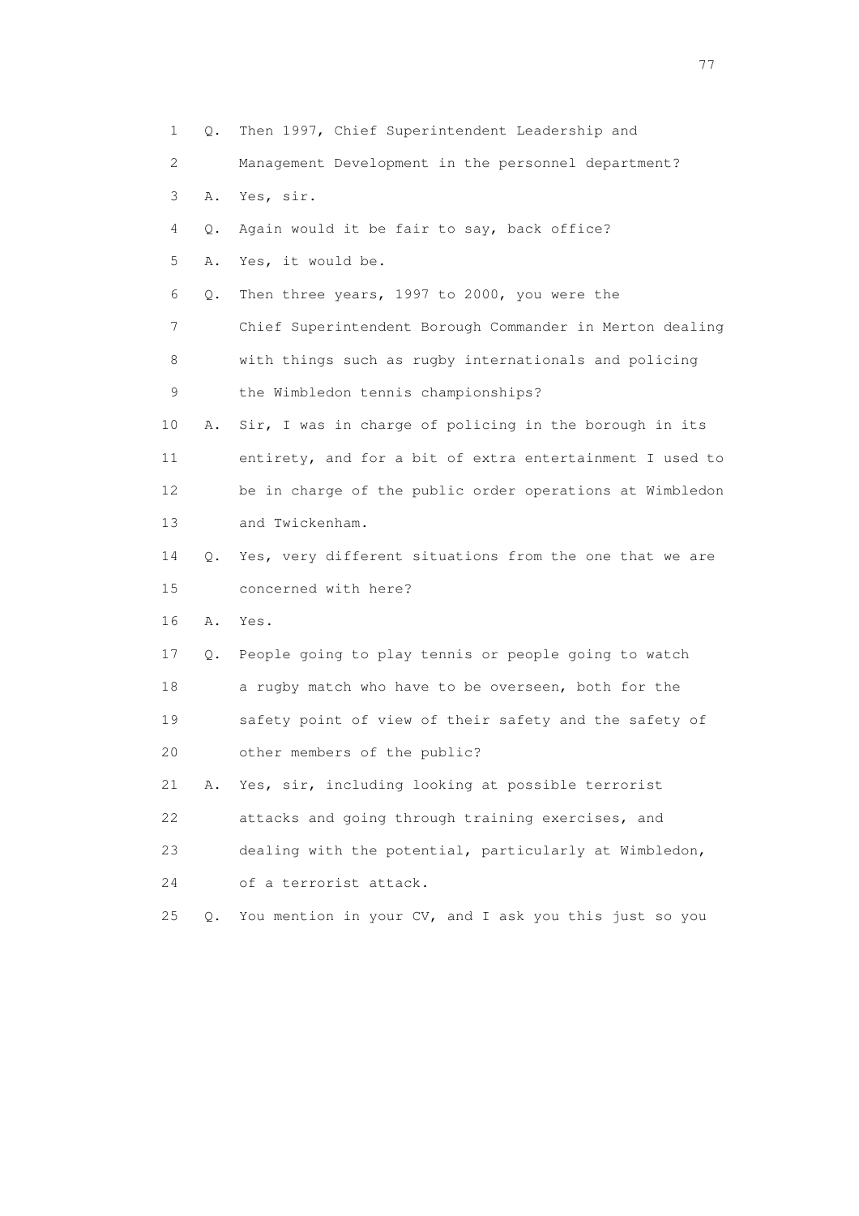1 Q. Then 1997, Chief Superintendent Leadership and
2 Management Development in the personnel department?
3 A. Yes, sir.
4 Q. Again would it be fair to say, back office?
5 A. Yes, it would be.
6 Q. Then three years, 1997 to 2000, you were the
7 Chief Superintendent Borough Commander in Merton dealing
8 with things such as rugby internationals and policing
9 the Wimbledon tennis championships?
10 A. Sir, I was in charge of policing in the borough in its
11 entirety, and for a bit of extra entertainment I used to
12 be in charge of the public order operations at Wimbledon
13 and Twickenham.
14 Q. Yes, very different situations from the one that we are
15 concerned with here?
16 A. Yes.
17 Q. People going to play tennis or people going to watch
18 a rugby match who have to be overseen, both for the
19 safety point of view of their safety and the safety of
20 other members of the public?
21 A. Yes, sir, including looking at possible terrorist
22 attacks and going through training exercises, and
23 dealing with the potential, particularly at Wimbledon,
24 of a terrorist attack.
25 Q. You mention in your CV, and I ask you this just so you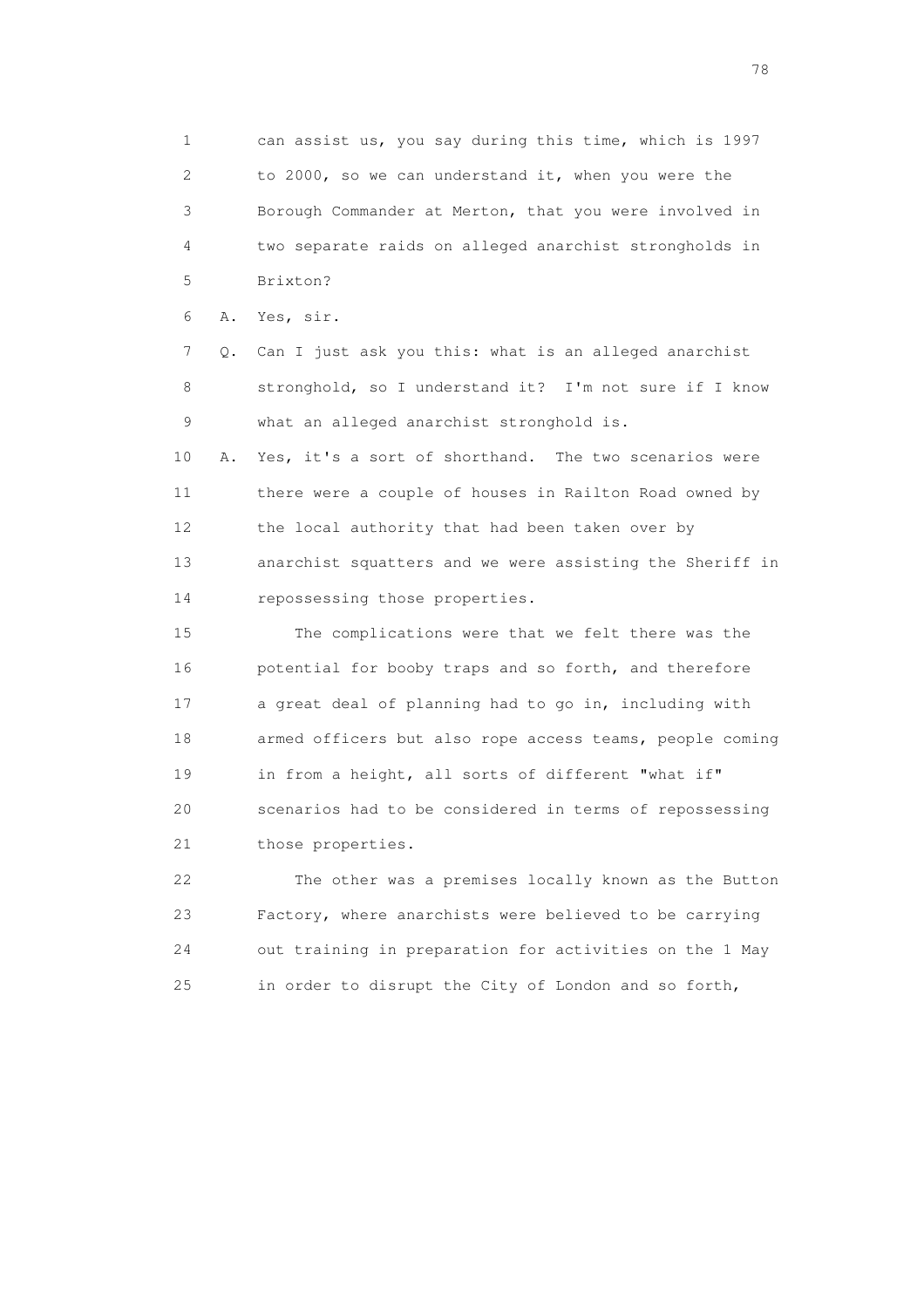1 can assist us, you say during this time, which is 1997
2 to 2000, so we can understand it, when you were the
3 Borough Commander at Merton, that you were involved in
4 two separate raids on alleged anarchist strongholds in
5 Brixton?

6 A. Yes, sir.

7 Q. Can I just ask you this: what is an alleged anarchist
8 stronghold, so I understand it? I'm not sure if I know
9 what an alleged anarchist stronghold is.

10 A. Yes, it's a sort of shorthand. The two scenarios were
11 there were a couple of houses in Railton Road owned by
12 the local authority that had been taken over by
13 anarchist squatters and we were assisting the Sheriff in
14 repossessing those properties.

15 The complications were that we felt there was the
16 potential for booby traps and so forth, and therefore
17 a great deal of planning had to go in, including with
18 armed officers but also rope access teams, people coming
19 in from a height, all sorts of different "what if"
20 scenarios had to be considered in terms of repossessing
21 those properties.

22 The other was a premises locally known as the Button
23 Factory, where anarchists were believed to be carrying
24 out training in preparation for activities on the 1 May
25 in order to disrupt the City of London and so forth,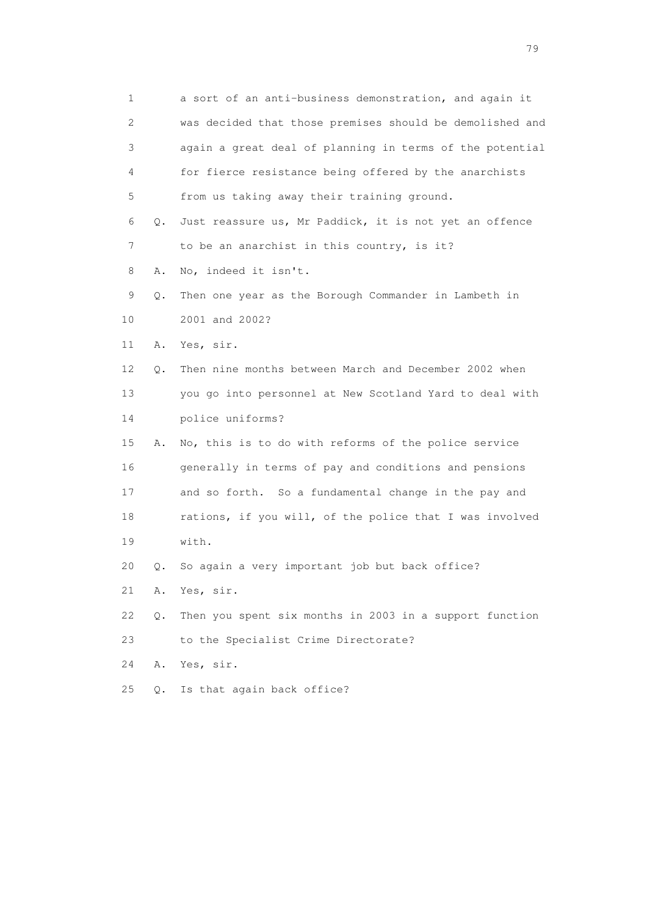1 a sort of an anti-business demonstration, and again it
2 was decided that those premises should be demolished and
3 again a great deal of planning in terms of the potential
4 for fierce resistance being offered by the anarchists
5 from us taking away their training ground.

6 Q. Just reassure us, Mr Paddick, it is not yet an offence
7 to be an anarchist in this country, is it?

8 A. No, indeed it isn't.

9 Q. Then one year as the Borough Commander in Lambeth in
10 2001 and 2002?

11 A. Yes, sir.

12 Q. Then nine months between March and December 2002 when
13 you go into personnel at New Scotland Yard to deal with
14 police uniforms?

15 A. No, this is to do with reforms of the police service
16 generally in terms of pay and conditions and pensions
17 and so forth. So a fundamental change in the pay and
18 rations, if you will, of the police that I was involved
19 with.

20 Q. So again a very important job but back office?

21 A. Yes, sir.

22 Q. Then you spent six months in 2003 in a support function
23 to the Specialist Crime Directorate?

24 A. Yes, sir.

25 Q. Is that again back office?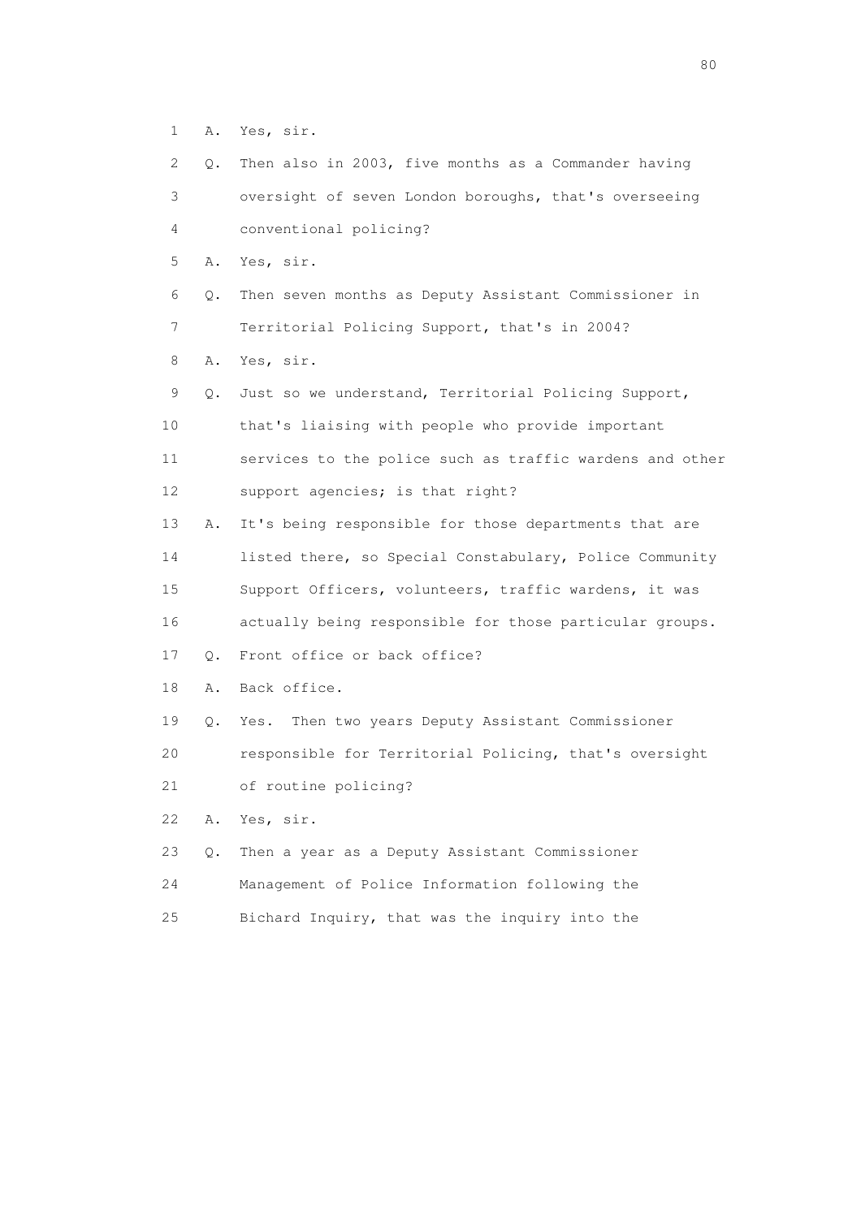1 A. Yes, sir.

2 Q. Then also in 2003, five months as a Commander having
3 oversight of seven London boroughs, that's overseeing
4 conventional policing?

5 A. Yes, sir.

6 Q. Then seven months as Deputy Assistant Commissioner in
7 Territorial Policing Support, that's in 2004?

8 A. Yes, sir.

9 Q. Just so we understand, Territorial Policing Support,
10 that's liaising with people who provide important
11 services to the police such as traffic wardens and other
12 support agencies; is that right?

13 A. It's being responsible for those departments that are
14 listed there, so Special Constabulary, Police Community
15 Support Officers, volunteers, traffic wardens, it was
16 actually being responsible for those particular groups.

17 Q. Front office or back office?

18 A. Back office.

19 Q. Yes. Then two years Deputy Assistant Commissioner
20 responsible for Territorial Policing, that's oversight
21 of routine policing?

22 A. Yes, sir.

23 Q. Then a year as a Deputy Assistant Commissioner
24 Management of Police Information following the
25 Bichard Inquiry, that was the inquiry into the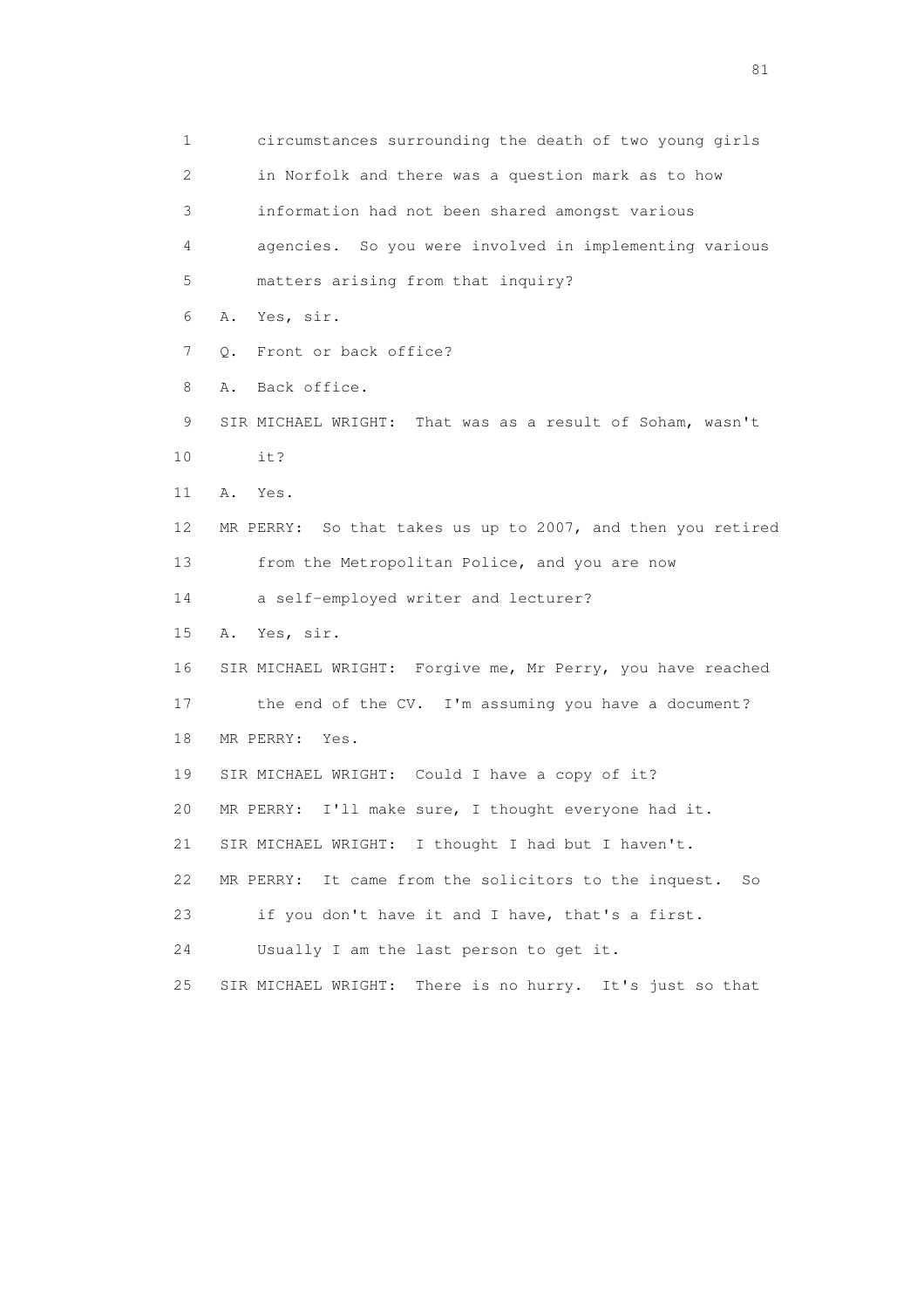1 circumstances surrounding the death of two young girls
2 in Norfolk and there was a question mark as to how
3 information had not been shared amongst various
4 agencies. So you were involved in implementing various
5 matters arising from that inquiry?
6 A. Yes, sir.
7 Q. Front or back office?
8 A. Back office.
9 SIR MICHAEL WRIGHT: That was as a result of Soham, wasn't
10 it?
11 A. Yes.
12 MR PERRY: So that takes us up to 2007, and then you retired
13 from the Metropolitan Police, and you are now
14 a self-employed writer and lecturer?
15 A. Yes, sir.
16 SIR MICHAEL WRIGHT: Forgive me, Mr Perry, you have reached
17 the end of the CV. I'm assuming you have a document?
18 MR PERRY: Yes.
19 SIR MICHAEL WRIGHT: Could I have a copy of it?
20 MR PERRY: I'll make sure, I thought everyone had it.
21 SIR MICHAEL WRIGHT: I thought I had but I haven't.
22 MR PERRY: It came from the solicitors to the inquest. So
23 if you don't have it and I have, that's a first.
24 Usually I am the last person to get it.
25 SIR MICHAEL WRIGHT: There is no hurry. It's just so that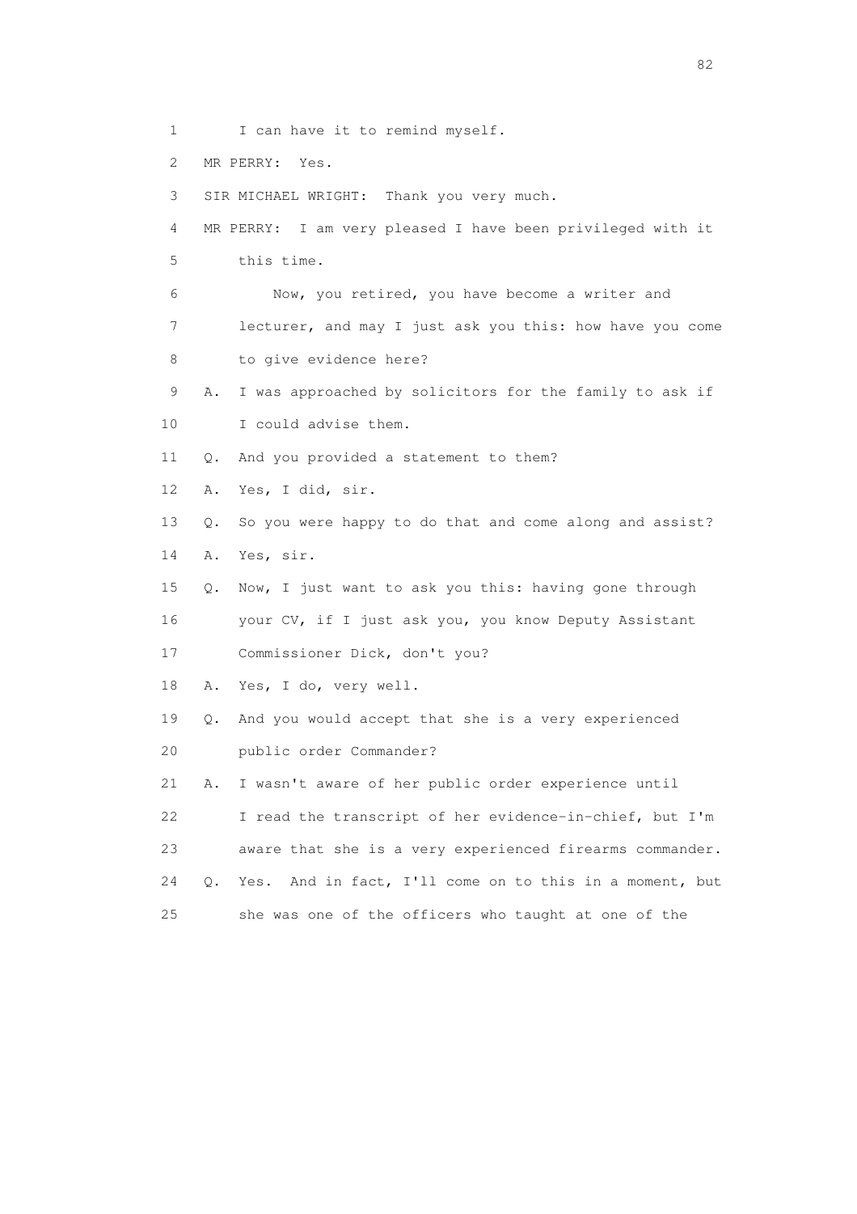1 I can have it to remind myself.

2 MR PERRY: Yes.

3 SIR MICHAEL WRIGHT: Thank you very much.

4 MR PERRY: I am very pleased I have been privileged with it

5 this time.

6 Now, you retired, you have become a writer and

7 lecturer, and may I just ask you this: how have you come

8 to give evidence here?

9 A. I was approached by solicitors for the family to ask if

10 I could advise them.

11 Q. And you provided a statement to them?

12 A. Yes, I did, sir.

13 Q. So you were happy to do that and come along and assist?

14 A. Yes, sir.

15 Q. Now, I just want to ask you this: having gone through

16 your CV, if I just ask you, you know Deputy Assistant

17 Commissioner Dick, don't you?

18 A. Yes, I do, very well.

19 Q. And you would accept that she is a very experienced

20 public order Commander?

21 A. I wasn't aware of her public order experience until

22 I read the transcript of her evidence-in-chief, but I'm

23 aware that she is a very experienced firearms commander.

24 Q. Yes. And in fact, I'll come on to this in a moment, but

25 she was one of the officers who taught at one of the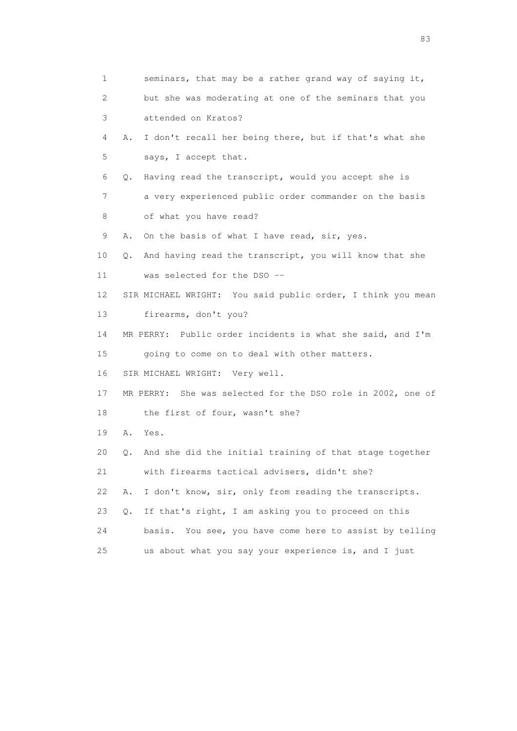1 seminars, that may be a rather grand way of saying it,

2 but she was moderating at one of the seminars that you

3 attended on Kratos?

4 A. I don't recall her being there, but if that's what she

5 says, I accept that.

6 Q. Having read the transcript, would you accept she is

7 a very experienced public order commander on the basis

8 of what you have read?

9 A. On the basis of what I have read, sir, yes.

10 Q. And having read the transcript, you will know that she

11 was selected for the DSO --

12 SIR MICHAEL WRIGHT: You said public order, I think you mean

13 firearms, don't you?

14 MR PERRY: Public order incidents is what she said, and I'm

15 going to come on to deal with other matters.

16 SIR MICHAEL WRIGHT: Very well.

17 MR PERRY: She was selected for the DSO role in 2002, one of

18 the first of four, wasn't she?

19 A. Yes.

20 Q. And she did the initial training of that stage together

21 with firearms tactical advisers, didn't she?

22 A. I don't know, sir, only from reading the transcripts.

23 Q. If that's right, I am asking you to proceed on this

24 basis. You see, you have come here to assist by telling

25 us about what you say your experience is, and I just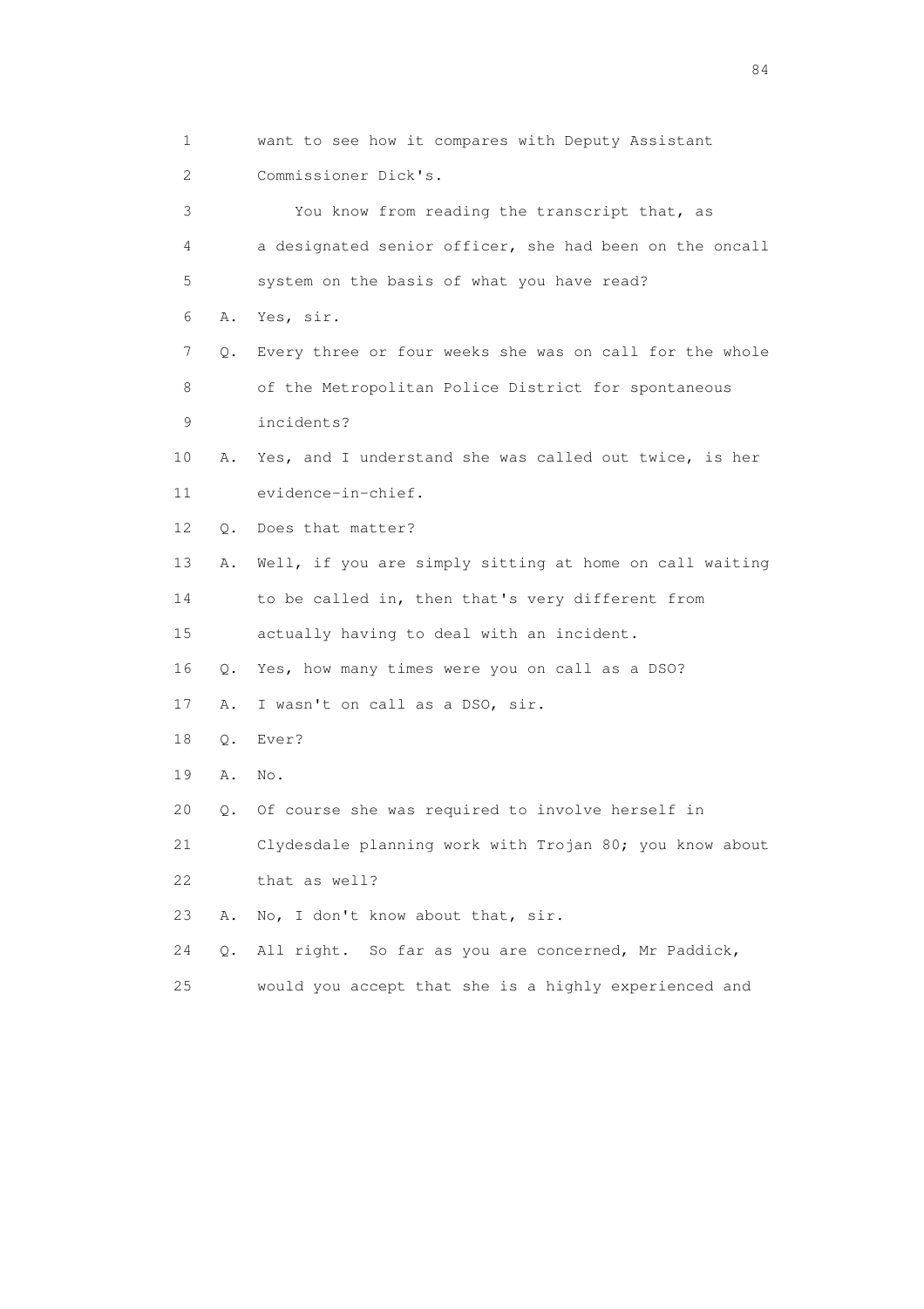1 want to see how it compares with Deputy Assistant
2 Commissioner Dick's.
3 You know from reading the transcript that, as
4 a designated senior officer, she had been on the oncall
5 system on the basis of what you have read?
6 A. Yes, sir.
7 Q. Every three or four weeks she was on call for the whole
8 of the Metropolitan Police District for spontaneous
9 incidents?
10 A. Yes, and I understand she was called out twice, is her
11 evidence-in-chief.
12 Q. Does that matter?
13 A. Well, if you are simply sitting at home on call waiting
14 to be called in, then that's very different from
15 actually having to deal with an incident.
16 Q. Yes, how many times were you on call as a DSO?
17 A. I wasn't on call as a DSO, sir.
18 Q. Ever?
19 A. No.
20 Q. Of course she was required to involve herself in
21 Clydesdale planning work with Trojan 80; you know about
22 that as well?
23 A. No, I don't know about that, sir.
24 Q. All right. So far as you are concerned, Mr Paddick,
25 would you accept that she is a highly experienced and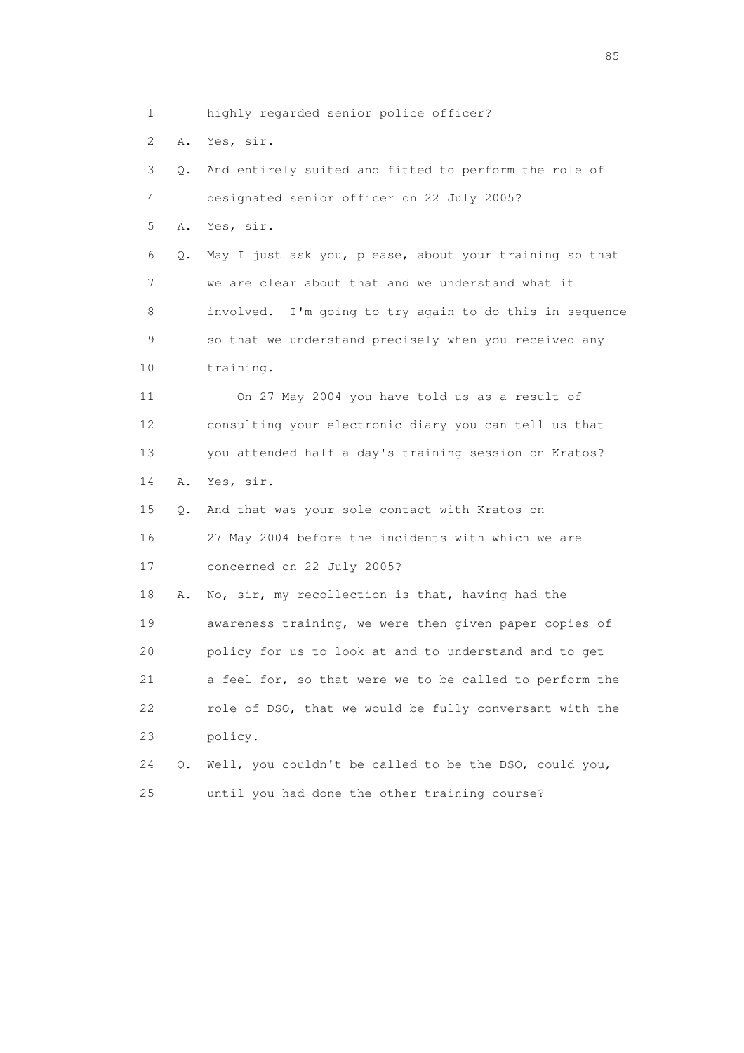1 highly regarded senior police officer?

2 A. Yes, sir.

3 Q. And entirely suited and fitted to perform the role of

4 designated senior officer on 22 July 2005?

5 A. Yes, sir.

6 Q. May I just ask you, please, about your training so that

7 we are clear about that and we understand what it

8 involved. I'm going to try again to do this in sequence

9 so that we understand precisely when you received any

10 training.

11 On 27 May 2004 you have told us as a result of

12 consulting your electronic diary you can tell us that

13 you attended half a day's training session on Kratos?

14 A. Yes, sir.

15 Q. And that was your sole contact with Kratos on

16 27 May 2004 before the incidents with which we are

17 concerned on 22 July 2005?

18 A. No, sir, my recollection is that, having had the

19 awareness training, we were then given paper copies of

20 policy for us to look at and to understand and to get

21 a feel for, so that were we to be called to perform the

22 role of DSO, that we would be fully conversant with the

23 policy.

24 Q. Well, you couldn't be called to be the DSO, could you,

25 until you had done the other training course?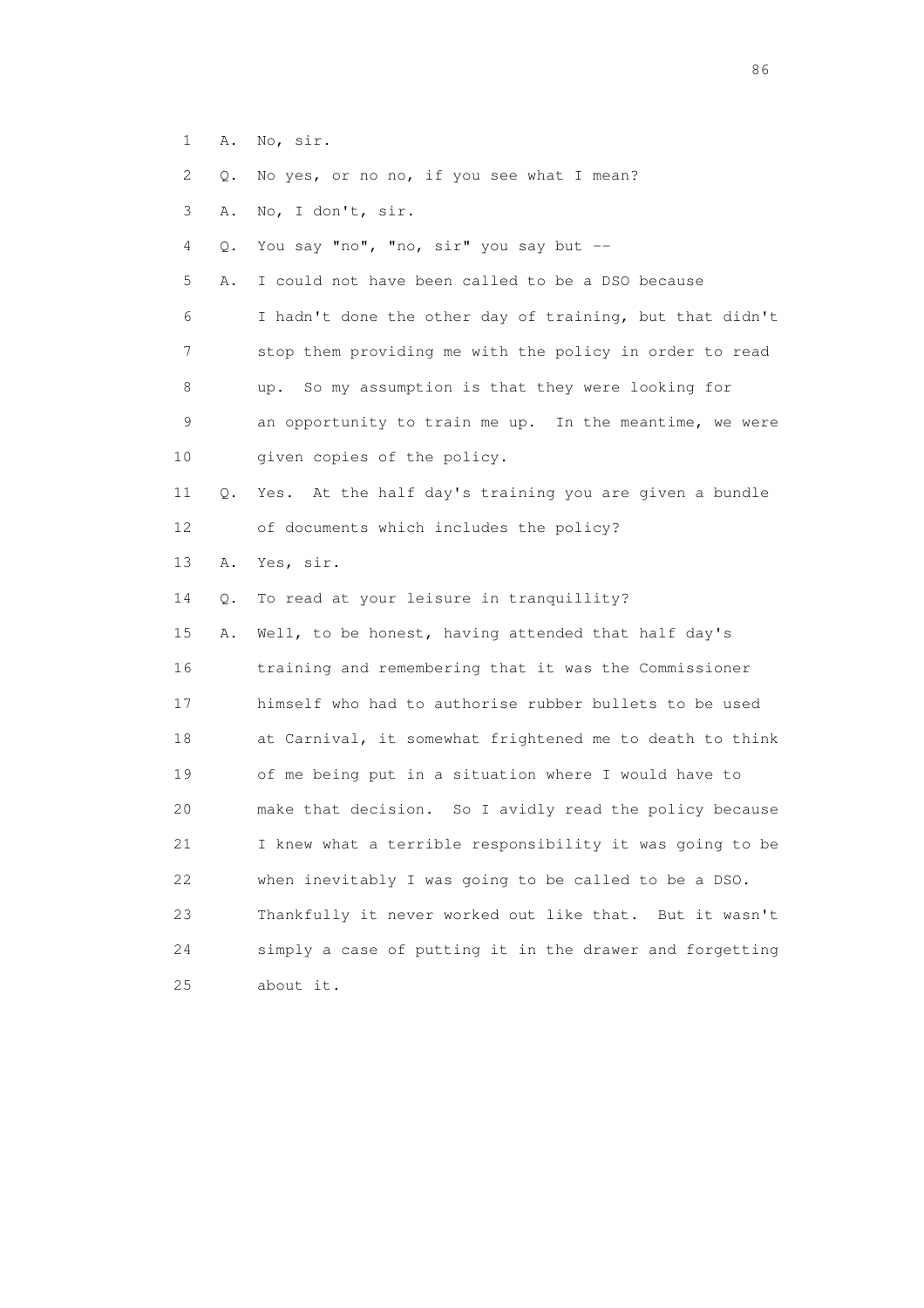1 A. No, sir.

2 Q. No yes, or no no, if you see what I mean?

3 A. No, I don't, sir.

4 Q. You say "no", "no, sir" you say but --

5 A. I could not have been called to be a DSO because

6 I hadn't done the other day of training, but that didn't

7 stop them providing me with the policy in order to read

8 up. So my assumption is that they were looking for

9 an opportunity to train me up. In the meantime, we were

10 given copies of the policy.

11 Q. Yes. At the half day's training you are given a bundle

12 of documents which includes the policy?

13 A. Yes, sir.

14 Q. To read at your leisure in tranquillity?

15 A. Well, to be honest, having attended that half day's

16 training and remembering that it was the Commissioner

17 himself who had to authorise rubber bullets to be used

18 at Carnival, it somewhat frightened me to death to think

19 of me being put in a situation where I would have to

20 make that decision. So I avidly read the policy because

21 I knew what a terrible responsibility it was going to be

22 when inevitably I was going to be called to be a DSO.

23 Thankfully it never worked out like that. But it wasn't

24 simply a case of putting it in the drawer and forgetting

25 about it.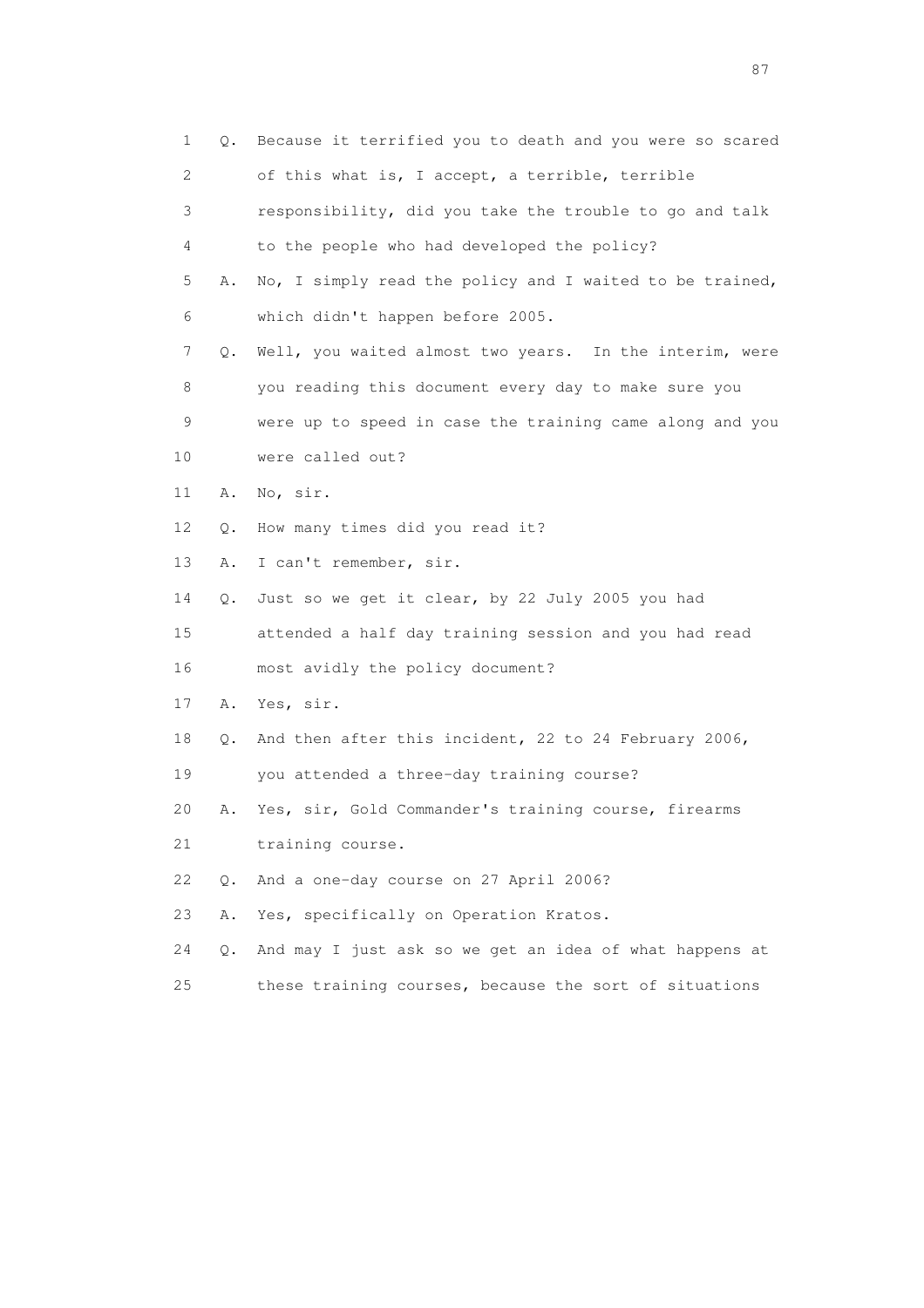1 Q. Because it terrified you to death and you were so scared
2 of this what is, I accept, a terrible, terrible
3 responsibility, did you take the trouble to go and talk
4 to the people who had developed the policy?
5 A. No, I simply read the policy and I waited to be trained,
6 which didn't happen before 2005.
7 Q. Well, you waited almost two years. In the interim, were
8 you reading this document every day to make sure you
9 were up to speed in case the training came along and you
10 were called out?
11 A. No, sir.
12 Q. How many times did you read it?
13 A. I can't remember, sir.
14 Q. Just so we get it clear, by 22 July 2005 you had
15 attended a half day training session and you had read
16 most avidly the policy document?
17 A. Yes, sir.
18 Q. And then after this incident, 22 to 24 February 2006,
19 you attended a three-day training course?
20 A. Yes, sir, Gold Commander's training course, firearms
21 training course.
22 Q. And a one-day course on 27 April 2006?
23 A. Yes, specifically on Operation Kratos.
24 Q. And may I just ask so we get an idea of what happens at
25 these training courses, because the sort of situations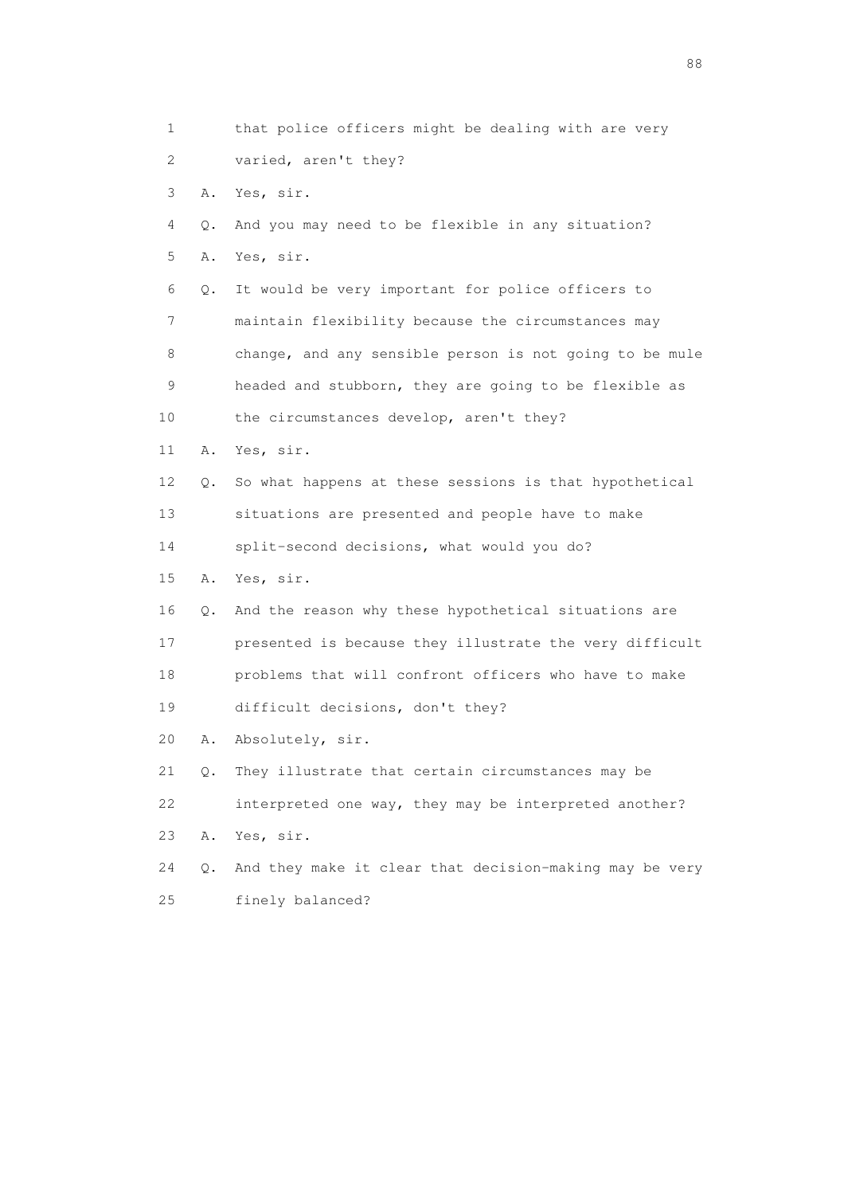1 that police officers might be dealing with are very
2 varied, aren't they?
3 A. Yes, sir.
4 Q. And you may need to be flexible in any situation?
5 A. Yes, sir.
6 Q. It would be very important for police officers to
7 maintain flexibility because the circumstances may
8 change, and any sensible person is not going to be mule
9 headed and stubborn, they are going to be flexible as
10 the circumstances develop, aren't they?
11 A. Yes, sir.
12 Q. So what happens at these sessions is that hypothetical
13 situations are presented and people have to make
14 split-second decisions, what would you do?
15 A. Yes, sir.
16 Q. And the reason why these hypothetical situations are
17 presented is because they illustrate the very difficult
18 problems that will confront officers who have to make
19 difficult decisions, don't they?
20 A. Absolutely, sir.
21 Q. They illustrate that certain circumstances may be
22 interpreted one way, they may be interpreted another?
23 A. Yes, sir.
24 Q. And they make it clear that decision-making may be very
25 finely balanced?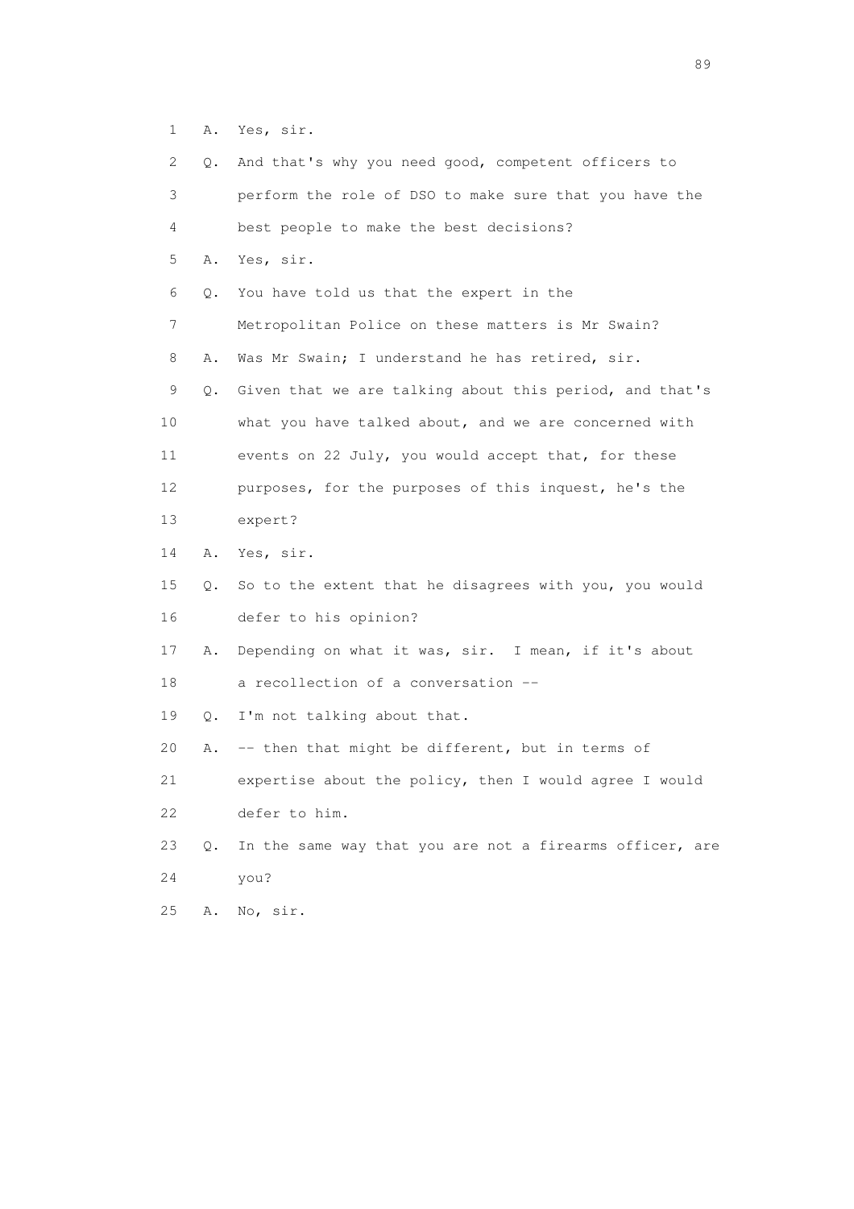1 A. Yes, sir.

2 Q. And that's why you need good, competent officers to

3 perform the role of DSO to make sure that you have the

4 best people to make the best decisions?

5 A. Yes, sir.

6 Q. You have told us that the expert in the

7 Metropolitan Police on these matters is Mr Swain?

8 A. Was Mr Swain; I understand he has retired, sir.

9 Q. Given that we are talking about this period, and that's

10 what you have talked about, and we are concerned with

11 events on 22 July, you would accept that, for these

12 purposes, for the purposes of this inquest, he's the

13 expert?

14 A. Yes, sir.

15 Q. So to the extent that he disagrees with you, you would

16 defer to his opinion?

17 A. Depending on what it was, sir. I mean, if it's about

18 a recollection of a conversation --

19 Q. I'm not talking about that.

20 A. -- then that might be different, but in terms of

21 expertise about the policy, then I would agree I would

22 defer to him.

23 Q. In the same way that you are not a firearms officer, are

24 you?

25 A. No, sir.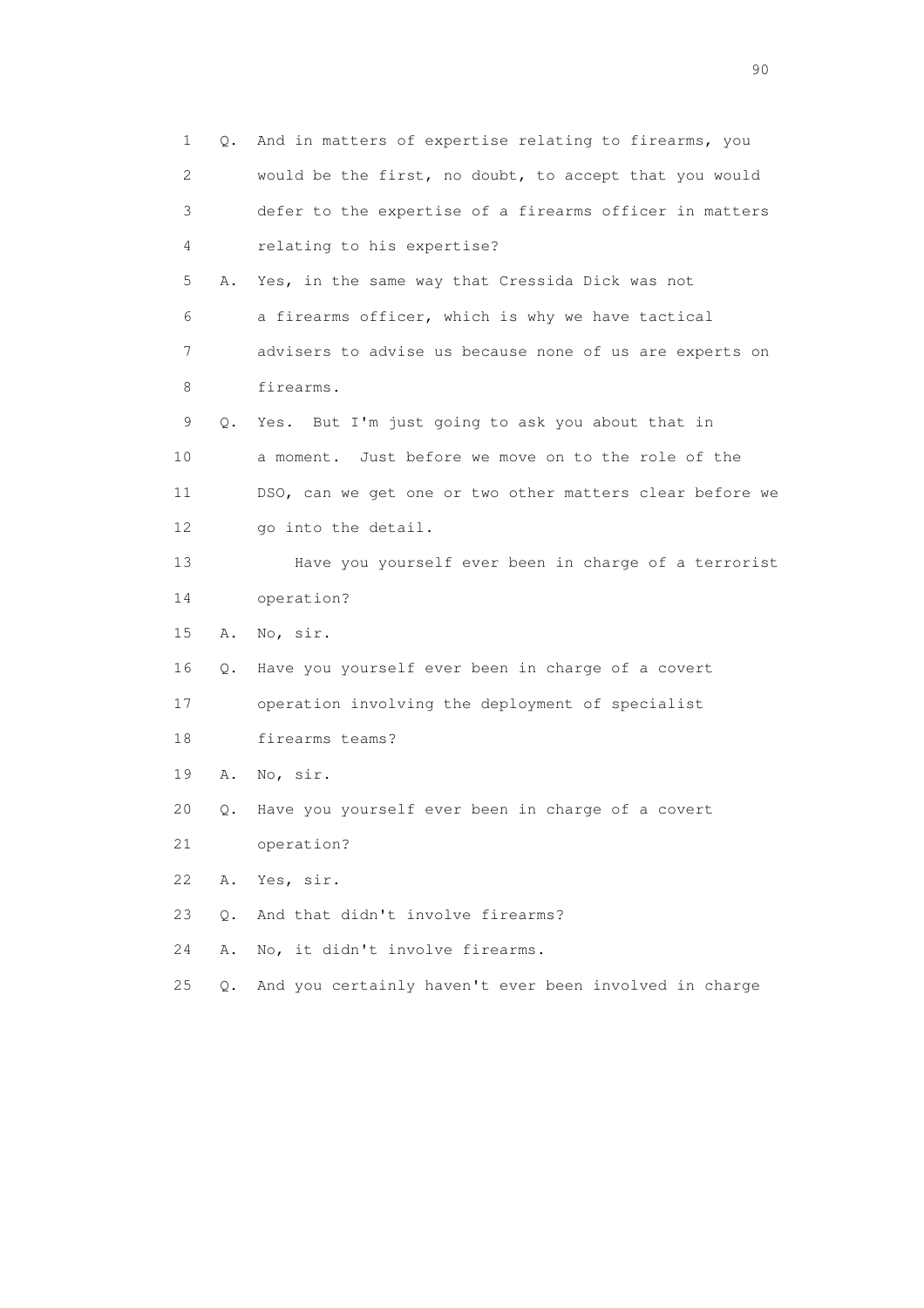1 Q. And in matters of expertise relating to firearms, you
2 would be the first, no doubt, to accept that you would
3 defer to the expertise of a firearms officer in matters
4 relating to his expertise?
5 A. Yes, in the same way that Cressida Dick was not
6 a firearms officer, which is why we have tactical
7 advisers to advise us because none of us are experts on
8 firearms.
9 Q. Yes. But I'm just going to ask you about that in
10 a moment. Just before we move on to the role of the
11 DSO, can we get one or two other matters clear before we
12 go into the detail.
13 Have you yourself ever been in charge of a terrorist
14 operation?
15 A. No, sir.
16 Q. Have you yourself ever been in charge of a covert
17 operation involving the deployment of specialist
18 firearms teams?
19 A. No, sir.
20 Q. Have you yourself ever been in charge of a covert
21 operation?
22 A. Yes, sir.
23 Q. And that didn't involve firearms?
24 A. No, it didn't involve firearms.
25 Q. And you certainly haven't ever been involved in charge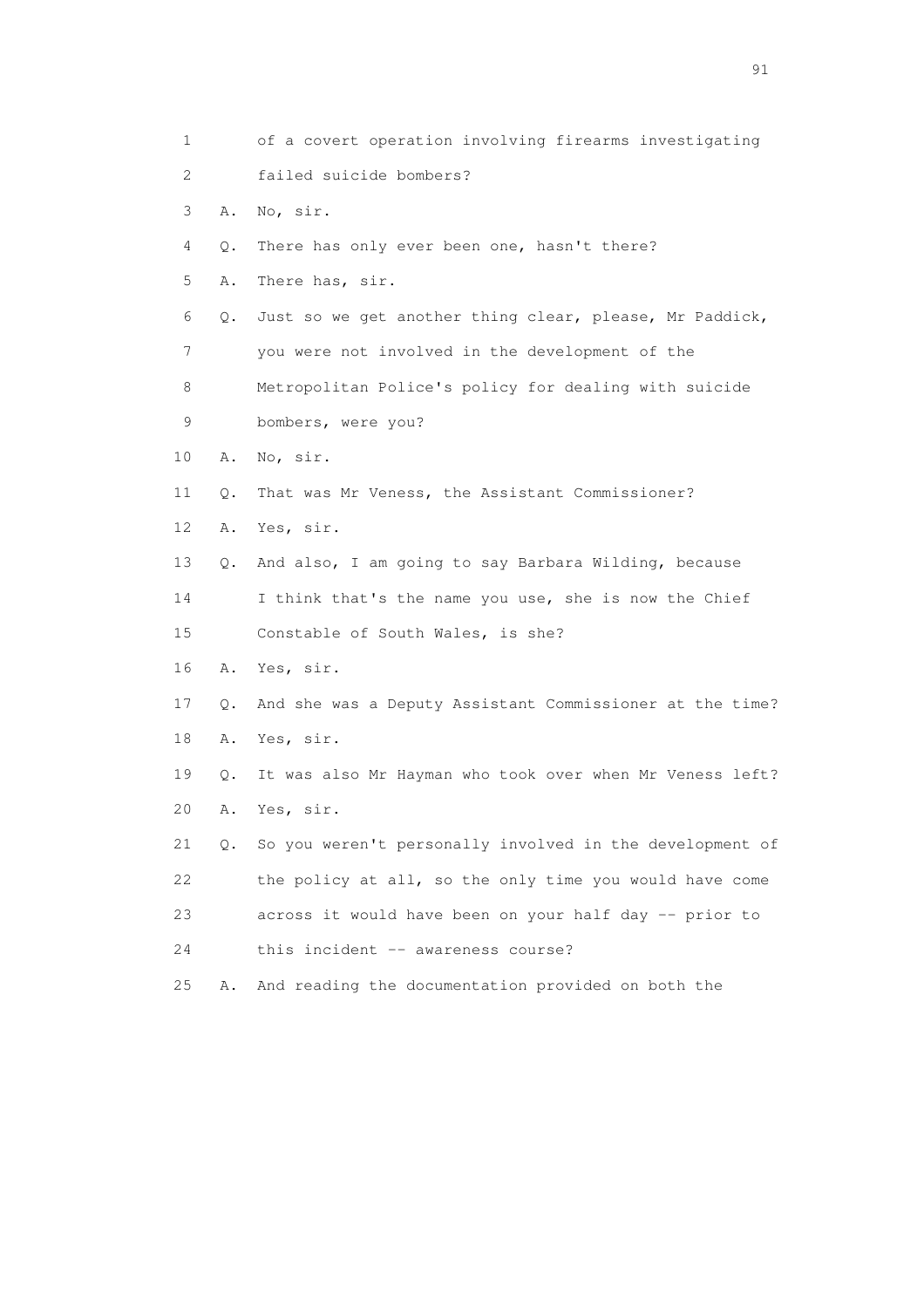1 of a covert operation involving firearms investigating
2 failed suicide bombers?
3 A. No, sir.
4 Q. There has only ever been one, hasn't there?
5 A. There has, sir.
6 Q. Just so we get another thing clear, please, Mr Paddick,
7 you were not involved in the development of the
8 Metropolitan Police's policy for dealing with suicide
9 bombers, were you?
10 A. No, sir.
11 Q. That was Mr Veness, the Assistant Commissioner?
12 A. Yes, sir.
13 Q. And also, I am going to say Barbara Wilding, because
14 I think that's the name you use, she is now the Chief
15 Constable of South Wales, is she?
16 A. Yes, sir.
17 Q. And she was a Deputy Assistant Commissioner at the time?
18 A. Yes, sir.
19 Q. It was also Mr Hayman who took over when Mr Veness left?
20 A. Yes, sir.
21 Q. So you weren't personally involved in the development of
22 the policy at all, so the only time you would have come
23 across it would have been on your half day -- prior to
24 this incident -- awareness course?
25 A. And reading the documentation provided on both the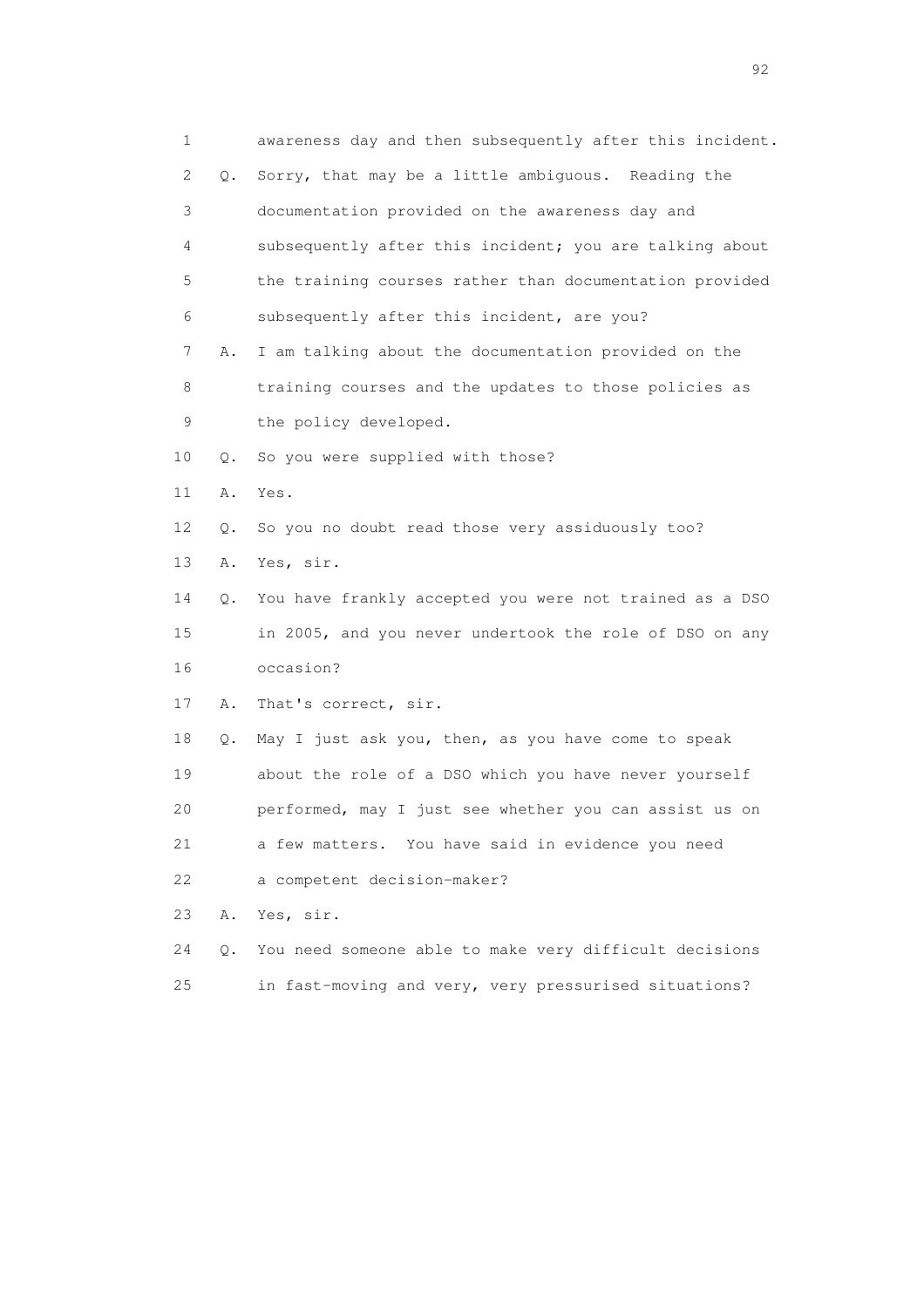1 awareness day and then subsequently after this incident.

2 Q. Sorry, that may be a little ambiguous. Reading the

3 documentation provided on the awareness day and

4 subsequently after this incident; you are talking about

5 the training courses rather than documentation provided

6 subsequently after this incident, are you?

7 A. I am talking about the documentation provided on the

8 training courses and the updates to those policies as

9 the policy developed.

10 Q. So you were supplied with those?

11 A. Yes.

12 Q. So you no doubt read those very assiduously too?

13 A. Yes, sir.

14 Q. You have frankly accepted you were not trained as a DSO

15 in 2005, and you never undertook the role of DSO on any

16 occasion?

17 A. That's correct, sir.

18 Q. May I just ask you, then, as you have come to speak

19 about the role of a DSO which you have never yourself

20 performed, may I just see whether you can assist us on

21 a few matters. You have said in evidence you need

22 a competent decision-maker?

23 A. Yes, sir.

24 Q. You need someone able to make very difficult decisions

25 in fast-moving and very, very pressurised situations?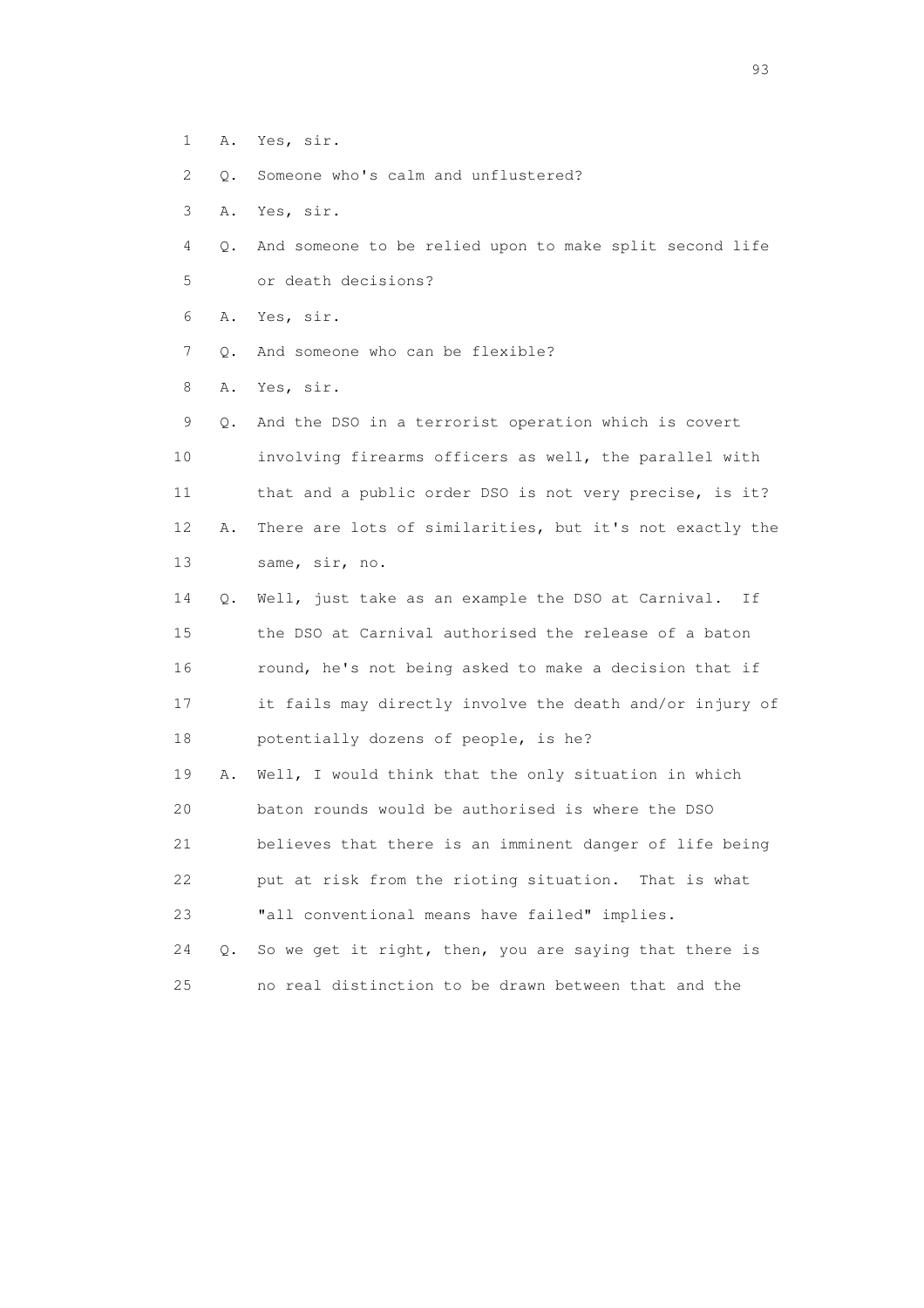1 A. Yes, sir.

2 Q. Someone who's calm and unflustered?

3 A. Yes, sir.

4 Q. And someone to be relied upon to make split second life

5 or death decisions?

6 A. Yes, sir.

7 Q. And someone who can be flexible?

8 A. Yes, sir.

9 Q. And the DSO in a terrorist operation which is covert

10 involving firearms officers as well, the parallel with

11 that and a public order DSO is not very precise, is it?

12 A. There are lots of similarities, but it's not exactly the

13 same, sir, no.

14 Q. Well, just take as an example the DSO at Carnival. If

15 the DSO at Carnival authorised the release of a baton

16 round, he's not being asked to make a decision that if

17 it fails may directly involve the death and/or injury of

18 potentially dozens of people, is he?

19 A. Well, I would think that the only situation in which

20 baton rounds would be authorised is where the DSO

21 believes that there is an imminent danger of life being

22 put at risk from the rioting situation. That is what

23 "all conventional means have failed" implies.

24 Q. So we get it right, then, you are saying that there is

25 no real distinction to be drawn between that and the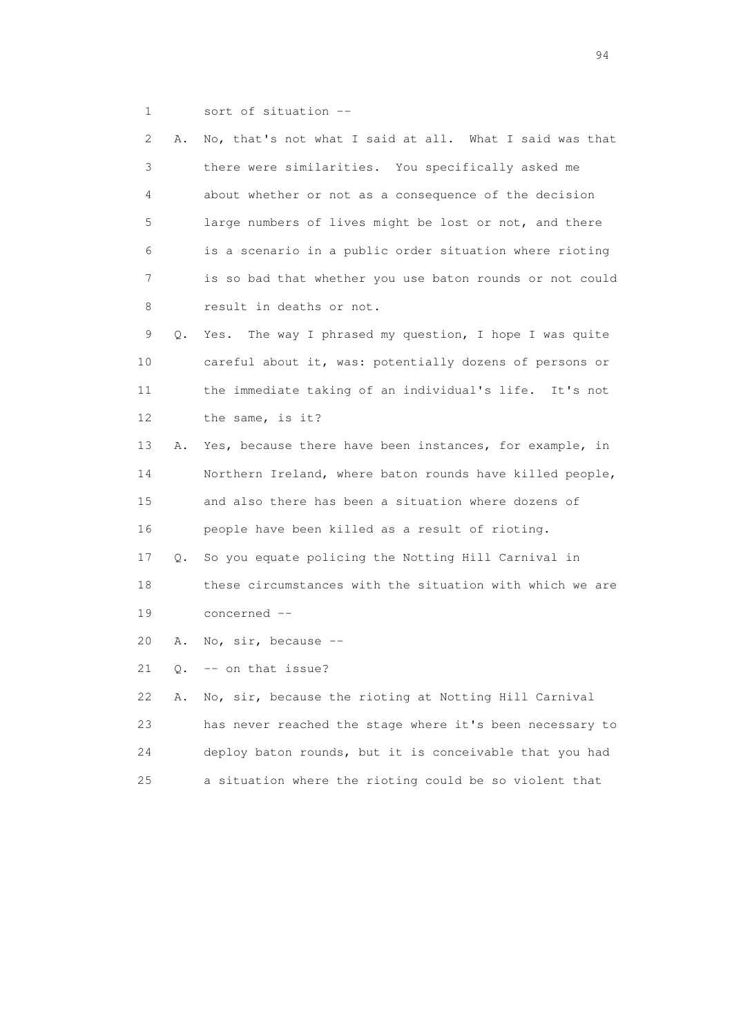1 sort of situation --

2 A. No, that's not what I said at all. What I said was that

3 there were similarities. You specifically asked me

4 about whether or not as a consequence of the decision

5 large numbers of lives might be lost or not, and there

6 is a scenario in a public order situation where rioting

7 is so bad that whether you use baton rounds or not could

8 result in deaths or not.

9 Q. Yes. The way I phrased my question, I hope I was quite

10 careful about it, was: potentially dozens of persons or

11 the immediate taking of an individual's life. It's not

12 the same, is it?

13 A. Yes, because there have been instances, for example, in

14 Northern Ireland, where baton rounds have killed people,

15 and also there has been a situation where dozens of

16 people have been killed as a result of rioting.

17 Q. So you equate policing the Notting Hill Carnival in

18 these circumstances with the situation with which we are

19 concerned --

20 A. No, sir, because --

21 Q. -- on that issue?

22 A. No, sir, because the rioting at Notting Hill Carnival

23 has never reached the stage where it's been necessary to

24 deploy baton rounds, but it is conceivable that you had

25 a situation where the rioting could be so violent that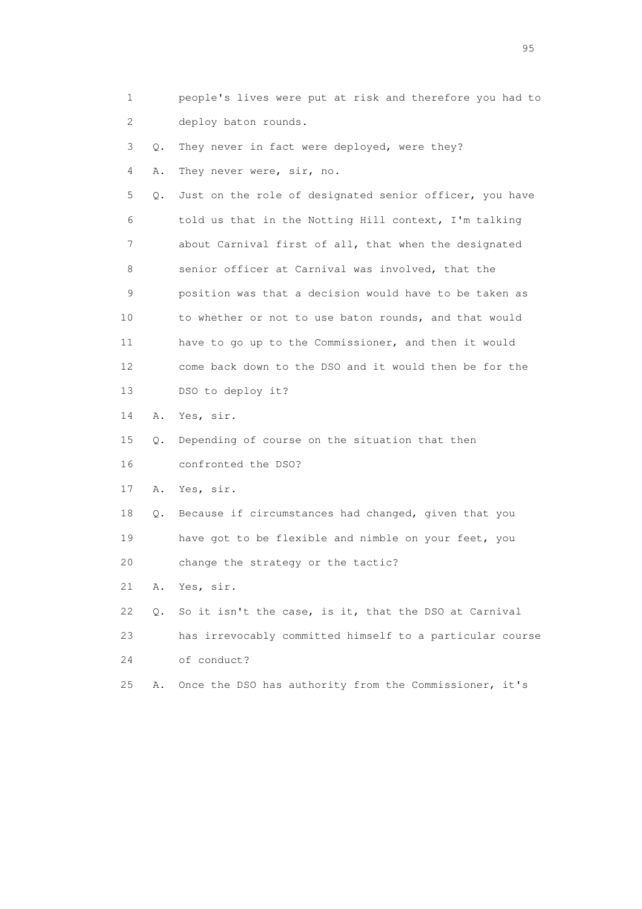1 people's lives were put at risk and therefore you had to
2 deploy baton rounds.

3 Q. They never in fact were deployed, were they?

4 A. They never were, sir, no.

5 Q. Just on the role of designated senior officer, you have
6 told us that in the Notting Hill context, I'm talking
7 about Carnival first of all, that when the designated
8 senior officer at Carnival was involved, that the
9 position was that a decision would have to be taken as
10 to whether or not to use baton rounds, and that would
11 have to go up to the Commissioner, and then it would
12 come back down to the DSO and it would then be for the
13 DSO to deploy it?

14 A. Yes, sir.

15 Q. Depending of course on the situation that then
16 confronted the DSO?

17 A. Yes, sir.

18 Q. Because if circumstances had changed, given that you
19 have got to be flexible and nimble on your feet, you
20 change the strategy or the tactic?

21 A. Yes, sir.

22 Q. So it isn't the case, is it, that the DSO at Carnival
23 has irrevocably committed himself to a particular course
24 of conduct?

25 A. Once the DSO has authority from the Commissioner, it's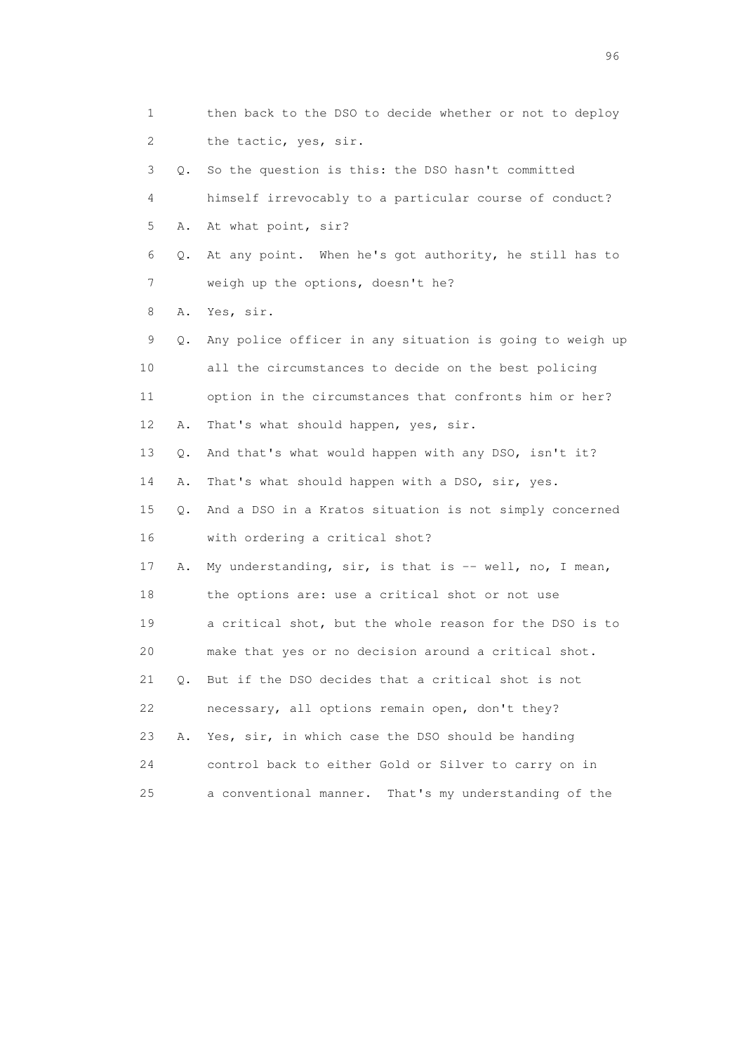1 then back to the DSO to decide whether or not to deploy
2 the tactic, yes, sir.
3 Q. So the question is this: the DSO hasn't committed
4 himself irrevocably to a particular course of conduct?
5 A. At what point, sir?
6 Q. At any point. When he's got authority, he still has to
7 weigh up the options, doesn't he?
8 A. Yes, sir.
9 Q. Any police officer in any situation is going to weigh up
10 all the circumstances to decide on the best policing
11 option in the circumstances that confronts him or her?
12 A. That's what should happen, yes, sir.
13 Q. And that's what would happen with any DSO, isn't it?
14 A. That's what should happen with a DSO, sir, yes.
15 Q. And a DSO in a Kratos situation is not simply concerned
16 with ordering a critical shot?
17 A. My understanding, sir, is that is -- well, no, I mean,
18 the options are: use a critical shot or not use
19 a critical shot, but the whole reason for the DSO is to
20 make that yes or no decision around a critical shot.
21 Q. But if the DSO decides that a critical shot is not
22 necessary, all options remain open, don't they?
23 A. Yes, sir, in which case the DSO should be handing
24 control back to either Gold or Silver to carry on in
25 a conventional manner. That's my understanding of the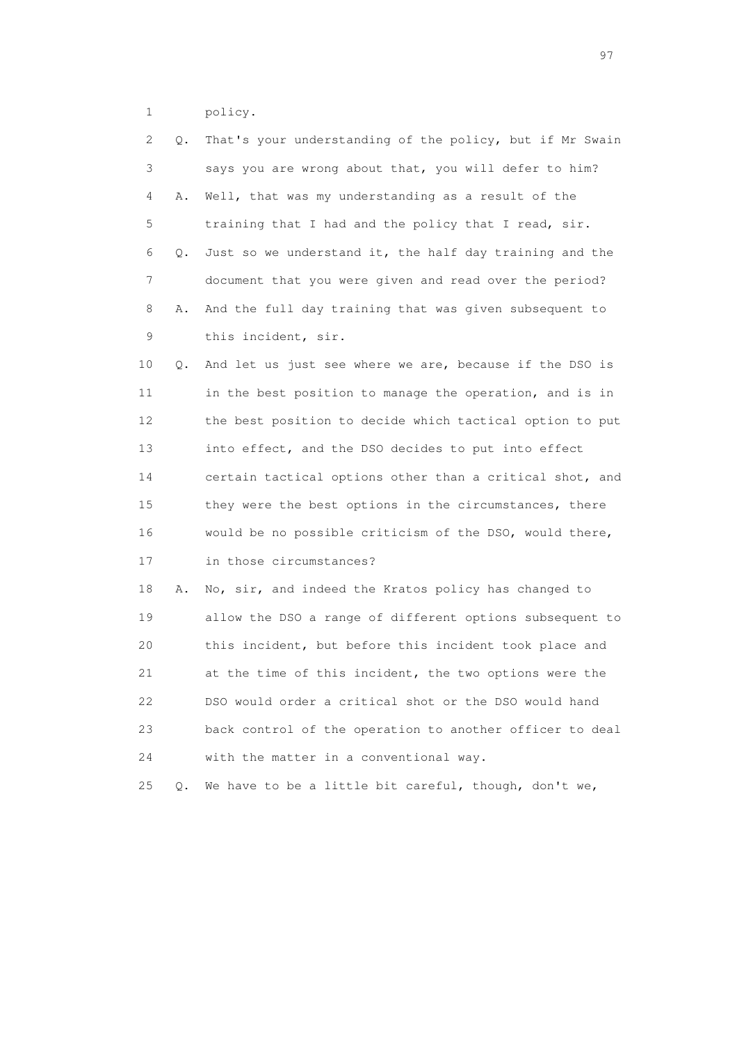1 policy.

2 Q. That's your understanding of the policy, but if Mr Swain

3 says you are wrong about that, you will defer to him?

4 A. Well, that was my understanding as a result of the

5 training that I had and the policy that I read, sir.

6 Q. Just so we understand it, the half day training and the

7 document that you were given and read over the period?

8 A. And the full day training that was given subsequent to

9 this incident, sir.

10 Q. And let us just see where we are, because if the DSO is

11 in the best position to manage the operation, and is in

12 the best position to decide which tactical option to put

13 into effect, and the DSO decides to put into effect

14 certain tactical options other than a critical shot, and

15 they were the best options in the circumstances, there

16 would be no possible criticism of the DSO, would there,

17 in those circumstances?

18 A. No, sir, and indeed the Kratos policy has changed to

19 allow the DSO a range of different options subsequent to

20 this incident, but before this incident took place and

21 at the time of this incident, the two options were the

22 DSO would order a critical shot or the DSO would hand

23 back control of the operation to another officer to deal

24 with the matter in a conventional way.

25 Q. We have to be a little bit careful, though, don't we,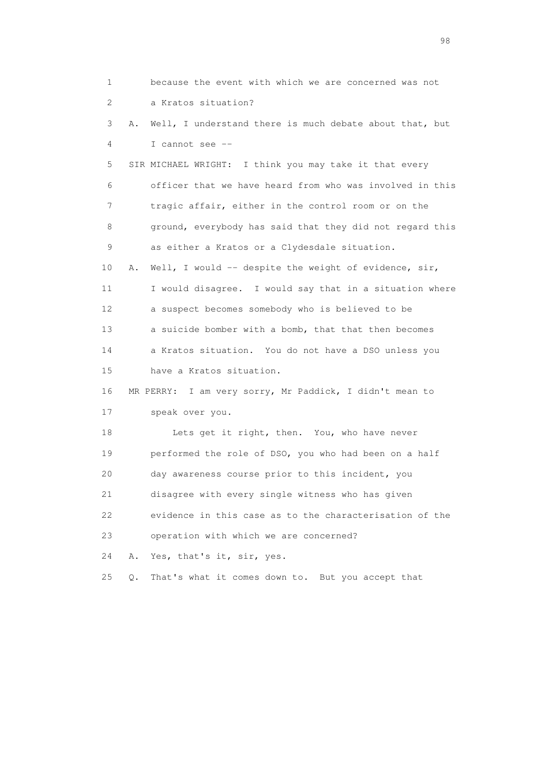1 because the event with which we are concerned was not
2 a Kratos situation?
3 A. Well, I understand there is much debate about that, but
4 I cannot see --
5 SIR MICHAEL WRIGHT: I think you may take it that every
6 officer that we have heard from who was involved in this
7 tragic affair, either in the control room or on the
8 ground, everybody has said that they did not regard this
9 as either a Kratos or a Clydesdale situation.
10 A. Well, I would -- despite the weight of evidence, sir,
11 I would disagree. I would say that in a situation where
12 a suspect becomes somebody who is believed to be
13 a suicide bomber with a bomb, that that then becomes
14 a Kratos situation. You do not have a DSO unless you
15 have a Kratos situation.
16 MR PERRY: I am very sorry, Mr Paddick, I didn't mean to
17 speak over you.
18 Lets get it right, then. You, who have never
19 performed the role of DSO, you who had been on a half
20 day awareness course prior to this incident, you
21 disagree with every single witness who has given
22 evidence in this case as to the characterisation of the
23 operation with which we are concerned?
24 A. Yes, that's it, sir, yes.
25 Q. That's what it comes down to. But you accept that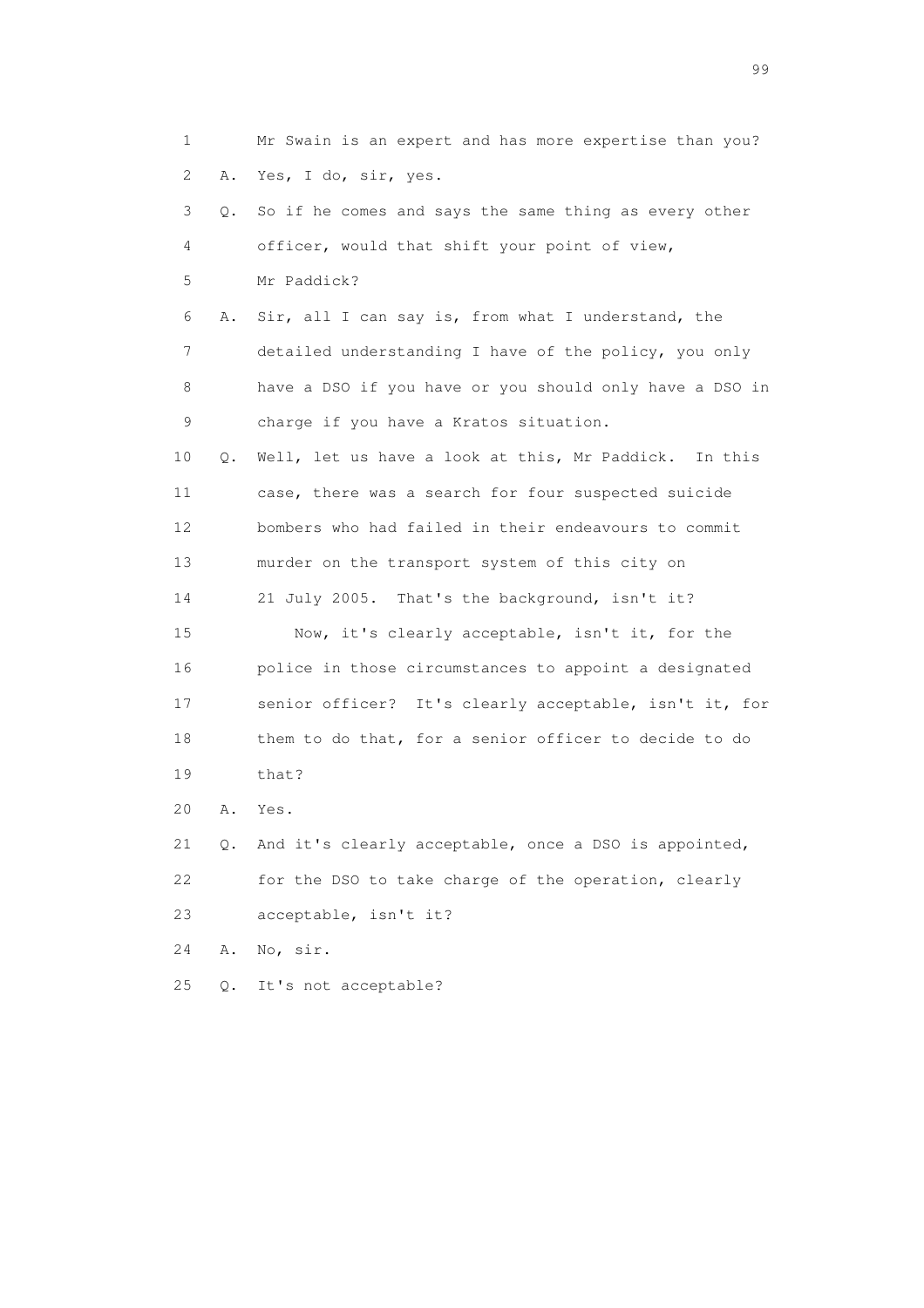1 Mr Swain is an expert and has more expertise than you?

2 A. Yes, I do, sir, yes.

3 Q. So if he comes and says the same thing as every other

4 officer, would that shift your point of view,

5 Mr Paddick?

6 A. Sir, all I can say is, from what I understand, the

7 detailed understanding I have of the policy, you only

8 have a DSO if you have or you should only have a DSO in

9 charge if you have a Kratos situation.

10 Q. Well, let us have a look at this, Mr Paddick. In this

11 case, there was a search for four suspected suicide

12 bombers who had failed in their endeavours to commit

13 murder on the transport system of this city on

14 21 July 2005. That's the background, isn't it?

15 Now, it's clearly acceptable, isn't it, for the

16 police in those circumstances to appoint a designated

17 senior officer? It's clearly acceptable, isn't it, for

18 them to do that, for a senior officer to decide to do

19 that?

20 A. Yes.

21 Q. And it's clearly acceptable, once a DSO is appointed,

22 for the DSO to take charge of the operation, clearly

23 acceptable, isn't it?

24 A. No, sir.

25 Q. It's not acceptable?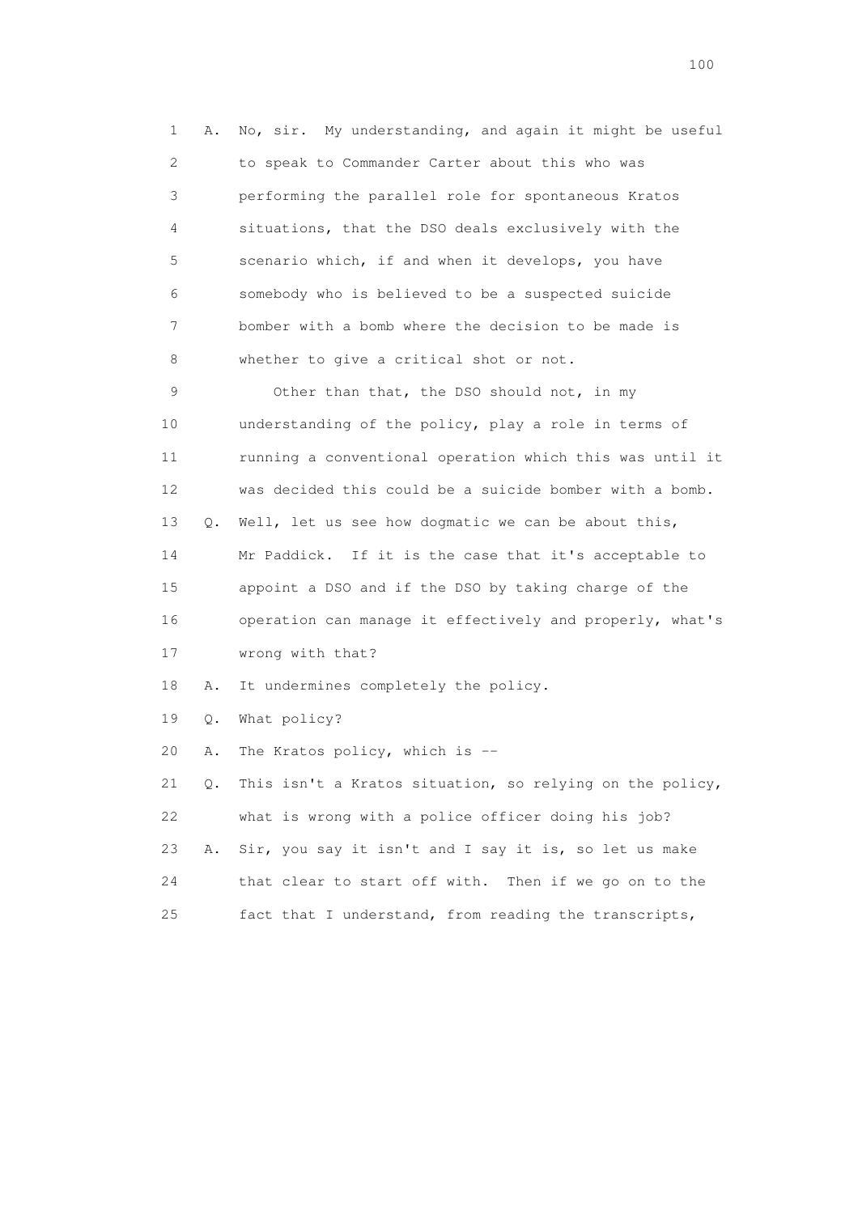1 A. No, sir. My understanding, and again it might be useful
2 to speak to Commander Carter about this who was
3 performing the parallel role for spontaneous Kratos
4 situations, that the DSO deals exclusively with the
5 scenario which, if and when it develops, you have
6 somebody who is believed to be a suspected suicide
7 bomber with a bomb where the decision to be made is
8 whether to give a critical shot or not.

9 Other than that, the DSO should not, in my
10 understanding of the policy, play a role in terms of
11 running a conventional operation which this was until it
12 was decided this could be a suicide bomber with a bomb.

13 Q. Well, let us see how dogmatic we can be about this,
14 Mr Paddick. If it is the case that it's acceptable to
15 appoint a DSO and if the DSO by taking charge of the
16 operation can manage it effectively and properly, what's
17 wrong with that?

18 A. It undermines completely the policy.

19 Q. What policy?

20 A. The Kratos policy, which is --

21 Q. This isn't a Kratos situation, so relying on the policy,
22 what is wrong with a police officer doing his job?

23 A. Sir, you say it isn't and I say it is, so let us make
24 that clear to start off with. Then if we go on to the
25 fact that I understand, from reading the transcripts,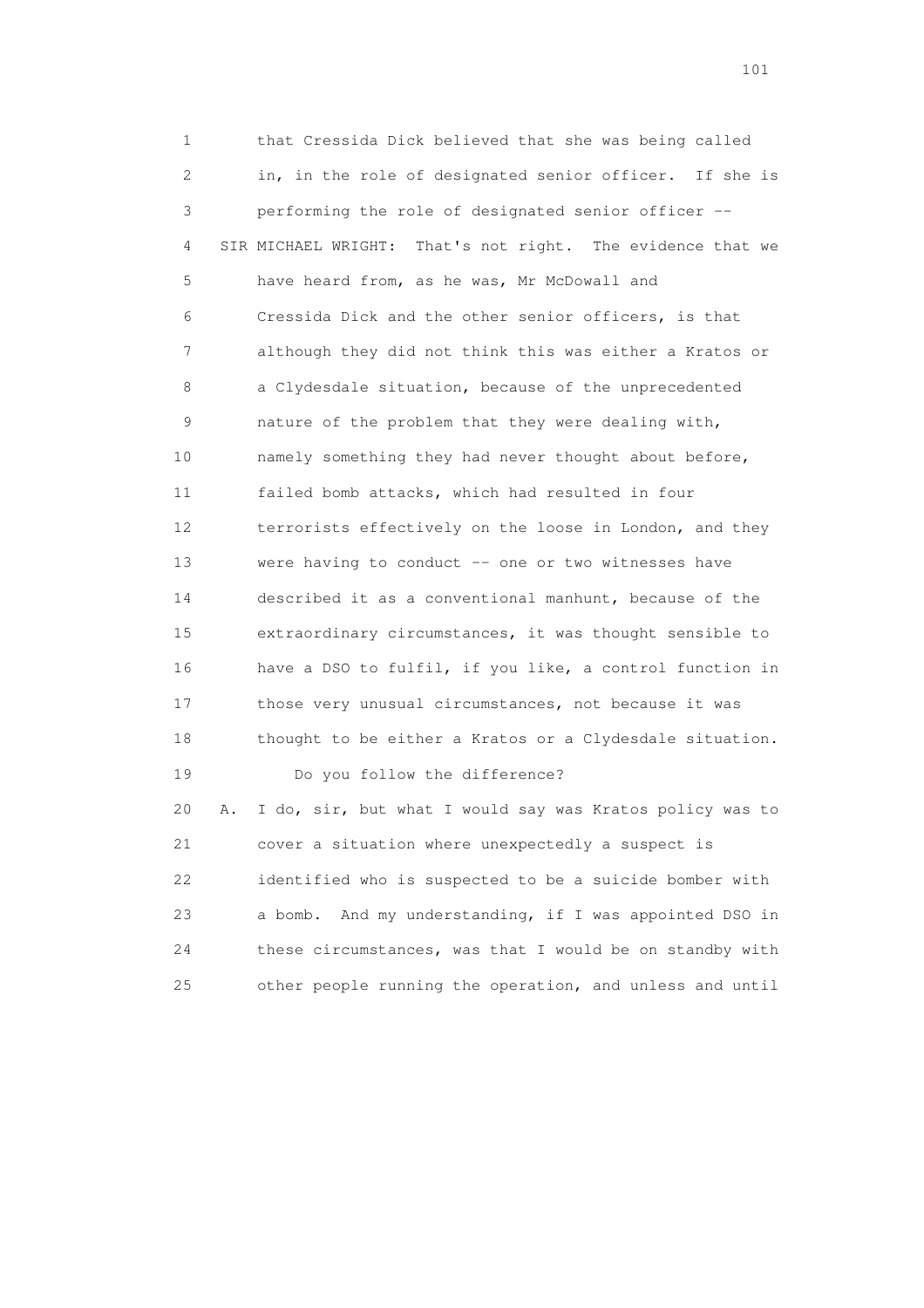1 that Cressida Dick believed that she was being called
2 in, in the role of designated senior officer. If she is
3 performing the role of designated senior officer --
4 SIR MICHAEL WRIGHT: That's not right. The evidence that we
5 have heard from, as he was, Mr McDowall and
6 Cressida Dick and the other senior officers, is that
7 although they did not think this was either a Kratos or
8 a Clydesdale situation, because of the unprecedented
9 nature of the problem that they were dealing with,
10 namely something they had never thought about before,
11 failed bomb attacks, which had resulted in four
12 terrorists effectively on the loose in London, and they
13 were having to conduct -- one or two witnesses have
14 described it as a conventional manhunt, because of the
15 extraordinary circumstances, it was thought sensible to
16 have a DSO to fulfil, if you like, a control function in
17 those very unusual circumstances, not because it was
18 thought to be either a Kratos or a Clydesdale situation.
19 Do you follow the difference?
20 A. I do, sir, but what I would say was Kratos policy was to
21 cover a situation where unexpectedly a suspect is
22 identified who is suspected to be a suicide bomber with
23 a bomb. And my understanding, if I was appointed DSO in
24 these circumstances, was that I would be on standby with
25 other people running the operation, and unless and until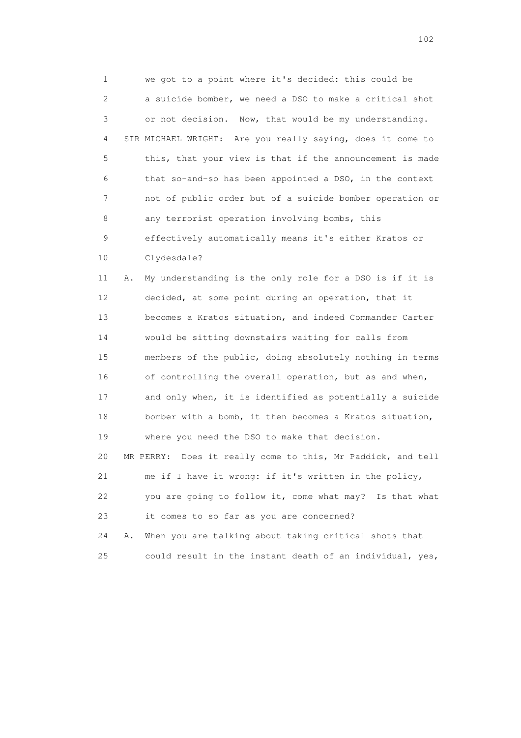1 we got to a point where it's decided: this could be
2 a suicide bomber, we need a DSO to make a critical shot
3 or not decision. Now, that would be my understanding.
4 SIR MICHAEL WRIGHT: Are you really saying, does it come to
5 this, that your view is that if the announcement is made
6 that so-and-so has been appointed a DSO, in the context
7 not of public order but of a suicide bomber operation or
8 any terrorist operation involving bombs, this
9 effectively automatically means it's either Kratos or
10 Clydesdale?
11 A. My understanding is the only role for a DSO is if it is
12 decided, at some point during an operation, that it
13 becomes a Kratos situation, and indeed Commander Carter
14 would be sitting downstairs waiting for calls from
15 members of the public, doing absolutely nothing in terms
16 of controlling the overall operation, but as and when,
17 and only when, it is identified as potentially a suicide
18 bomber with a bomb, it then becomes a Kratos situation,
19 where you need the DSO to make that decision.
20 MR PERRY: Does it really come to this, Mr Paddick, and tell
21 me if I have it wrong: if it's written in the policy,
22 you are going to follow it, come what may? Is that what
23 it comes to so far as you are concerned?
24 A. When you are talking about taking critical shots that
25 could result in the instant death of an individual, yes,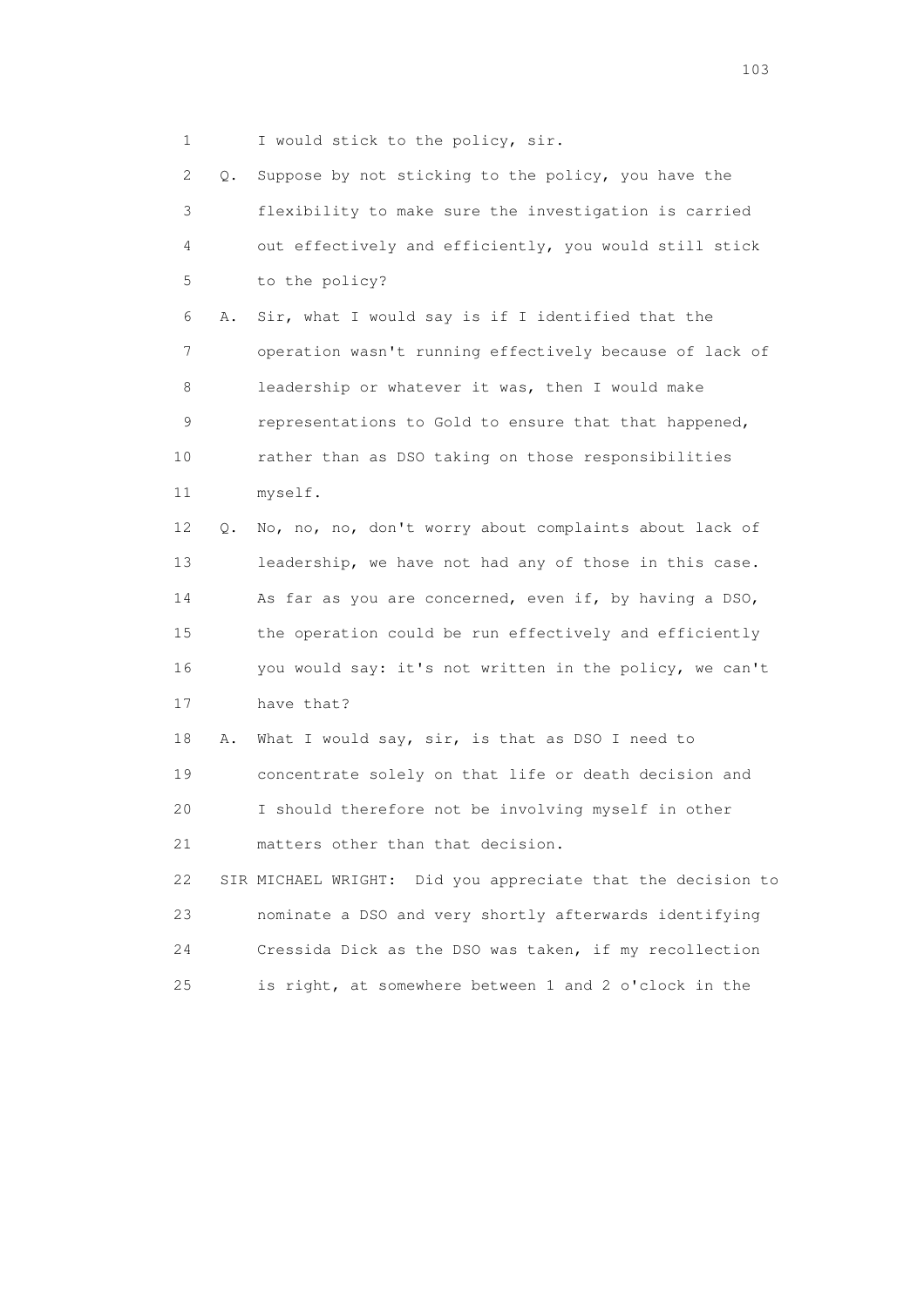1 I would stick to the policy, sir.

2 Q. Suppose by not sticking to the policy, you have the

3 flexibility to make sure the investigation is carried

4 out effectively and efficiently, you would still stick

5 to the policy?

6 A. Sir, what I would say is if I identified that the

7 operation wasn't running effectively because of lack of

8 leadership or whatever it was, then I would make

9 representations to Gold to ensure that that happened,

10 rather than as DSO taking on those responsibilities

11 myself.

12 Q. No, no, no, don't worry about complaints about lack of

13 leadership, we have not had any of those in this case.

14 As far as you are concerned, even if, by having a DSO,

15 the operation could be run effectively and efficiently

16 you would say: it's not written in the policy, we can't

17 have that?

18 A. What I would say, sir, is that as DSO I need to

19 concentrate solely on that life or death decision and

20 I should therefore not be involving myself in other

21 matters other than that decision.

22 SIR MICHAEL WRIGHT: Did you appreciate that the decision to

23 nominate a DSO and very shortly afterwards identifying

24 Cressida Dick as the DSO was taken, if my recollection

25 is right, at somewhere between 1 and 2 o'clock in the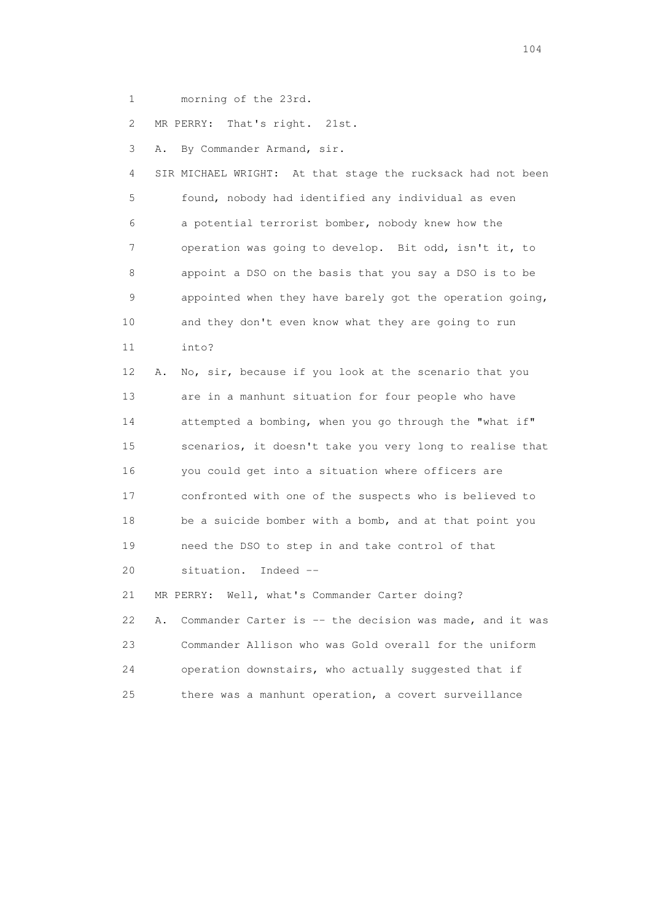1 morning of the 23rd.

2 MR PERRY: That's right. 21st.

3 A. By Commander Armand, sir.

4 SIR MICHAEL WRIGHT: At that stage the rucksack had not been
5 found, nobody had identified any individual as even
6 a potential terrorist bomber, nobody knew how the
7 operation was going to develop. Bit odd, isn't it, to
8 appoint a DSO on the basis that you say a DSO is to be
9 appointed when they have barely got the operation going,
10 and they don't even know what they are going to run
11 into?

12 A. No, sir, because if you look at the scenario that you
13 are in a manhunt situation for four people who have
14 attempted a bombing, when you go through the "what if"
15 scenarios, it doesn't take you very long to realise that
16 you could get into a situation where officers are
17 confronted with one of the suspects who is believed to
18 be a suicide bomber with a bomb, and at that point you
19 need the DSO to step in and take control of that
20 situation. Indeed --

21 MR PERRY: Well, what's Commander Carter doing?

22 A. Commander Carter is -- the decision was made, and it was
23 Commander Allison who was Gold overall for the uniform
24 operation downstairs, who actually suggested that if
25 there was a manhunt operation, a covert surveillance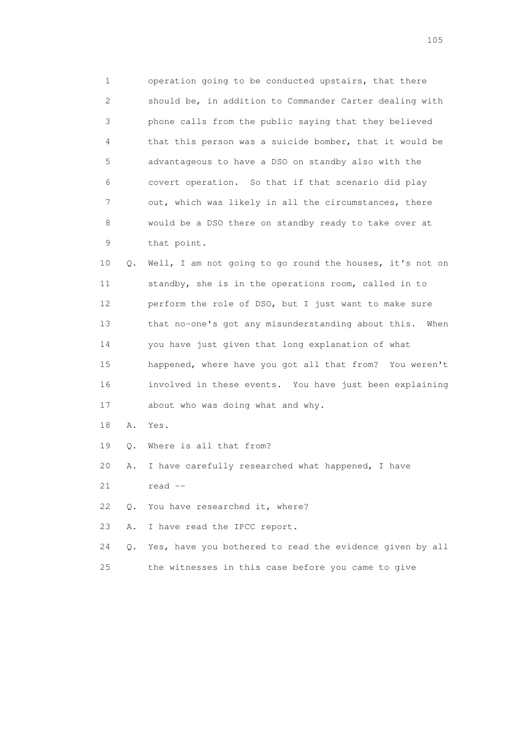1 operation going to be conducted upstairs, that there
2 should be, in addition to Commander Carter dealing with
3 phone calls from the public saying that they believed
4 that this person was a suicide bomber, that it would be
5 advantageous to have a DSO on standby also with the
6 covert operation. So that if that scenario did play
7 out, which was likely in all the circumstances, there
8 would be a DSO there on standby ready to take over at
9 that point.

10 Q. Well, I am not going to go round the houses, it's not on
11 standby, she is in the operations room, called in to
12 perform the role of DSO, but I just want to make sure
13 that no-one's got any misunderstanding about this. When
14 you have just given that long explanation of what
15 happened, where have you got all that from? You weren't
16 involved in these events. You have just been explaining
17 about who was doing what and why.

18 A. Yes.

19 Q. Where is all that from?

20 A. I have carefully researched what happened, I have
21 read --

22 Q. You have researched it, where?

23 A. I have read the IPCC report.

24 Q. Yes, have you bothered to read the evidence given by all
25 the witnesses in this case before you came to give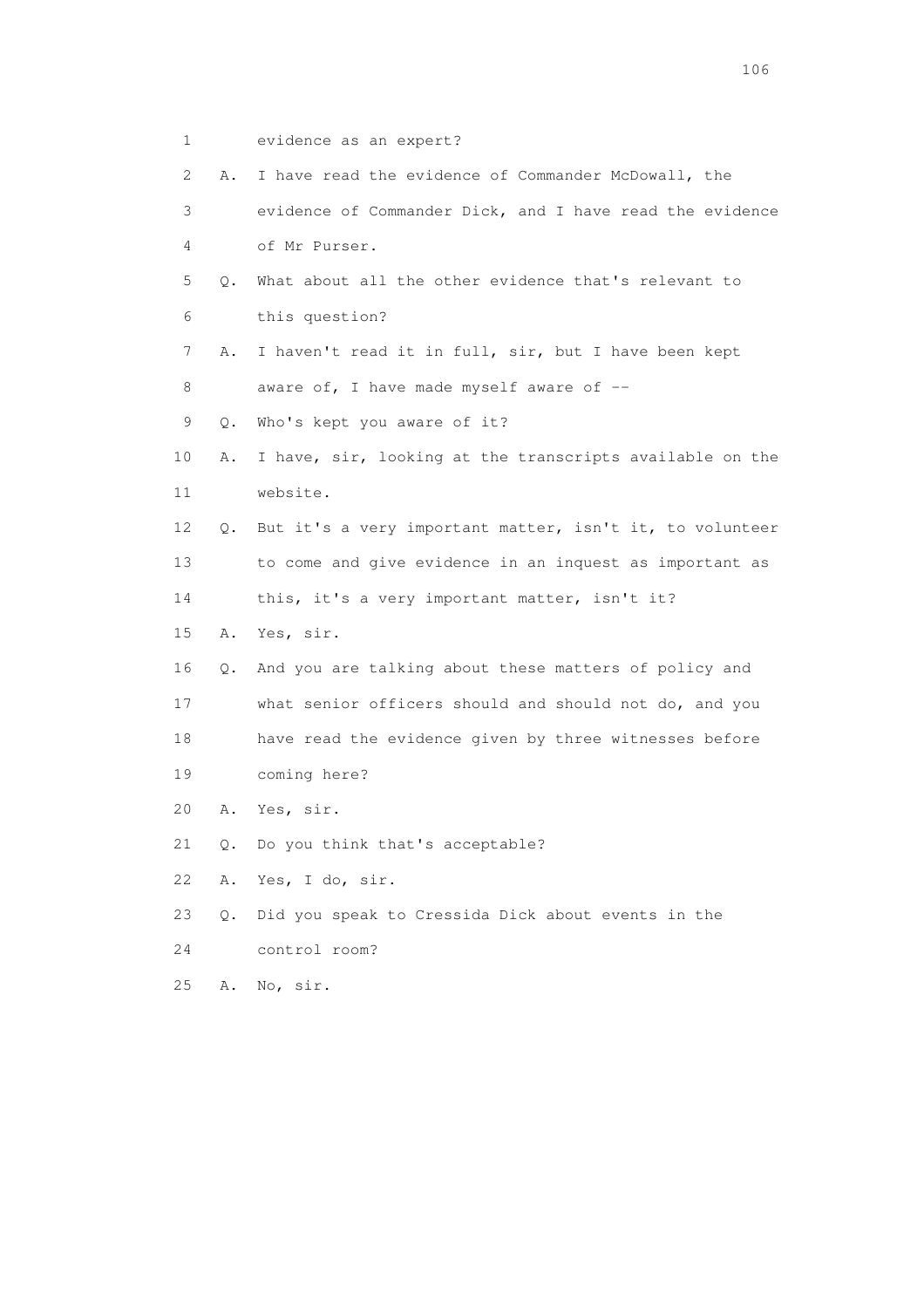1 evidence as an expert?

2 A. I have read the evidence of Commander McDowall, the

3 evidence of Commander Dick, and I have read the evidence

4 of Mr Purser.

5 Q. What about all the other evidence that's relevant to

6 this question?

7 A. I haven't read it in full, sir, but I have been kept

8 aware of, I have made myself aware of --

9 Q. Who's kept you aware of it?

10 A. I have, sir, looking at the transcripts available on the

11 website.

12 Q. But it's a very important matter, isn't it, to volunteer

13 to come and give evidence in an inquest as important as

14 this, it's a very important matter, isn't it?

15 A. Yes, sir.

16 Q. And you are talking about these matters of policy and

17 what senior officers should and should not do, and you

18 have read the evidence given by three witnesses before

19 coming here?

20 A. Yes, sir.

21 Q. Do you think that's acceptable?

22 A. Yes, I do, sir.

23 Q. Did you speak to Cressida Dick about events in the

24 control room?

25 A. No, sir.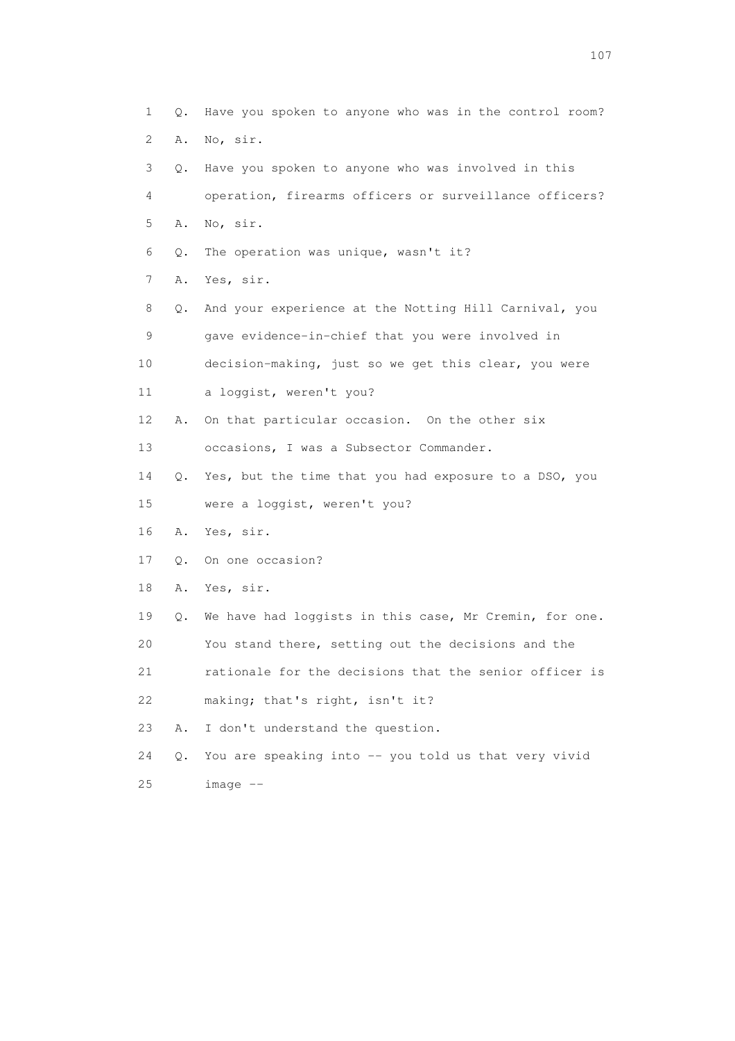1 Q. Have you spoken to anyone who was in the control room?

2 A. No, sir.

3 Q. Have you spoken to anyone who was involved in this

4 operation, firearms officers or surveillance officers?

5 A. No, sir.

6 Q. The operation was unique, wasn't it?

7 A. Yes, sir.

8 Q. And your experience at the Notting Hill Carnival, you

9 gave evidence-in-chief that you were involved in

10 decision-making, just so we get this clear, you were

11 a loggist, weren't you?

12 A. On that particular occasion. On the other six

13 occasions, I was a Subsector Commander.

14 Q. Yes, but the time that you had exposure to a DSO, you

15 were a loggist, weren't you?

16 A. Yes, sir.

17 Q. On one occasion?

18 A. Yes, sir.

19 Q. We have had loggists in this case, Mr Cremin, for one.

20 You stand there, setting out the decisions and the

21 rationale for the decisions that the senior officer is

22 making; that's right, isn't it?

23 A. I don't understand the question.

24 Q. You are speaking into -- you told us that very vivid

25 image --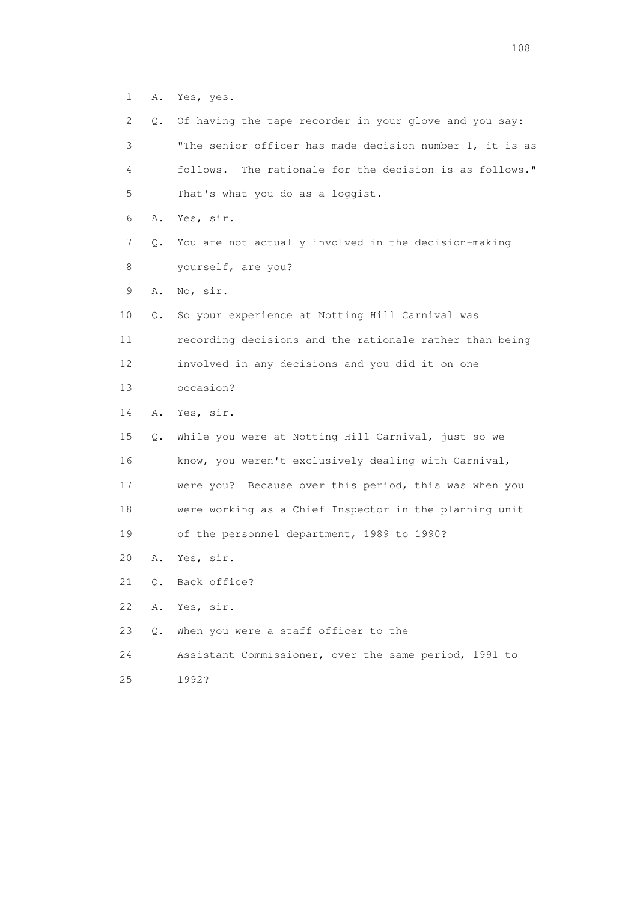1 A. Yes, yes.

2 Q. Of having the tape recorder in your glove and you say:

3 "The senior officer has made decision number 1, it is as

4 follows. The rationale for the decision is as follows."

5 That's what you do as a loggist.

6 A. Yes, sir.

7 Q. You are not actually involved in the decision-making

8 yourself, are you?

9 A. No, sir.

10 Q. So your experience at Notting Hill Carnival was

11 recording decisions and the rationale rather than being

12 involved in any decisions and you did it on one

13 occasion?

14 A. Yes, sir.

15 Q. While you were at Notting Hill Carnival, just so we

16 know, you weren't exclusively dealing with Carnival,

17 were you? Because over this period, this was when you

18 were working as a Chief Inspector in the planning unit

19 of the personnel department, 1989 to 1990?

20 A. Yes, sir.

21 Q. Back office?

22 A. Yes, sir.

23 Q. When you were a staff officer to the

24 Assistant Commissioner, over the same period, 1991 to

25 1992?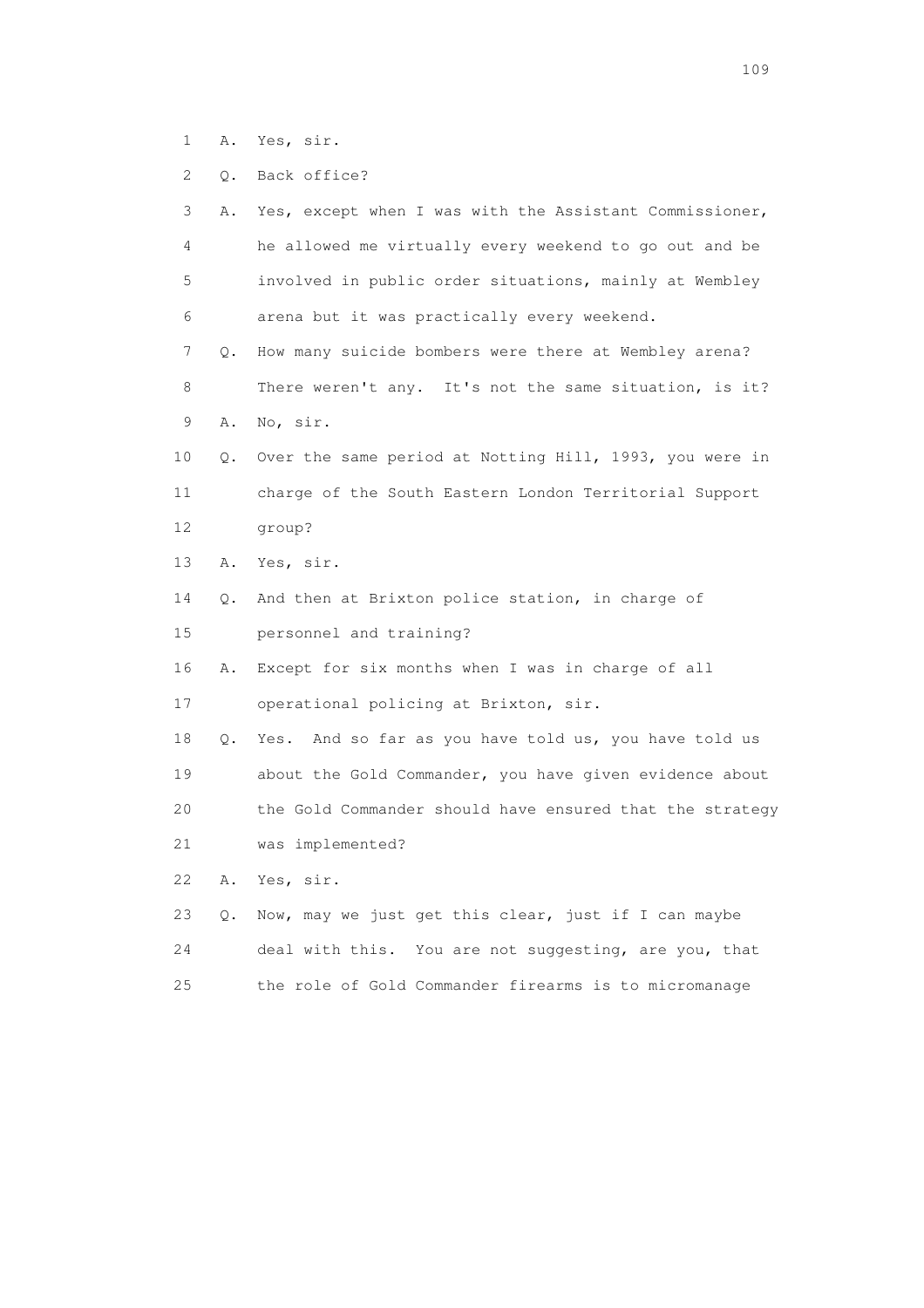1 A. Yes, sir.

2 Q. Back office?

3 A. Yes, except when I was with the Assistant Commissioner,

4 he allowed me virtually every weekend to go out and be

5 involved in public order situations, mainly at Wembley

6 arena but it was practically every weekend.

7 Q. How many suicide bombers were there at Wembley arena?

8 There weren't any. It's not the same situation, is it?

9 A. No, sir.

10 Q. Over the same period at Notting Hill, 1993, you were in

11 charge of the South Eastern London Territorial Support

12 group?

13 A. Yes, sir.

14 Q. And then at Brixton police station, in charge of

15 personnel and training?

16 A. Except for six months when I was in charge of all

17 operational policing at Brixton, sir.

18 Q. Yes. And so far as you have told us, you have told us

19 about the Gold Commander, you have given evidence about

20 the Gold Commander should have ensured that the strategy

21 was implemented?

22 A. Yes, sir.

23 Q. Now, may we just get this clear, just if I can maybe

24 deal with this. You are not suggesting, are you, that

25 the role of Gold Commander firearms is to micromanage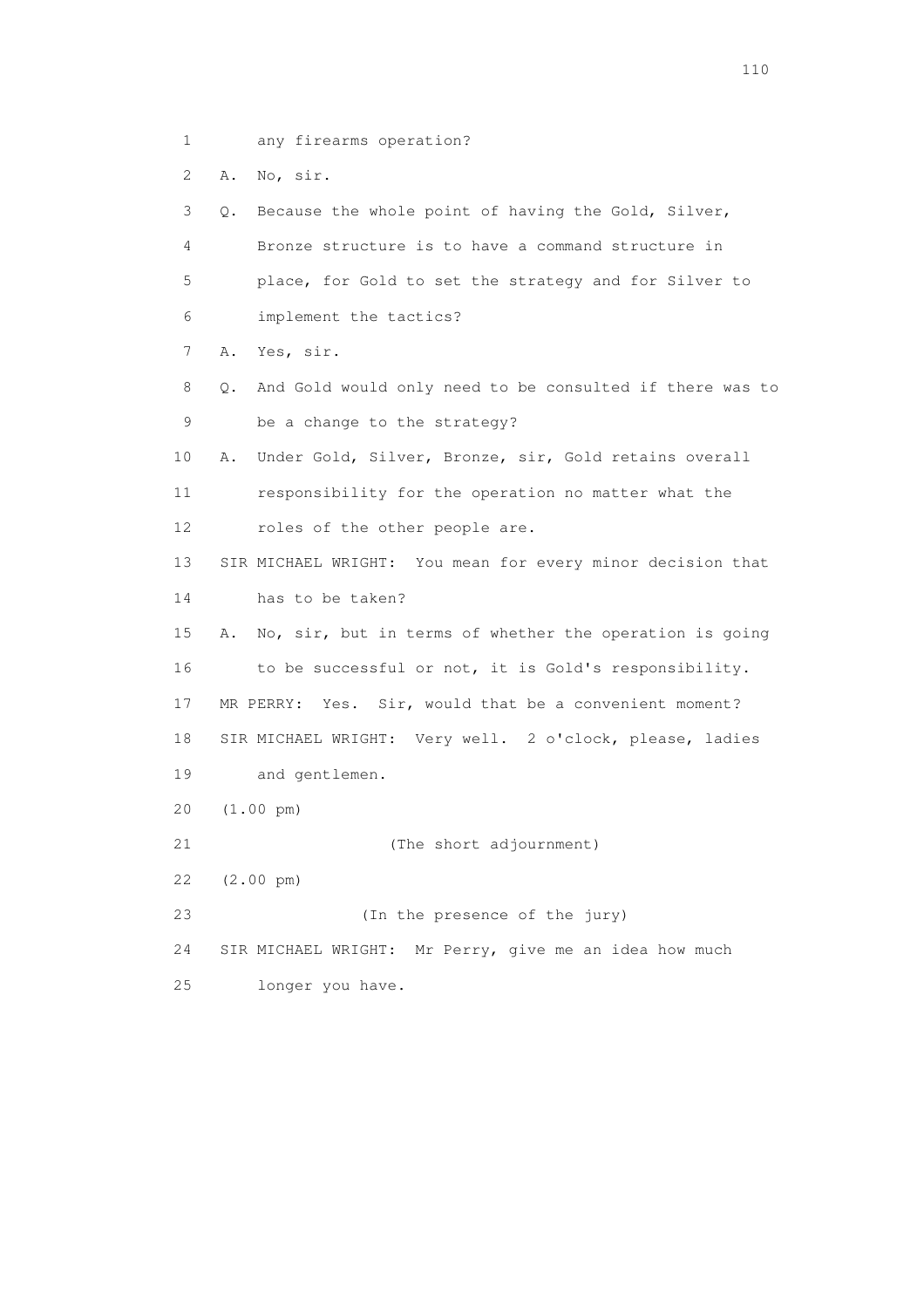1 any firearms operation?

2 A. No, sir.

3 Q. Because the whole point of having the Gold, Silver,

4 Bronze structure is to have a command structure in

5 place, for Gold to set the strategy and for Silver to

6 implement the tactics?

7 A. Yes, sir.

8 Q. And Gold would only need to be consulted if there was to

9 be a change to the strategy?

10 A. Under Gold, Silver, Bronze, sir, Gold retains overall

11 responsibility for the operation no matter what the

12 roles of the other people are.

13 SIR MICHAEL WRIGHT: You mean for every minor decision that

14 has to be taken?

15 A. No, sir, but in terms of whether the operation is going

16 to be successful or not, it is Gold's responsibility.

17 MR PERRY: Yes. Sir, would that be a convenient moment?

18 SIR MICHAEL WRIGHT: Very well. 2 o'clock, please, ladies

19 and gentlemen.

20 (1.00 pm)

21 (The short adjournment)

22 (2.00 pm)

23 (In the presence of the jury)

24 SIR MICHAEL WRIGHT: Mr Perry, give me an idea how much

25 longer you have.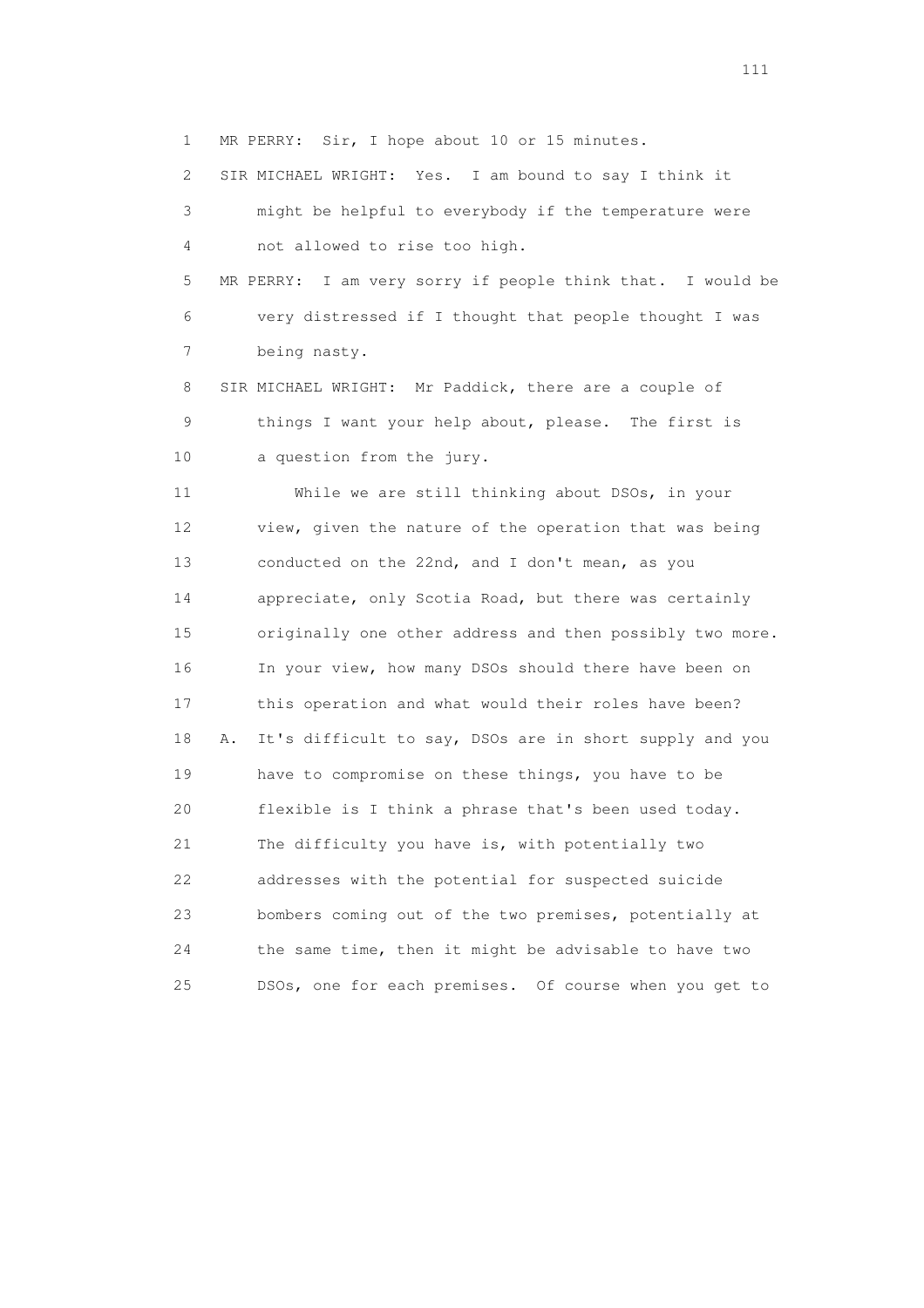1 MR PERRY: Sir, I hope about 10 or 15 minutes.

2 SIR MICHAEL WRIGHT: Yes. I am bound to say I think it

3 might be helpful to everybody if the temperature were

4 not allowed to rise too high.

5 MR PERRY: I am very sorry if people think that. I would be

6 very distressed if I thought that people thought I was

7 being nasty.

8 SIR MICHAEL WRIGHT: Mr Paddick, there are a couple of

9 things I want your help about, please. The first is

10 a question from the jury.

11 While we are still thinking about DSOs, in your

12 view, given the nature of the operation that was being

13 conducted on the 22nd, and I don't mean, as you

14 appreciate, only Scotia Road, but there was certainly

15 originally one other address and then possibly two more.

16 In your view, how many DSOs should there have been on

17 this operation and what would their roles have been?

18 A. It's difficult to say, DSOs are in short supply and you

19 have to compromise on these things, you have to be

20 flexible is I think a phrase that's been used today.

21 The difficulty you have is, with potentially two

22 addresses with the potential for suspected suicide

23 bombers coming out of the two premises, potentially at

24 the same time, then it might be advisable to have two

25 DSOs, one for each premises. Of course when you get to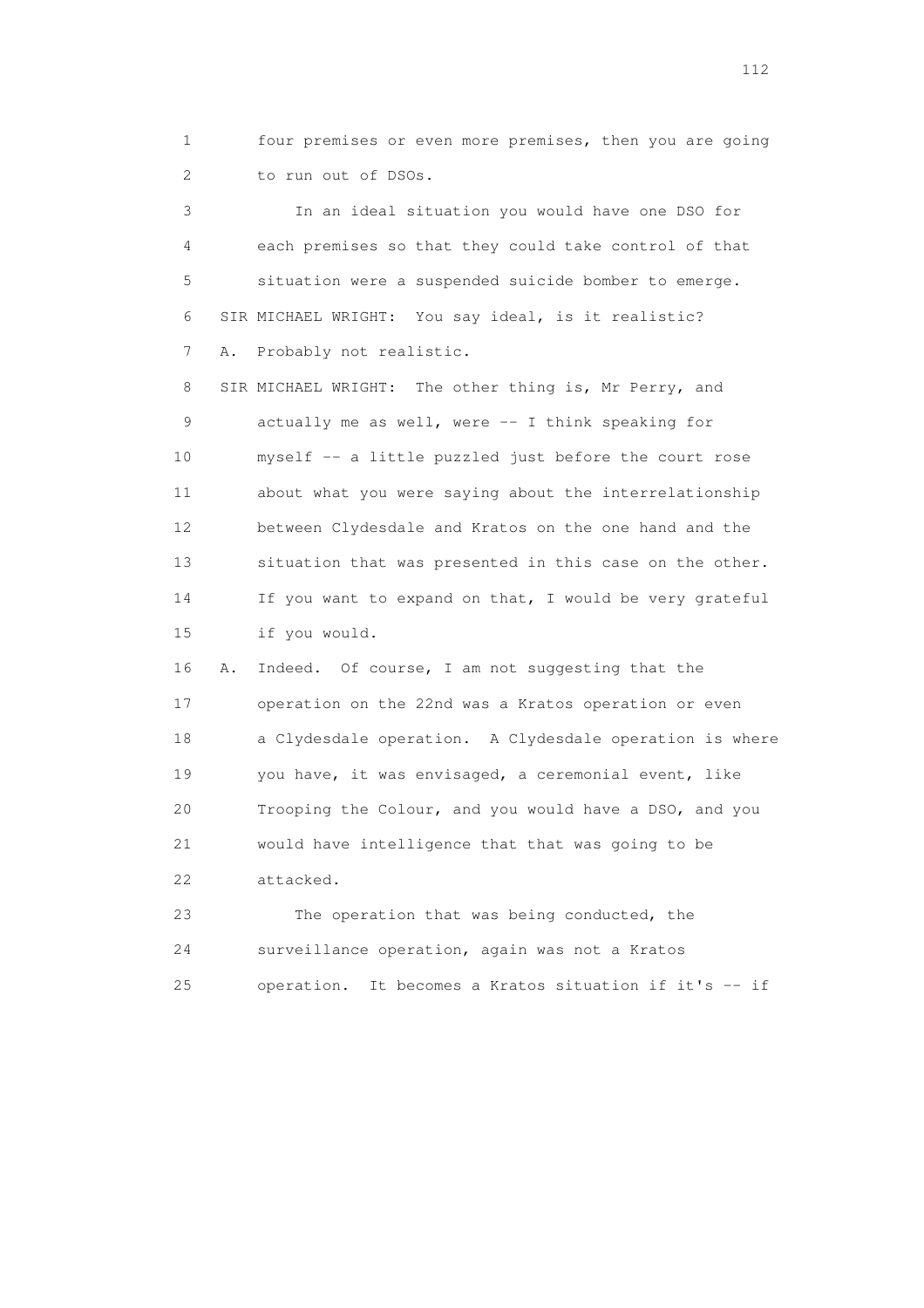1 four premises or even more premises, then you are going
2 to run out of DSOs.

3 In an ideal situation you would have one DSO for
4 each premises so that they could take control of that
5 situation were a suspended suicide bomber to emerge.

6 SIR MICHAEL WRIGHT: You say ideal, is it realistic?

7 A. Probably not realistic.

8 SIR MICHAEL WRIGHT: The other thing is, Mr Perry, and
9 actually me as well, were -- I think speaking for
10 myself -- a little puzzled just before the court rose
11 about what you were saying about the interrelationship
12 between Clydesdale and Kratos on the one hand and the
13 situation that was presented in this case on the other.
14 If you want to expand on that, I would be very grateful
15 if you would.

16 A. Indeed. Of course, I am not suggesting that the
17 operation on the 22nd was a Kratos operation or even
18 a Clydesdale operation. A Clydesdale operation is where
19 you have, it was envisaged, a ceremonial event, like
20 Trooping the Colour, and you would have a DSO, and you
21 would have intelligence that that was going to be
22 attacked.

23 The operation that was being conducted, the
24 surveillance operation, again was not a Kratos
25 operation. It becomes a Kratos situation if it's -- if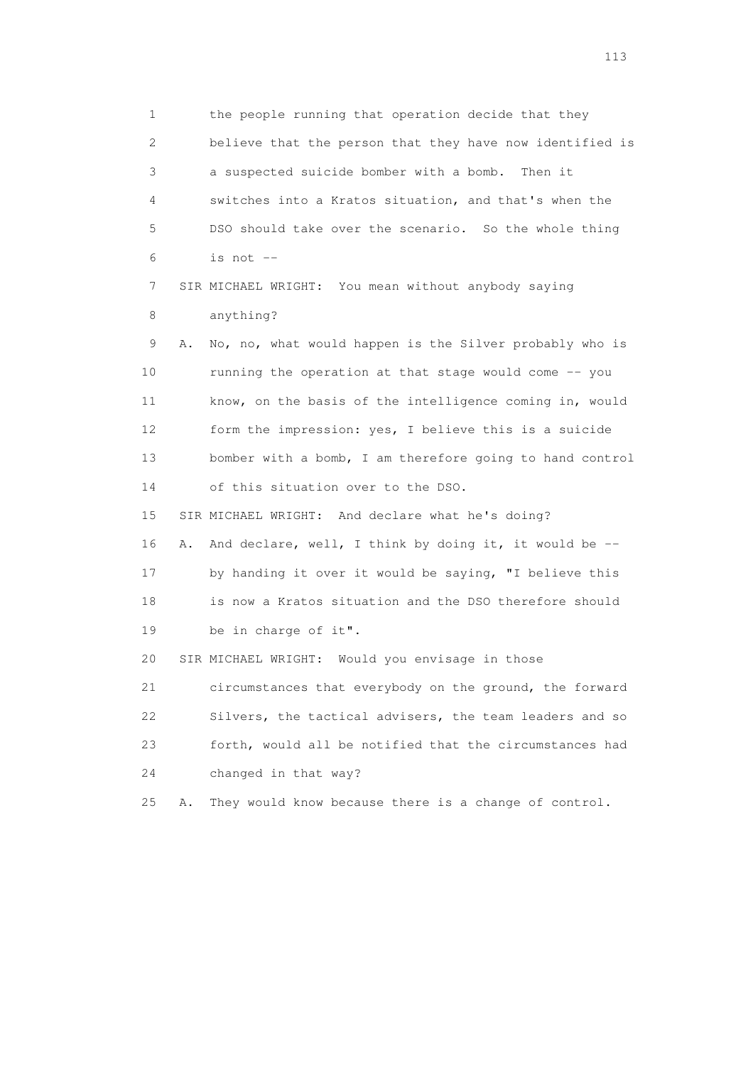1 the people running that operation decide that they
2 believe that the person that they have now identified is
3 a suspected suicide bomber with a bomb. Then it
4 switches into a Kratos situation, and that's when the
5 DSO should take over the scenario. So the whole thing
6 is not --

7 SIR MICHAEL WRIGHT: You mean without anybody saying
8 anything?

9 A. No, no, what would happen is the Silver probably who is
10 running the operation at that stage would come -- you
11 know, on the basis of the intelligence coming in, would
12 form the impression: yes, I believe this is a suicide
13 bomber with a bomb, I am therefore going to hand control
14 of this situation over to the DSO.

15 SIR MICHAEL WRIGHT: And declare what he's doing?

16 A. And declare, well, I think by doing it, it would be --
17 by handing it over it would be saying, "I believe this
18 is now a Kratos situation and the DSO therefore should
19 be in charge of it".

20 SIR MICHAEL WRIGHT: Would you envisage in those
21 circumstances that everybody on the ground, the forward
22 Silvers, the tactical advisers, the team leaders and so
23 forth, would all be notified that the circumstances had
24 changed in that way?

25 A. They would know because there is a change of control.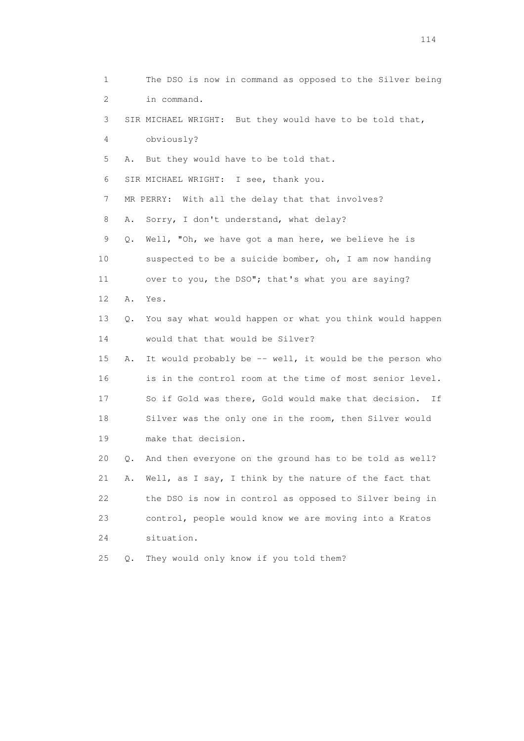1 The DSO is now in command as opposed to the Silver being
2 in command.

3 SIR MICHAEL WRIGHT: But they would have to be told that,
4 obviously?

5 A. But they would have to be told that.

6 SIR MICHAEL WRIGHT: I see, thank you.

7 MR PERRY: With all the delay that that involves?

8 A. Sorry, I don't understand, what delay?

9 Q. Well, "Oh, we have got a man here, we believe he is
10 suspected to be a suicide bomber, oh, I am now handing
11 over to you, the DSO"; that's what you are saying?

12 A. Yes.

13 Q. You say what would happen or what you think would happen
14 would that that would be Silver?

15 A. It would probably be -- well, it would be the person who
16 is in the control room at the time of most senior level.
17 So if Gold was there, Gold would make that decision. If
18 Silver was the only one in the room, then Silver would
19 make that decision.

20 Q. And then everyone on the ground has to be told as well?

21 A. Well, as I say, I think by the nature of the fact that
22 the DSO is now in control as opposed to Silver being in
23 control, people would know we are moving into a Kratos
24 situation.

25 Q. They would only know if you told them?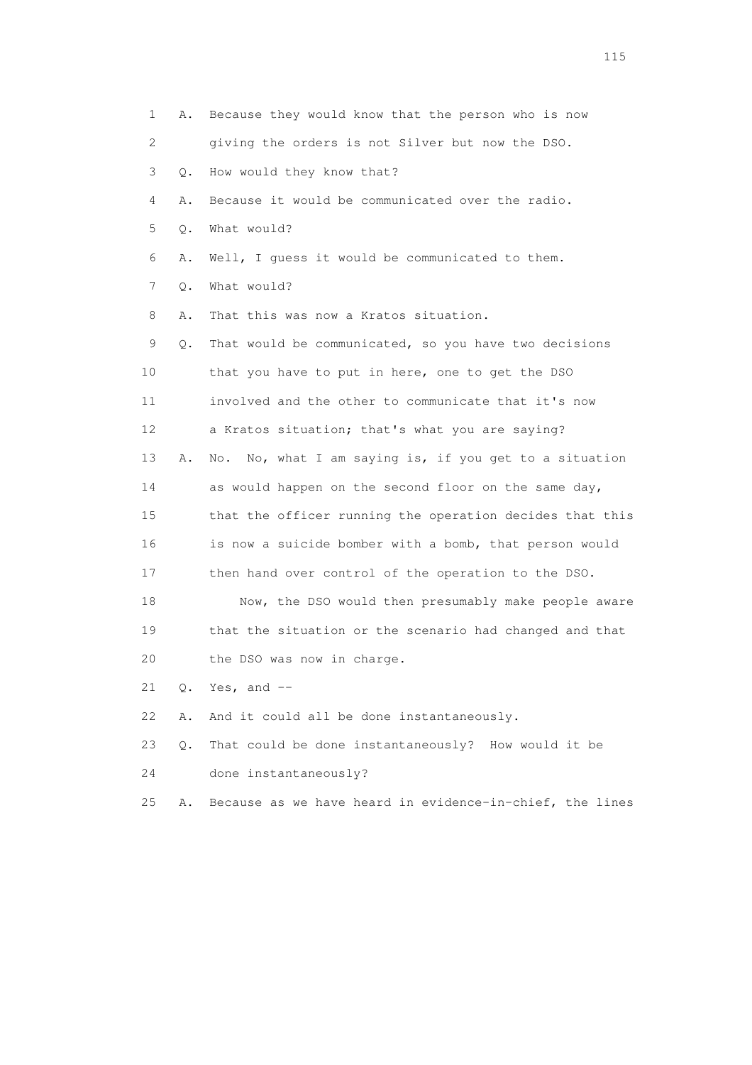1 A. Because they would know that the person who is now
2 giving the orders is not Silver but now the DSO.
3 Q. How would they know that?
4 A. Because it would be communicated over the radio.
5 Q. What would?
6 A. Well, I guess it would be communicated to them.
7 Q. What would?
8 A. That this was now a Kratos situation.
9 Q. That would be communicated, so you have two decisions
10 that you have to put in here, one to get the DSO
11 involved and the other to communicate that it's now
12 a Kratos situation; that's what you are saying?
13 A. No. No, what I am saying is, if you get to a situation
14 as would happen on the second floor on the same day,
15 that the officer running the operation decides that this
16 is now a suicide bomber with a bomb, that person would
17 then hand over control of the operation to the DSO.
18 Now, the DSO would then presumably make people aware
19 that the situation or the scenario had changed and that
20 the DSO was now in charge.
21 Q. Yes, and --
22 A. And it could all be done instantaneously.
23 Q. That could be done instantaneously? How would it be
24 done instantaneously?
25 A. Because as we have heard in evidence-in-chief, the lines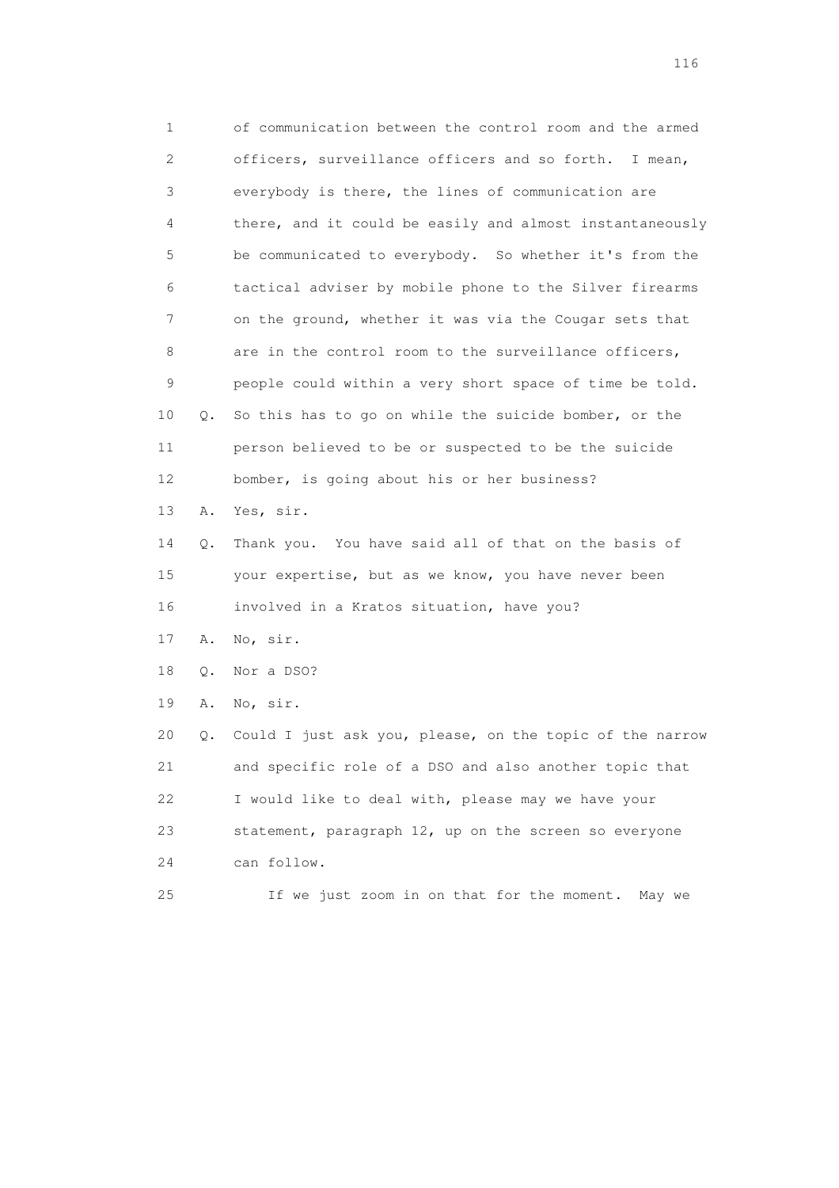1 of communication between the control room and the armed
2 officers, surveillance officers and so forth. I mean,
3 everybody is there, the lines of communication are
4 there, and it could be easily and almost instantaneously
5 be communicated to everybody. So whether it's from the
6 tactical adviser by mobile phone to the Silver firearms
7 on the ground, whether it was via the Cougar sets that
8 are in the control room to the surveillance officers,
9 people could within a very short space of time be told.
10 Q. So this has to go on while the suicide bomber, or the
11 person believed to be or suspected to be the suicide
12 bomber, is going about his or her business?
13 A. Yes, sir.
14 Q. Thank you. You have said all of that on the basis of
15 your expertise, but as we know, you have never been
16 involved in a Kratos situation, have you?
17 A. No, sir.
18 Q. Nor a DSO?
19 A. No, sir.
20 Q. Could I just ask you, please, on the topic of the narrow
21 and specific role of a DSO and also another topic that
22 I would like to deal with, please may we have your
23 statement, paragraph 12, up on the screen so everyone
24 can follow.
25 If we just zoom in on that for the moment. May we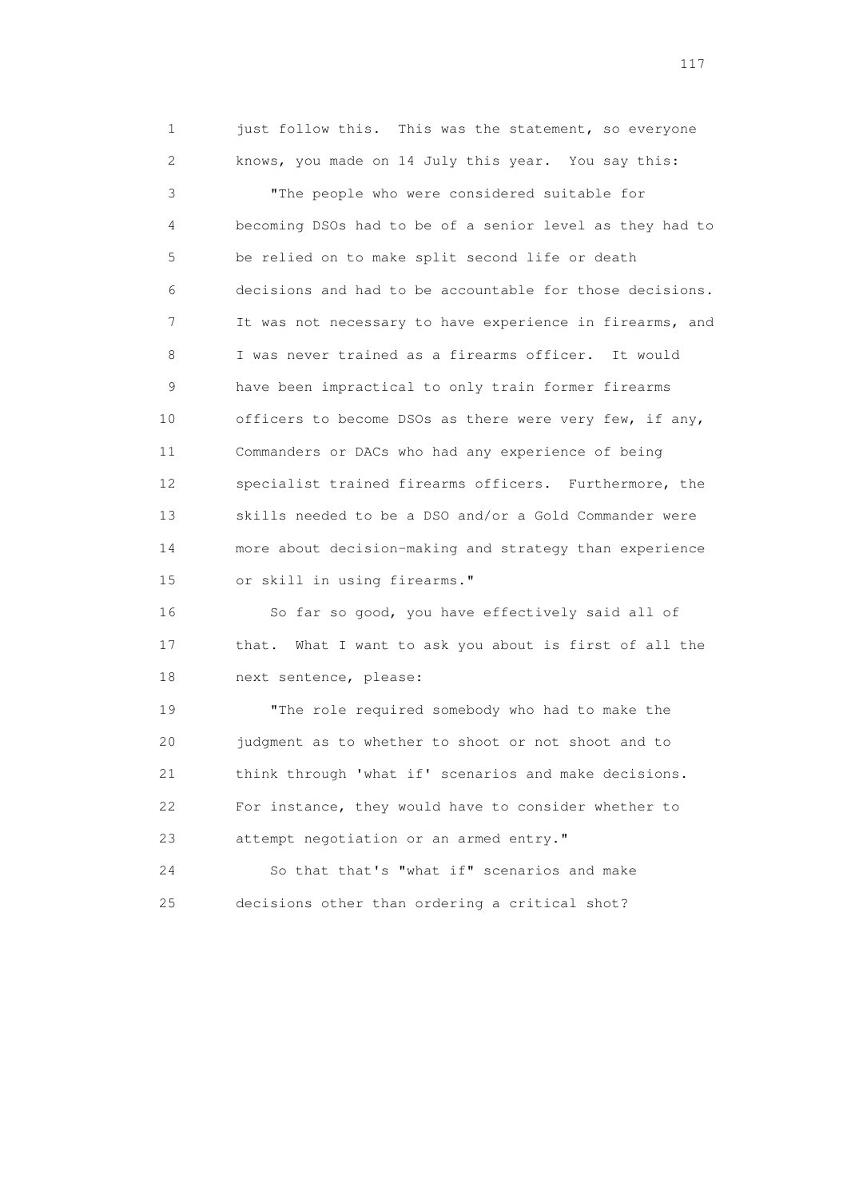1 just follow this. This was the statement, so everyone
2 knows, you made on 14 July this year. You say this:
3 "The people who were considered suitable for
4 becoming DSOs had to be of a senior level as they had to
5 be relied on to make split second life or death
6 decisions and had to be accountable for those decisions.
7 It was not necessary to have experience in firearms, and
8 I was never trained as a firearms officer. It would
9 have been impractical to only train former firearms
10 officers to become DSOs as there were very few, if any,
11 Commanders or DACs who had any experience of being
12 specialist trained firearms officers. Furthermore, the
13 skills needed to be a DSO and/or a Gold Commander were
14 more about decision-making and strategy than experience
15 or skill in using firearms."
16 So far so good, you have effectively said all of
17 that. What I want to ask you about is first of all the
18 next sentence, please:
19 "The role required somebody who had to make the
20 judgment as to whether to shoot or not shoot and to
21 think through 'what if' scenarios and make decisions.
22 For instance, they would have to consider whether to
23 attempt negotiation or an armed entry."
24 So that that's "what if" scenarios and make
25 decisions other than ordering a critical shot?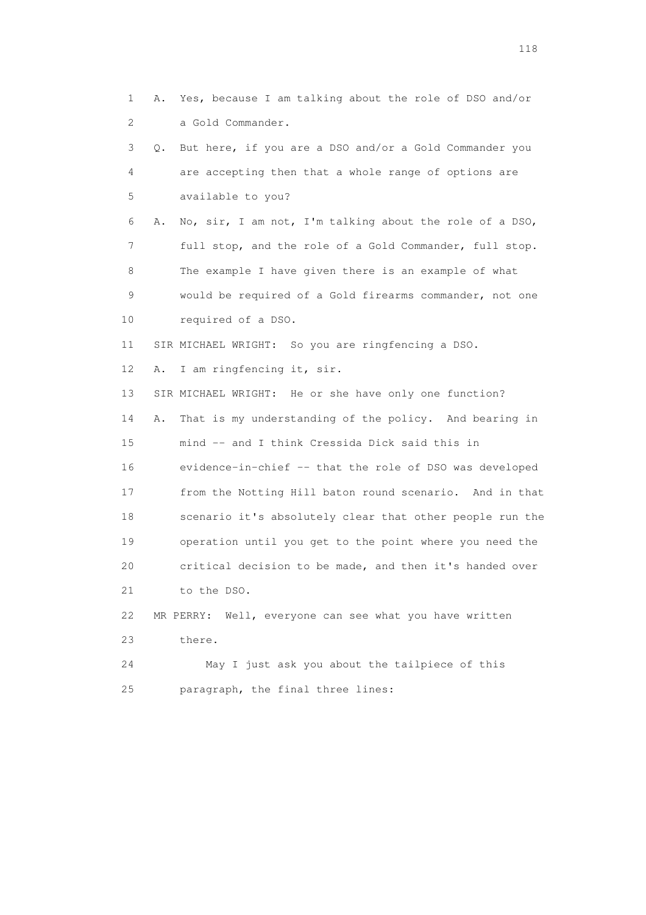1 A. Yes, because I am talking about the role of DSO and/or
2 a Gold Commander.
3 Q. But here, if you are a DSO and/or a Gold Commander you
4 are accepting then that a whole range of options are
5 available to you?
6 A. No, sir, I am not, I'm talking about the role of a DSO,
7 full stop, and the role of a Gold Commander, full stop.
8 The example I have given there is an example of what
9 would be required of a Gold firearms commander, not one
10 required of a DSO.
11 SIR MICHAEL WRIGHT: So you are ringfencing a DSO.
12 A. I am ringfencing it, sir.
13 SIR MICHAEL WRIGHT: He or she have only one function?
14 A. That is my understanding of the policy. And bearing in
15 mind -- and I think Cressida Dick said this in
16 evidence-in-chief -- that the role of DSO was developed
17 from the Notting Hill baton round scenario. And in that
18 scenario it's absolutely clear that other people run the
19 operation until you get to the point where you need the
20 critical decision to be made, and then it's handed over
21 to the DSO.
22 MR PERRY: Well, everyone can see what you have written
23 there.
24 May I just ask you about the tailpiece of this
25 paragraph, the final three lines: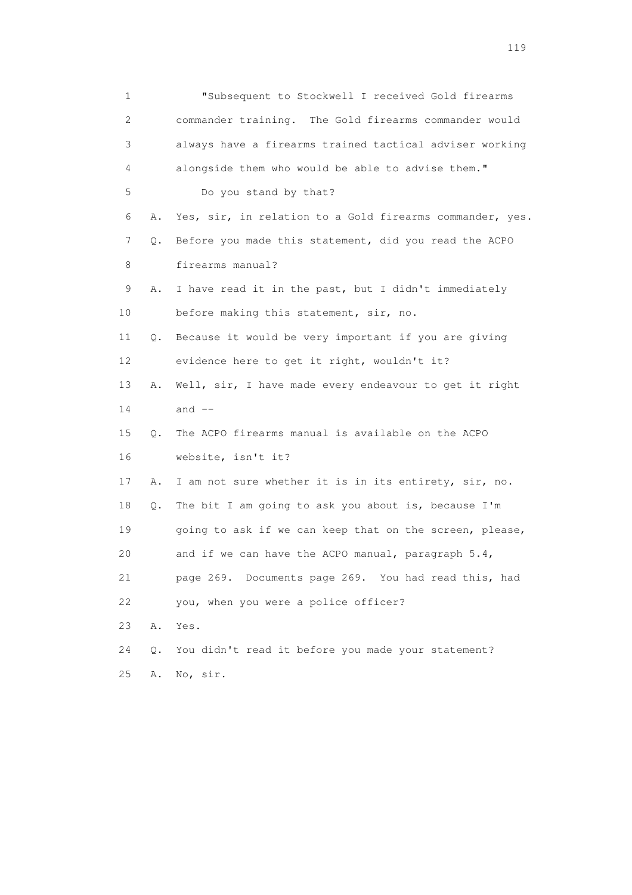1 "Subsequent to Stockwell I received Gold firearms
2 commander training. The Gold firearms commander would
3 always have a firearms trained tactical adviser working
4 alongside them who would be able to advise them."
5 Do you stand by that?
6 A. Yes, sir, in relation to a Gold firearms commander, yes.
7 Q. Before you made this statement, did you read the ACPO
8 firearms manual?
9 A. I have read it in the past, but I didn't immediately
10 before making this statement, sir, no.
11 Q. Because it would be very important if you are giving
12 evidence here to get it right, wouldn't it?
13 A. Well, sir, I have made every endeavour to get it right
14 and --
15 Q. The ACPO firearms manual is available on the ACPO
16 website, isn't it?
17 A. I am not sure whether it is in its entirety, sir, no.
18 Q. The bit I am going to ask you about is, because I'm
19 going to ask if we can keep that on the screen, please,
20 and if we can have the ACPO manual, paragraph 5.4,
21 page 269. Documents page 269. You had read this, had
22 you, when you were a police officer?
23 A. Yes.
24 Q. You didn't read it before you made your statement?
25 A. No, sir.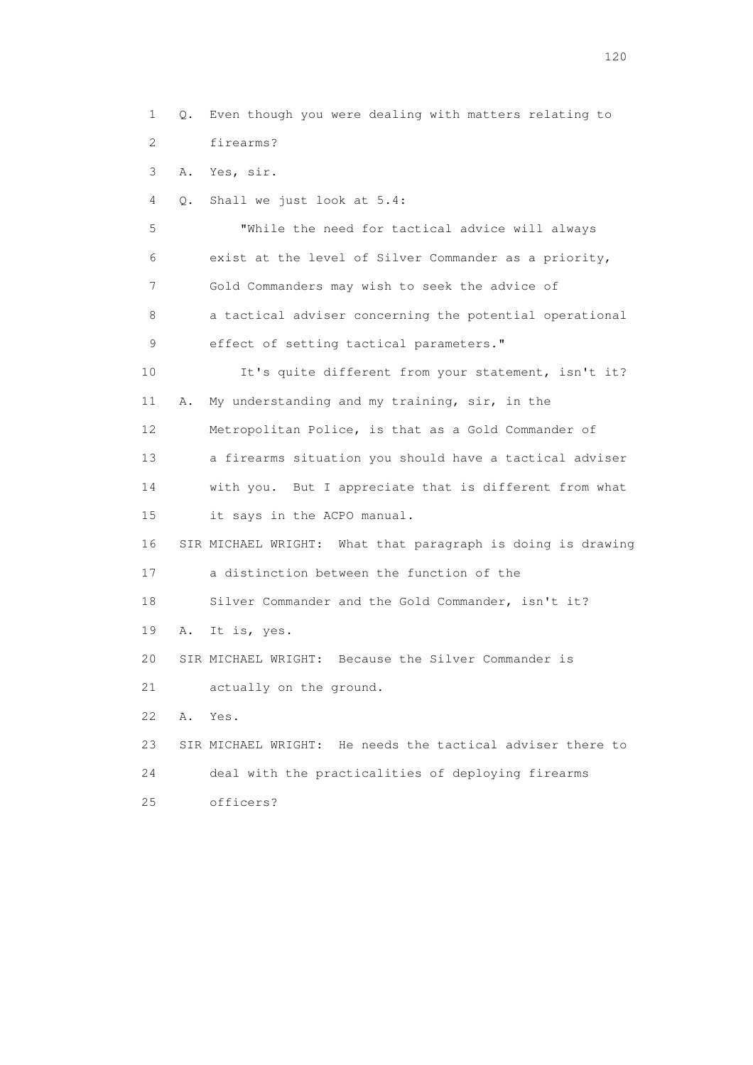1 Q. Even though you were dealing with matters relating to
2 firearms?
3 A. Yes, sir.
4 Q. Shall we just look at 5.4:
5 "While the need for tactical advice will always
6 exist at the level of Silver Commander as a priority,
7 Gold Commanders may wish to seek the advice of
8 a tactical adviser concerning the potential operational
9 effect of setting tactical parameters."
10 It's quite different from your statement, isn't it?
11 A. My understanding and my training, sir, in the
12 Metropolitan Police, is that as a Gold Commander of
13 a firearms situation you should have a tactical adviser
14 with you. But I appreciate that is different from what
15 it says in the ACPO manual.
16 SIR MICHAEL WRIGHT: What that paragraph is doing is drawing
17 a distinction between the function of the
18 Silver Commander and the Gold Commander, isn't it?
19 A. It is, yes.
20 SIR MICHAEL WRIGHT: Because the Silver Commander is
21 actually on the ground.
22 A. Yes.
23 SIR MICHAEL WRIGHT: He needs the tactical adviser there to
24 deal with the practicalities of deploying firearms
25 officers?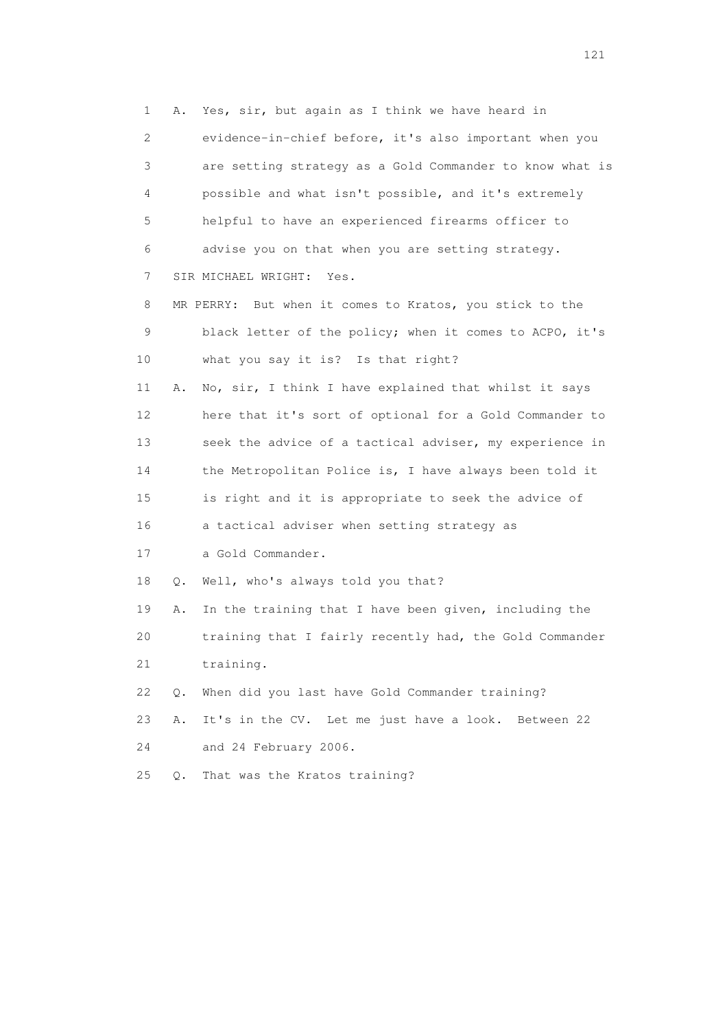1 A. Yes, sir, but again as I think we have heard in
2 evidence-in-chief before, it's also important when you
3 are setting strategy as a Gold Commander to know what is
4 possible and what isn't possible, and it's extremely
5 helpful to have an experienced firearms officer to
6 advise you on that when you are setting strategy.
7 SIR MICHAEL WRIGHT: Yes.
8 MR PERRY: But when it comes to Kratos, you stick to the
9 black letter of the policy; when it comes to ACPO, it's
10 what you say it is? Is that right?
11 A. No, sir, I think I have explained that whilst it says
12 here that it's sort of optional for a Gold Commander to
13 seek the advice of a tactical adviser, my experience in
14 the Metropolitan Police is, I have always been told it
15 is right and it is appropriate to seek the advice of
16 a tactical adviser when setting strategy as
17 a Gold Commander.
18 Q. Well, who's always told you that?
19 A. In the training that I have been given, including the
20 training that I fairly recently had, the Gold Commander
21 training.
22 Q. When did you last have Gold Commander training?
23 A. It's in the CV. Let me just have a look. Between 22
24 and 24 February 2006.
25 Q. That was the Kratos training?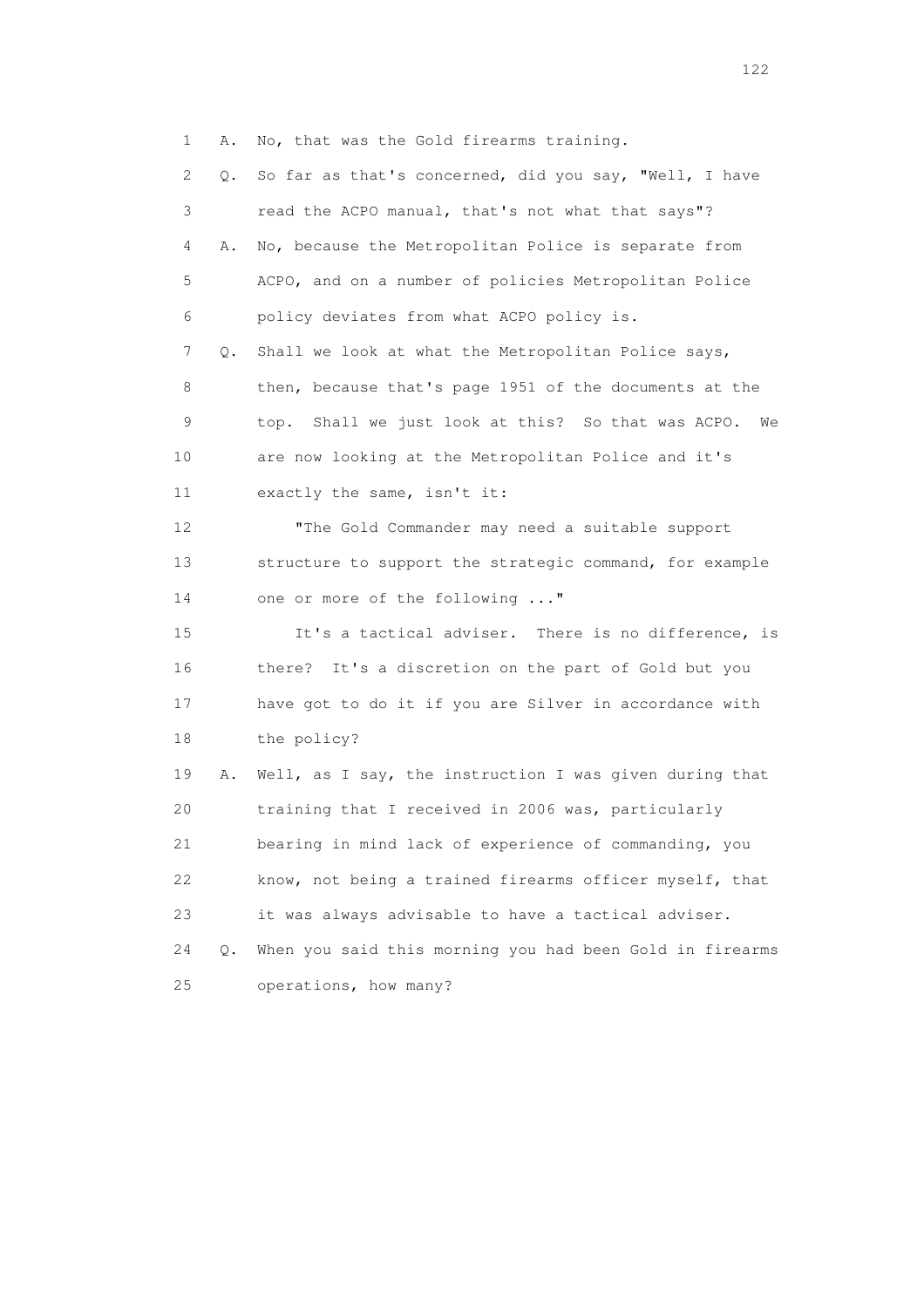1 A. No, that was the Gold firearms training.

2 Q. So far as that's concerned, did you say, "Well, I have

3 read the ACPO manual, that's not what that says"?

4 A. No, because the Metropolitan Police is separate from

5 ACPO, and on a number of policies Metropolitan Police

6 policy deviates from what ACPO policy is.

7 Q. Shall we look at what the Metropolitan Police says,

8 then, because that's page 1951 of the documents at the

9 top. Shall we just look at this? So that was ACPO. We

10 are now looking at the Metropolitan Police and it's

11 exactly the same, isn't it:

12 "The Gold Commander may need a suitable support

13 structure to support the strategic command, for example

14 one or more of the following ..."

15 It's a tactical adviser. There is no difference, is

16 there? It's a discretion on the part of Gold but you

17 have got to do it if you are Silver in accordance with

18 the policy?

19 A. Well, as I say, the instruction I was given during that

20 training that I received in 2006 was, particularly

21 bearing in mind lack of experience of commanding, you

22 know, not being a trained firearms officer myself, that

23 it was always advisable to have a tactical adviser.

24 Q. When you said this morning you had been Gold in firearms

25 operations, how many?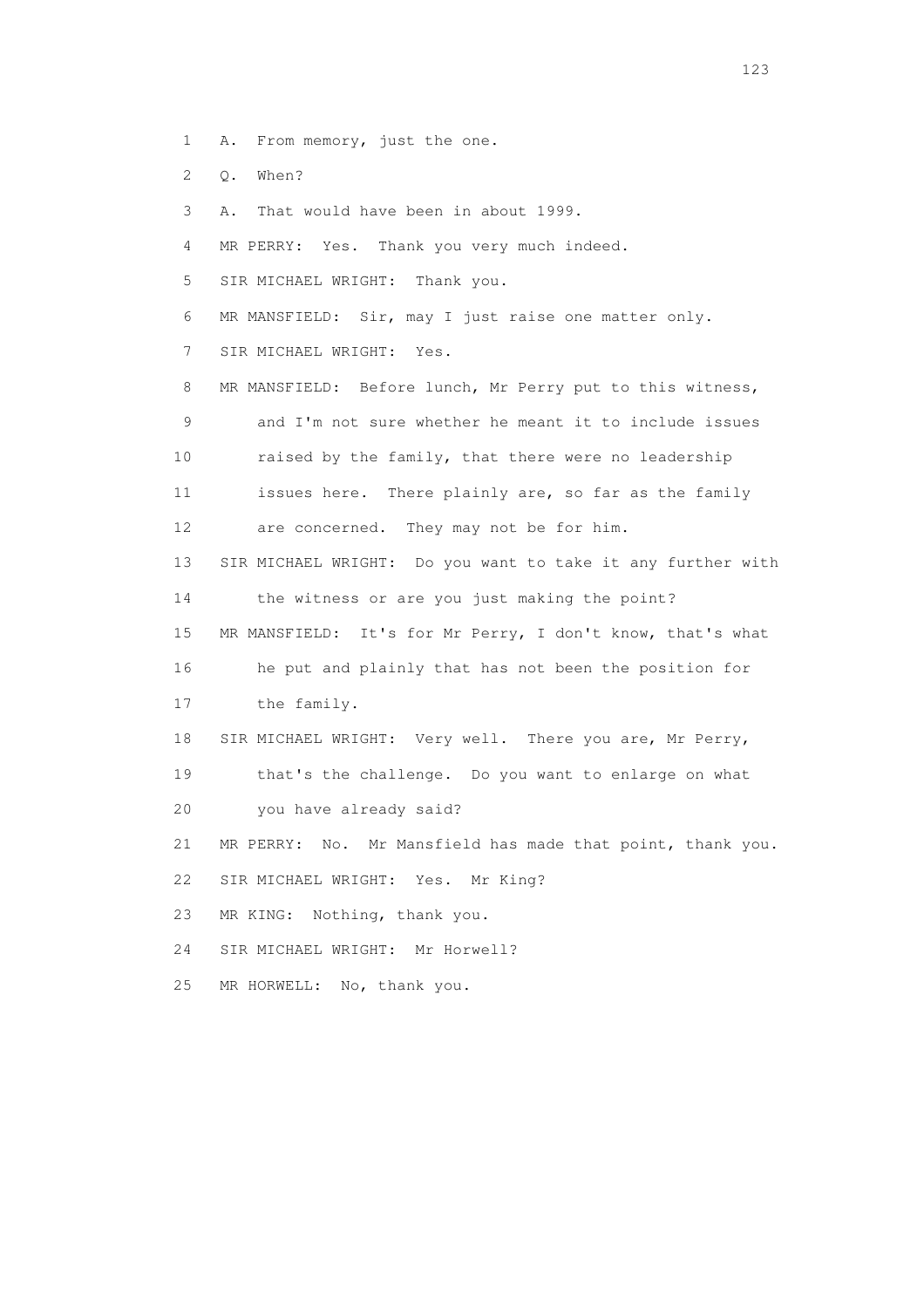1 A. From memory, just the one.

2 Q. When?

3 A. That would have been in about 1999.

4 MR PERRY: Yes. Thank you very much indeed.

5 SIR MICHAEL WRIGHT: Thank you.

6 MR MANSFIELD: Sir, may I just raise one matter only.

7 SIR MICHAEL WRIGHT: Yes.

8 MR MANSFIELD: Before lunch, Mr Perry put to this witness,

9 and I'm not sure whether he meant it to include issues

10 raised by the family, that there were no leadership

11 issues here. There plainly are, so far as the family

12 are concerned. They may not be for him.

13 SIR MICHAEL WRIGHT: Do you want to take it any further with

14 the witness or are you just making the point?

15 MR MANSFIELD: It's for Mr Perry, I don't know, that's what

16 he put and plainly that has not been the position for

17 the family.

18 SIR MICHAEL WRIGHT: Very well. There you are, Mr Perry,

19 that's the challenge. Do you want to enlarge on what

20 you have already said?

21 MR PERRY: No. Mr Mansfield has made that point, thank you.

22 SIR MICHAEL WRIGHT: Yes. Mr King?

23 MR KING: Nothing, thank you.

24 SIR MICHAEL WRIGHT: Mr Horwell?

25 MR HORWELL: No, thank you.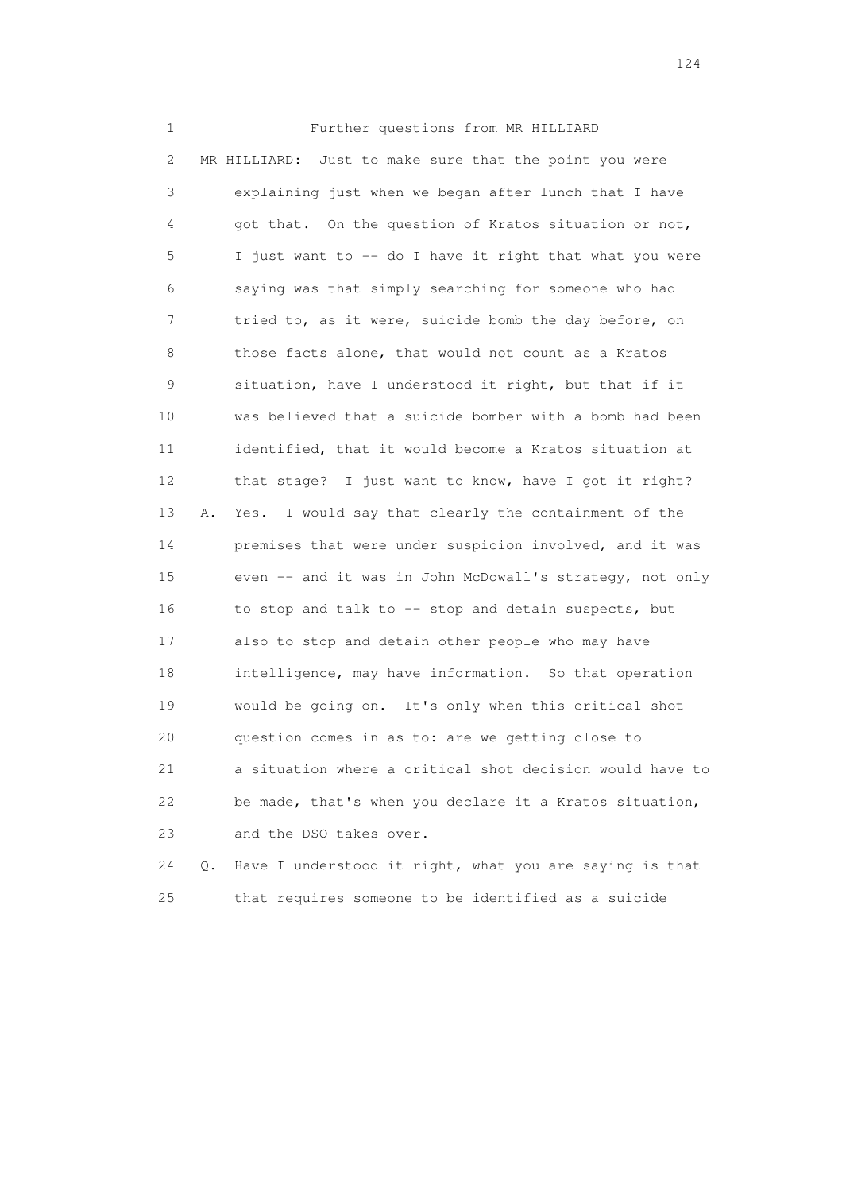1 Further questions from MR HILLIARD

2 MR HILLIARD: Just to make sure that the point you were

3 explaining just when we began after lunch that I have

4 got that. On the question of Kratos situation or not,

5 I just want to -- do I have it right that what you were

6 saying was that simply searching for someone who had

7 tried to, as it were, suicide bomb the day before, on

8 those facts alone, that would not count as a Kratos

9 situation, have I understood it right, but that if it

10 was believed that a suicide bomber with a bomb had been

11 identified, that it would become a Kratos situation at

12 that stage? I just want to know, have I got it right?

13 A. Yes. I would say that clearly the containment of the

14 premises that were under suspicion involved, and it was

15 even -- and it was in John McDowall's strategy, not only

16 to stop and talk to -- stop and detain suspects, but

17 also to stop and detain other people who may have

18 intelligence, may have information. So that operation

19 would be going on. It's only when this critical shot

20 question comes in as to: are we getting close to

21 a situation where a critical shot decision would have to

22 be made, that's when you declare it a Kratos situation,

23 and the DSO takes over.

24 Q. Have I understood it right, what you are saying is that

25 that requires someone to be identified as a suicide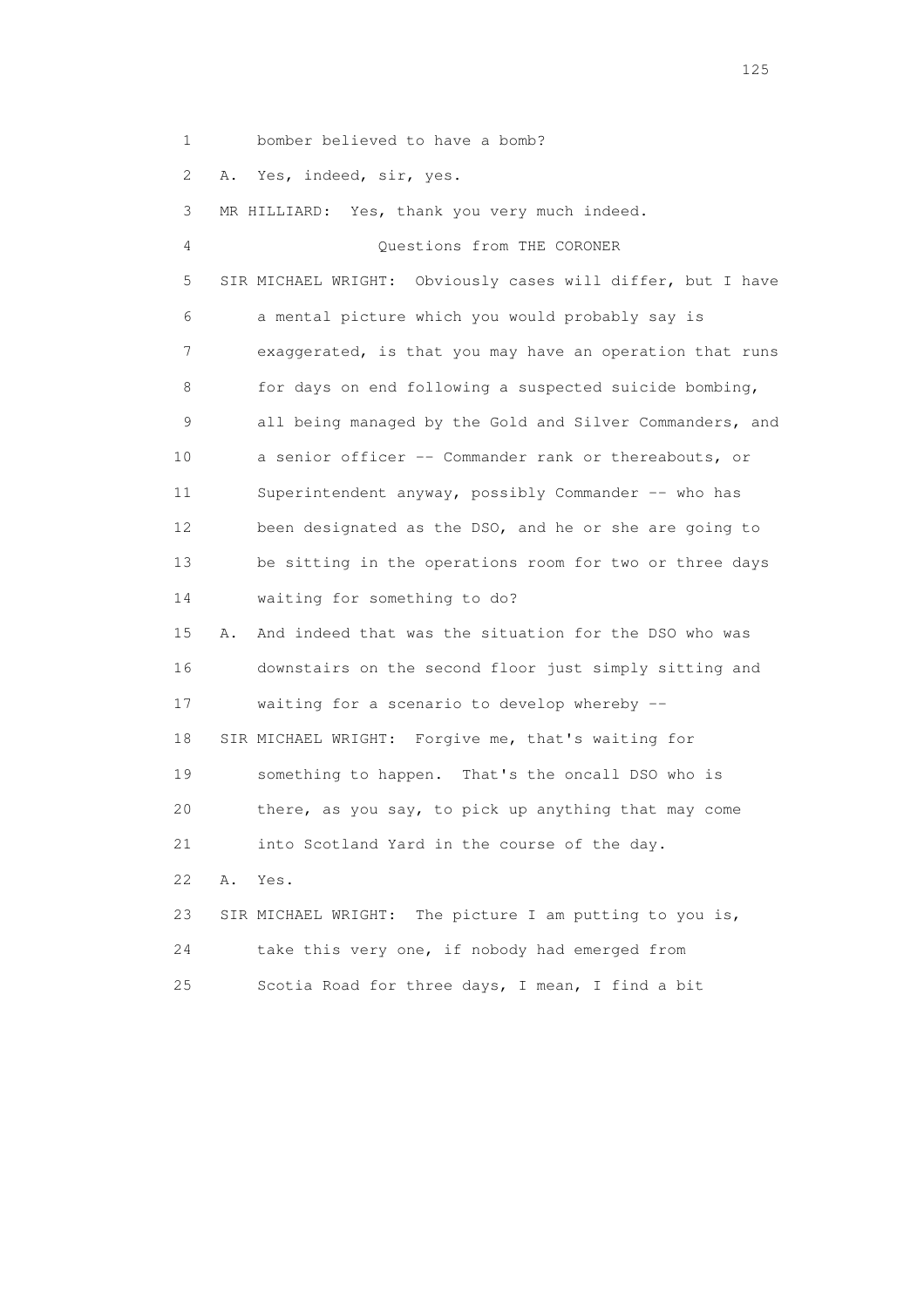1 bomber believed to have a bomb?

2 A. Yes, indeed, sir, yes.

3 MR HILLIARD: Yes, thank you very much indeed.

4 Questions from THE CORONER

5 SIR MICHAEL WRIGHT: Obviously cases will differ, but I have

6 a mental picture which you would probably say is

7 exaggerated, is that you may have an operation that runs

8 for days on end following a suspected suicide bombing,

9 all being managed by the Gold and Silver Commanders, and

10 a senior officer -- Commander rank or thereabouts, or

11 Superintendent anyway, possibly Commander -- who has

12 been designated as the DSO, and he or she are going to

13 be sitting in the operations room for two or three days

14 waiting for something to do?

15 A. And indeed that was the situation for the DSO who was

16 downstairs on the second floor just simply sitting and

17 waiting for a scenario to develop whereby --

18 SIR MICHAEL WRIGHT: Forgive me, that's waiting for

19 something to happen. That's the oncall DSO who is

20 there, as you say, to pick up anything that may come

21 into Scotland Yard in the course of the day.

22 A. Yes.

23 SIR MICHAEL WRIGHT: The picture I am putting to you is,

24 take this very one, if nobody had emerged from

25 Scotia Road for three days, I mean, I find a bit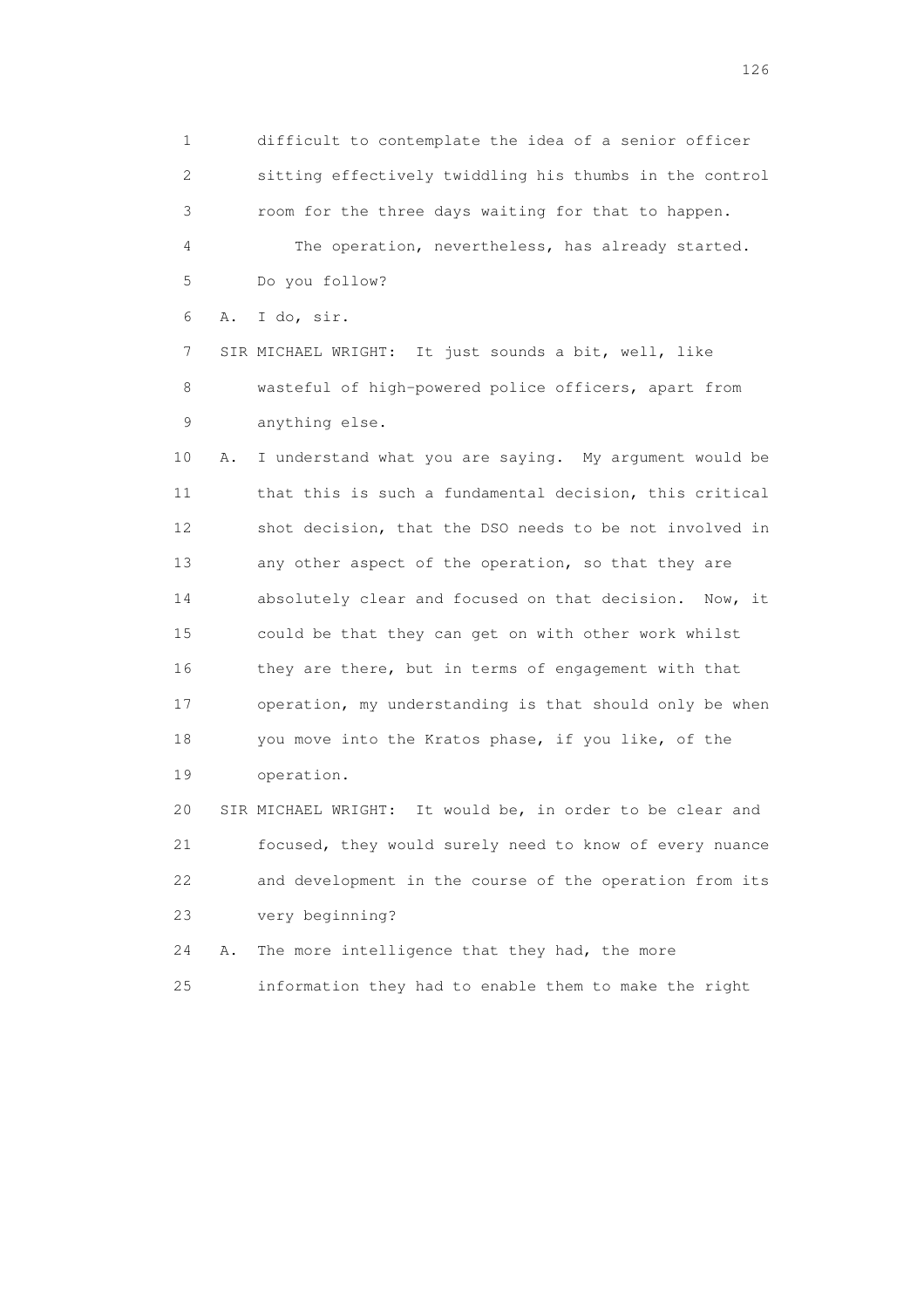1 difficult to contemplate the idea of a senior officer
2 sitting effectively twiddling his thumbs in the control
3 room for the three days waiting for that to happen.
4 The operation, nevertheless, has already started.
5 Do you follow?
6 A. I do, sir.
7 SIR MICHAEL WRIGHT: It just sounds a bit, well, like
8 wasteful of high-powered police officers, apart from
9 anything else.
10 A. I understand what you are saying. My argument would be
11 that this is such a fundamental decision, this critical
12 shot decision, that the DSO needs to be not involved in
13 any other aspect of the operation, so that they are
14 absolutely clear and focused on that decision. Now, it
15 could be that they can get on with other work whilst
16 they are there, but in terms of engagement with that
17 operation, my understanding is that should only be when
18 you move into the Kratos phase, if you like, of the
19 operation.
20 SIR MICHAEL WRIGHT: It would be, in order to be clear and
21 focused, they would surely need to know of every nuance
22 and development in the course of the operation from its
23 very beginning?
24 A. The more intelligence that they had, the more
25 information they had to enable them to make the right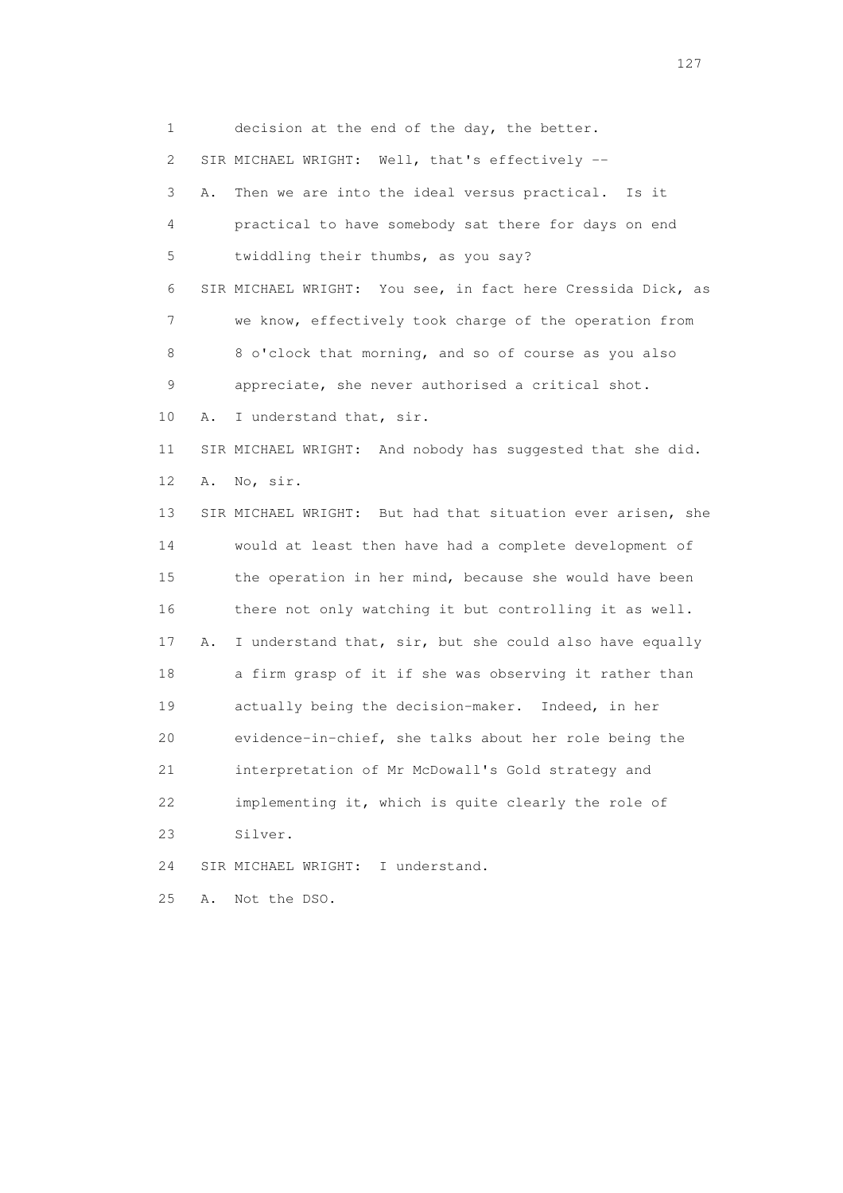1 decision at the end of the day, the better.

2 SIR MICHAEL WRIGHT: Well, that's effectively --

3 A. Then we are into the ideal versus practical. Is it

4 practical to have somebody sat there for days on end

5 twiddling their thumbs, as you say?

6 SIR MICHAEL WRIGHT: You see, in fact here Cressida Dick, as

7 we know, effectively took charge of the operation from

8 8 o'clock that morning, and so of course as you also

9 appreciate, she never authorised a critical shot.

10 A. I understand that, sir.

11 SIR MICHAEL WRIGHT: And nobody has suggested that she did.

12 A. No, sir.

13 SIR MICHAEL WRIGHT: But had that situation ever arisen, she

14 would at least then have had a complete development of

15 the operation in her mind, because she would have been

16 there not only watching it but controlling it as well.

17 A. I understand that, sir, but she could also have equally

18 a firm grasp of it if she was observing it rather than

19 actually being the decision-maker. Indeed, in her

20 evidence-in-chief, she talks about her role being the

21 interpretation of Mr McDowall's Gold strategy and

22 implementing it, which is quite clearly the role of

23 Silver.

24 SIR MICHAEL WRIGHT: I understand.

25 A. Not the DSO.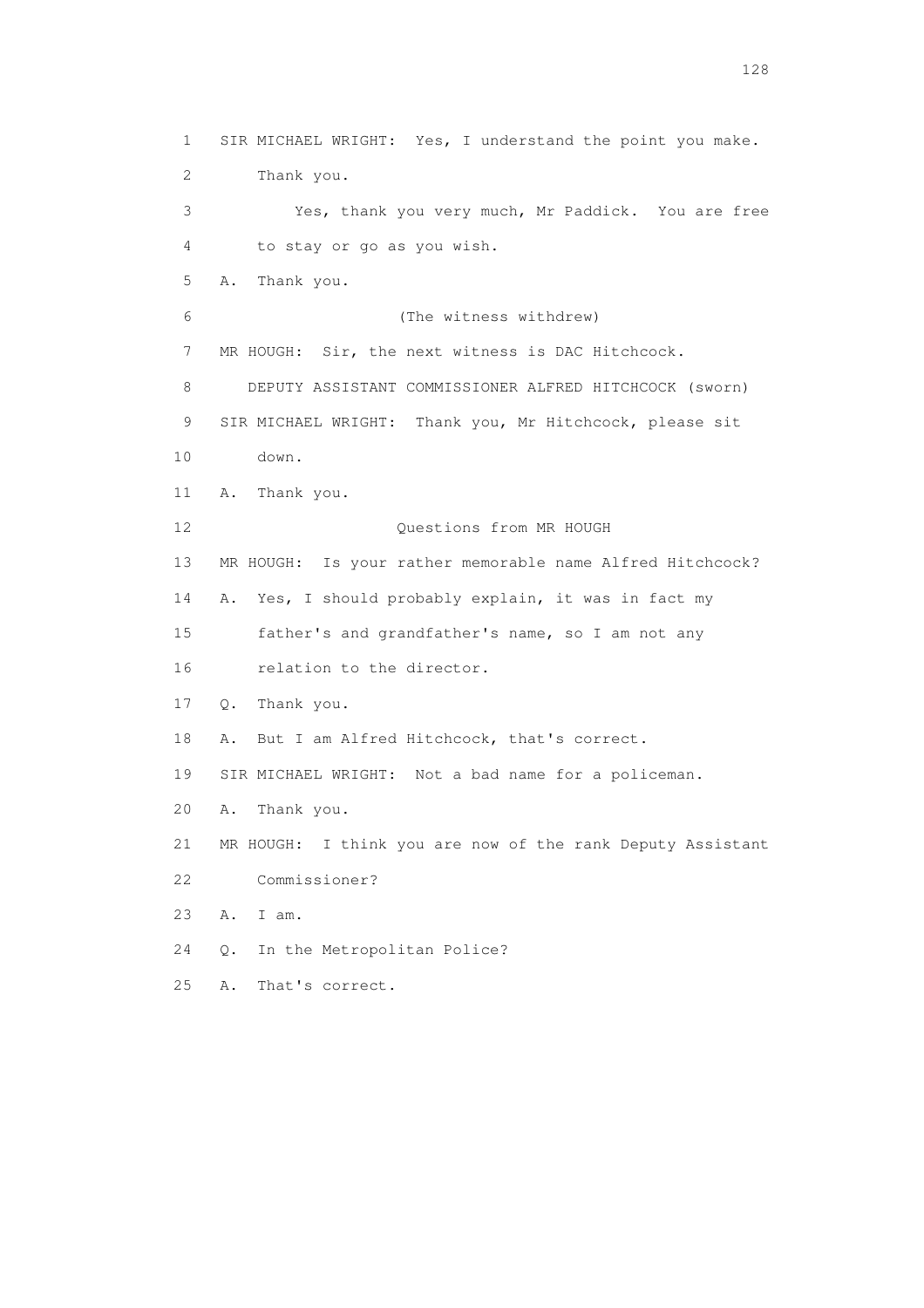1 SIR MICHAEL WRIGHT: Yes, I understand the point you make.
2 Thank you.
3 Yes, thank you very much, Mr Paddick. You are free
4 to stay or go as you wish.
5 A. Thank you.
6 (The witness withdrew)
7 MR HOUGH: Sir, the next witness is DAC Hitchcock.
8 DEPUTY ASSISTANT COMMISSIONER ALFRED HITCHCOCK (sworn)
9 SIR MICHAEL WRIGHT: Thank you, Mr Hitchcock, please sit
10 down.
11 A. Thank you.
12 Questions from MR HOUGH
13 MR HOUGH: Is your rather memorable name Alfred Hitchcock?
14 A. Yes, I should probably explain, it was in fact my
15 father's and grandfather's name, so I am not any
16 relation to the director.
17 Q. Thank you.
18 A. But I am Alfred Hitchcock, that's correct.
19 SIR MICHAEL WRIGHT: Not a bad name for a policeman.
20 A. Thank you.
21 MR HOUGH: I think you are now of the rank Deputy Assistant
22 Commissioner?
23 A. I am.
24 Q. In the Metropolitan Police?
25 A. That's correct.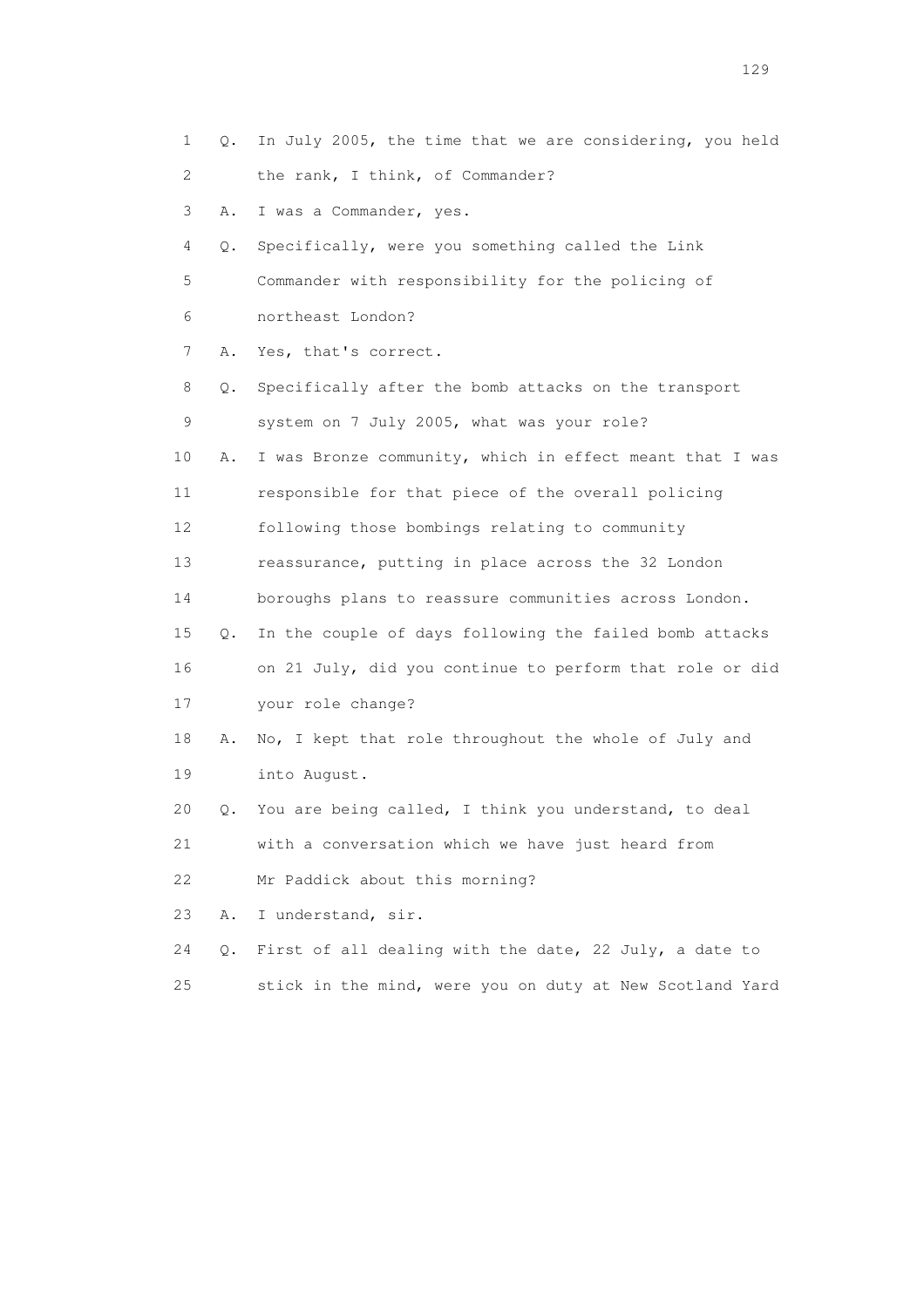1 Q. In July 2005, the time that we are considering, you held
2 the rank, I think, of Commander?
3 A. I was a Commander, yes.
4 Q. Specifically, were you something called the Link
5 Commander with responsibility for the policing of
6 northeast London?
7 A. Yes, that's correct.
8 Q. Specifically after the bomb attacks on the transport
9 system on 7 July 2005, what was your role?
10 A. I was Bronze community, which in effect meant that I was
11 responsible for that piece of the overall policing
12 following those bombings relating to community
13 reassurance, putting in place across the 32 London
14 boroughs plans to reassure communities across London.
15 Q. In the couple of days following the failed bomb attacks
16 on 21 July, did you continue to perform that role or did
17 your role change?
18 A. No, I kept that role throughout the whole of July and
19 into August.
20 Q. You are being called, I think you understand, to deal
21 with a conversation which we have just heard from
22 Mr Paddick about this morning?
23 A. I understand, sir.
24 Q. First of all dealing with the date, 22 July, a date to
25 stick in the mind, were you on duty at New Scotland Yard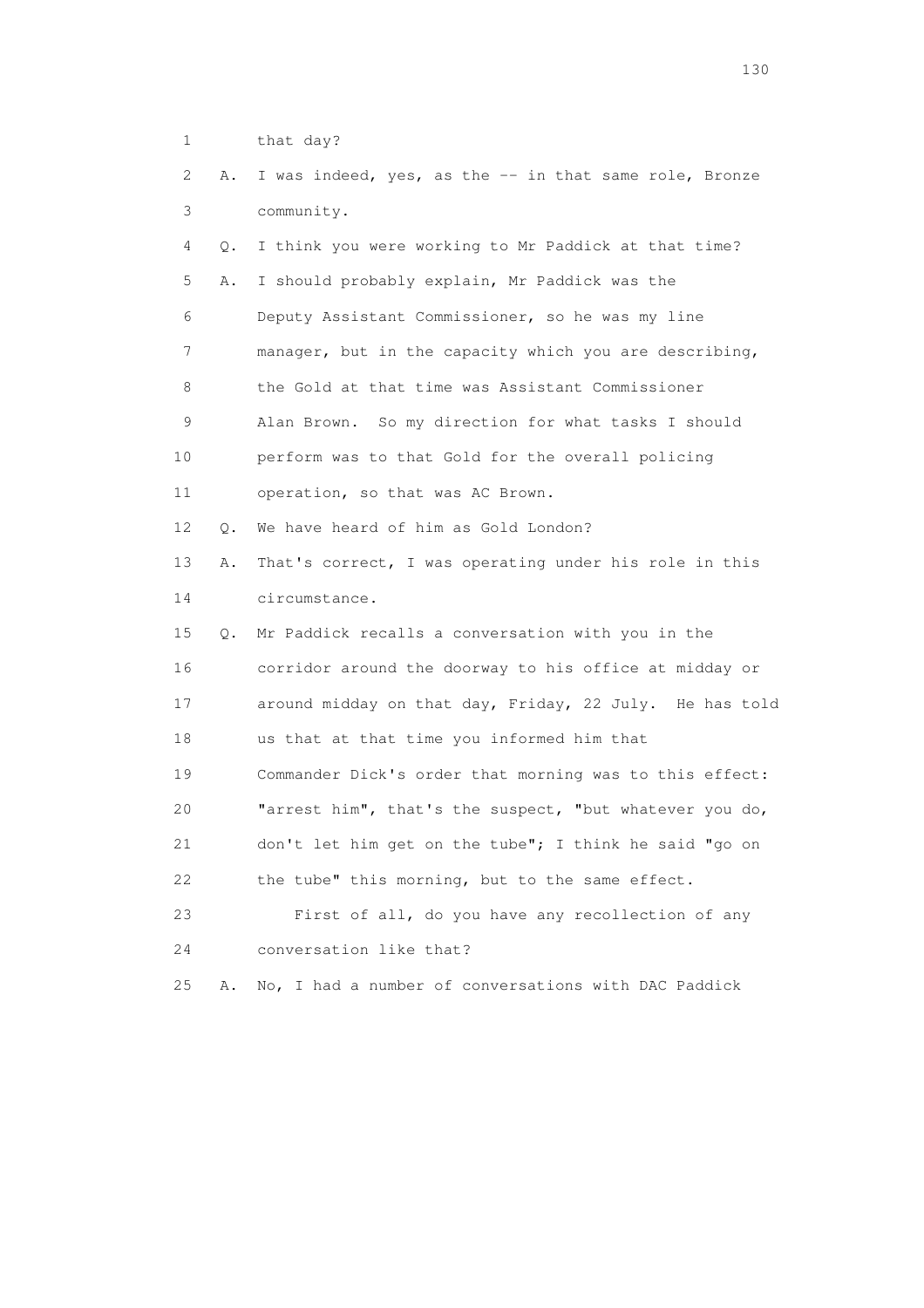1 that day?

2 A. I was indeed, yes, as the -- in that same role, Bronze

3 community.

4 Q. I think you were working to Mr Paddick at that time?

5 A. I should probably explain, Mr Paddick was the

6 Deputy Assistant Commissioner, so he was my line

7 manager, but in the capacity which you are describing,

8 the Gold at that time was Assistant Commissioner

9 Alan Brown. So my direction for what tasks I should

10 perform was to that Gold for the overall policing

11 operation, so that was AC Brown.

12 Q. We have heard of him as Gold London?

13 A. That's correct, I was operating under his role in this

14 circumstance.

15 Q. Mr Paddick recalls a conversation with you in the

16 corridor around the doorway to his office at midday or

17 around midday on that day, Friday, 22 July. He has told

18 us that at that time you informed him that

19 Commander Dick's order that morning was to this effect:

20 "arrest him", that's the suspect, "but whatever you do,

21 don't let him get on the tube"; I think he said "go on

22 the tube" this morning, but to the same effect.

23 First of all, do you have any recollection of any

24 conversation like that?

25 A. No, I had a number of conversations with DAC Paddick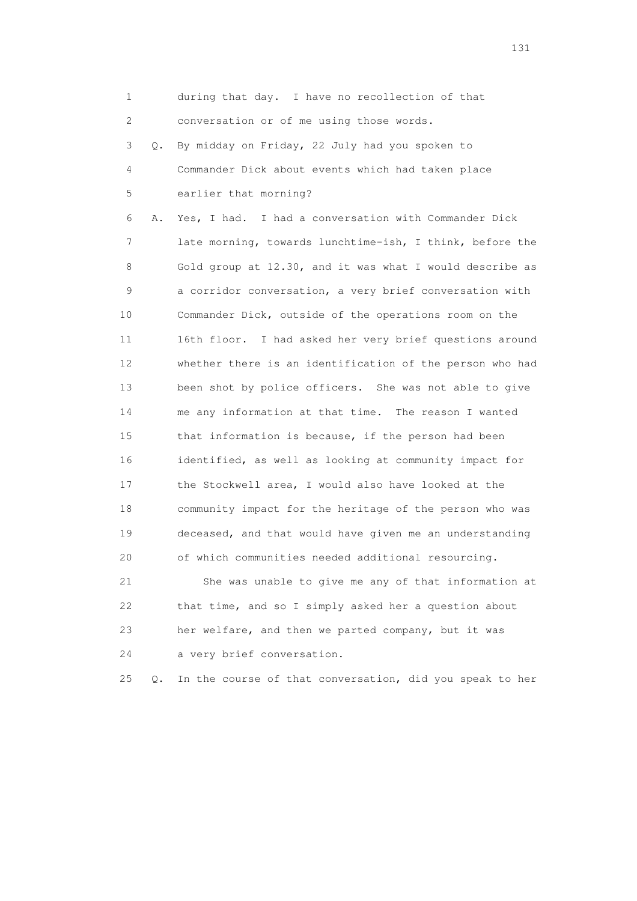1 during that day. I have no recollection of that
2 conversation or of me using those words.
3 Q. By midday on Friday, 22 July had you spoken to
4 Commander Dick about events which had taken place
5 earlier that morning?
6 A. Yes, I had. I had a conversation with Commander Dick
7 late morning, towards lunchtime-ish, I think, before the
8 Gold group at 12.30, and it was what I would describe as
9 a corridor conversation, a very brief conversation with
10 Commander Dick, outside of the operations room on the
11 16th floor. I had asked her very brief questions around
12 whether there is an identification of the person who had
13 been shot by police officers. She was not able to give
14 me any information at that time. The reason I wanted
15 that information is because, if the person had been
16 identified, as well as looking at community impact for
17 the Stockwell area, I would also have looked at the
18 community impact for the heritage of the person who was
19 deceased, and that would have given me an understanding
20 of which communities needed additional resourcing.
21 She was unable to give me any of that information at
22 that time, and so I simply asked her a question about
23 her welfare, and then we parted company, but it was
24 a very brief conversation.
25 Q. In the course of that conversation, did you speak to her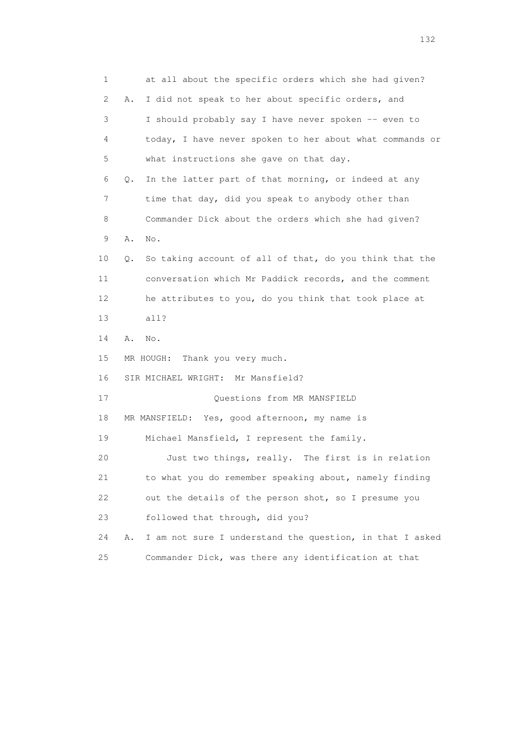1 at all about the specific orders which she had given?

2 A. I did not speak to her about specific orders, and

3 I should probably say I have never spoken -- even to

4 today, I have never spoken to her about what commands or

5 what instructions she gave on that day.

6 Q. In the latter part of that morning, or indeed at any

7 time that day, did you speak to anybody other than

8 Commander Dick about the orders which she had given?

9 A. No.

10 Q. So taking account of all of that, do you think that the

11 conversation which Mr Paddick records, and the comment

12 he attributes to you, do you think that took place at

13 all?

14 A. No.

15 MR HOUGH: Thank you very much.

16 SIR MICHAEL WRIGHT: Mr Mansfield?

17 Questions from MR MANSFIELD

18 MR MANSFIELD: Yes, good afternoon, my name is

19 Michael Mansfield, I represent the family.

20 Just two things, really. The first is in relation

21 to what you do remember speaking about, namely finding

22 out the details of the person shot, so I presume you

23 followed that through, did you?

24 A. I am not sure I understand the question, in that I asked

25 Commander Dick, was there any identification at that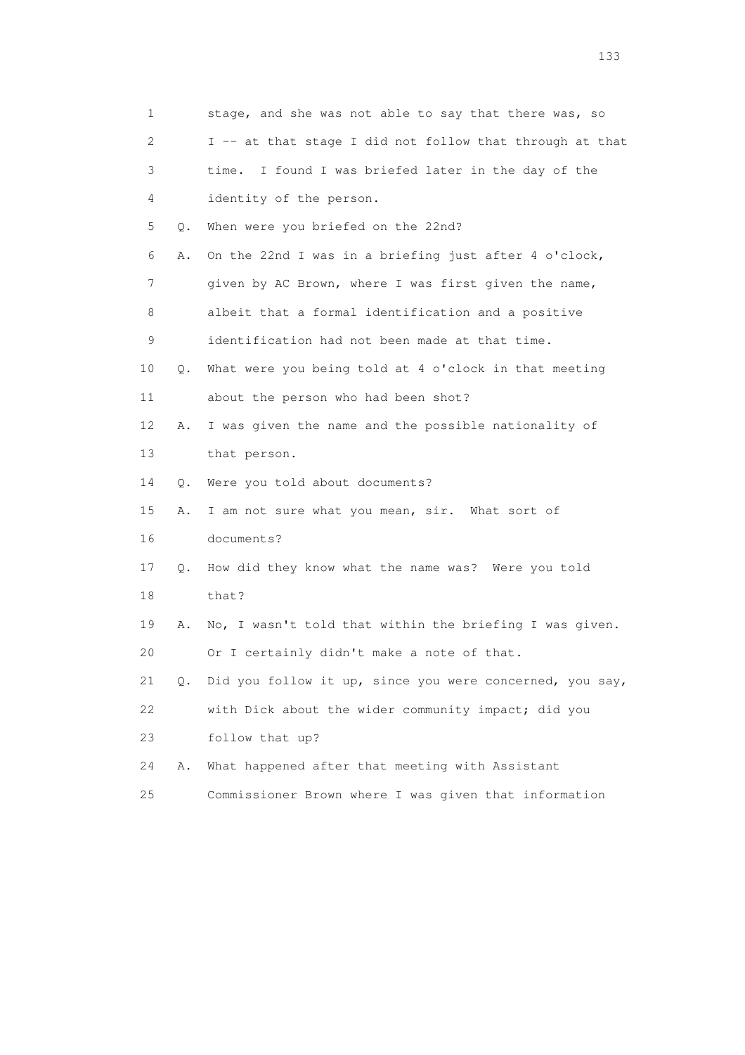1 stage, and she was not able to say that there was, so
2 I -- at that stage I did not follow that through at that
3 time. I found I was briefed later in the day of the
4 identity of the person.
5 Q. When were you briefed on the 22nd?
6 A. On the 22nd I was in a briefing just after 4 o'clock,
7 given by AC Brown, where I was first given the name,
8 albeit that a formal identification and a positive
9 identification had not been made at that time.
10 Q. What were you being told at 4 o'clock in that meeting
11 about the person who had been shot?
12 A. I was given the name and the possible nationality of
13 that person.
14 Q. Were you told about documents?
15 A. I am not sure what you mean, sir. What sort of
16 documents?
17 Q. How did they know what the name was? Were you told
18 that?
19 A. No, I wasn't told that within the briefing I was given.
20 Or I certainly didn't make a note of that.
21 Q. Did you follow it up, since you were concerned, you say,
22 with Dick about the wider community impact; did you
23 follow that up?
24 A. What happened after that meeting with Assistant
25 Commissioner Brown where I was given that information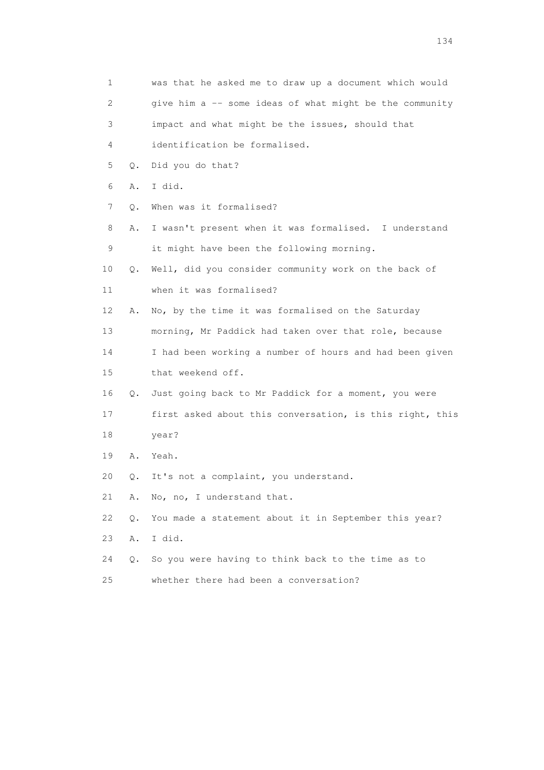1 was that he asked me to draw up a document which would
2 give him a -- some ideas of what might be the community
3 impact and what might be the issues, should that
4 identification be formalised.

5 Q. Did you do that?

6 A. I did.

7 Q. When was it formalised?

8 A. I wasn't present when it was formalised. I understand
9 it might have been the following morning.

10 Q. Well, did you consider community work on the back of
11 when it was formalised?

12 A. No, by the time it was formalised on the Saturday
13 morning, Mr Paddick had taken over that role, because
14 I had been working a number of hours and had been given
15 that weekend off.

16 Q. Just going back to Mr Paddick for a moment, you were
17 first asked about this conversation, is this right, this
18 year?

19 A. Yeah.

20 Q. It's not a complaint, you understand.

21 A. No, no, I understand that.

22 Q. You made a statement about it in September this year?

23 A. I did.

24 Q. So you were having to think back to the time as to
25 whether there had been a conversation?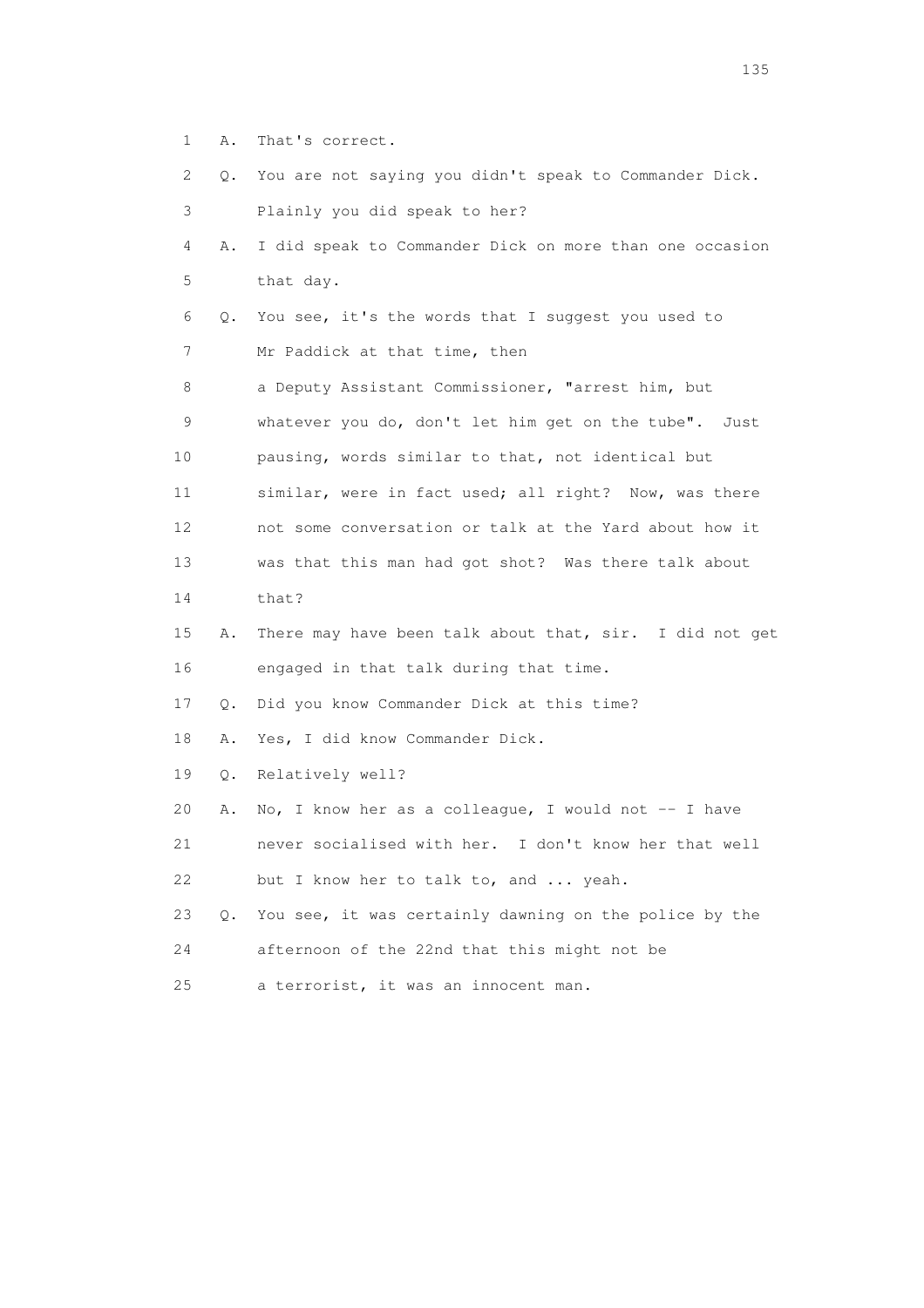1 A. That's correct.

2 Q. You are not saying you didn't speak to Commander Dick.

3 Plainly you did speak to her?

4 A. I did speak to Commander Dick on more than one occasion

5 that day.

6 Q. You see, it's the words that I suggest you used to

7 Mr Paddick at that time, then

8 a Deputy Assistant Commissioner, "arrest him, but

9 whatever you do, don't let him get on the tube". Just

10 pausing, words similar to that, not identical but

11 similar, were in fact used; all right? Now, was there

12 not some conversation or talk at the Yard about how it

13 was that this man had got shot? Was there talk about

14 that?

15 A. There may have been talk about that, sir. I did not get

16 engaged in that talk during that time.

17 Q. Did you know Commander Dick at this time?

18 A. Yes, I did know Commander Dick.

19 Q. Relatively well?

20 A. No, I know her as a colleague, I would not -- I have

21 never socialised with her. I don't know her that well

22 but I know her to talk to, and ... yeah.

23 Q. You see, it was certainly dawning on the police by the

24 afternoon of the 22nd that this might not be

25 a terrorist, it was an innocent man.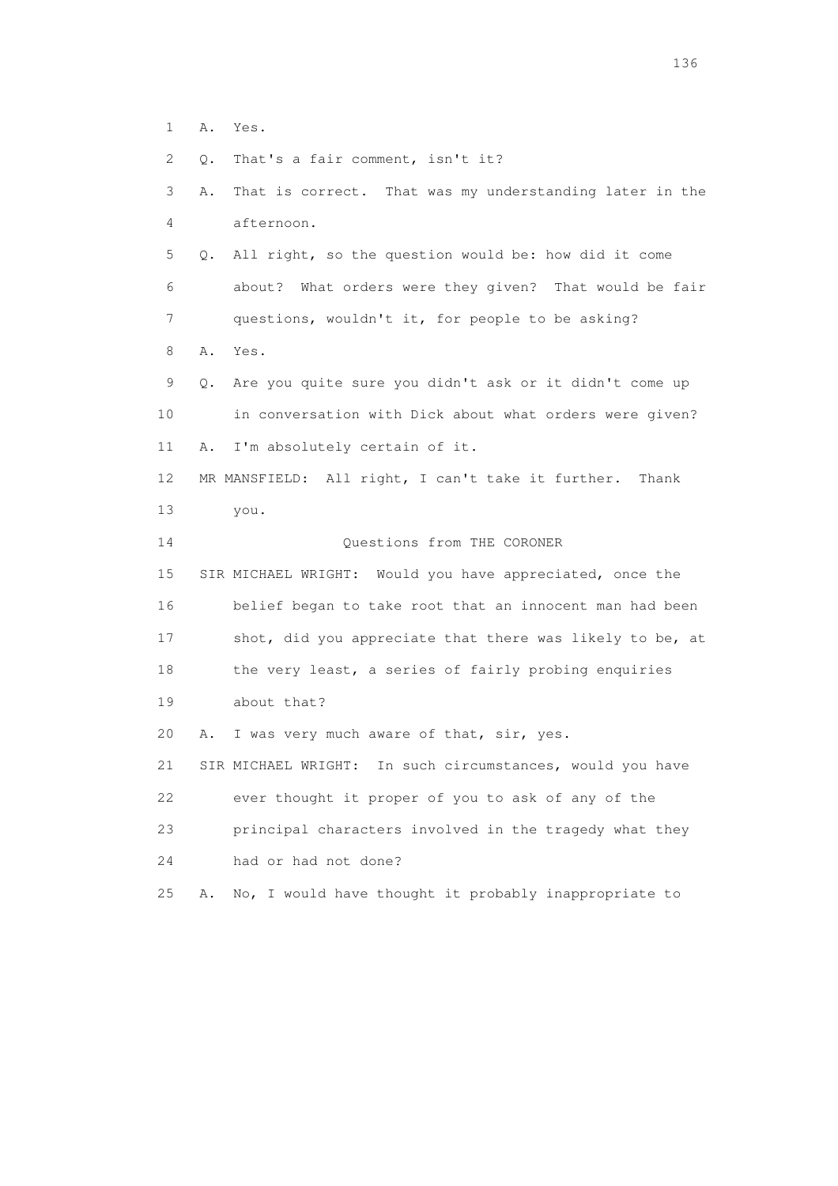1 A. Yes.

2 Q. That's a fair comment, isn't it?

3 A. That is correct. That was my understanding later in the
4 afternoon.

5 Q. All right, so the question would be: how did it come
6 about? What orders were they given? That would be fair
7 questions, wouldn't it, for people to be asking?

8 A. Yes.

9 Q. Are you quite sure you didn't ask or it didn't come up
10 in conversation with Dick about what orders were given?

11 A. I'm absolutely certain of it.

12 MR MANSFIELD: All right, I can't take it further. Thank
13 you.

14 Questions from THE CORONER

15 SIR MICHAEL WRIGHT: Would you have appreciated, once the
16 belief began to take root that an innocent man had been
17 shot, did you appreciate that there was likely to be, at
18 the very least, a series of fairly probing enquiries
19 about that?

20 A. I was very much aware of that, sir, yes.

21 SIR MICHAEL WRIGHT: In such circumstances, would you have
22 ever thought it proper of you to ask of any of the
23 principal characters involved in the tragedy what they
24 had or had not done?

25 A. No, I would have thought it probably inappropriate to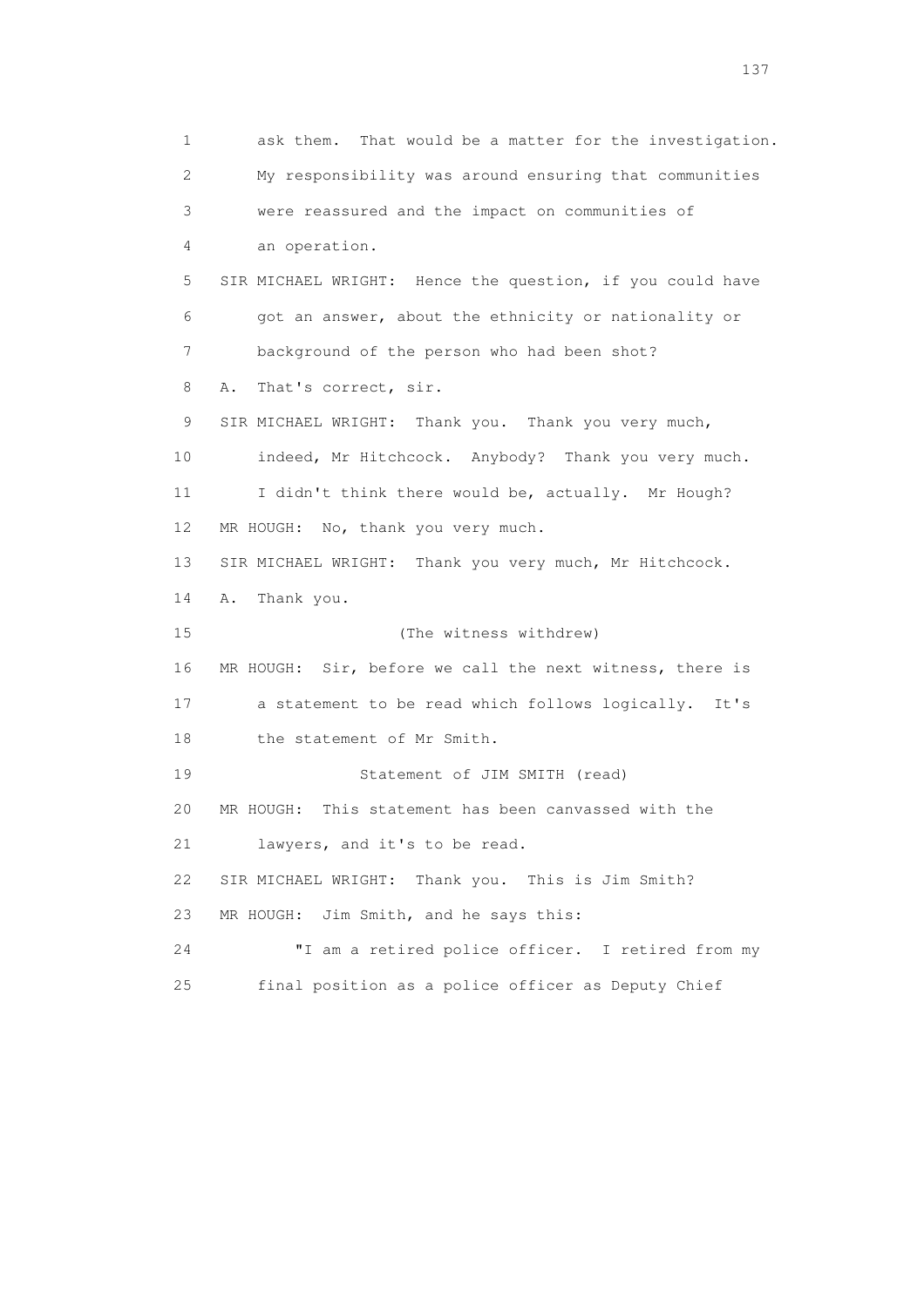1 ask them. That would be a matter for the investigation.
2 My responsibility was around ensuring that communities
3 were reassured and the impact on communities of
4 an operation.
5 SIR MICHAEL WRIGHT: Hence the question, if you could have
6 got an answer, about the ethnicity or nationality or
7 background of the person who had been shot?
8 A. That's correct, sir.
9 SIR MICHAEL WRIGHT: Thank you. Thank you very much,
10 indeed, Mr Hitchcock. Anybody? Thank you very much.
11 I didn't think there would be, actually. Mr Hough?
12 MR HOUGH: No, thank you very much.
13 SIR MICHAEL WRIGHT: Thank you very much, Mr Hitchcock.
14 A. Thank you.
15 (The witness withdrew)
16 MR HOUGH: Sir, before we call the next witness, there is
17 a statement to be read which follows logically. It's
18 the statement of Mr Smith.
19 Statement of JIM SMITH (read)
20 MR HOUGH: This statement has been canvassed with the
21 lawyers, and it's to be read.
22 SIR MICHAEL WRIGHT: Thank you. This is Jim Smith?
23 MR HOUGH: Jim Smith, and he says this:
24 "I am a retired police officer. I retired from my
25 final position as a police officer as Deputy Chief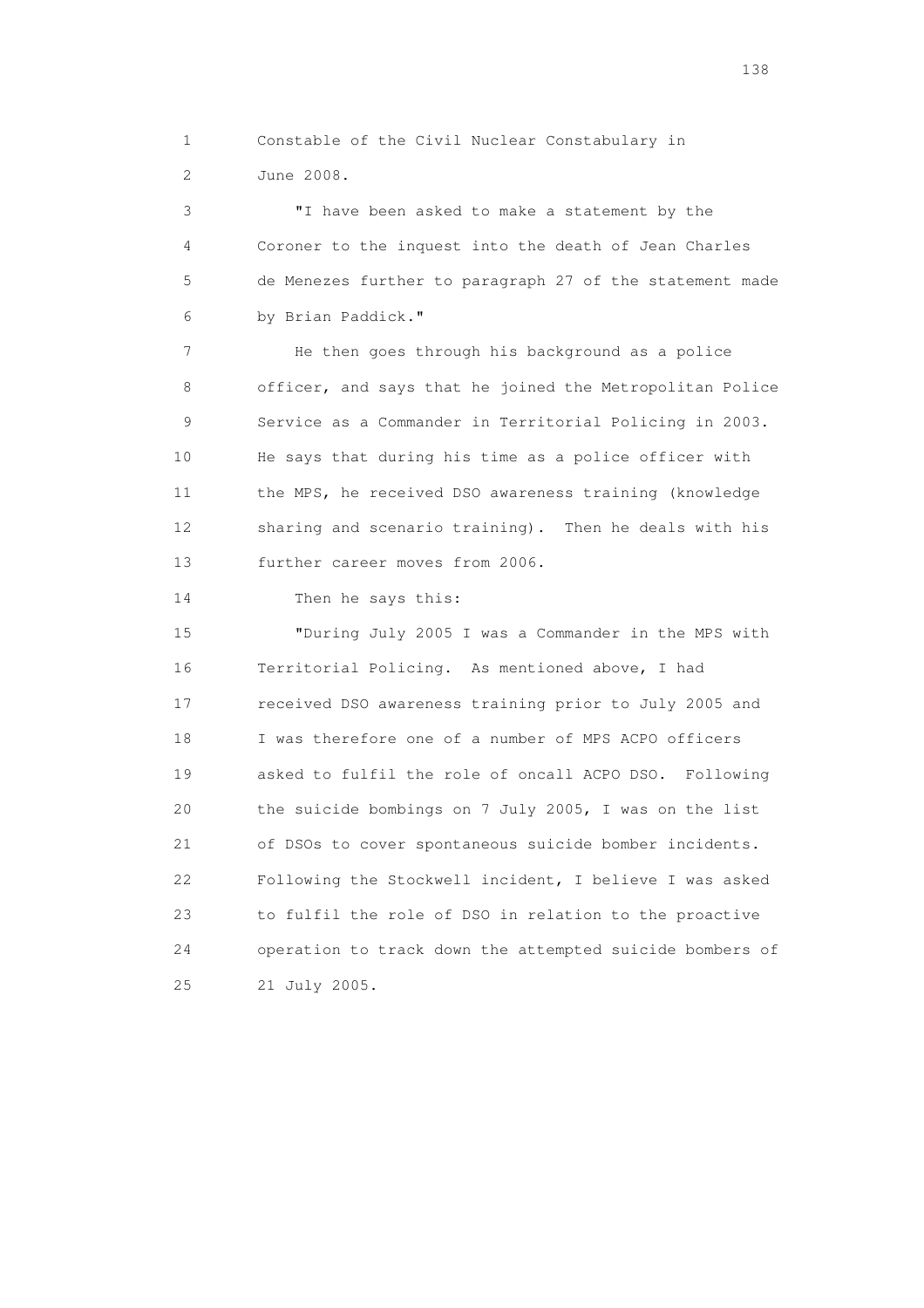Constable of the Civil Nuclear Constabulary in June 2008.

"I have been asked to make a statement by the Coroner to the inquest into the death of Jean Charles de Menezes further to paragraph 27 of the statement made by Brian Paddick."

He then goes through his background as a police officer, and says that he joined the Metropolitan Police Service as a Commander in Territorial Policing in 2003. He says that during his time as a police officer with the MPS, he received DSO awareness training (knowledge sharing and scenario training). Then he deals with his further career moves from 2006.

Then he says this:

"During July 2005 I was a Commander in the MPS with Territorial Policing. As mentioned above, I had received DSO awareness training prior to July 2005 and I was therefore one of a number of MPS ACPO officers asked to fulfil the role of oncall ACPO DSO. Following the suicide bombings on 7 July 2005, I was on the list of DSOs to cover spontaneous suicide bomber incidents. Following the Stockwell incident, I believe I was asked to fulfil the role of DSO in relation to the proactive operation to track down the attempted suicide bombers of 21 July 2005.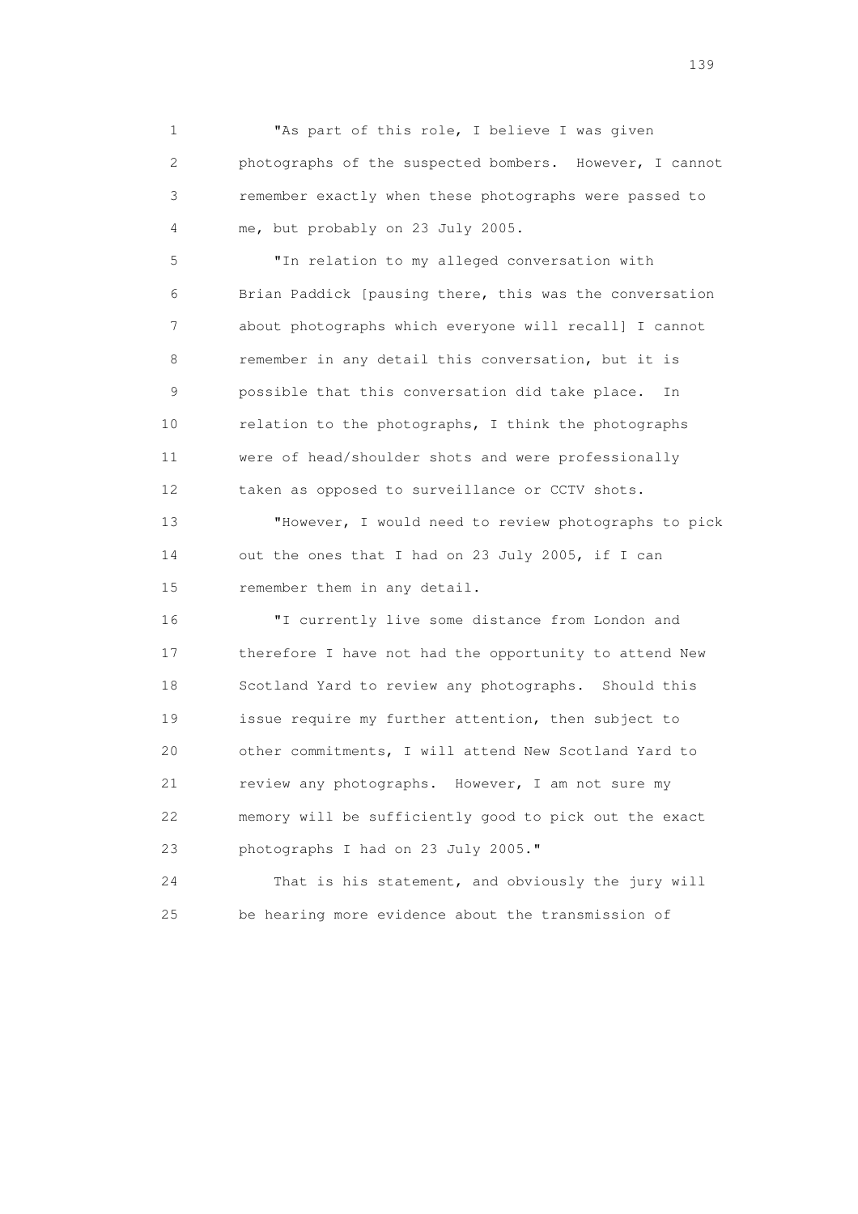1 "As part of this role, I believe I was given
2 photographs of the suspected bombers. However, I cannot
3 remember exactly when these photographs were passed to
4 me, but probably on 23 July 2005.

5 "In relation to my alleged conversation with
6 Brian Paddick [pausing there, this was the conversation
7 about photographs which everyone will recall] I cannot
8 remember in any detail this conversation, but it is
9 possible that this conversation did take place. In
10 relation to the photographs, I think the photographs
11 were of head/shoulder shots and were professionally
12 taken as opposed to surveillance or CCTV shots.

13 "However, I would need to review photographs to pick
14 out the ones that I had on 23 July 2005, if I can
15 remember them in any detail.

16 "I currently live some distance from London and
17 therefore I have not had the opportunity to attend New
18 Scotland Yard to review any photographs. Should this
19 issue require my further attention, then subject to
20 other commitments, I will attend New Scotland Yard to
21 review any photographs. However, I am not sure my
22 memory will be sufficiently good to pick out the exact
23 photographs I had on 23 July 2005."

24 That is his statement, and obviously the jury will
25 be hearing more evidence about the transmission of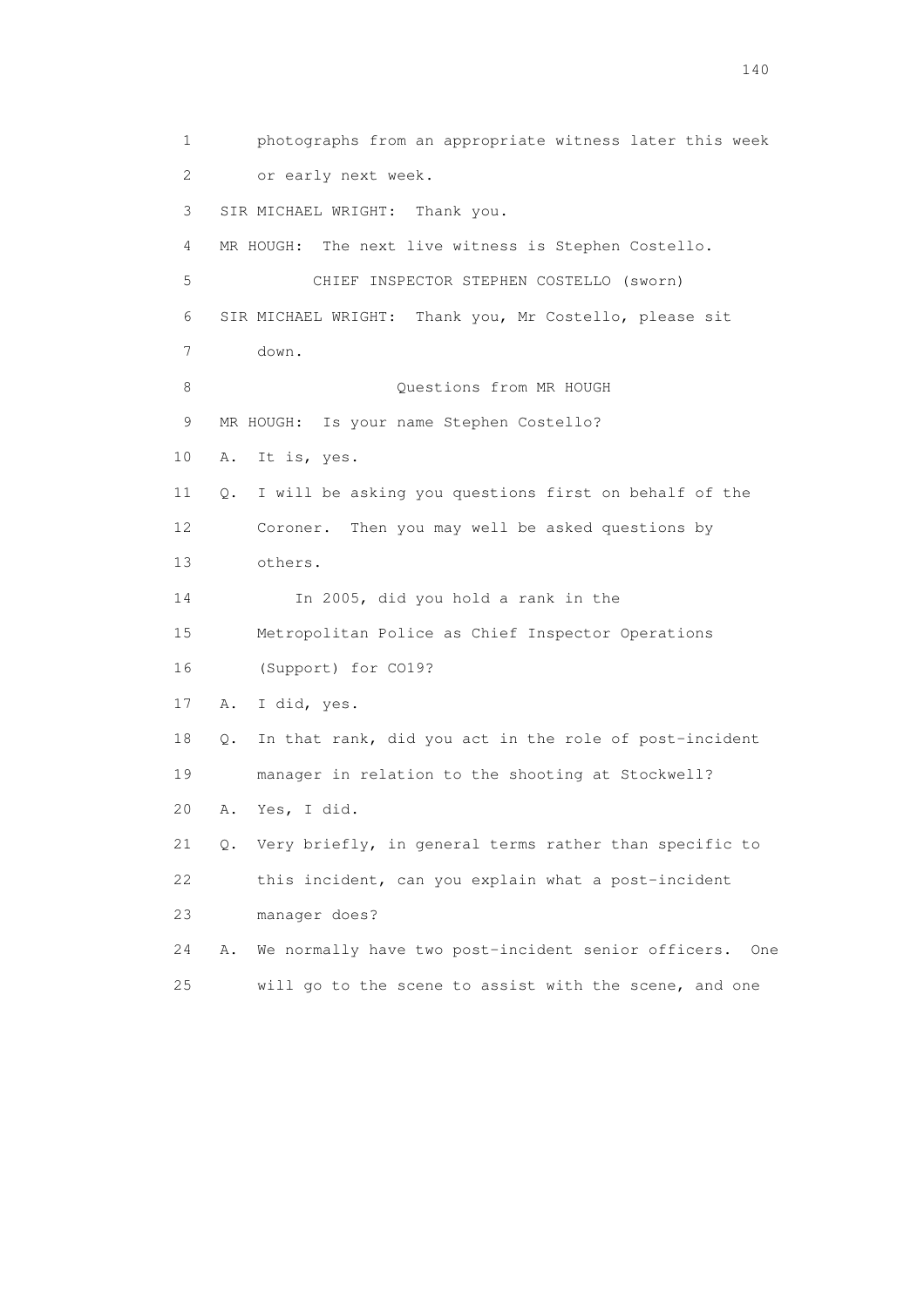1 photographs from an appropriate witness later this week
2 or early next week.
3 SIR MICHAEL WRIGHT: Thank you.
4 MR HOUGH: The next live witness is Stephen Costello.
5 CHIEF INSPECTOR STEPHEN COSTELLO (sworn)
6 SIR MICHAEL WRIGHT: Thank you, Mr Costello, please sit
7 down.
8 Questions from MR HOUGH
9 MR HOUGH: Is your name Stephen Costello?
10 A. It is, yes.
11 Q. I will be asking you questions first on behalf of the
12 Coroner. Then you may well be asked questions by
13 others.
14 In 2005, did you hold a rank in the
15 Metropolitan Police as Chief Inspector Operations
16 (Support) for CO19?
17 A. I did, yes.
18 Q. In that rank, did you act in the role of post-incident
19 manager in relation to the shooting at Stockwell?
20 A. Yes, I did.
21 Q. Very briefly, in general terms rather than specific to
22 this incident, can you explain what a post-incident
23 manager does?
24 A. We normally have two post-incident senior officers. One
25 will go to the scene to assist with the scene, and one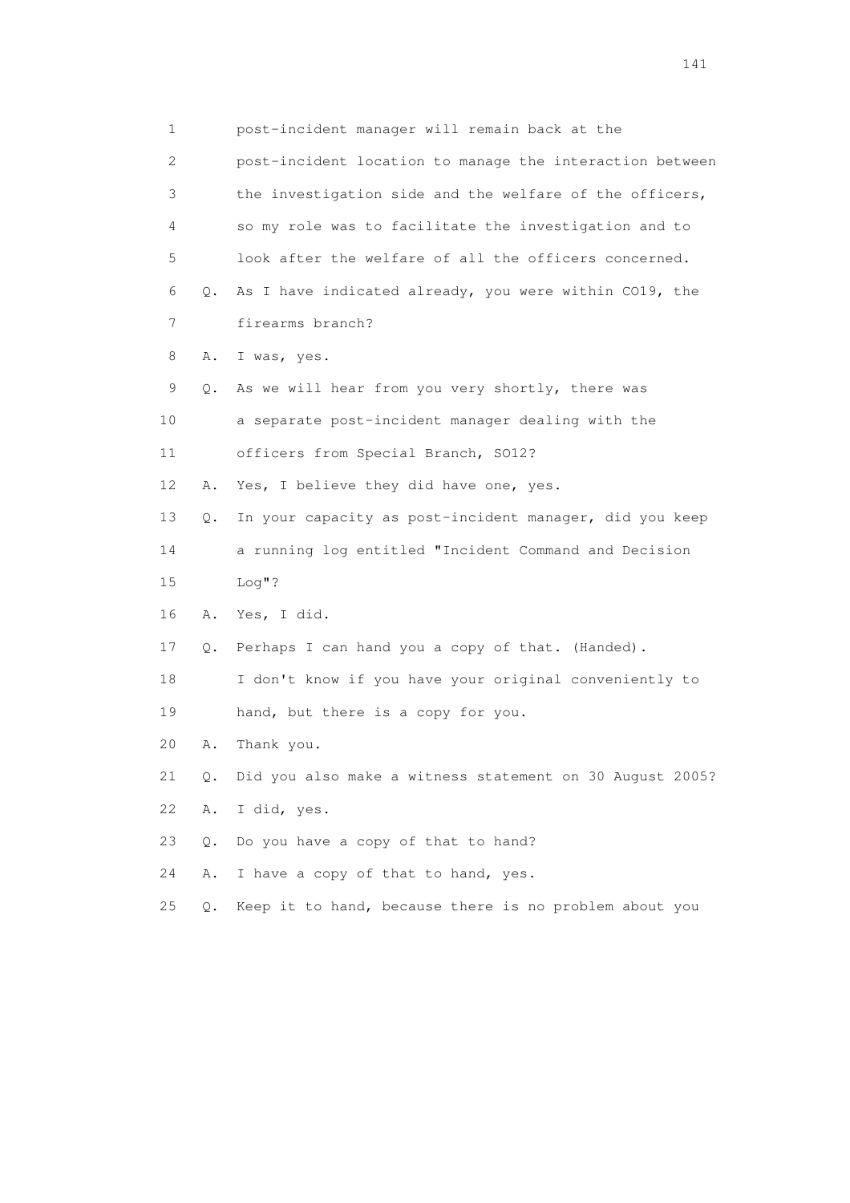1 post-incident manager will remain back at the
2 post-incident location to manage the interaction between
3 the investigation side and the welfare of the officers,
4 so my role was to facilitate the investigation and to
5 look after the welfare of all the officers concerned.
6 Q. As I have indicated already, you were within CO19, the
7 firearms branch?
8 A. I was, yes.
9 Q. As we will hear from you very shortly, there was
10 a separate post-incident manager dealing with the
11 officers from Special Branch, SO12?
12 A. Yes, I believe they did have one, yes.
13 Q. In your capacity as post-incident manager, did you keep
14 a running log entitled "Incident Command and Decision
15 Log"?
16 A. Yes, I did.
17 Q. Perhaps I can hand you a copy of that. (Handed).
18 I don't know if you have your original conveniently to
19 hand, but there is a copy for you.
20 A. Thank you.
21 Q. Did you also make a witness statement on 30 August 2005?
22 A. I did, yes.
23 Q. Do you have a copy of that to hand?
24 A. I have a copy of that to hand, yes.
25 Q. Keep it to hand, because there is no problem about you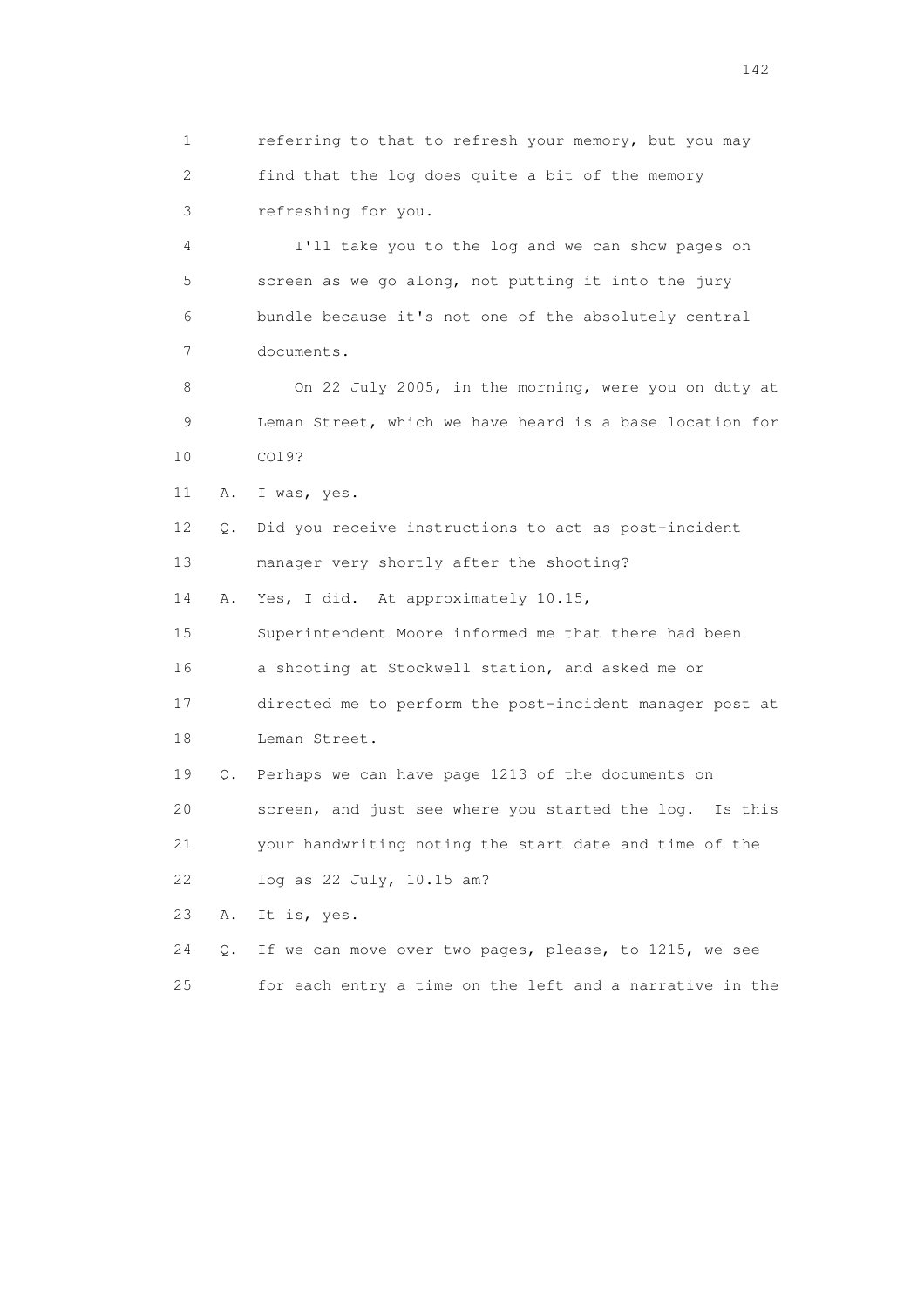1 referring to that to refresh your memory, but you may
2 find that the log does quite a bit of the memory
3 refreshing for you.

4 I'll take you to the log and we can show pages on
5 screen as we go along, not putting it into the jury
6 bundle because it's not one of the absolutely central
7 documents.

8 On 22 July 2005, in the morning, were you on duty at
9 Leman Street, which we have heard is a base location for
10 CO19?

11 A. I was, yes.

12 Q. Did you receive instructions to act as post-incident
13 manager very shortly after the shooting?

14 A. Yes, I did. At approximately 10.15,
15 Superintendent Moore informed me that there had been
16 a shooting at Stockwell station, and asked me or
17 directed me to perform the post-incident manager post at
18 Leman Street.

19 Q. Perhaps we can have page 1213 of the documents on
20 screen, and just see where you started the log. Is this
21 your handwriting noting the start date and time of the
22 log as 22 July, 10.15 am?

23 A. It is, yes.

24 Q. If we can move over two pages, please, to 1215, we see
25 for each entry a time on the left and a narrative in the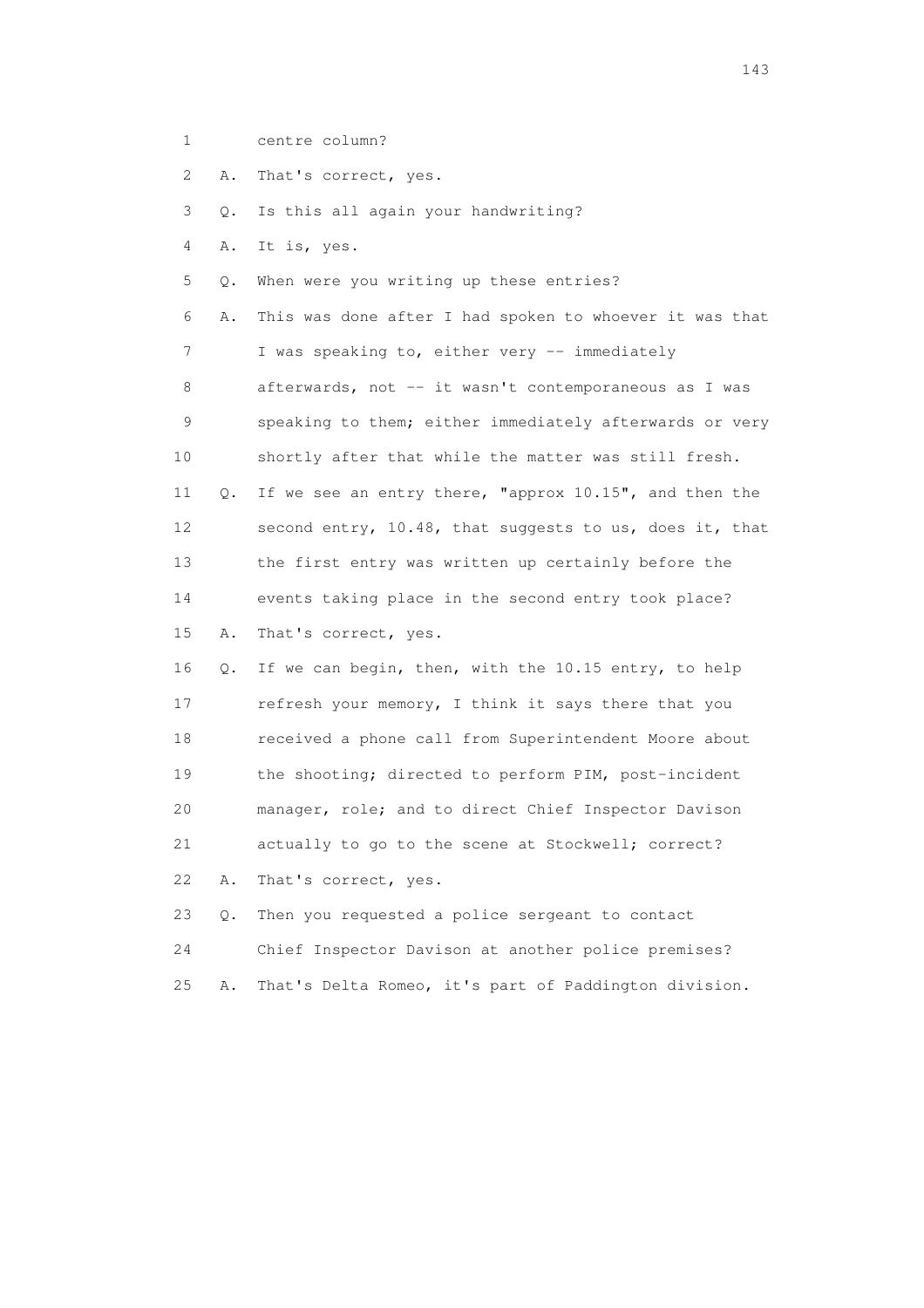1 centre column?

2 A. That's correct, yes.

3 Q. Is this all again your handwriting?

4 A. It is, yes.

5 Q. When were you writing up these entries?

6 A. This was done after I had spoken to whoever it was that

7 I was speaking to, either very -- immediately

8 afterwards, not -- it wasn't contemporaneous as I was

9 speaking to them; either immediately afterwards or very

10 shortly after that while the matter was still fresh.

11 Q. If we see an entry there, "approx 10.15", and then the

12 second entry, 10.48, that suggests to us, does it, that

13 the first entry was written up certainly before the

14 events taking place in the second entry took place?

15 A. That's correct, yes.

16 Q. If we can begin, then, with the 10.15 entry, to help

17 refresh your memory, I think it says there that you

18 received a phone call from Superintendent Moore about

19 the shooting; directed to perform PIM, post-incident

20 manager, role; and to direct Chief Inspector Davison

21 actually to go to the scene at Stockwell; correct?

22 A. That's correct, yes.

23 Q. Then you requested a police sergeant to contact

24 Chief Inspector Davison at another police premises?

25 A. That's Delta Romeo, it's part of Paddington division.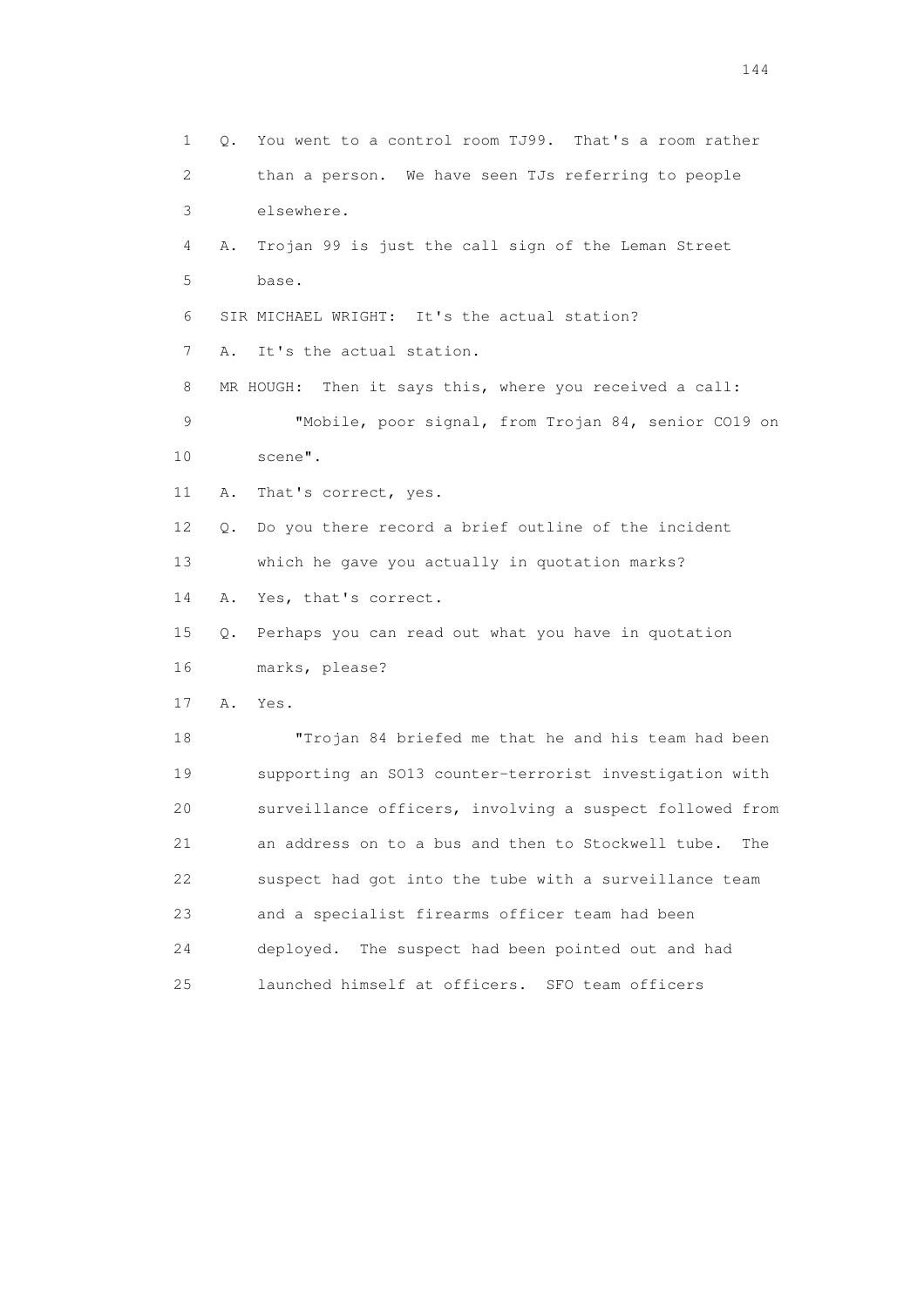1 Q. You went to a control room TJ99. That's a room rather
2 than a person. We have seen TJs referring to people
3 elsewhere.
4 A. Trojan 99 is just the call sign of the Leman Street
5 base.
6 SIR MICHAEL WRIGHT: It's the actual station?
7 A. It's the actual station.
8 MR HOUGH: Then it says this, where you received a call:
9 "Mobile, poor signal, from Trojan 84, senior CO19 on
10 scene".
11 A. That's correct, yes.
12 Q. Do you there record a brief outline of the incident
13 which he gave you actually in quotation marks?
14 A. Yes, that's correct.
15 Q. Perhaps you can read out what you have in quotation
16 marks, please?
17 A. Yes.
18 "Trojan 84 briefed me that he and his team had been
19 supporting an SO13 counter-terrorist investigation with
20 surveillance officers, involving a suspect followed from
21 an address on to a bus and then to Stockwell tube. The
22 suspect had got into the tube with a surveillance team
23 and a specialist firearms officer team had been
24 deployed. The suspect had been pointed out and had
25 launched himself at officers. SFO team officers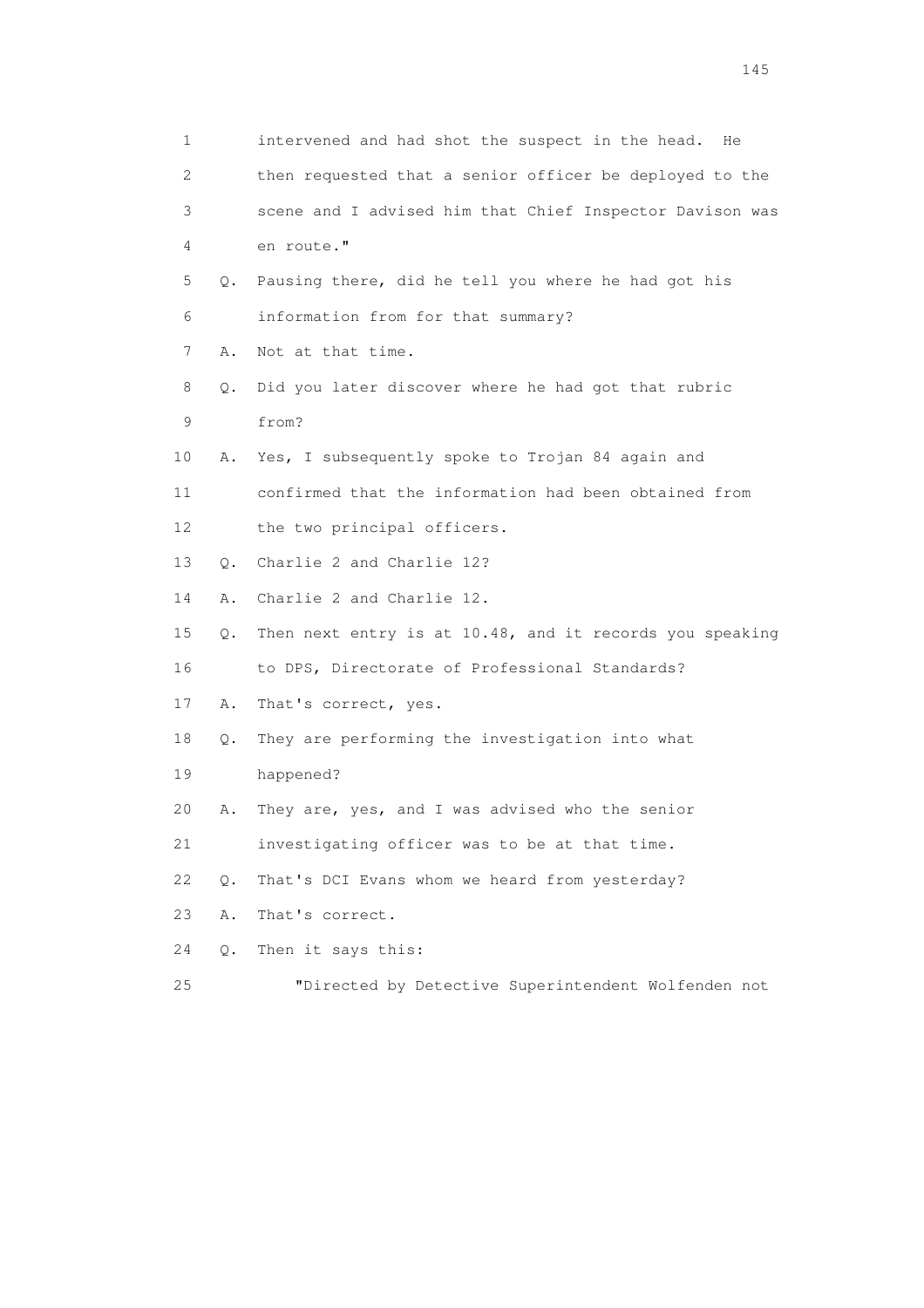1 intervened and had shot the suspect in the head. He
2 then requested that a senior officer be deployed to the
3 scene and I advised him that Chief Inspector Davison was
4 en route."

5 Q. Pausing there, did he tell you where he had got his
6 information from for that summary?

7 A. Not at that time.

8 Q. Did you later discover where he had got that rubric
9 from?

10 A. Yes, I subsequently spoke to Trojan 84 again and
11 confirmed that the information had been obtained from
12 the two principal officers.

13 Q. Charlie 2 and Charlie 12?

14 A. Charlie 2 and Charlie 12.

15 Q. Then next entry is at 10.48, and it records you speaking
16 to DPS, Directorate of Professional Standards?

17 A. That's correct, yes.

18 Q. They are performing the investigation into what
19 happened?

20 A. They are, yes, and I was advised who the senior
21 investigating officer was to be at that time.

22 Q. That's DCI Evans whom we heard from yesterday?

23 A. That's correct.

24 Q. Then it says this:

25 "Directed by Detective Superintendent Wolfenden not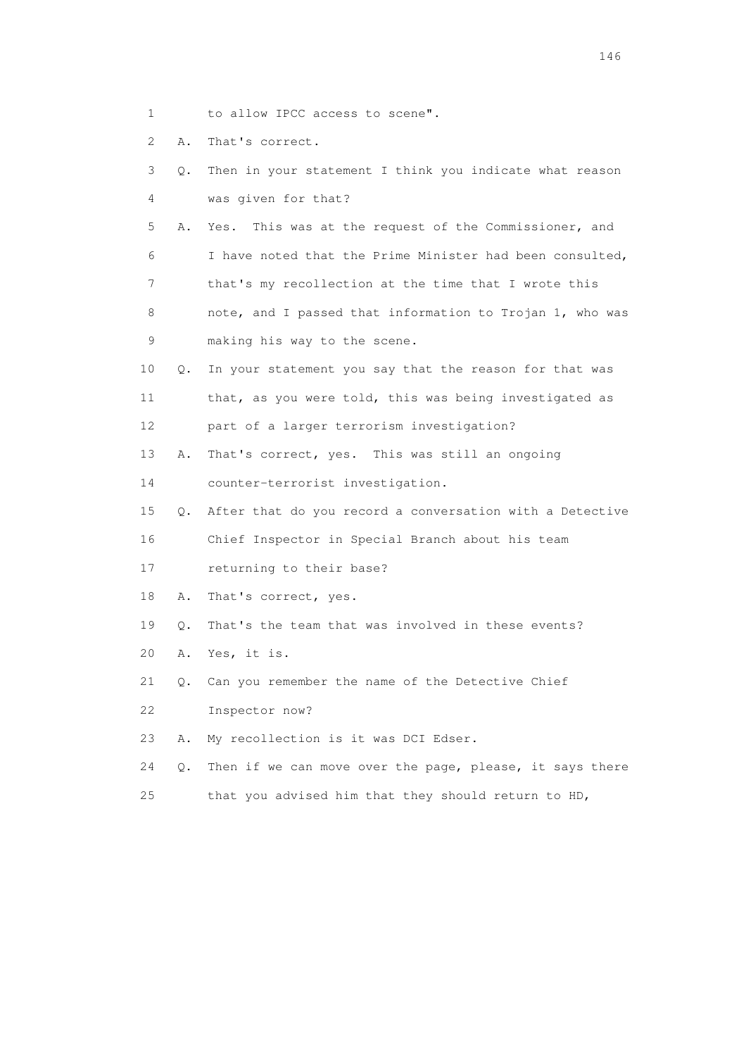1 to allow IPCC access to scene".

2 A. That's correct.

3 Q. Then in your statement I think you indicate what reason

4 was given for that?

5 A. Yes. This was at the request of the Commissioner, and

6 I have noted that the Prime Minister had been consulted,

7 that's my recollection at the time that I wrote this

8 note, and I passed that information to Trojan 1, who was

9 making his way to the scene.

10 Q. In your statement you say that the reason for that was

11 that, as you were told, this was being investigated as

12 part of a larger terrorism investigation?

13 A. That's correct, yes. This was still an ongoing

14 counter-terrorist investigation.

15 Q. After that do you record a conversation with a Detective

16 Chief Inspector in Special Branch about his team

17 returning to their base?

18 A. That's correct, yes.

19 Q. That's the team that was involved in these events?

20 A. Yes, it is.

21 Q. Can you remember the name of the Detective Chief

22 Inspector now?

23 A. My recollection is it was DCI Edser.

24 Q. Then if we can move over the page, please, it says there

25 that you advised him that they should return to HD,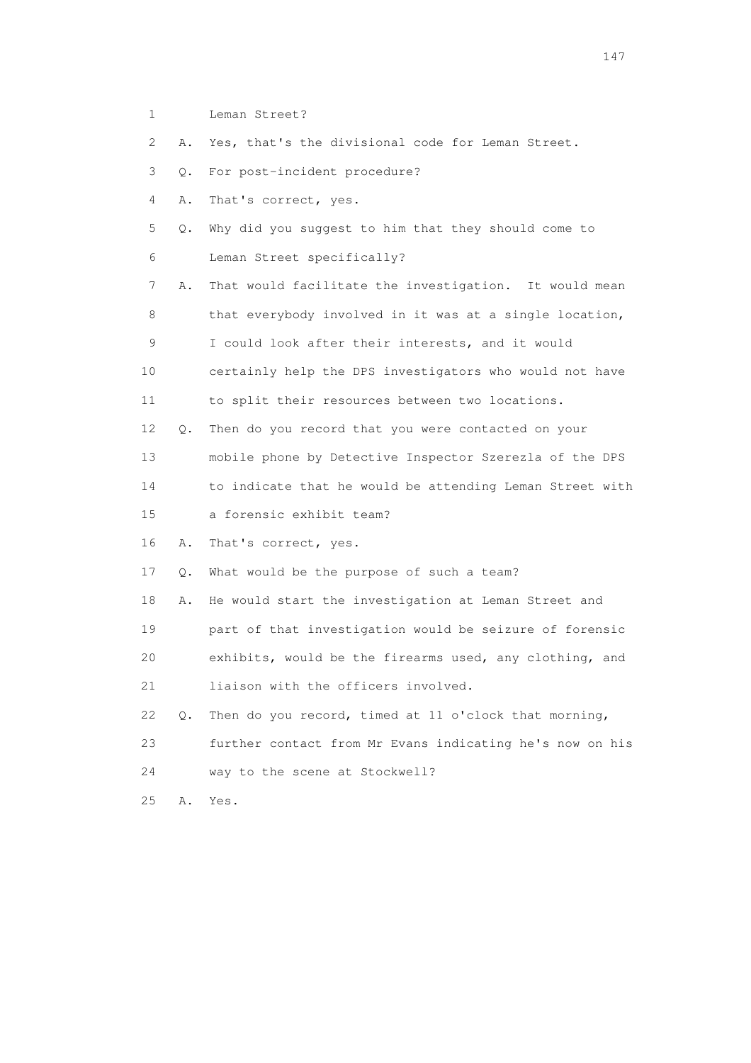1 Leman Street?

2 A. Yes, that's the divisional code for Leman Street.

3 Q. For post-incident procedure?

4 A. That's correct, yes.

5 Q. Why did you suggest to him that they should come to

6 Leman Street specifically?

7 A. That would facilitate the investigation. It would mean

8 that everybody involved in it was at a single location,

9 I could look after their interests, and it would

10 certainly help the DPS investigators who would not have

11 to split their resources between two locations.

12 Q. Then do you record that you were contacted on your

13 mobile phone by Detective Inspector Szerezla of the DPS

14 to indicate that he would be attending Leman Street with

15 a forensic exhibit team?

16 A. That's correct, yes.

17 Q. What would be the purpose of such a team?

18 A. He would start the investigation at Leman Street and

19 part of that investigation would be seizure of forensic

20 exhibits, would be the firearms used, any clothing, and

21 liaison with the officers involved.

22 Q. Then do you record, timed at 11 o'clock that morning,

23 further contact from Mr Evans indicating he's now on his

24 way to the scene at Stockwell?

25 A. Yes.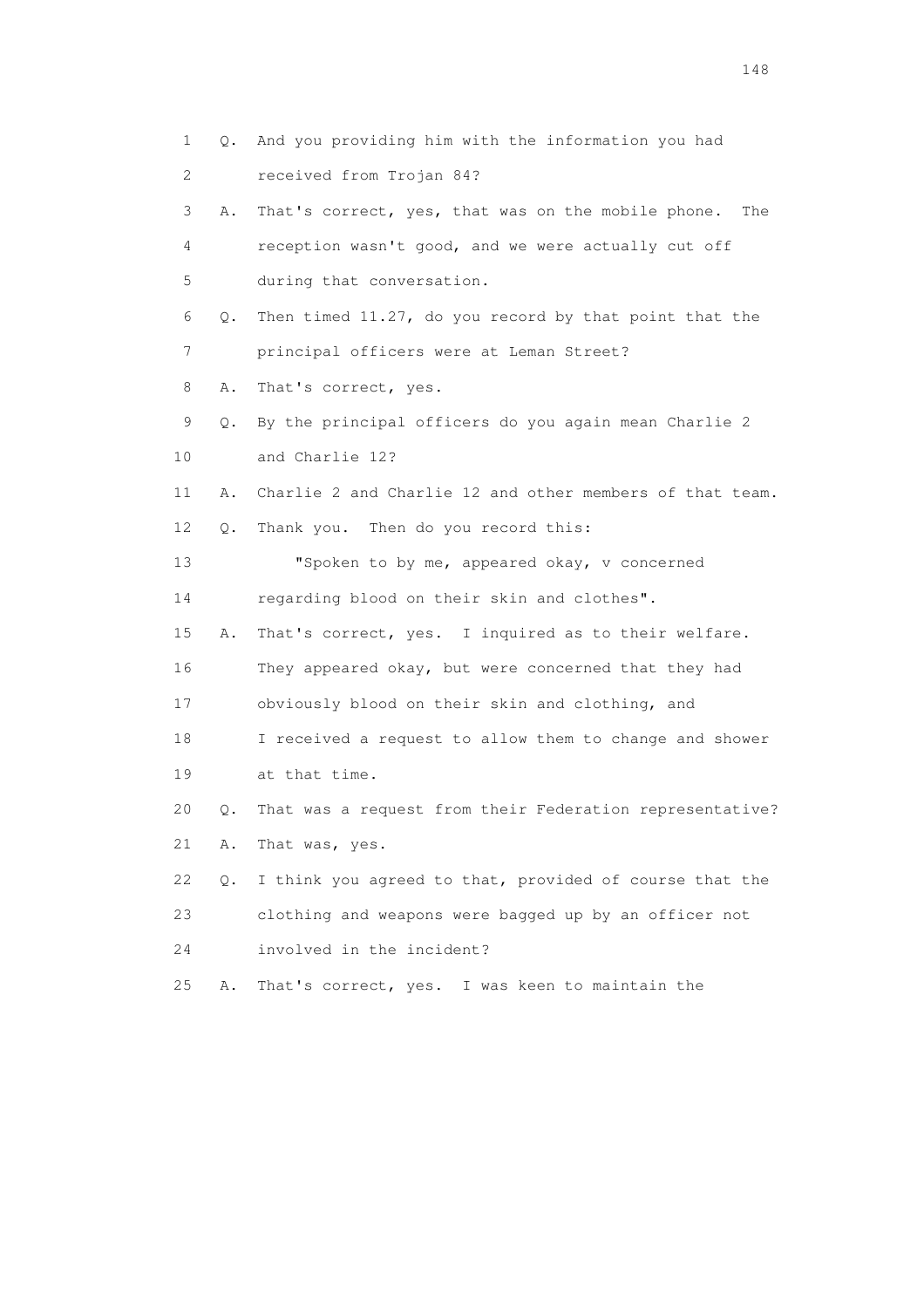1 Q. And you providing him with the information you had
2 received from Trojan 84?
3 A. That's correct, yes, that was on the mobile phone. The
4 reception wasn't good, and we were actually cut off
5 during that conversation.
6 Q. Then timed 11.27, do you record by that point that the
7 principal officers were at Leman Street?
8 A. That's correct, yes.
9 Q. By the principal officers do you again mean Charlie 2
10 and Charlie 12?
11 A. Charlie 2 and Charlie 12 and other members of that team.
12 Q. Thank you. Then do you record this:
13 "Spoken to by me, appeared okay, v concerned
14 regarding blood on their skin and clothes".
15 A. That's correct, yes. I inquired as to their welfare.
16 They appeared okay, but were concerned that they had
17 obviously blood on their skin and clothing, and
18 I received a request to allow them to change and shower
19 at that time.
20 Q. That was a request from their Federation representative?
21 A. That was, yes.
22 Q. I think you agreed to that, provided of course that the
23 clothing and weapons were bagged up by an officer not
24 involved in the incident?
25 A. That's correct, yes. I was keen to maintain the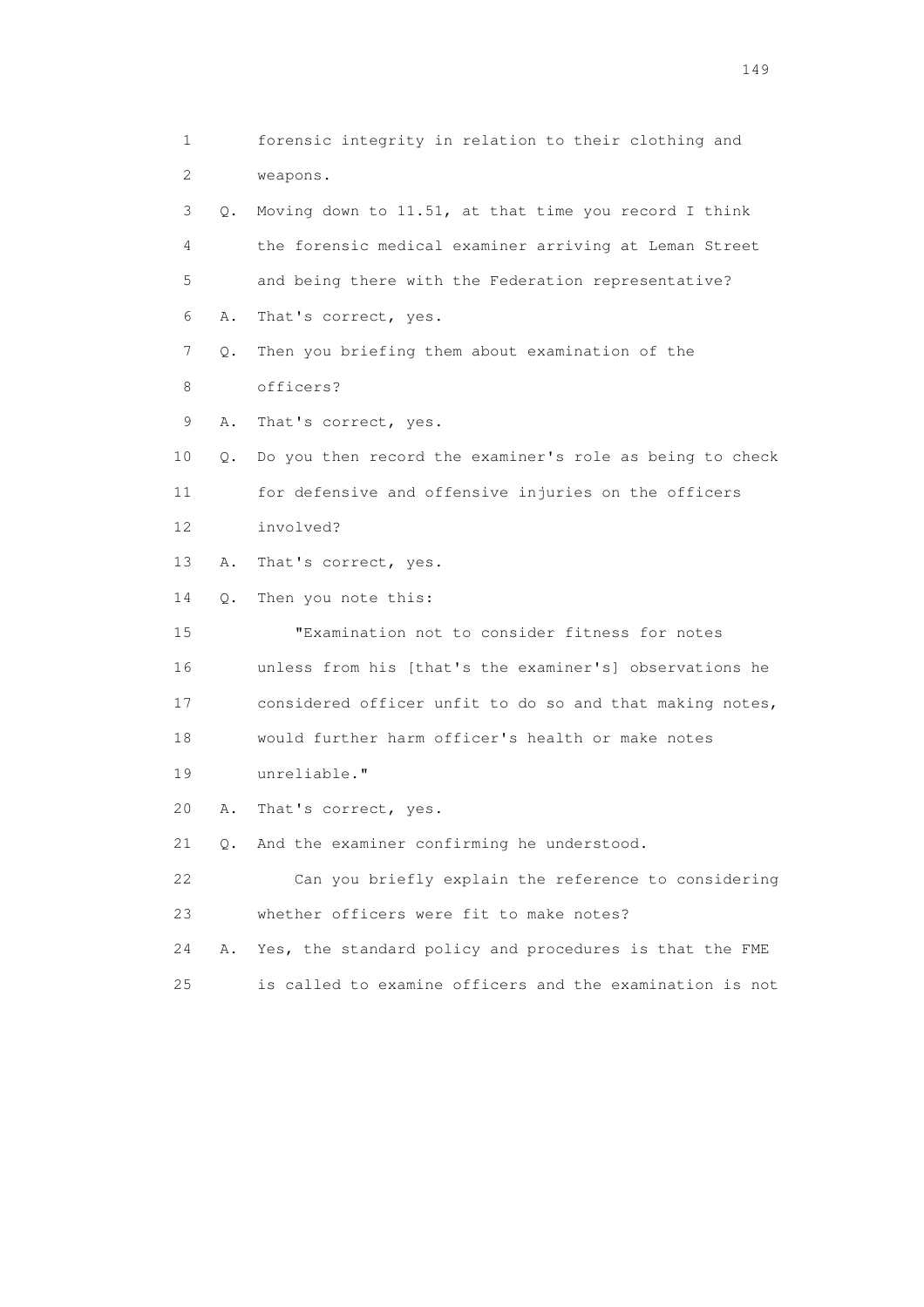1 forensic integrity in relation to their clothing and
2 weapons.

3 Q. Moving down to 11.51, at that time you record I think
4 the forensic medical examiner arriving at Leman Street
5 and being there with the Federation representative?

6 A. That's correct, yes.

7 Q. Then you briefing them about examination of the
8 officers?

9 A. That's correct, yes.

10 Q. Do you then record the examiner's role as being to check
11 for defensive and offensive injuries on the officers
12 involved?

13 A. That's correct, yes.

14 Q. Then you note this:

15 "Examination not to consider fitness for notes
16 unless from his [that's the examiner's] observations he
17 considered officer unfit to do so and that making notes,
18 would further harm officer's health or make notes
19 unreliable."

20 A. That's correct, yes.

21 Q. And the examiner confirming he understood.

22 Can you briefly explain the reference to considering
23 whether officers were fit to make notes?

24 A. Yes, the standard policy and procedures is that the FME
25 is called to examine officers and the examination is not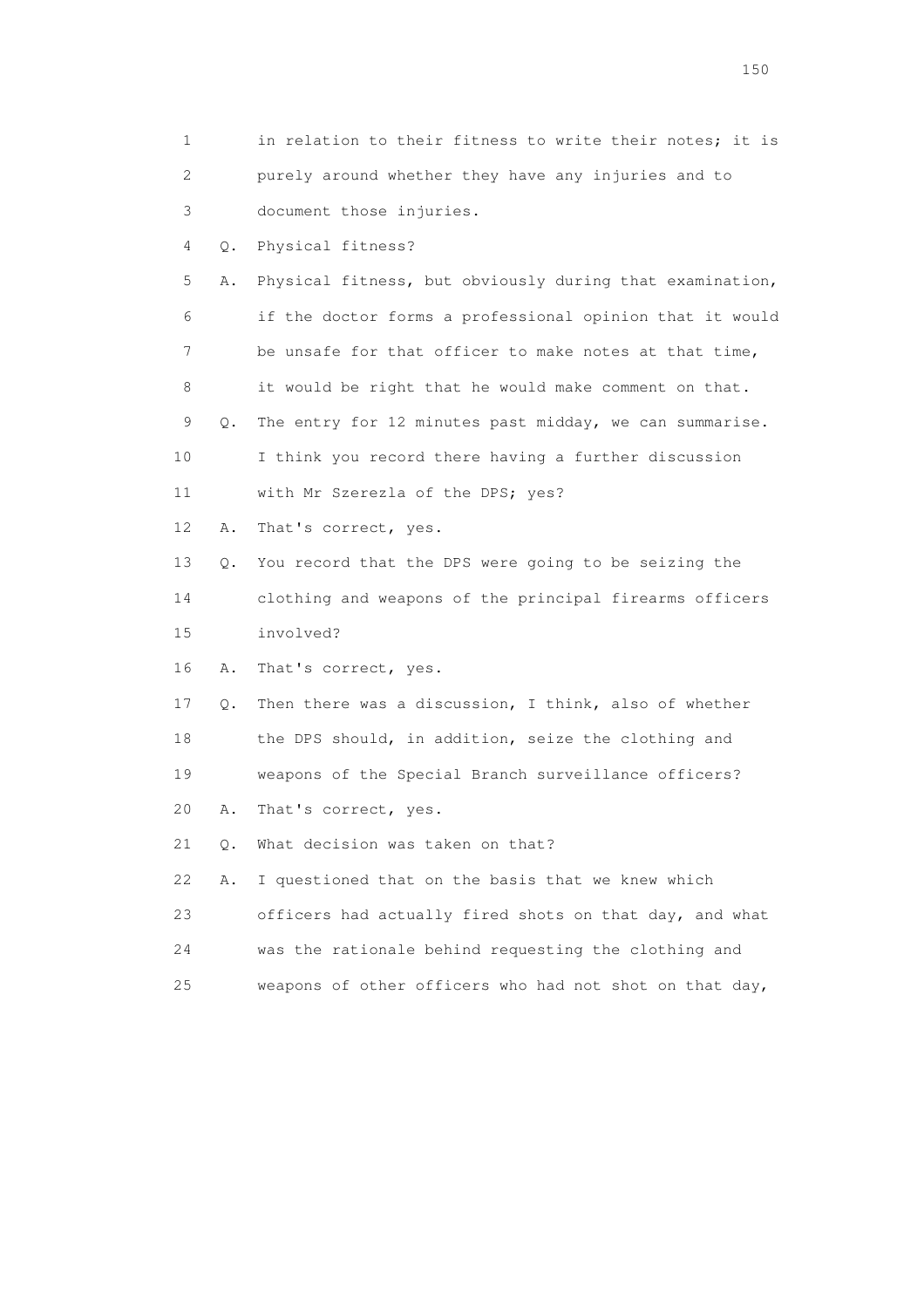1 in relation to their fitness to write their notes; it is
2 purely around whether they have any injuries and to
3 document those injuries.

4 Q. Physical fitness?

5 A. Physical fitness, but obviously during that examination,
6 if the doctor forms a professional opinion that it would
7 be unsafe for that officer to make notes at that time,
8 it would be right that he would make comment on that.

9 Q. The entry for 12 minutes past midday, we can summarise.
10 I think you record there having a further discussion
11 with Mr Szerezla of the DPS; yes?

12 A. That's correct, yes.

13 Q. You record that the DPS were going to be seizing the
14 clothing and weapons of the principal firearms officers
15 involved?

16 A. That's correct, yes.

17 Q. Then there was a discussion, I think, also of whether
18 the DPS should, in addition, seize the clothing and
19 weapons of the Special Branch surveillance officers?

20 A. That's correct, yes.

21 Q. What decision was taken on that?

22 A. I questioned that on the basis that we knew which
23 officers had actually fired shots on that day, and what
24 was the rationale behind requesting the clothing and
25 weapons of other officers who had not shot on that day,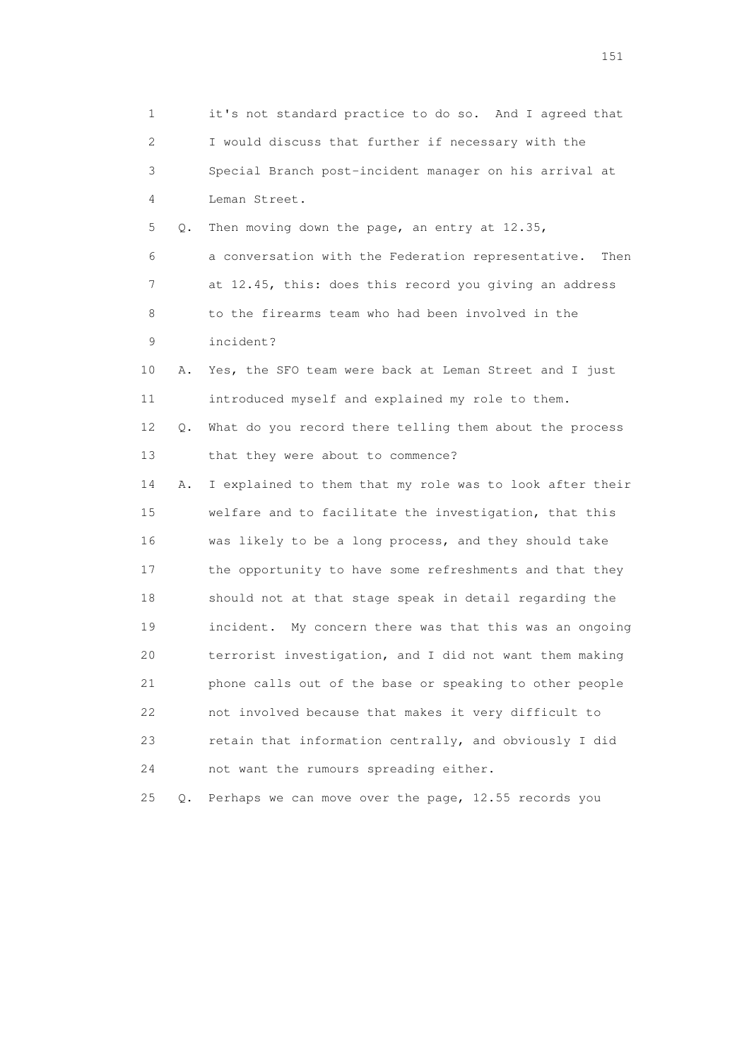1 it's not standard practice to do so. And I agreed that
2 I would discuss that further if necessary with the
3 Special Branch post-incident manager on his arrival at
4 Leman Street.

5 Q. Then moving down the page, an entry at 12.35,
6 a conversation with the Federation representative. Then
7 at 12.45, this: does this record you giving an address
8 to the firearms team who had been involved in the
9 incident?

10 A. Yes, the SFO team were back at Leman Street and I just
11 introduced myself and explained my role to them.

12 Q. What do you record there telling them about the process
13 that they were about to commence?

14 A. I explained to them that my role was to look after their
15 welfare and to facilitate the investigation, that this
16 was likely to be a long process, and they should take
17 the opportunity to have some refreshments and that they
18 should not at that stage speak in detail regarding the
19 incident. My concern there was that this was an ongoing
20 terrorist investigation, and I did not want them making
21 phone calls out of the base or speaking to other people
22 not involved because that makes it very difficult to
23 retain that information centrally, and obviously I did
24 not want the rumours spreading either.

25 Q. Perhaps we can move over the page, 12.55 records you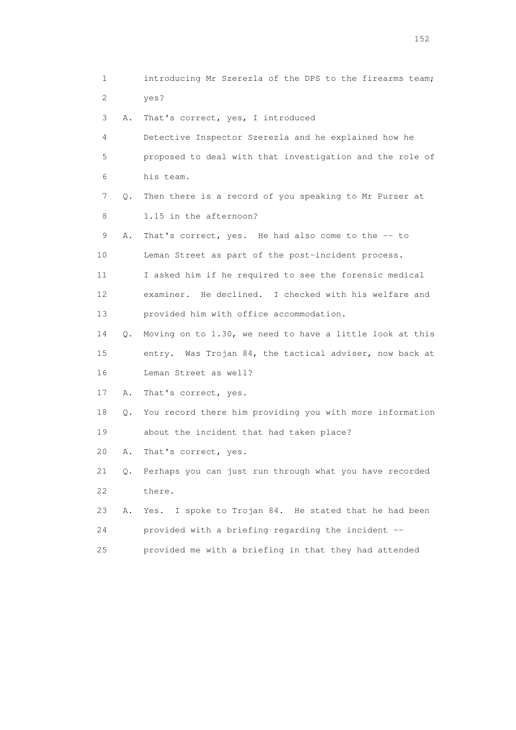1 introducing Mr Szerezla of the DPS to the firearms team;
2 yes?
3 A. That's correct, yes, I introduced
4 Detective Inspector Szerezla and he explained how he
5 proposed to deal with that investigation and the role of
6 his team.
7 Q. Then there is a record of you speaking to Mr Purser at
8 1.15 in the afternoon?
9 A. That's correct, yes. He had also come to the -- to
10 Leman Street as part of the post-incident process.
11 I asked him if he required to see the forensic medical
12 examiner. He declined. I checked with his welfare and
13 provided him with office accommodation.
14 Q. Moving on to 1.30, we need to have a little look at this
15 entry. Was Trojan 84, the tactical adviser, now back at
16 Leman Street as well?
17 A. That's correct, yes.
18 Q. You record there him providing you with more information
19 about the incident that had taken place?
20 A. That's correct, yes.
21 Q. Perhaps you can just run through what you have recorded
22 there.
23 A. Yes. I spoke to Trojan 84. He stated that he had been
24 provided with a briefing regarding the incident --
25 provided me with a briefing in that they had attended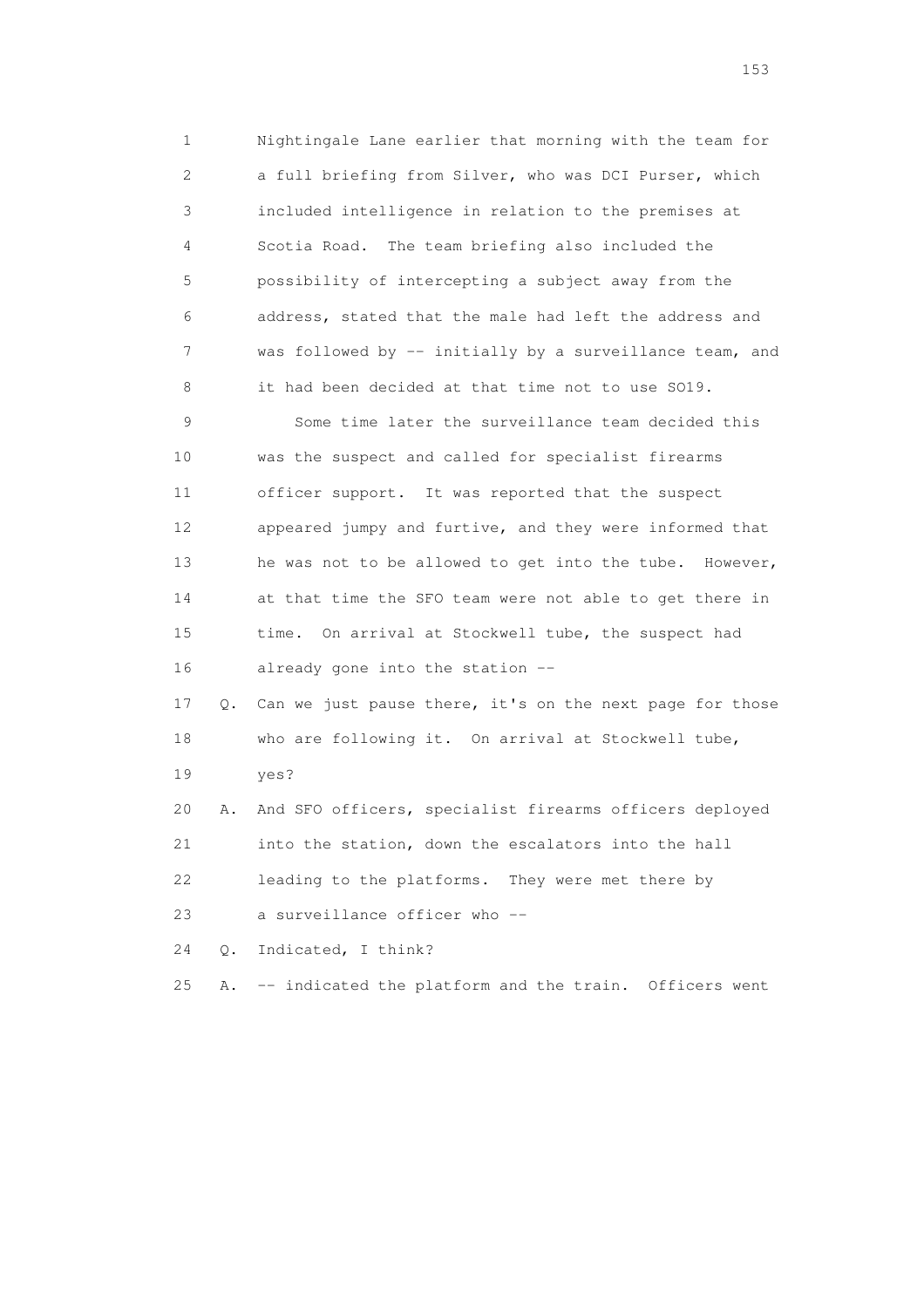1 Nightingale Lane earlier that morning with the team for
2 a full briefing from Silver, who was DCI Purser, which
3 included intelligence in relation to the premises at
4 Scotia Road. The team briefing also included the
5 possibility of intercepting a subject away from the
6 address, stated that the male had left the address and
7 was followed by -- initially by a surveillance team, and
8 it had been decided at that time not to use SO19.

9 Some time later the surveillance team decided this
10 was the suspect and called for specialist firearms
11 officer support. It was reported that the suspect
12 appeared jumpy and furtive, and they were informed that
13 he was not to be allowed to get into the tube. However,
14 at that time the SFO team were not able to get there in
15 time. On arrival at Stockwell tube, the suspect had
16 already gone into the station --

17 Q. Can we just pause there, it's on the next page for those
18 who are following it. On arrival at Stockwell tube,
19 yes?

20 A. And SFO officers, specialist firearms officers deployed
21 into the station, down the escalators into the hall
22 leading to the platforms. They were met there by
23 a surveillance officer who --

24 Q. Indicated, I think?

25 A. -- indicated the platform and the train. Officers went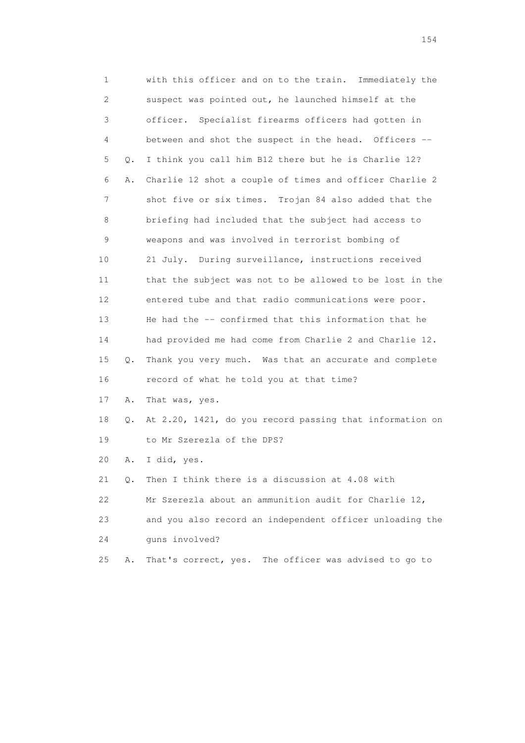1 with this officer and on to the train. Immediately the
2 suspect was pointed out, he launched himself at the
3 officer. Specialist firearms officers had gotten in
4 between and shot the suspect in the head. Officers --
5 Q. I think you call him B12 there but he is Charlie 12?
6 A. Charlie 12 shot a couple of times and officer Charlie 2
7 shot five or six times. Trojan 84 also added that the
8 briefing had included that the subject had access to
9 weapons and was involved in terrorist bombing of
10 21 July. During surveillance, instructions received
11 that the subject was not to be allowed to be lost in the
12 entered tube and that radio communications were poor.
13 He had the -- confirmed that this information that he
14 had provided me had come from Charlie 2 and Charlie 12.
15 Q. Thank you very much. Was that an accurate and complete
16 record of what he told you at that time?
17 A. That was, yes.
18 Q. At 2.20, 1421, do you record passing that information on
19 to Mr Szerezla of the DPS?
20 A. I did, yes.
21 Q. Then I think there is a discussion at 4.08 with
22 Mr Szerezla about an ammunition audit for Charlie 12,
23 and you also record an independent officer unloading the
24 guns involved?
25 A. That's correct, yes. The officer was advised to go to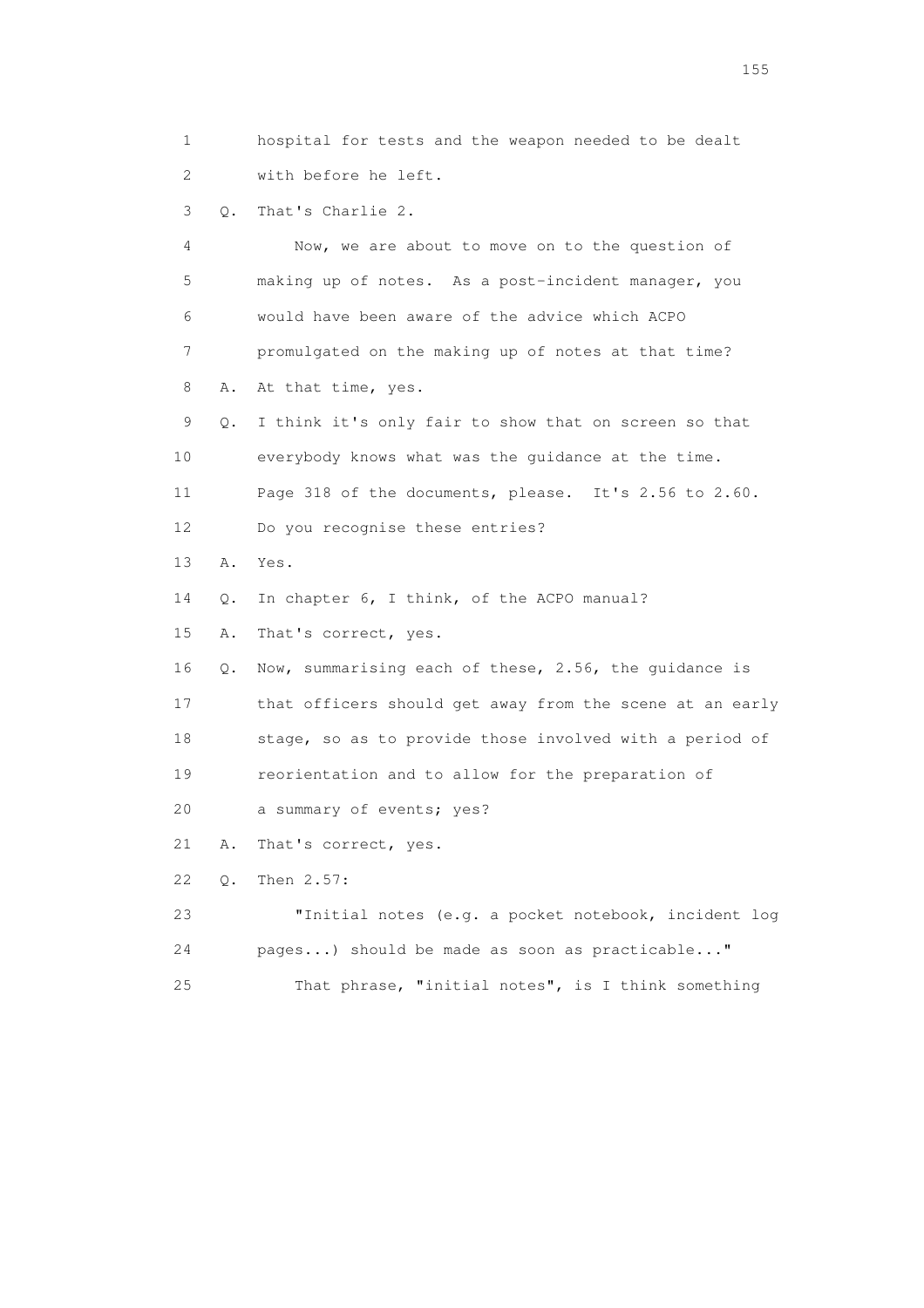1 hospital for tests and the weapon needed to be dealt
2 with before he left.

3 Q. That's Charlie 2.

4 Now, we are about to move on to the question of
5 making up of notes. As a post-incident manager, you
6 would have been aware of the advice which ACPO
7 promulgated on the making up of notes at that time?

8 A. At that time, yes.

9 Q. I think it's only fair to show that on screen so that
10 everybody knows what was the guidance at the time.
11 Page 318 of the documents, please. It's 2.56 to 2.60.
12 Do you recognise these entries?

13 A. Yes.

14 Q. In chapter 6, I think, of the ACPO manual?

15 A. That's correct, yes.

16 Q. Now, summarising each of these, 2.56, the guidance is
17 that officers should get away from the scene at an early
18 stage, so as to provide those involved with a period of
19 reorientation and to allow for the preparation of
20 a summary of events; yes?

21 A. That's correct, yes.

22 Q. Then 2.57:

23 "Initial notes (e.g. a pocket notebook, incident log
24 pages...) should be made as soon as practicable..."

25 That phrase, "initial notes", is I think something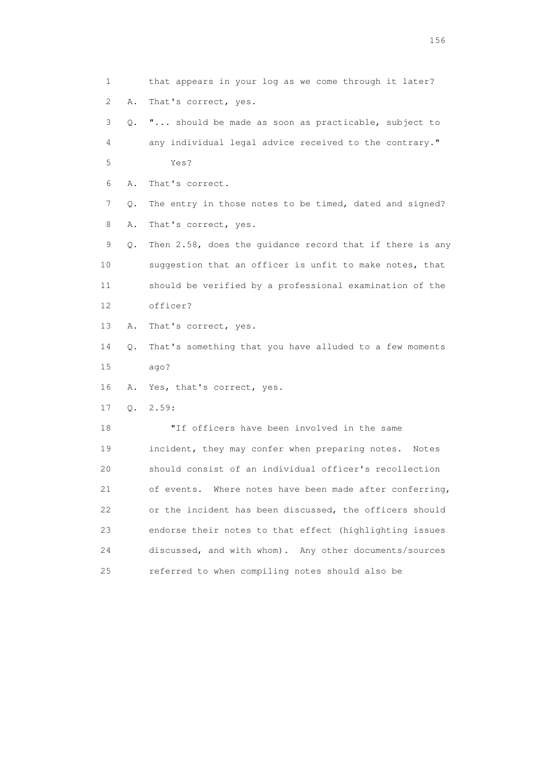1 that appears in your log as we come through it later?

2 A. That's correct, yes.

3 Q. "... should be made as soon as practicable, subject to

4 any individual legal advice received to the contrary."

5 Yes?

6 A. That's correct.

7 Q. The entry in those notes to be timed, dated and signed?

8 A. That's correct, yes.

9 Q. Then 2.58, does the guidance record that if there is any

10 suggestion that an officer is unfit to make notes, that

11 should be verified by a professional examination of the

12 officer?

13 A. That's correct, yes.

14 Q. That's something that you have alluded to a few moments

15 ago?

16 A. Yes, that's correct, yes.

17 Q. 2.59:

18 "If officers have been involved in the same

19 incident, they may confer when preparing notes. Notes

20 should consist of an individual officer's recollection

21 of events. Where notes have been made after conferring,

22 or the incident has been discussed, the officers should

23 endorse their notes to that effect (highlighting issues

24 discussed, and with whom). Any other documents/sources

25 referred to when compiling notes should also be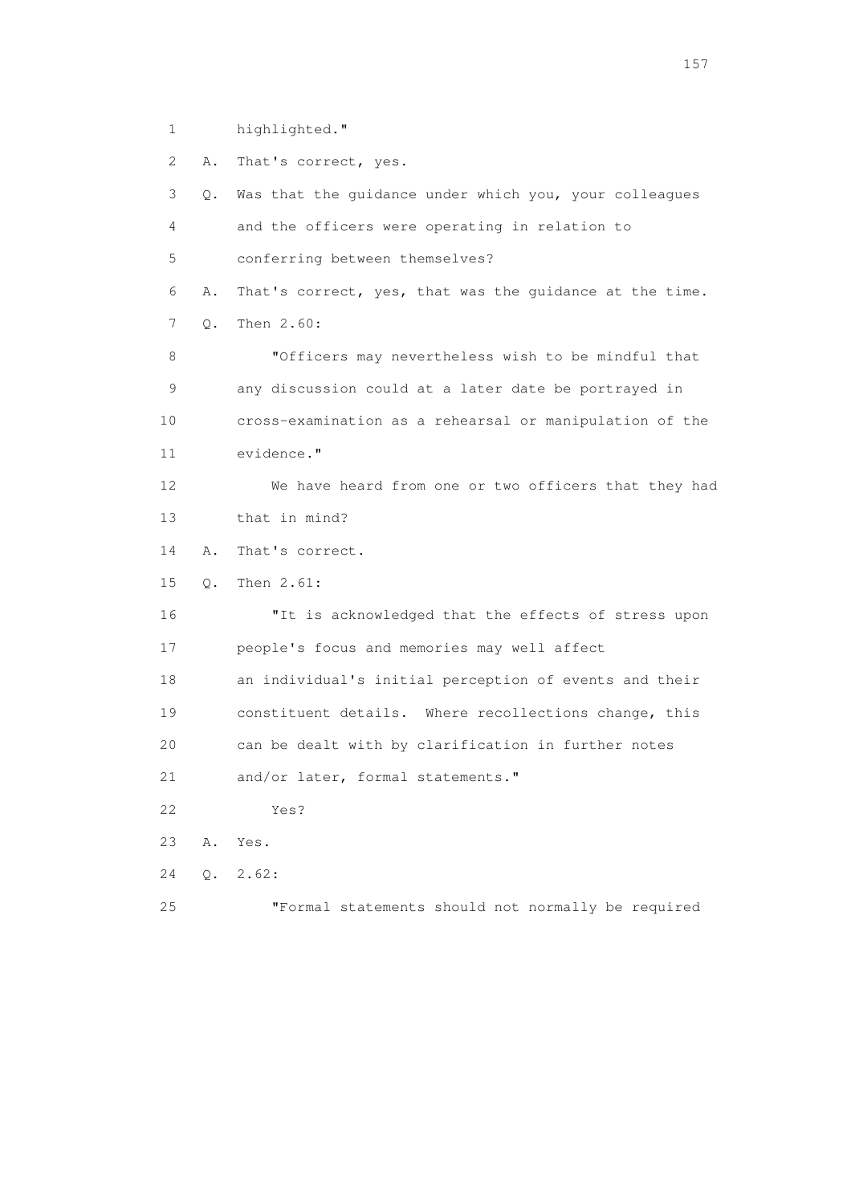1 highlighted."

2 A. That's correct, yes.

3 Q. Was that the guidance under which you, your colleagues

4 and the officers were operating in relation to

5 conferring between themselves?

6 A. That's correct, yes, that was the guidance at the time.

7 Q. Then 2.60:

8 "Officers may nevertheless wish to be mindful that

9 any discussion could at a later date be portrayed in

10 cross-examination as a rehearsal or manipulation of the

11 evidence."

12 We have heard from one or two officers that they had

13 that in mind?

14 A. That's correct.

15 Q. Then 2.61:

16 "It is acknowledged that the effects of stress upon

17 people's focus and memories may well affect

18 an individual's initial perception of events and their

19 constituent details. Where recollections change, this

20 can be dealt with by clarification in further notes

21 and/or later, formal statements."

22 Yes?

23 A. Yes.

24 Q. 2.62:

25 "Formal statements should not normally be required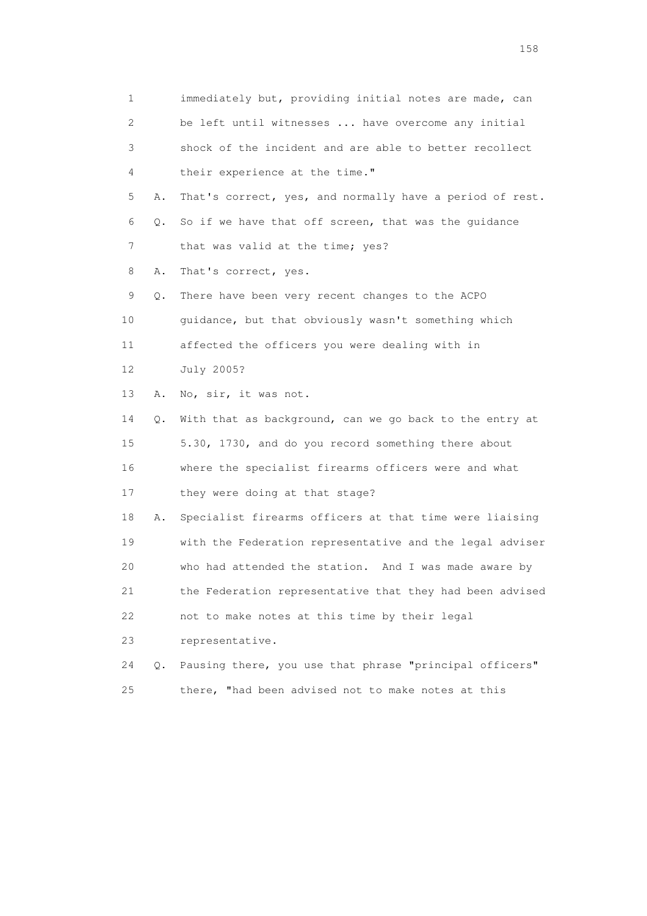1 immediately but, providing initial notes are made, can
2 be left until witnesses ... have overcome any initial
3 shock of the incident and are able to better recollect
4 their experience at the time."

5 A. That's correct, yes, and normally have a period of rest.

6 Q. So if we have that off screen, that was the guidance
7 that was valid at the time; yes?

8 A. That's correct, yes.

9 Q. There have been very recent changes to the ACPO
10 guidance, but that obviously wasn't something which
11 affected the officers you were dealing with in
12 July 2005?

13 A. No, sir, it was not.

14 Q. With that as background, can we go back to the entry at
15 5.30, 1730, and do you record something there about
16 where the specialist firearms officers were and what
17 they were doing at that stage?

18 A. Specialist firearms officers at that time were liaising
19 with the Federation representative and the legal adviser
20 who had attended the station. And I was made aware by
21 the Federation representative that they had been advised
22 not to make notes at this time by their legal
23 representative.

24 Q. Pausing there, you use that phrase "principal officers"
25 there, "had been advised not to make notes at this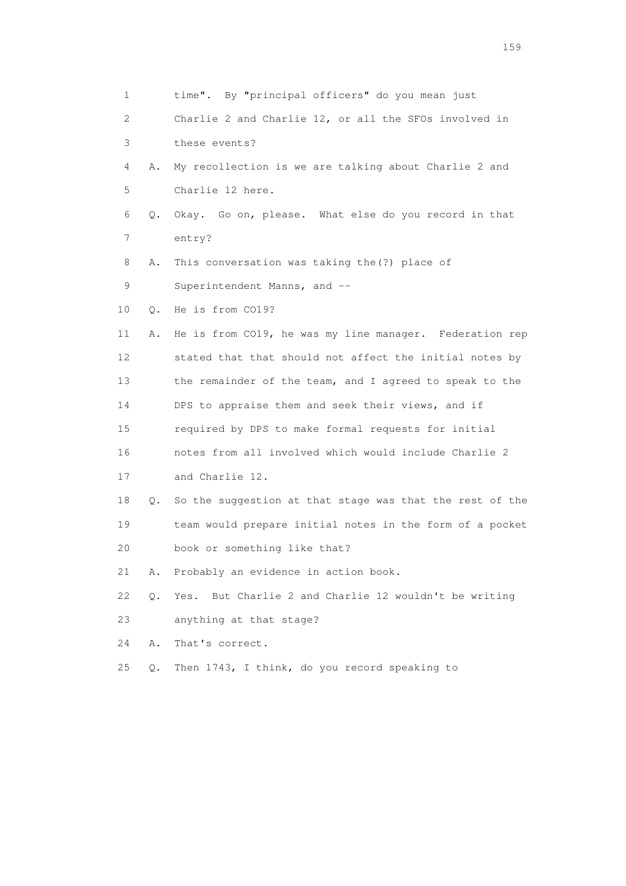1 time". By "principal officers" do you mean just

2 Charlie 2 and Charlie 12, or all the SFOs involved in

3 these events?

4 A. My recollection is we are talking about Charlie 2 and

5 Charlie 12 here.

6 Q. Okay. Go on, please. What else do you record in that

7 entry?

8 A. This conversation was taking the(?) place of

9 Superintendent Manns, and --

10 Q. He is from CO19?

11 A. He is from CO19, he was my line manager. Federation rep

12 stated that that should not affect the initial notes by

13 the remainder of the team, and I agreed to speak to the

14 DPS to appraise them and seek their views, and if

15 required by DPS to make formal requests for initial

16 notes from all involved which would include Charlie 2

17 and Charlie 12.

18 Q. So the suggestion at that stage was that the rest of the

19 team would prepare initial notes in the form of a pocket

20 book or something like that?

21 A. Probably an evidence in action book.

22 Q. Yes. But Charlie 2 and Charlie 12 wouldn't be writing

23 anything at that stage?

24 A. That's correct.

25 Q. Then 1743, I think, do you record speaking to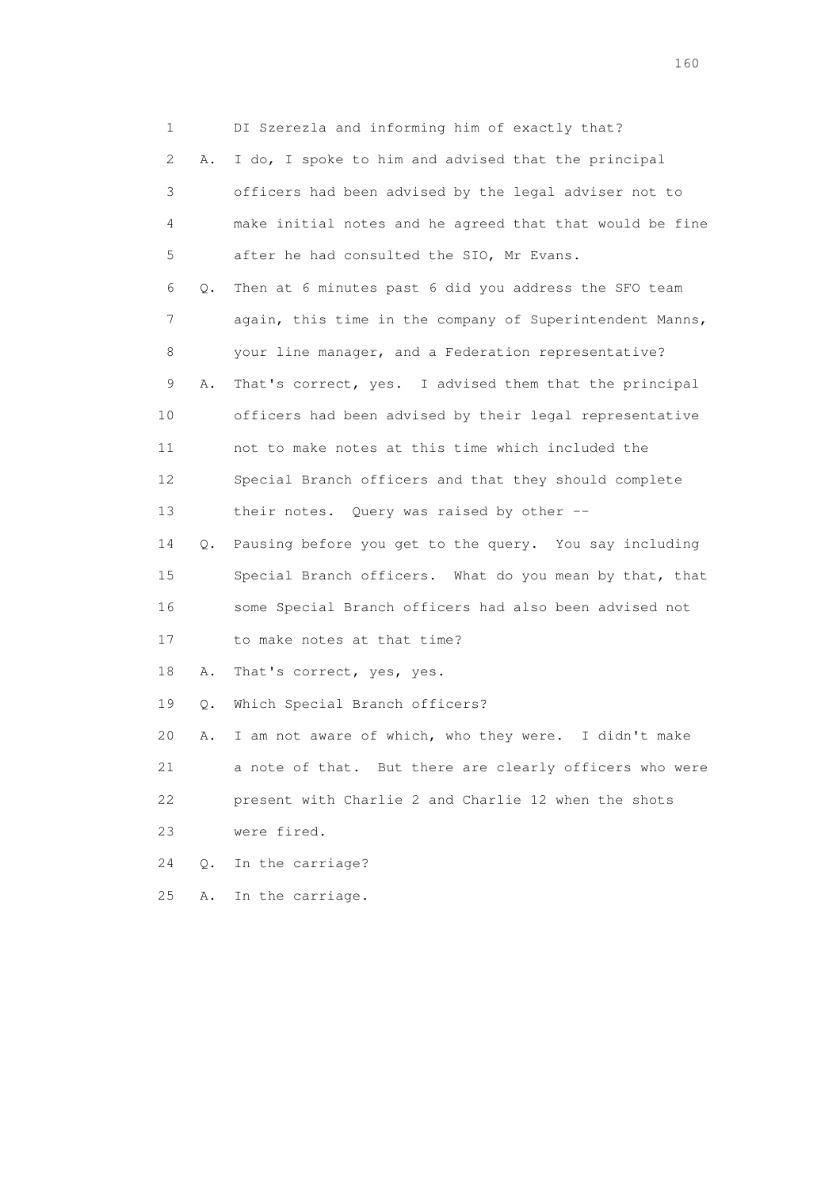1 DI Szerezla and informing him of exactly that?

2 A. I do, I spoke to him and advised that the principal

3 officers had been advised by the legal adviser not to

4 make initial notes and he agreed that that would be fine

5 after he had consulted the SIO, Mr Evans.

6 Q. Then at 6 minutes past 6 did you address the SFO team

7 again, this time in the company of Superintendent Manns,

8 your line manager, and a Federation representative?

9 A. That's correct, yes. I advised them that the principal

10 officers had been advised by their legal representative

11 not to make notes at this time which included the

12 Special Branch officers and that they should complete

13 their notes. Query was raised by other --

14 Q. Pausing before you get to the query. You say including

15 Special Branch officers. What do you mean by that, that

16 some Special Branch officers had also been advised not

17 to make notes at that time?

18 A. That's correct, yes, yes.

19 Q. Which Special Branch officers?

20 A. I am not aware of which, who they were. I didn't make

21 a note of that. But there are clearly officers who were

22 present with Charlie 2 and Charlie 12 when the shots

23 were fired.

24 Q. In the carriage?

25 A. In the carriage.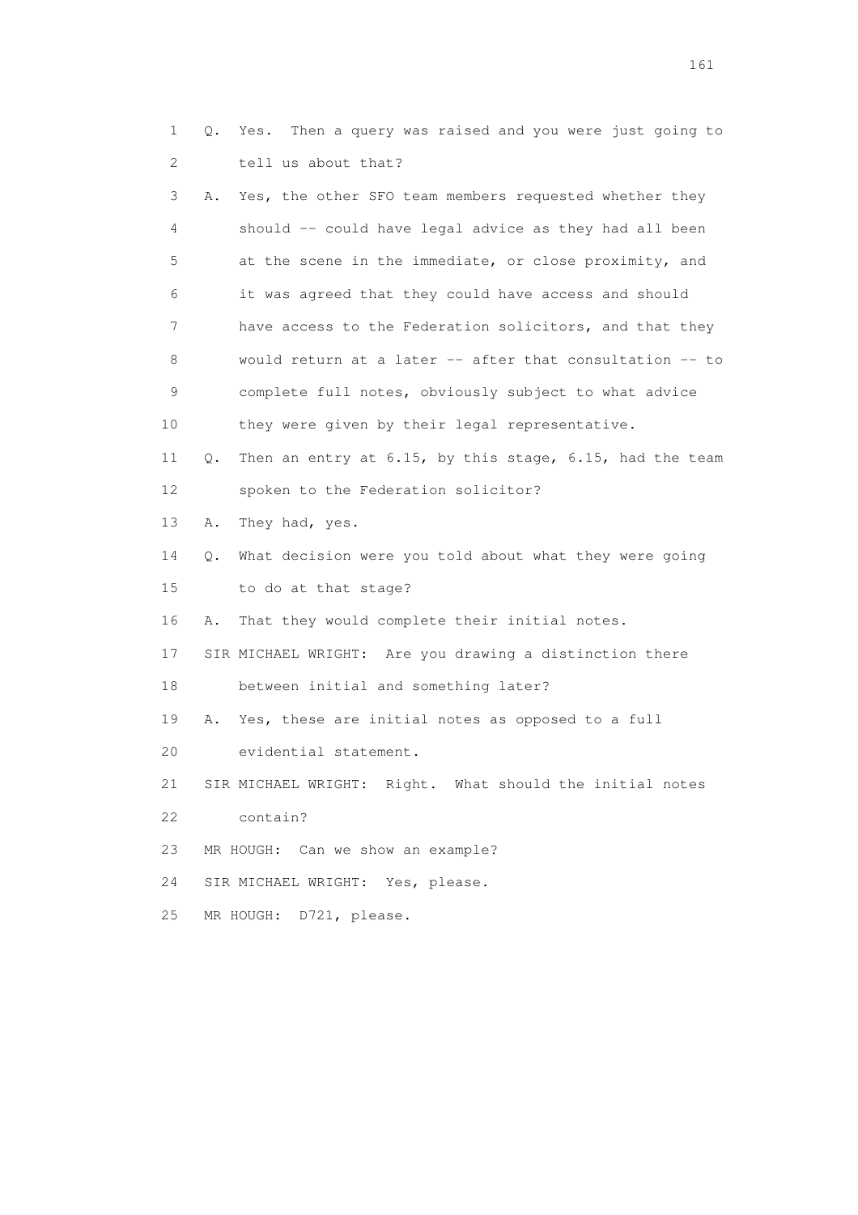1 Q. Yes. Then a query was raised and you were just going to
2 tell us about that?
3 A. Yes, the other SFO team members requested whether they
4 should -- could have legal advice as they had all been
5 at the scene in the immediate, or close proximity, and
6 it was agreed that they could have access and should
7 have access to the Federation solicitors, and that they
8 would return at a later -- after that consultation -- to
9 complete full notes, obviously subject to what advice
10 they were given by their legal representative.
11 Q. Then an entry at 6.15, by this stage, 6.15, had the team
12 spoken to the Federation solicitor?
13 A. They had, yes.
14 Q. What decision were you told about what they were going
15 to do at that stage?
16 A. That they would complete their initial notes.
17 SIR MICHAEL WRIGHT: Are you drawing a distinction there
18 between initial and something later?
19 A. Yes, these are initial notes as opposed to a full
20 evidential statement.
21 SIR MICHAEL WRIGHT: Right. What should the initial notes
22 contain?
23 MR HOUGH: Can we show an example?
24 SIR MICHAEL WRIGHT: Yes, please.
25 MR HOUGH: D721, please.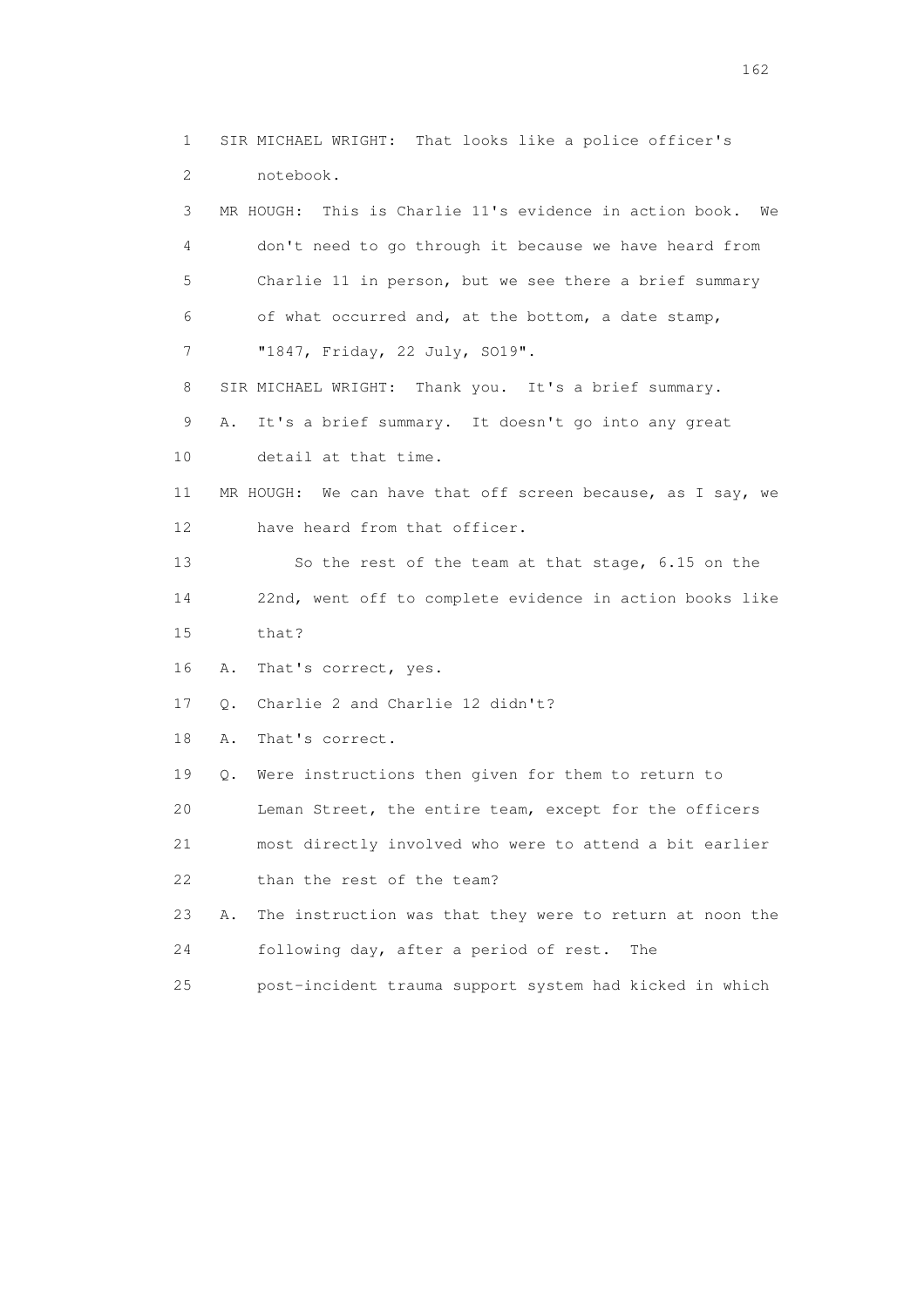1 SIR MICHAEL WRIGHT: That looks like a police officer's
2 notebook.
3 MR HOUGH: This is Charlie 11's evidence in action book. We
4 don't need to go through it because we have heard from
5 Charlie 11 in person, but we see there a brief summary
6 of what occurred and, at the bottom, a date stamp,
7 "1847, Friday, 22 July, SO19".
8 SIR MICHAEL WRIGHT: Thank you. It's a brief summary.
9 A. It's a brief summary. It doesn't go into any great
10 detail at that time.
11 MR HOUGH: We can have that off screen because, as I say, we
12 have heard from that officer.
13 So the rest of the team at that stage, 6.15 on the
14 22nd, went off to complete evidence in action books like
15 that?
16 A. That's correct, yes.
17 Q. Charlie 2 and Charlie 12 didn't?
18 A. That's correct.
19 Q. Were instructions then given for them to return to
20 Leman Street, the entire team, except for the officers
21 most directly involved who were to attend a bit earlier
22 than the rest of the team?
23 A. The instruction was that they were to return at noon the
24 following day, after a period of rest. The
25 post-incident trauma support system had kicked in which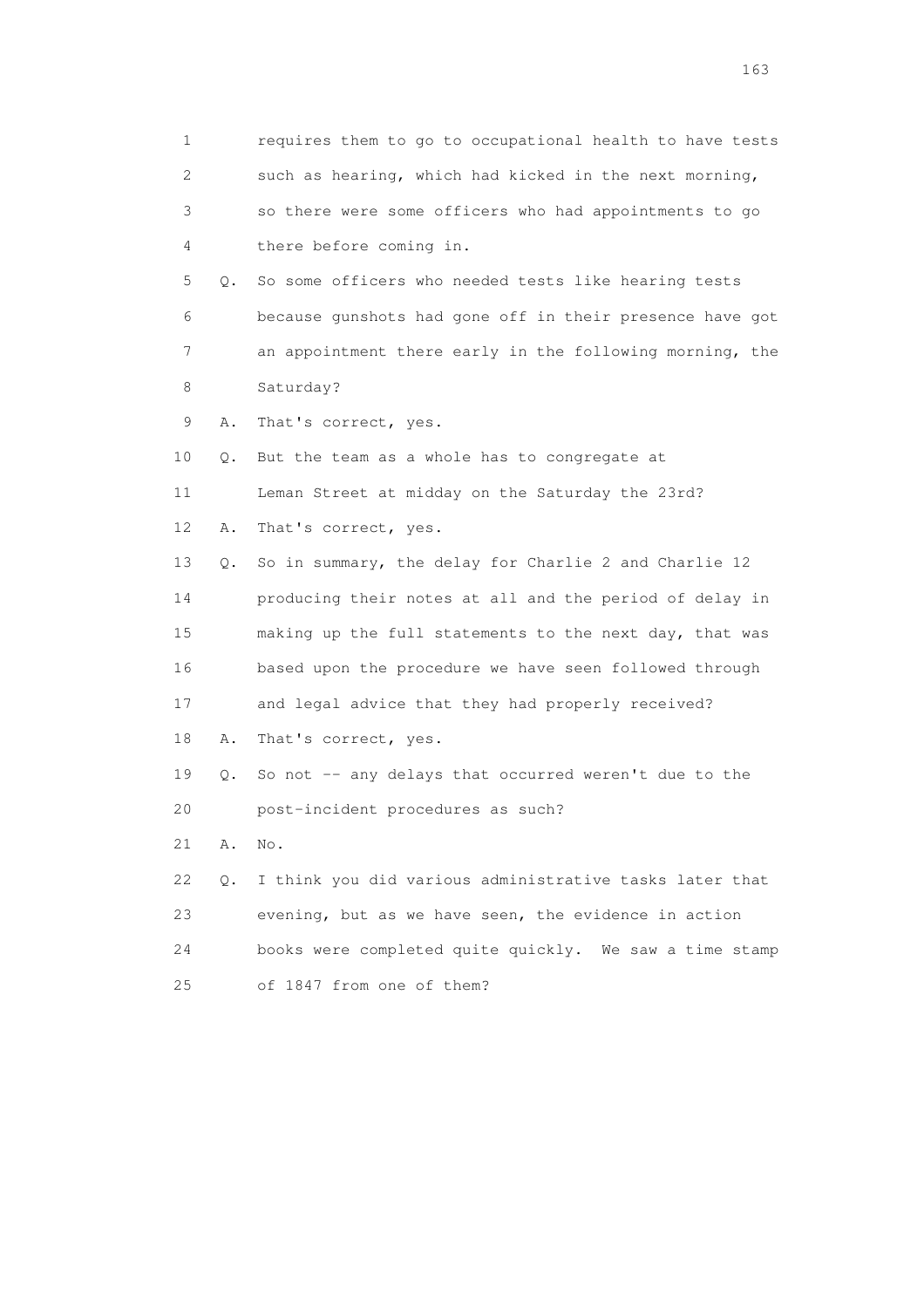1 requires them to go to occupational health to have tests
2 such as hearing, which had kicked in the next morning,
3 so there were some officers who had appointments to go
4 there before coming in.

5 Q. So some officers who needed tests like hearing tests
6 because gunshots had gone off in their presence have got
7 an appointment there early in the following morning, the
8 Saturday?

9 A. That's correct, yes.

10 Q. But the team as a whole has to congregate at
11 Leman Street at midday on the Saturday the 23rd?

12 A. That's correct, yes.

13 Q. So in summary, the delay for Charlie 2 and Charlie 12
14 producing their notes at all and the period of delay in
15 making up the full statements to the next day, that was
16 based upon the procedure we have seen followed through
17 and legal advice that they had properly received?

18 A. That's correct, yes.

19 Q. So not -- any delays that occurred weren't due to the
20 post-incident procedures as such?

21 A. No.

22 Q. I think you did various administrative tasks later that
23 evening, but as we have seen, the evidence in action
24 books were completed quite quickly. We saw a time stamp
25 of 1847 from one of them?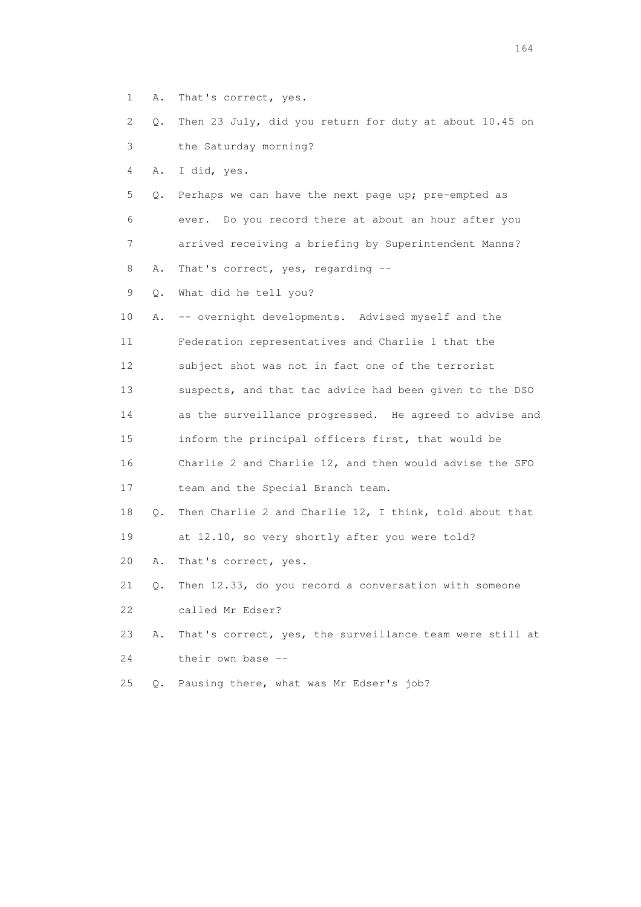1 A. That's correct, yes.

2 Q. Then 23 July, did you return for duty at about 10.45 on

3 the Saturday morning?

4 A. I did, yes.

5 Q. Perhaps we can have the next page up; pre-empted as

6 ever. Do you record there at about an hour after you

7 arrived receiving a briefing by Superintendent Manns?

8 A. That's correct, yes, regarding --

9 Q. What did he tell you?

10 A. -- overnight developments. Advised myself and the

11 Federation representatives and Charlie 1 that the

12 subject shot was not in fact one of the terrorist

13 suspects, and that tac advice had been given to the DSO

14 as the surveillance progressed. He agreed to advise and

15 inform the principal officers first, that would be

16 Charlie 2 and Charlie 12, and then would advise the SFO

17 team and the Special Branch team.

18 Q. Then Charlie 2 and Charlie 12, I think, told about that

19 at 12.10, so very shortly after you were told?

20 A. That's correct, yes.

21 Q. Then 12.33, do you record a conversation with someone

22 called Mr Edser?

23 A. That's correct, yes, the surveillance team were still at

24 their own base --

25 Q. Pausing there, what was Mr Edser's job?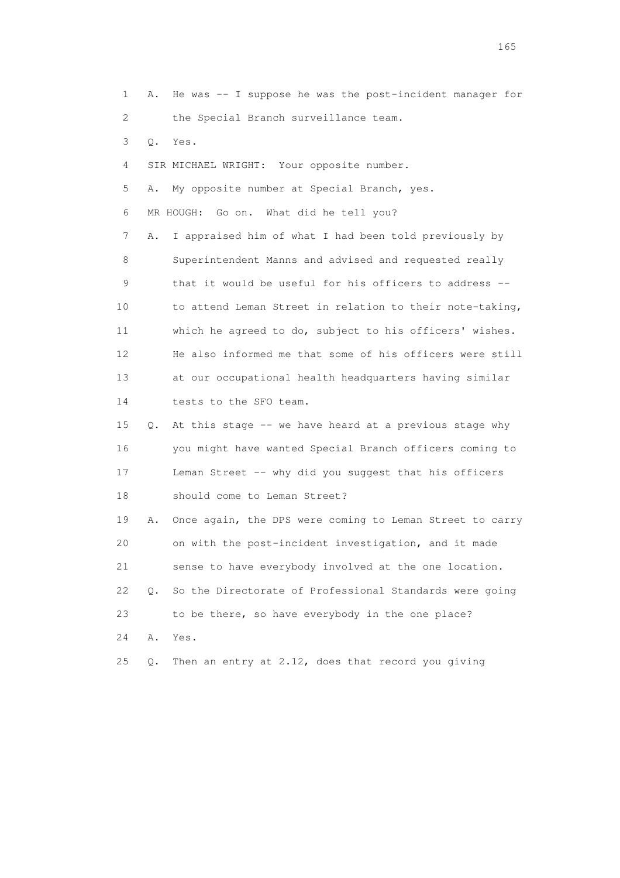1 A. He was -- I suppose he was the post-incident manager for
2 the Special Branch surveillance team.
3 Q. Yes.
4 SIR MICHAEL WRIGHT: Your opposite number.
5 A. My opposite number at Special Branch, yes.
6 MR HOUGH: Go on. What did he tell you?
7 A. I appraised him of what I had been told previously by
8 Superintendent Manns and advised and requested really
9 that it would be useful for his officers to address --
10 to attend Leman Street in relation to their note-taking,
11 which he agreed to do, subject to his officers' wishes.
12 He also informed me that some of his officers were still
13 at our occupational health headquarters having similar
14 tests to the SFO team.
15 Q. At this stage -- we have heard at a previous stage why
16 you might have wanted Special Branch officers coming to
17 Leman Street -- why did you suggest that his officers
18 should come to Leman Street?
19 A. Once again, the DPS were coming to Leman Street to carry
20 on with the post-incident investigation, and it made
21 sense to have everybody involved at the one location.
22 Q. So the Directorate of Professional Standards were going
23 to be there, so have everybody in the one place?
24 A. Yes.
25 Q. Then an entry at 2.12, does that record you giving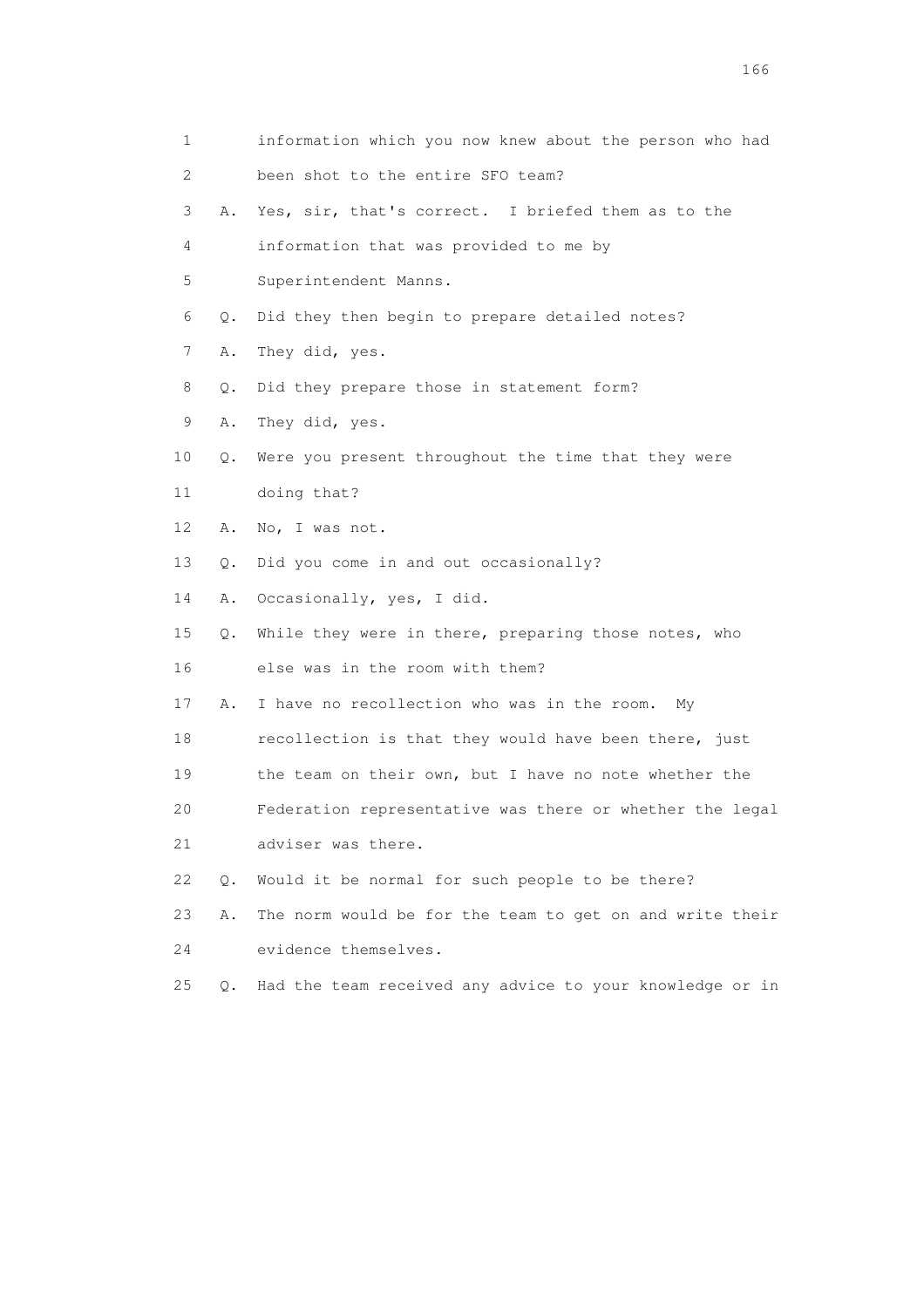1 information which you now knew about the person who had

2 been shot to the entire SFO team?

3 A. Yes, sir, that's correct. I briefed them as to the

4 information that was provided to me by

5 Superintendent Manns.

6 Q. Did they then begin to prepare detailed notes?

7 A. They did, yes.

8 Q. Did they prepare those in statement form?

9 A. They did, yes.

10 Q. Were you present throughout the time that they were

11 doing that?

12 A. No, I was not.

13 Q. Did you come in and out occasionally?

14 A. Occasionally, yes, I did.

15 Q. While they were in there, preparing those notes, who

16 else was in the room with them?

17 A. I have no recollection who was in the room. My

18 recollection is that they would have been there, just

19 the team on their own, but I have no note whether the

20 Federation representative was there or whether the legal

21 adviser was there.

22 Q. Would it be normal for such people to be there?

23 A. The norm would be for the team to get on and write their

24 evidence themselves.

25 Q. Had the team received any advice to your knowledge or in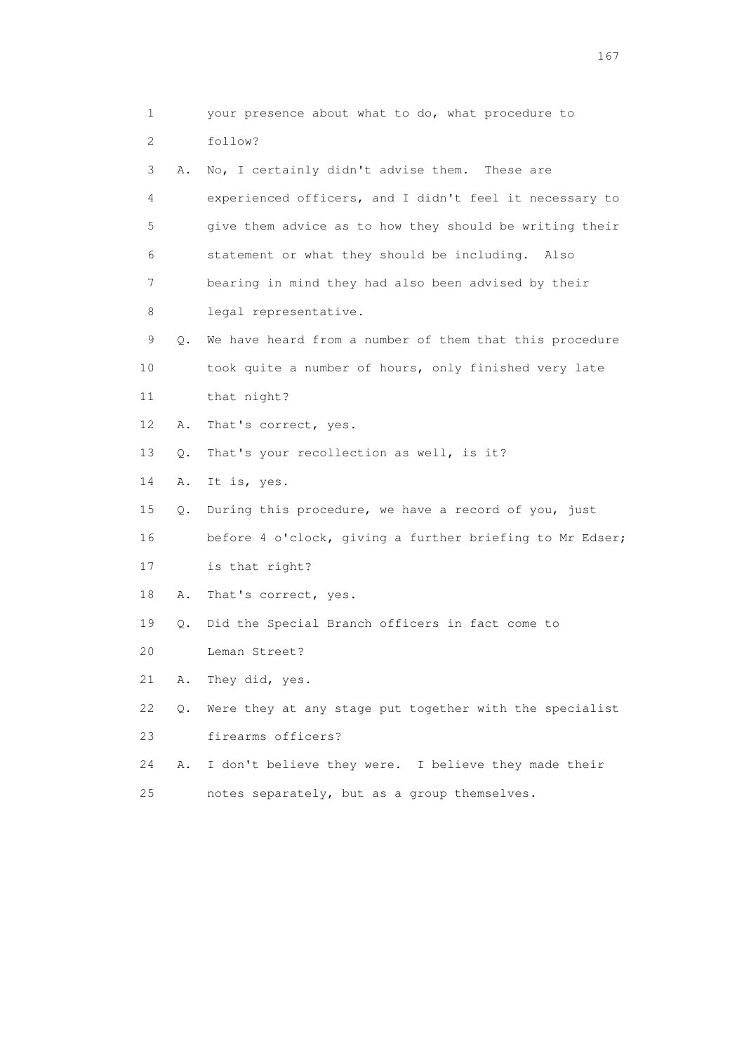1 your presence about what to do, what procedure to
2 follow?
3 A. No, I certainly didn't advise them. These are
4 experienced officers, and I didn't feel it necessary to
5 give them advice as to how they should be writing their
6 statement or what they should be including. Also
7 bearing in mind they had also been advised by their
8 legal representative.
9 Q. We have heard from a number of them that this procedure
10 took quite a number of hours, only finished very late
11 that night?
12 A. That's correct, yes.
13 Q. That's your recollection as well, is it?
14 A. It is, yes.
15 Q. During this procedure, we have a record of you, just
16 before 4 o'clock, giving a further briefing to Mr Edser;
17 is that right?
18 A. That's correct, yes.
19 Q. Did the Special Branch officers in fact come to
20 Leman Street?
21 A. They did, yes.
22 Q. Were they at any stage put together with the specialist
23 firearms officers?
24 A. I don't believe they were. I believe they made their
25 notes separately, but as a group themselves.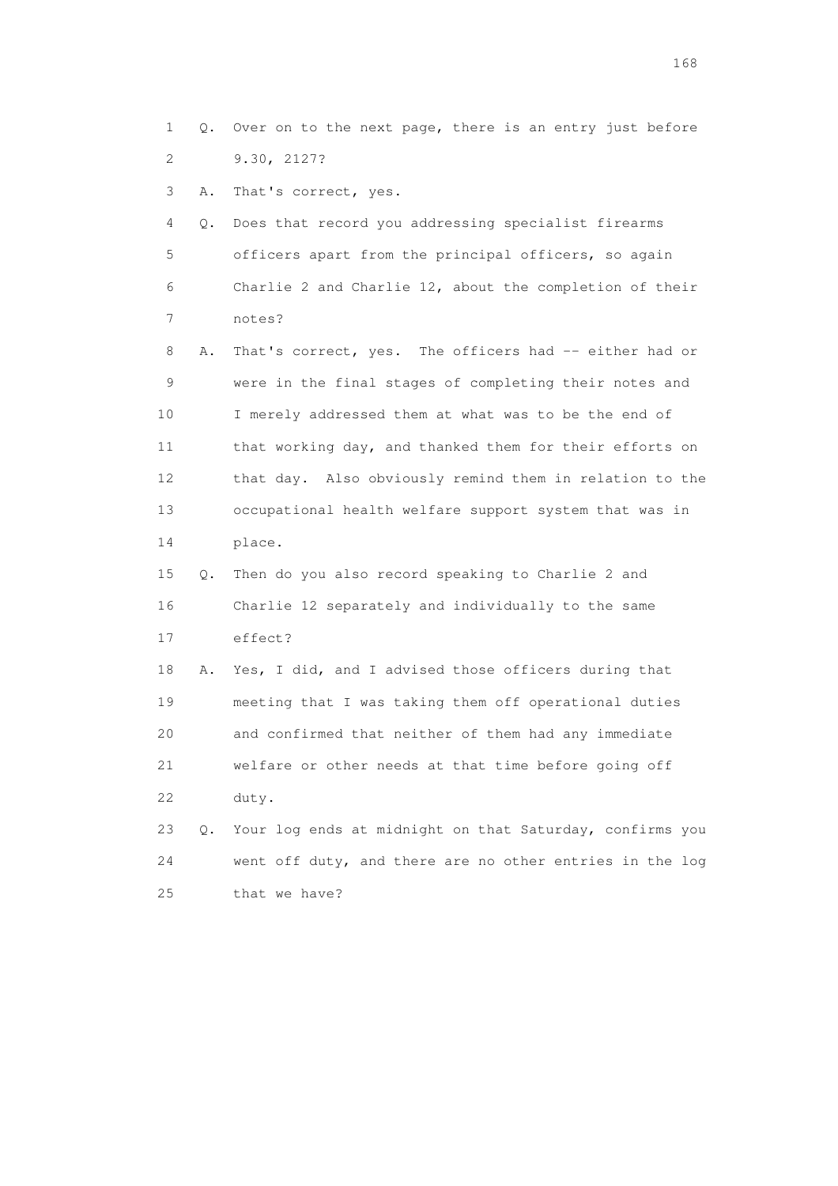1 Q. Over on to the next page, there is an entry just before
2 9.30, 2127?
3 A. That's correct, yes.
4 Q. Does that record you addressing specialist firearms
5 officers apart from the principal officers, so again
6 Charlie 2 and Charlie 12, about the completion of their
7 notes?
8 A. That's correct, yes. The officers had -- either had or
9 were in the final stages of completing their notes and
10 I merely addressed them at what was to be the end of
11 that working day, and thanked them for their efforts on
12 that day. Also obviously remind them in relation to the
13 occupational health welfare support system that was in
14 place.
15 Q. Then do you also record speaking to Charlie 2 and
16 Charlie 12 separately and individually to the same
17 effect?
18 A. Yes, I did, and I advised those officers during that
19 meeting that I was taking them off operational duties
20 and confirmed that neither of them had any immediate
21 welfare or other needs at that time before going off
22 duty.
23 Q. Your log ends at midnight on that Saturday, confirms you
24 went off duty, and there are no other entries in the log
25 that we have?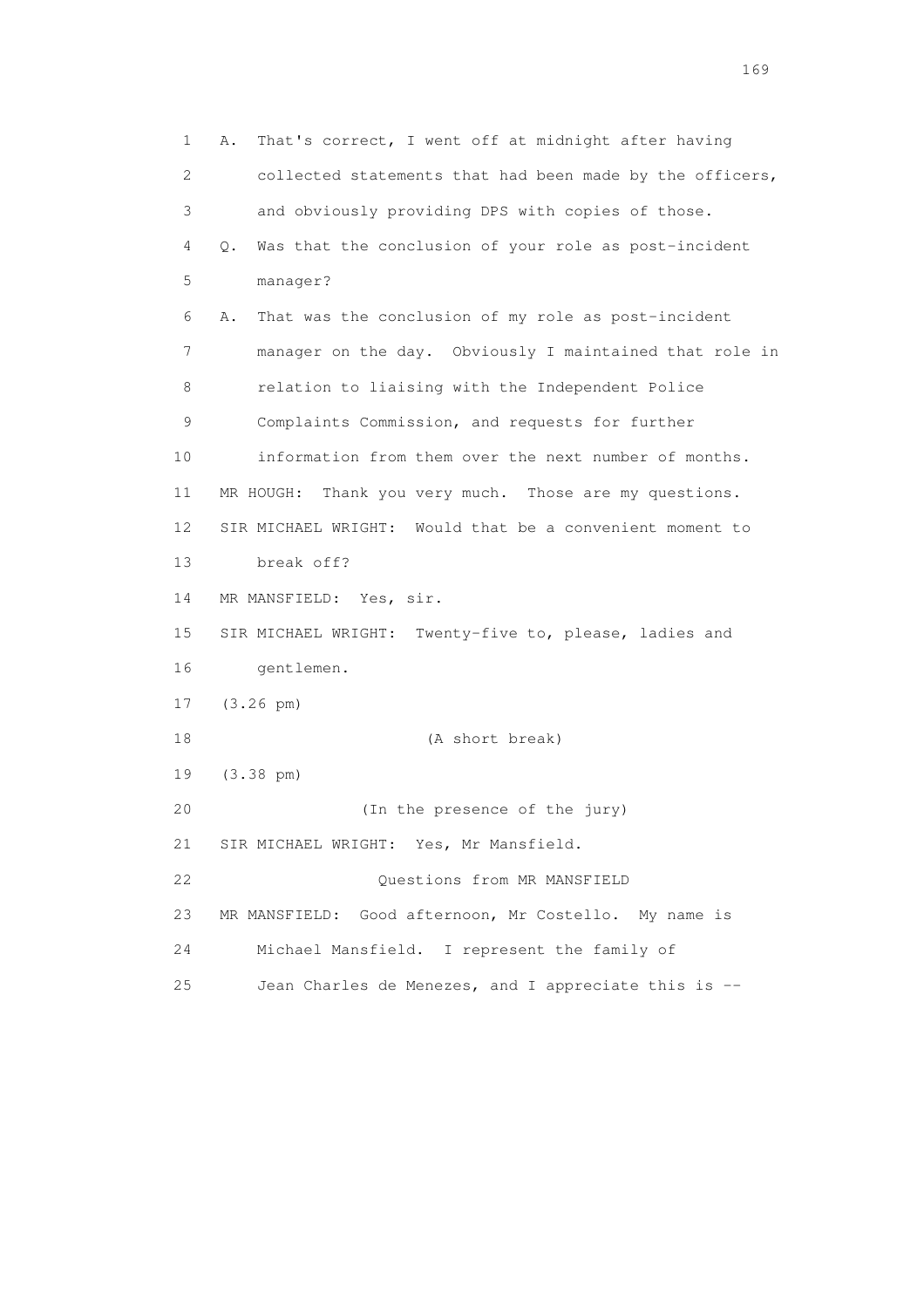1 A. That's correct, I went off at midnight after having
2 collected statements that had been made by the officers,
3 and obviously providing DPS with copies of those.
4 Q. Was that the conclusion of your role as post-incident
5 manager?
6 A. That was the conclusion of my role as post-incident
7 manager on the day. Obviously I maintained that role in
8 relation to liaising with the Independent Police
9 Complaints Commission, and requests for further
10 information from them over the next number of months.
11 MR HOUGH: Thank you very much. Those are my questions.
12 SIR MICHAEL WRIGHT: Would that be a convenient moment to
13 break off?
14 MR MANSFIELD: Yes, sir.
15 SIR MICHAEL WRIGHT: Twenty-five to, please, ladies and
16 gentlemen.
17 (3.26 pm)
18 (A short break)
19 (3.38 pm)
20 (In the presence of the jury)
21 SIR MICHAEL WRIGHT: Yes, Mr Mansfield.
22 Questions from MR MANSFIELD
23 MR MANSFIELD: Good afternoon, Mr Costello. My name is
24 Michael Mansfield. I represent the family of
25 Jean Charles de Menezes, and I appreciate this is --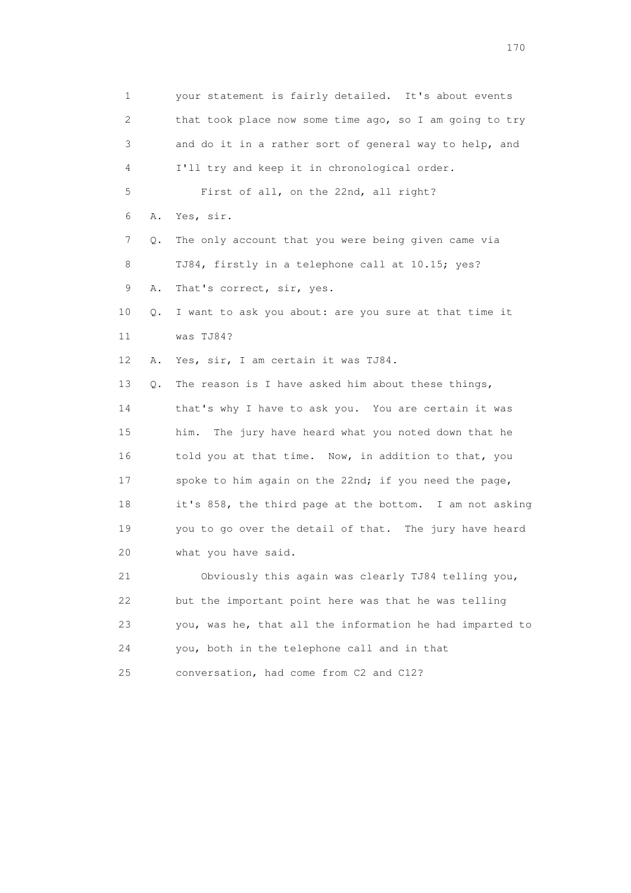1 your statement is fairly detailed. It's about events
2 that took place now some time ago, so I am going to try
3 and do it in a rather sort of general way to help, and
4 I'll try and keep it in chronological order.
5 First of all, on the 22nd, all right?
6 A. Yes, sir.
7 Q. The only account that you were being given came via
8 TJ84, firstly in a telephone call at 10.15; yes?
9 A. That's correct, sir, yes.
10 Q. I want to ask you about: are you sure at that time it
11 was TJ84?
12 A. Yes, sir, I am certain it was TJ84.
13 Q. The reason is I have asked him about these things,
14 that's why I have to ask you. You are certain it was
15 him. The jury have heard what you noted down that he
16 told you at that time. Now, in addition to that, you
17 spoke to him again on the 22nd; if you need the page,
18 it's 858, the third page at the bottom. I am not asking
19 you to go over the detail of that. The jury have heard
20 what you have said.
21 Obviously this again was clearly TJ84 telling you,
22 but the important point here was that he was telling
23 you, was he, that all the information he had imparted to
24 you, both in the telephone call and in that
25 conversation, had come from C2 and C12?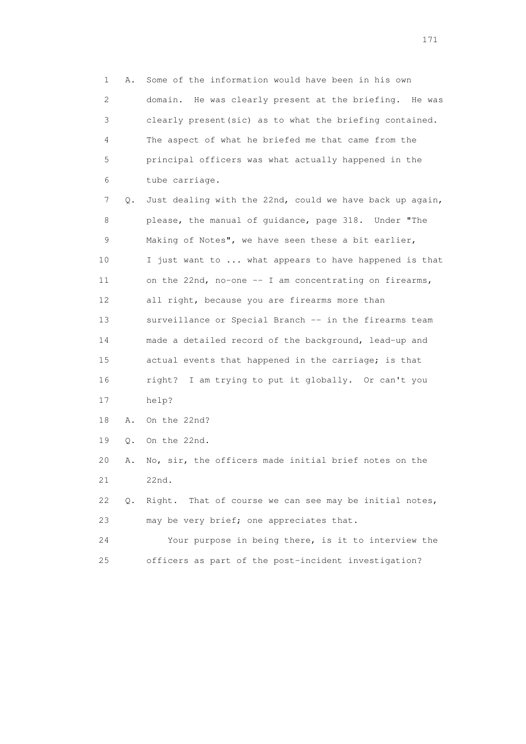1 A. Some of the information would have been in his own
2 domain. He was clearly present at the briefing. He was
3 clearly present(sic) as to what the briefing contained.
4 The aspect of what he briefed me that came from the
5 principal officers was what actually happened in the
6 tube carriage.

7 Q. Just dealing with the 22nd, could we have back up again,
8 please, the manual of guidance, page 318. Under "The
9 Making of Notes", we have seen these a bit earlier,
10 I just want to ... what appears to have happened is that
11 on the 22nd, no-one -- I am concentrating on firearms,
12 all right, because you are firearms more than
13 surveillance or Special Branch -- in the firearms team
14 made a detailed record of the background, lead-up and
15 actual events that happened in the carriage; is that
16 right? I am trying to put it globally. Or can't you
17 help?

18 A. On the 22nd?

19 Q. On the 22nd.

20 A. No, sir, the officers made initial brief notes on the
21 22nd.

22 Q. Right. That of course we can see may be initial notes,
23 may be very brief; one appreciates that.

24 Your purpose in being there, is it to interview the
25 officers as part of the post-incident investigation?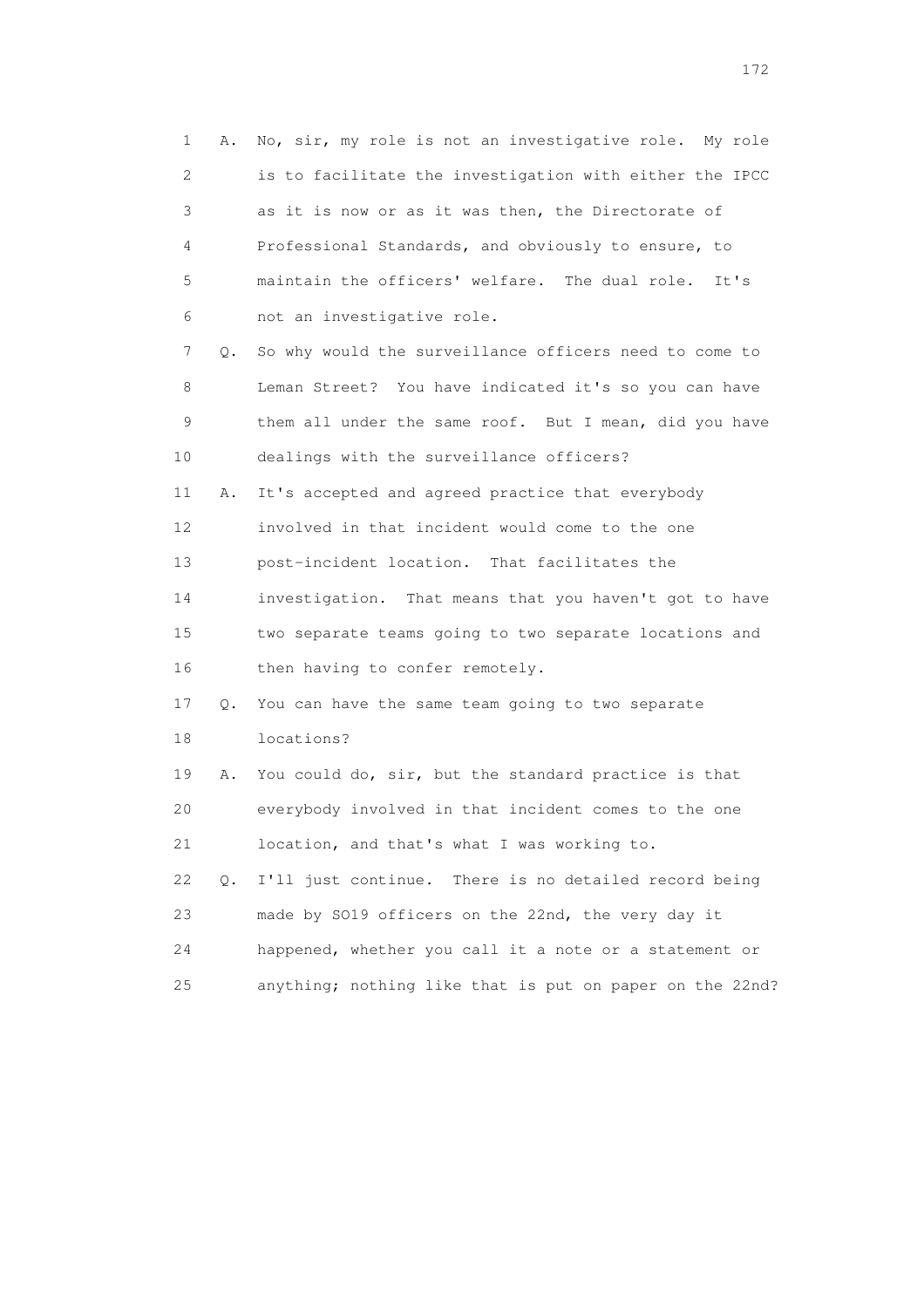1 A. No, sir, my role is not an investigative role. My role
2 is to facilitate the investigation with either the IPCC
3 as it is now or as it was then, the Directorate of
4 Professional Standards, and obviously to ensure, to
5 maintain the officers' welfare. The dual role. It's
6 not an investigative role.

7 Q. So why would the surveillance officers need to come to
8 Leman Street? You have indicated it's so you can have
9 them all under the same roof. But I mean, did you have
10 dealings with the surveillance officers?

11 A. It's accepted and agreed practice that everybody
12 involved in that incident would come to the one
13 post-incident location. That facilitates the
14 investigation. That means that you haven't got to have
15 two separate teams going to two separate locations and
16 then having to confer remotely.

17 Q. You can have the same team going to two separate
18 locations?

19 A. You could do, sir, but the standard practice is that
20 everybody involved in that incident comes to the one
21 location, and that's what I was working to.

22 Q. I'll just continue. There is no detailed record being
23 made by SO19 officers on the 22nd, the very day it
24 happened, whether you call it a note or a statement or
25 anything; nothing like that is put on paper on the 22nd?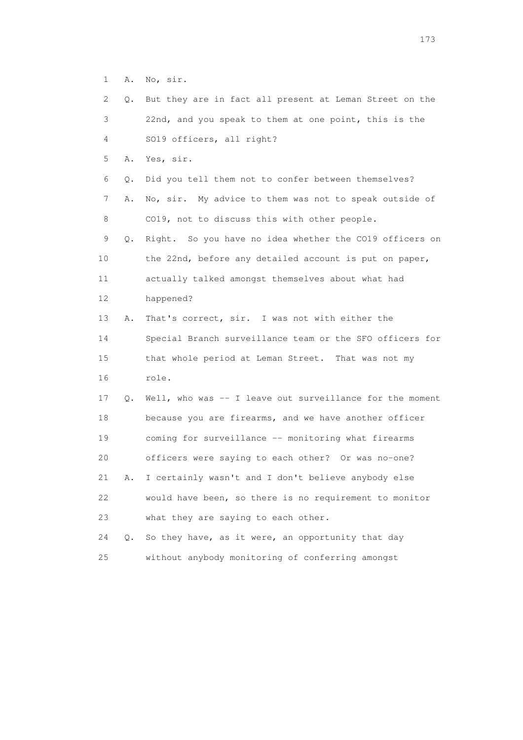1 A. No, sir.

2 Q. But they are in fact all present at Leman Street on the

3 22nd, and you speak to them at one point, this is the

4 SO19 officers, all right?

5 A. Yes, sir.

6 Q. Did you tell them not to confer between themselves?

7 A. No, sir. My advice to them was not to speak outside of

8 CO19, not to discuss this with other people.

9 Q. Right. So you have no idea whether the CO19 officers on

10 the 22nd, before any detailed account is put on paper,

11 actually talked amongst themselves about what had

12 happened?

13 A. That's correct, sir. I was not with either the

14 Special Branch surveillance team or the SFO officers for

15 that whole period at Leman Street. That was not my

16 role.

17 Q. Well, who was -- I leave out surveillance for the moment

18 because you are firearms, and we have another officer

19 coming for surveillance -- monitoring what firearms

20 officers were saying to each other? Or was no-one?

21 A. I certainly wasn't and I don't believe anybody else

22 would have been, so there is no requirement to monitor

23 what they are saying to each other.

24 Q. So they have, as it were, an opportunity that day

25 without anybody monitoring of conferring amongst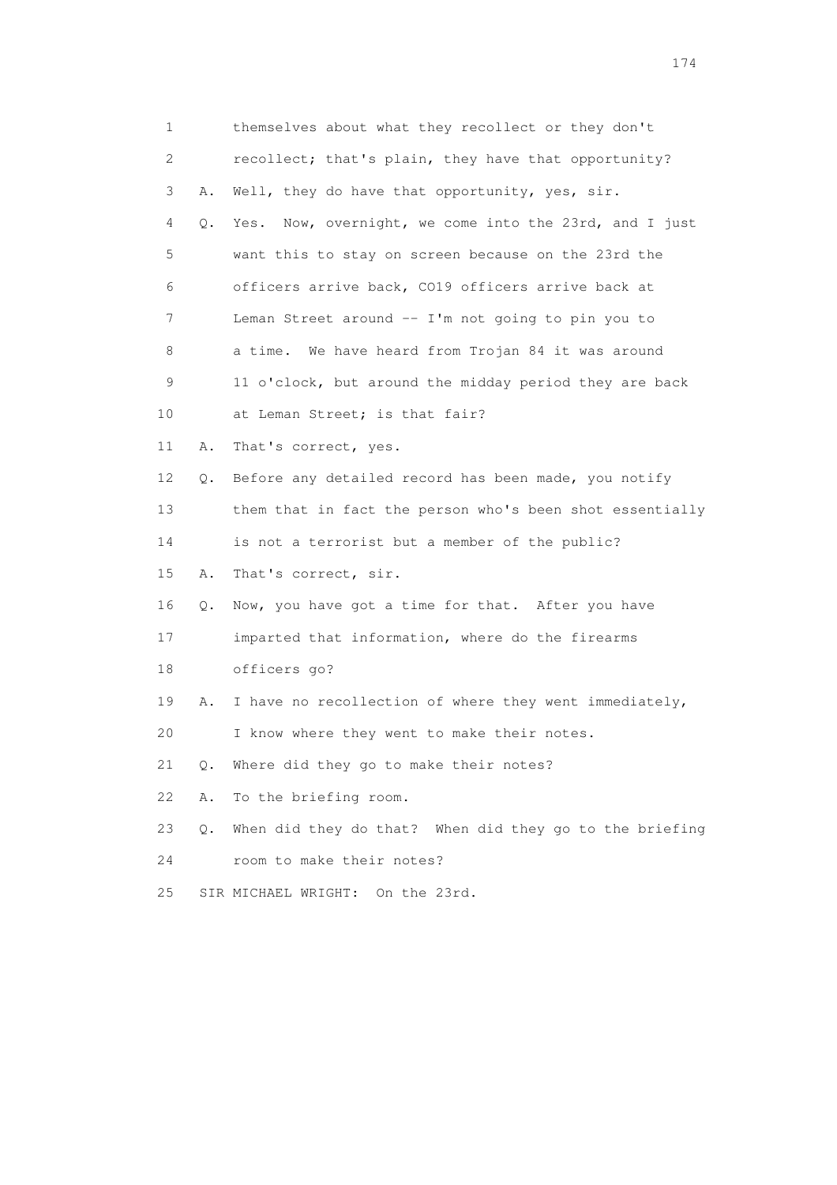1 themselves about what they recollect or they don't
2 recollect; that's plain, they have that opportunity?
3 A. Well, they do have that opportunity, yes, sir.
4 Q. Yes. Now, overnight, we come into the 23rd, and I just
5 want this to stay on screen because on the 23rd the
6 officers arrive back, CO19 officers arrive back at
7 Leman Street around -- I'm not going to pin you to
8 a time. We have heard from Trojan 84 it was around
9 11 o'clock, but around the midday period they are back
10 at Leman Street; is that fair?
11 A. That's correct, yes.
12 Q. Before any detailed record has been made, you notify
13 them that in fact the person who's been shot essentially
14 is not a terrorist but a member of the public?
15 A. That's correct, sir.
16 Q. Now, you have got a time for that. After you have
17 imparted that information, where do the firearms
18 officers go?
19 A. I have no recollection of where they went immediately,
20 I know where they went to make their notes.
21 Q. Where did they go to make their notes?
22 A. To the briefing room.
23 Q. When did they do that? When did they go to the briefing
24 room to make their notes?
25 SIR MICHAEL WRIGHT: On the 23rd.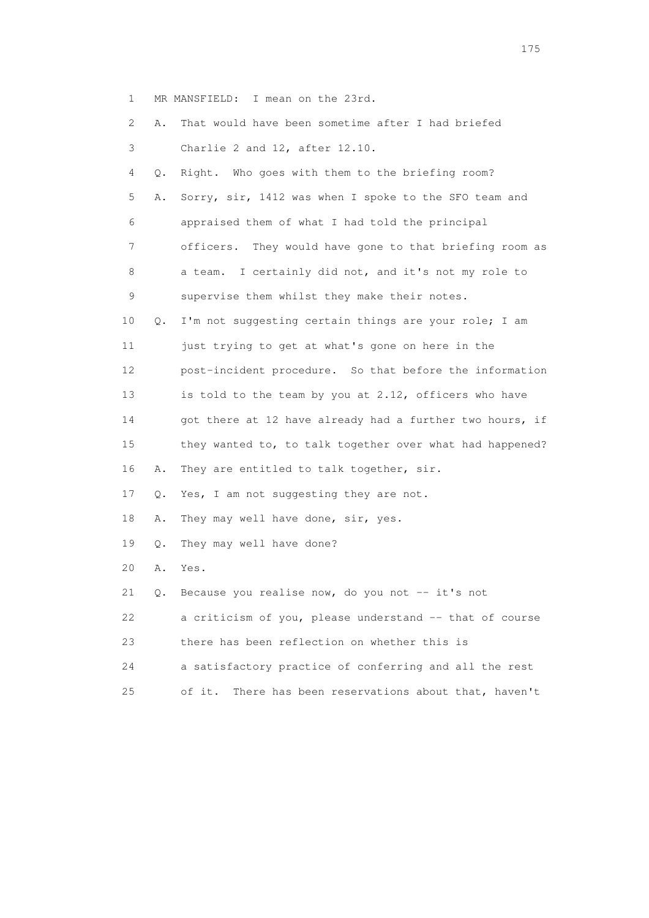1 MR MANSFIELD: I mean on the 23rd.

2 A. That would have been sometime after I had briefed

3 Charlie 2 and 12, after 12.10.

4 Q. Right. Who goes with them to the briefing room?

5 A. Sorry, sir, 1412 was when I spoke to the SFO team and

6 appraised them of what I had told the principal

7 officers. They would have gone to that briefing room as

8 a team. I certainly did not, and it's not my role to

9 supervise them whilst they make their notes.

10 Q. I'm not suggesting certain things are your role; I am

11 just trying to get at what's gone on here in the

12 post-incident procedure. So that before the information

13 is told to the team by you at 2.12, officers who have

14 got there at 12 have already had a further two hours, if

15 they wanted to, to talk together over what had happened?

16 A. They are entitled to talk together, sir.

17 Q. Yes, I am not suggesting they are not.

18 A. They may well have done, sir, yes.

19 Q. They may well have done?

20 A. Yes.

21 Q. Because you realise now, do you not -- it's not

22 a criticism of you, please understand -- that of course

23 there has been reflection on whether this is

24 a satisfactory practice of conferring and all the rest

25 of it. There has been reservations about that, haven't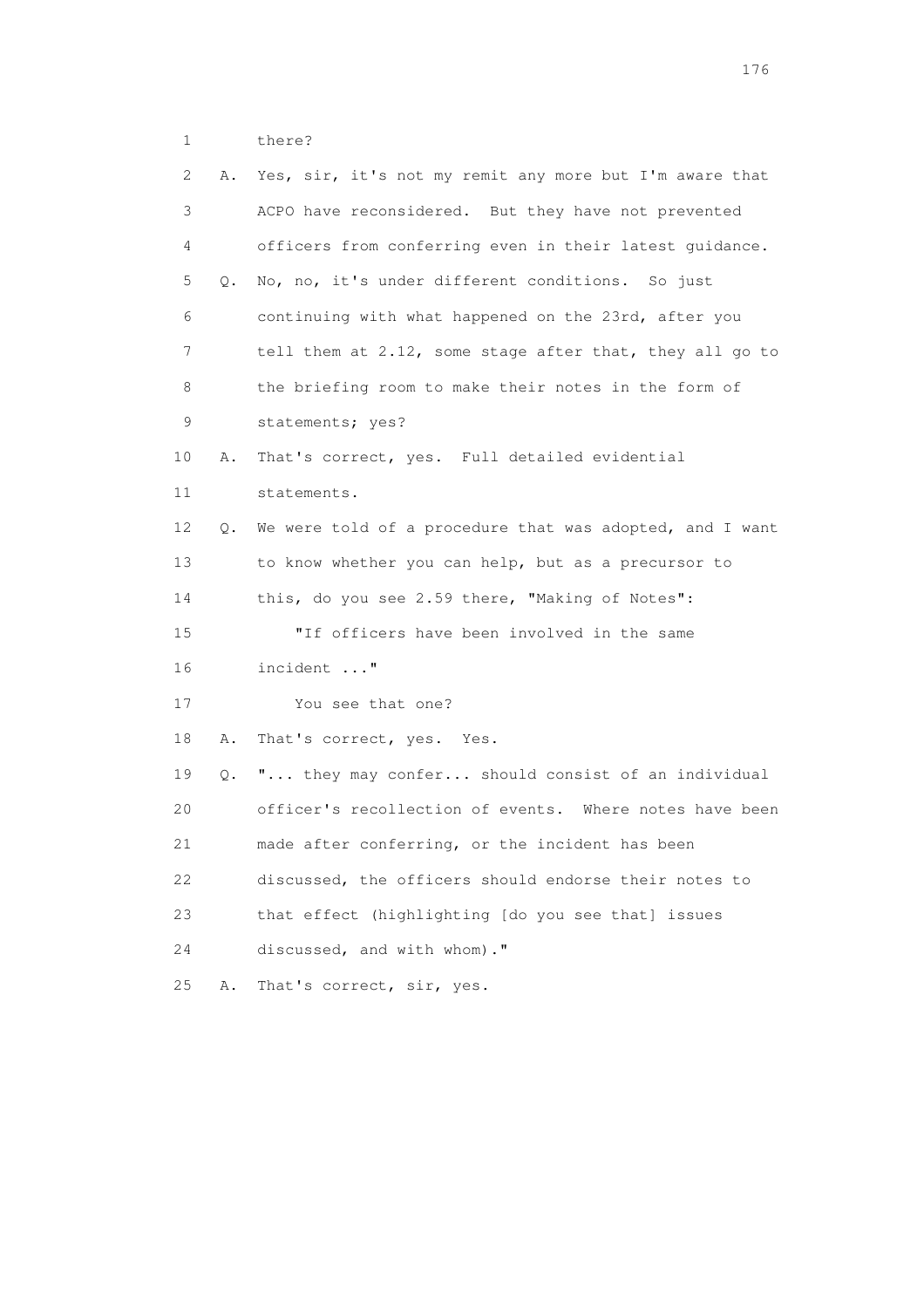1 there?

2 A. Yes, sir, it's not my remit any more but I'm aware that

3 ACPO have reconsidered. But they have not prevented

4 officers from conferring even in their latest guidance.

5 Q. No, no, it's under different conditions. So just

6 continuing with what happened on the 23rd, after you

7 tell them at 2.12, some stage after that, they all go to

8 the briefing room to make their notes in the form of

9 statements; yes?

10 A. That's correct, yes. Full detailed evidential

11 statements.

12 Q. We were told of a procedure that was adopted, and I want

13 to know whether you can help, but as a precursor to

14 this, do you see 2.59 there, "Making of Notes":

15 "If officers have been involved in the same

16 incident ..."

17 You see that one?

18 A. That's correct, yes. Yes.

19 Q. "... they may confer... should consist of an individual

20 officer's recollection of events. Where notes have been

21 made after conferring, or the incident has been

22 discussed, the officers should endorse their notes to

23 that effect (highlighting [do you see that] issues

24 discussed, and with whom)."

25 A. That's correct, sir, yes.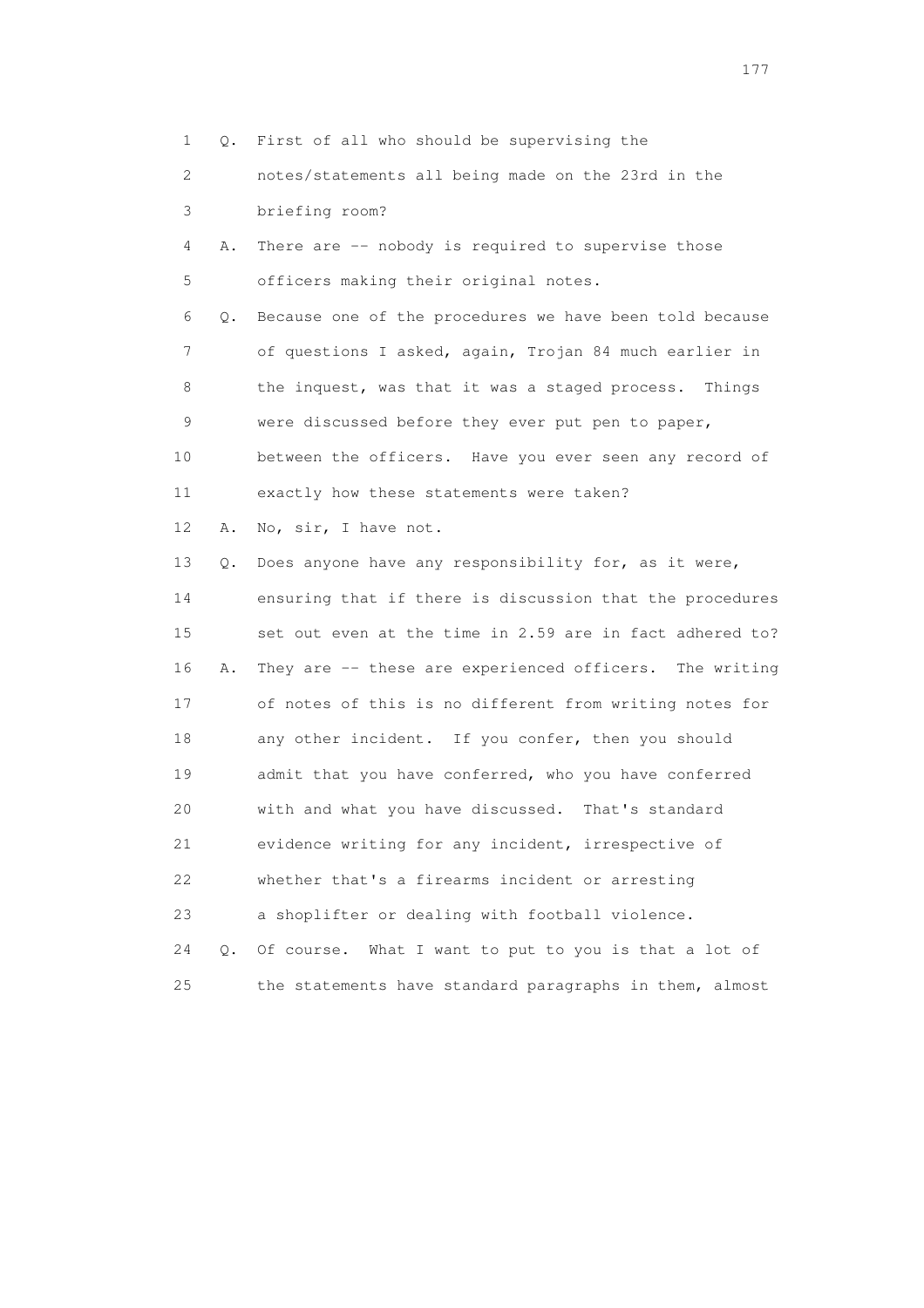1 Q. First of all who should be supervising the
2 notes/statements all being made on the 23rd in the
3 briefing room?
4 A. There are -- nobody is required to supervise those
5 officers making their original notes.
6 Q. Because one of the procedures we have been told because
7 of questions I asked, again, Trojan 84 much earlier in
8 the inquest, was that it was a staged process. Things
9 were discussed before they ever put pen to paper,
10 between the officers. Have you ever seen any record of
11 exactly how these statements were taken?
12 A. No, sir, I have not.
13 Q. Does anyone have any responsibility for, as it were,
14 ensuring that if there is discussion that the procedures
15 set out even at the time in 2.59 are in fact adhered to?
16 A. They are -- these are experienced officers. The writing
17 of notes of this is no different from writing notes for
18 any other incident. If you confer, then you should
19 admit that you have conferred, who you have conferred
20 with and what you have discussed. That's standard
21 evidence writing for any incident, irrespective of
22 whether that's a firearms incident or arresting
23 a shoplifter or dealing with football violence.
24 Q. Of course. What I want to put to you is that a lot of
25 the statements have standard paragraphs in them, almost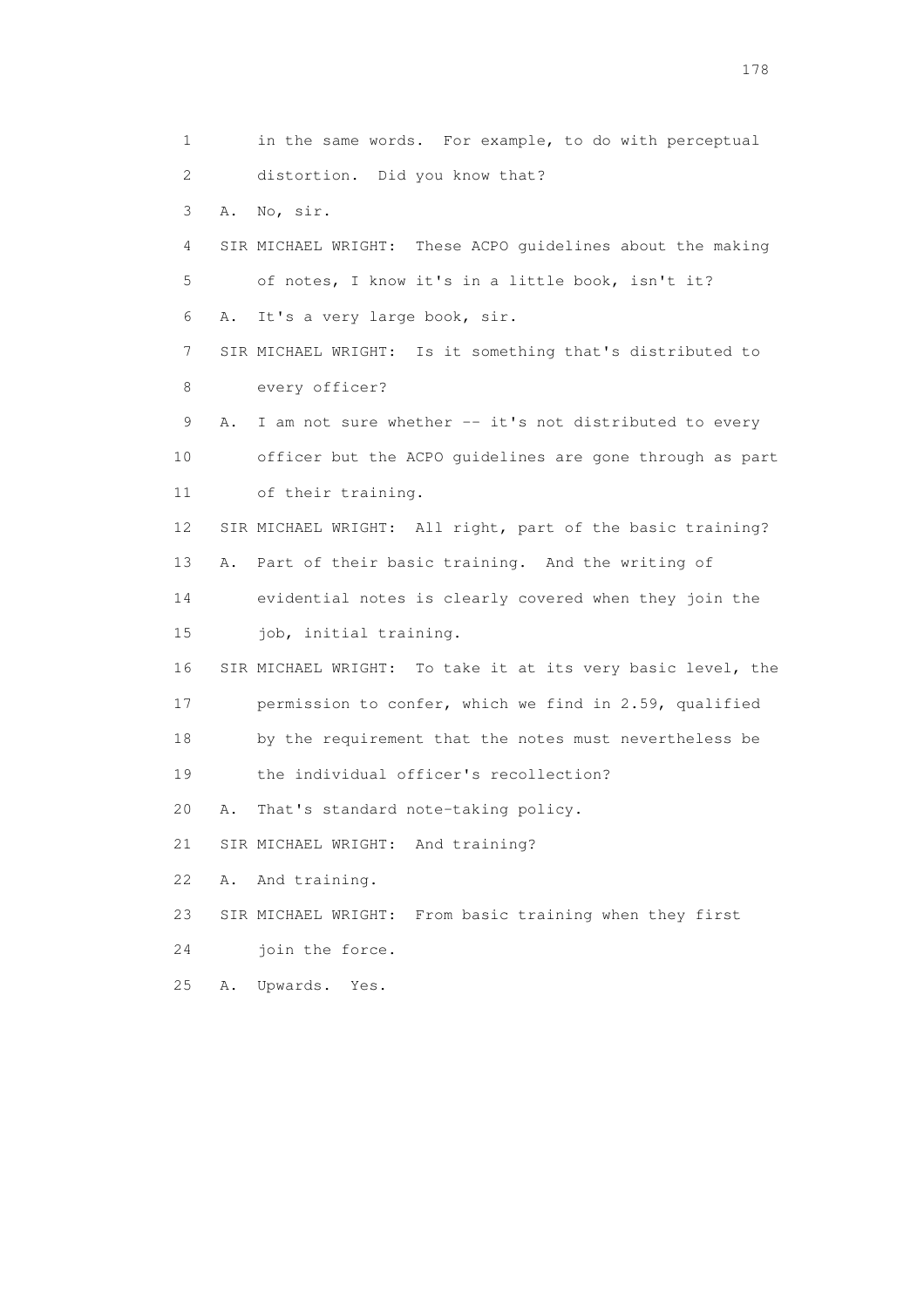1 in the same words. For example, to do with perceptual
2 distortion. Did you know that?
3 A. No, sir.
4 SIR MICHAEL WRIGHT: These ACPO guidelines about the making
5 of notes, I know it's in a little book, isn't it?
6 A. It's a very large book, sir.
7 SIR MICHAEL WRIGHT: Is it something that's distributed to
8 every officer?
9 A. I am not sure whether -- it's not distributed to every
10 officer but the ACPO guidelines are gone through as part
11 of their training.
12 SIR MICHAEL WRIGHT: All right, part of the basic training?
13 A. Part of their basic training. And the writing of
14 evidential notes is clearly covered when they join the
15 job, initial training.
16 SIR MICHAEL WRIGHT: To take it at its very basic level, the
17 permission to confer, which we find in 2.59, qualified
18 by the requirement that the notes must nevertheless be
19 the individual officer's recollection?
20 A. That's standard note-taking policy.
21 SIR MICHAEL WRIGHT: And training?
22 A. And training.
23 SIR MICHAEL WRIGHT: From basic training when they first
24 join the force.
25 A. Upwards. Yes.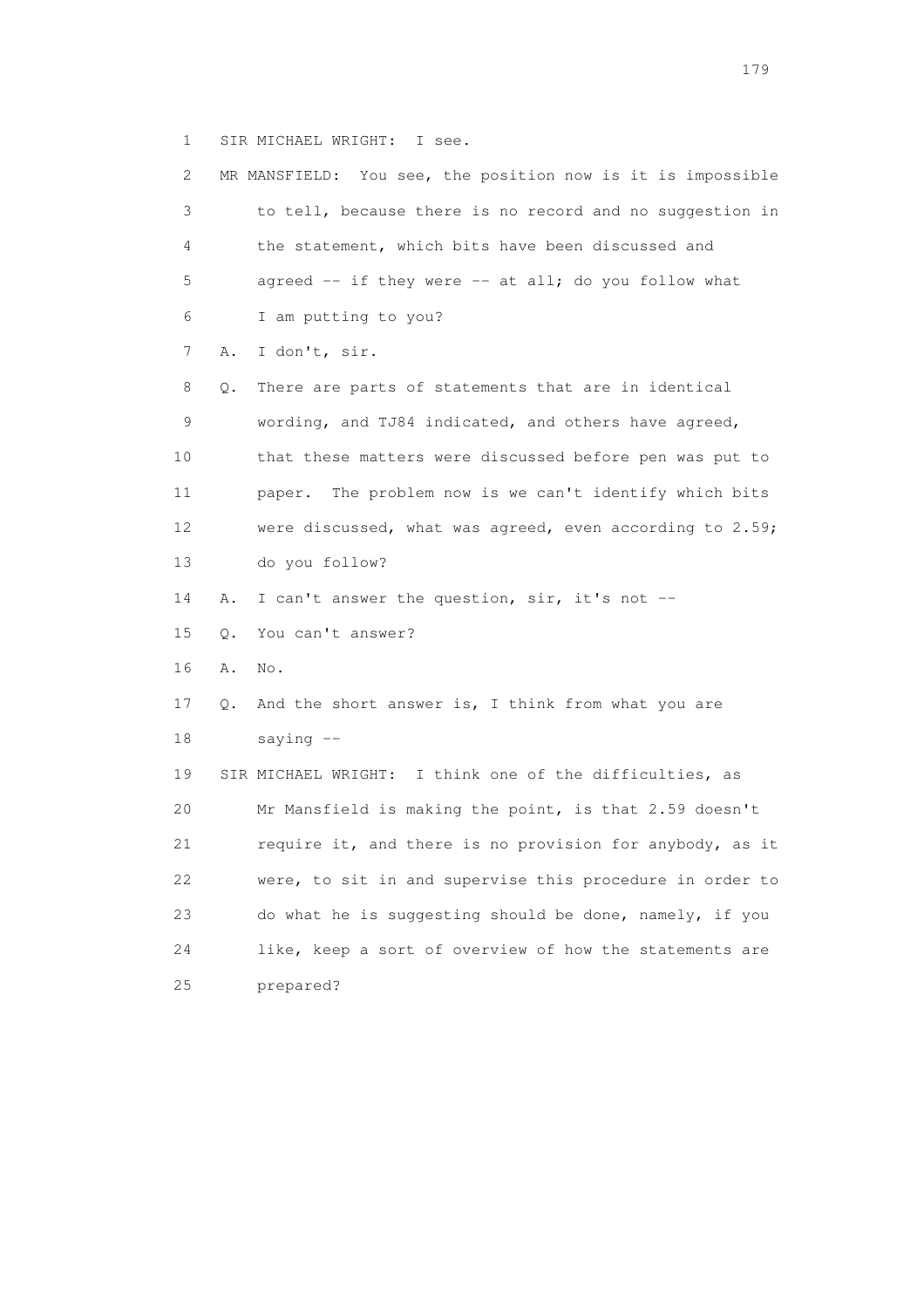1 SIR MICHAEL WRIGHT: I see.

2 MR MANSFIELD: You see, the position now is it is impossible

3 to tell, because there is no record and no suggestion in

4 the statement, which bits have been discussed and

5 agreed -- if they were -- at all; do you follow what

6 I am putting to you?

7 A. I don't, sir.

8 Q. There are parts of statements that are in identical

9 wording, and TJ84 indicated, and others have agreed,

10 that these matters were discussed before pen was put to

11 paper. The problem now is we can't identify which bits

12 were discussed, what was agreed, even according to 2.59;

13 do you follow?

14 A. I can't answer the question, sir, it's not --

15 Q. You can't answer?

16 A. No.

17 Q. And the short answer is, I think from what you are

18 saying --

19 SIR MICHAEL WRIGHT: I think one of the difficulties, as

20 Mr Mansfield is making the point, is that 2.59 doesn't

21 require it, and there is no provision for anybody, as it

22 were, to sit in and supervise this procedure in order to

23 do what he is suggesting should be done, namely, if you

24 like, keep a sort of overview of how the statements are

25 prepared?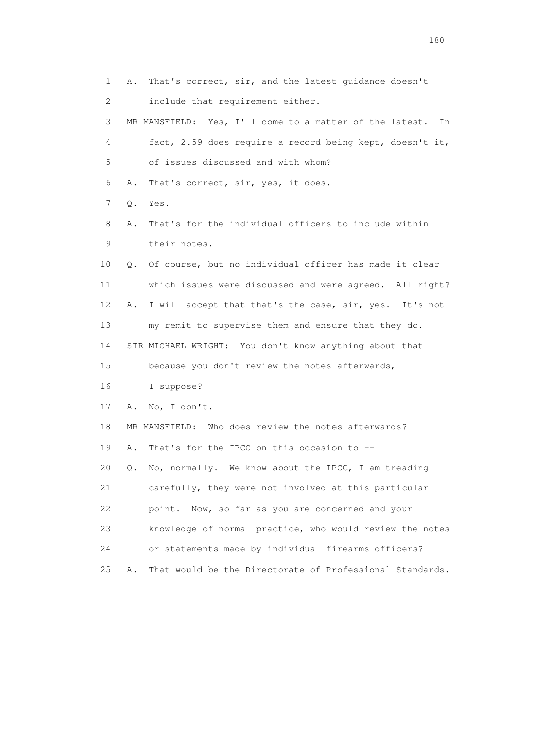1 A. That's correct, sir, and the latest guidance doesn't
2 include that requirement either.
3 MR MANSFIELD: Yes, I'll come to a matter of the latest. In
4 fact, 2.59 does require a record being kept, doesn't it,
5 of issues discussed and with whom?
6 A. That's correct, sir, yes, it does.
7 Q. Yes.
8 A. That's for the individual officers to include within
9 their notes.
10 Q. Of course, but no individual officer has made it clear
11 which issues were discussed and were agreed. All right?
12 A. I will accept that that's the case, sir, yes. It's not
13 my remit to supervise them and ensure that they do.
14 SIR MICHAEL WRIGHT: You don't know anything about that
15 because you don't review the notes afterwards,
16 I suppose?
17 A. No, I don't.
18 MR MANSFIELD: Who does review the notes afterwards?
19 A. That's for the IPCC on this occasion to --
20 Q. No, normally. We know about the IPCC, I am treading
21 carefully, they were not involved at this particular
22 point. Now, so far as you are concerned and your
23 knowledge of normal practice, who would review the notes
24 or statements made by individual firearms officers?
25 A. That would be the Directorate of Professional Standards.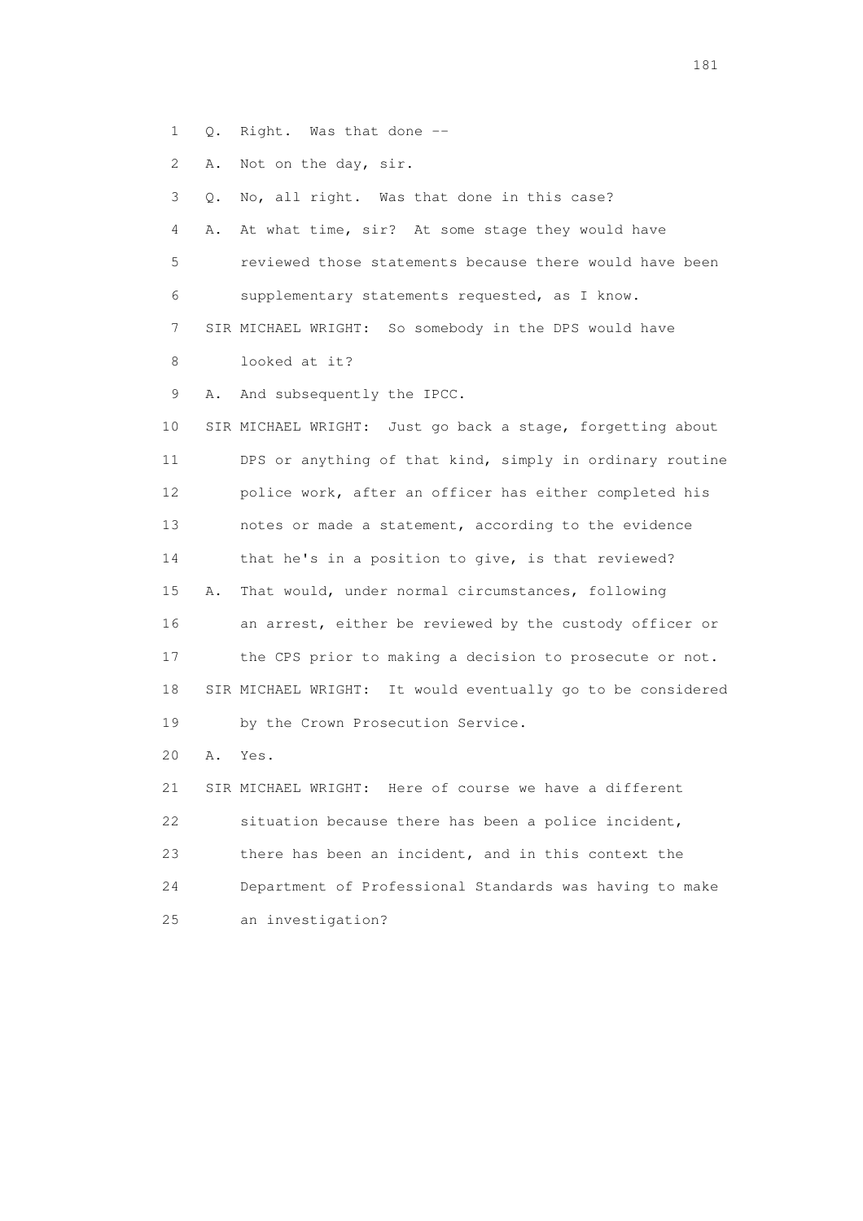1 Q. Right. Was that done --

2 A. Not on the day, sir.

3 Q. No, all right. Was that done in this case?

4 A. At what time, sir? At some stage they would have

5 reviewed those statements because there would have been

6 supplementary statements requested, as I know.

7 SIR MICHAEL WRIGHT: So somebody in the DPS would have

8 looked at it?

9 A. And subsequently the IPCC.

10 SIR MICHAEL WRIGHT: Just go back a stage, forgetting about

11 DPS or anything of that kind, simply in ordinary routine

12 police work, after an officer has either completed his

13 notes or made a statement, according to the evidence

14 that he's in a position to give, is that reviewed?

15 A. That would, under normal circumstances, following

16 an arrest, either be reviewed by the custody officer or

17 the CPS prior to making a decision to prosecute or not.

18 SIR MICHAEL WRIGHT: It would eventually go to be considered

19 by the Crown Prosecution Service.

20 A. Yes.

21 SIR MICHAEL WRIGHT: Here of course we have a different

22 situation because there has been a police incident,

23 there has been an incident, and in this context the

24 Department of Professional Standards was having to make

25 an investigation?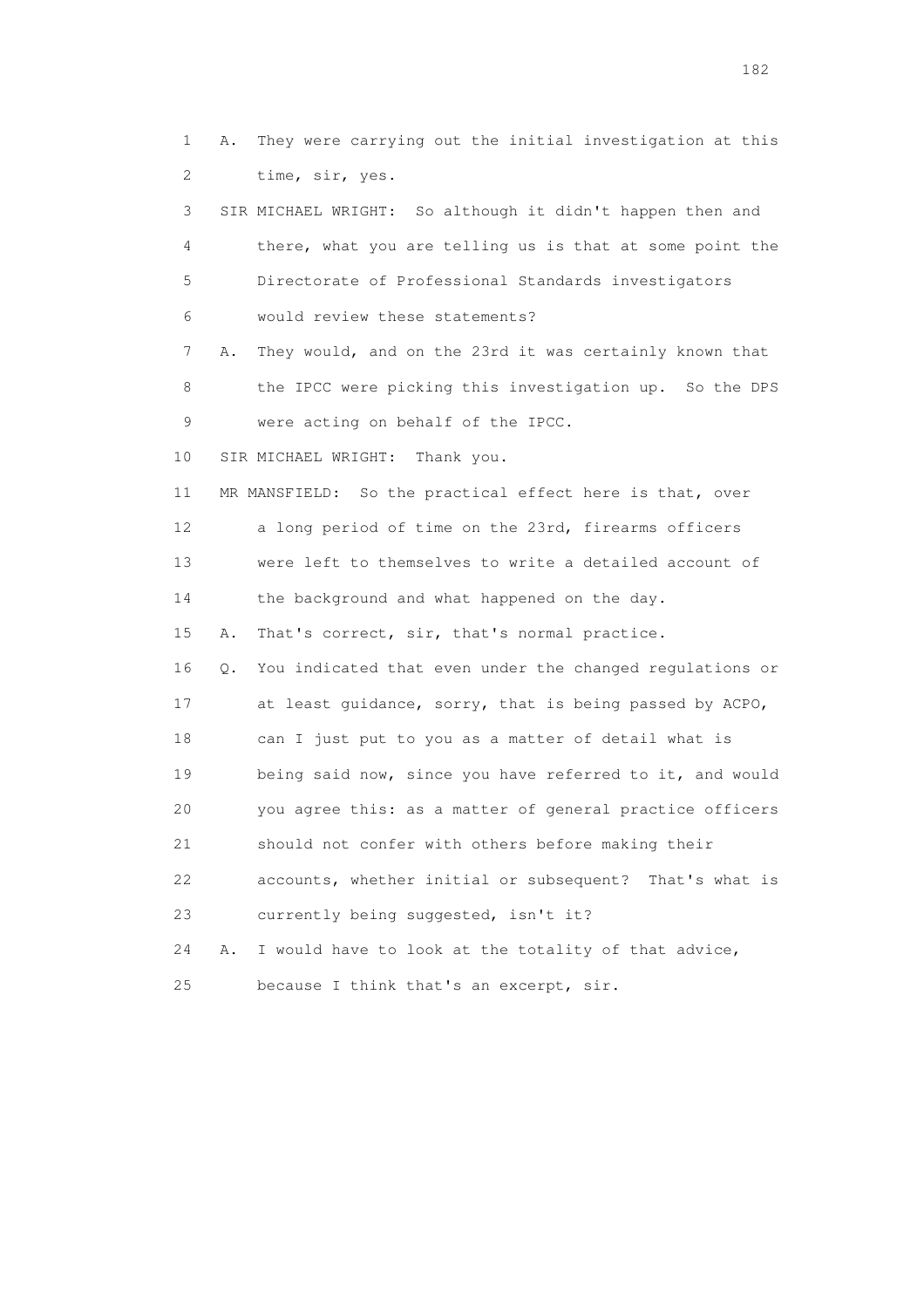1 A. They were carrying out the initial investigation at this
2 time, sir, yes.

3 SIR MICHAEL WRIGHT: So although it didn't happen then and
4 there, what you are telling us is that at some point the
5 Directorate of Professional Standards investigators
6 would review these statements?

7 A. They would, and on the 23rd it was certainly known that
8 the IPCC were picking this investigation up. So the DPS
9 were acting on behalf of the IPCC.

10 SIR MICHAEL WRIGHT: Thank you.

11 MR MANSFIELD: So the practical effect here is that, over
12 a long period of time on the 23rd, firearms officers
13 were left to themselves to write a detailed account of
14 the background and what happened on the day.

15 A. That's correct, sir, that's normal practice.

16 Q. You indicated that even under the changed regulations or
17 at least guidance, sorry, that is being passed by ACPO,
18 can I just put to you as a matter of detail what is
19 being said now, since you have referred to it, and would
20 you agree this: as a matter of general practice officers
21 should not confer with others before making their
22 accounts, whether initial or subsequent? That's what is
23 currently being suggested, isn't it?

24 A. I would have to look at the totality of that advice,
25 because I think that's an excerpt, sir.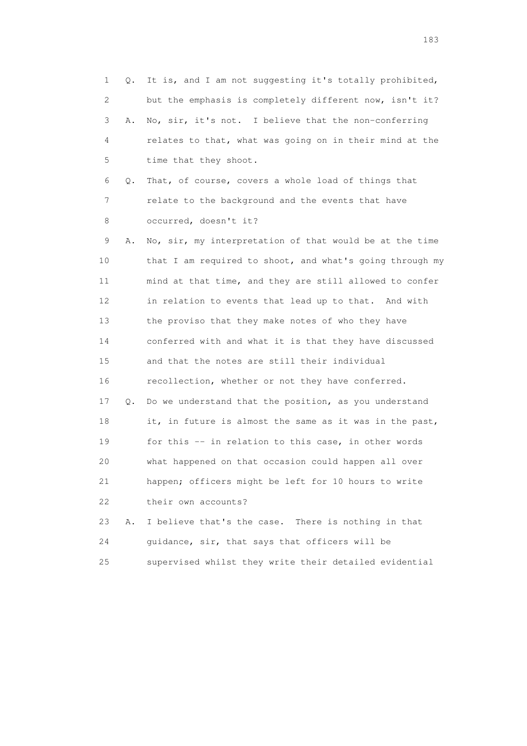1 Q. It is, and I am not suggesting it's totally prohibited,
2 but the emphasis is completely different now, isn't it?
3 A. No, sir, it's not. I believe that the non-conferring
4 relates to that, what was going on in their mind at the
5 time that they shoot.
6 Q. That, of course, covers a whole load of things that
7 relate to the background and the events that have
8 occurred, doesn't it?
9 A. No, sir, my interpretation of that would be at the time
10 that I am required to shoot, and what's going through my
11 mind at that time, and they are still allowed to confer
12 in relation to events that lead up to that. And with
13 the proviso that they make notes of who they have
14 conferred with and what it is that they have discussed
15 and that the notes are still their individual
16 recollection, whether or not they have conferred.
17 Q. Do we understand that the position, as you understand
18 it, in future is almost the same as it was in the past,
19 for this -- in relation to this case, in other words
20 what happened on that occasion could happen all over
21 happen; officers might be left for 10 hours to write
22 their own accounts?
23 A. I believe that's the case. There is nothing in that
24 guidance, sir, that says that officers will be
25 supervised whilst they write their detailed evidential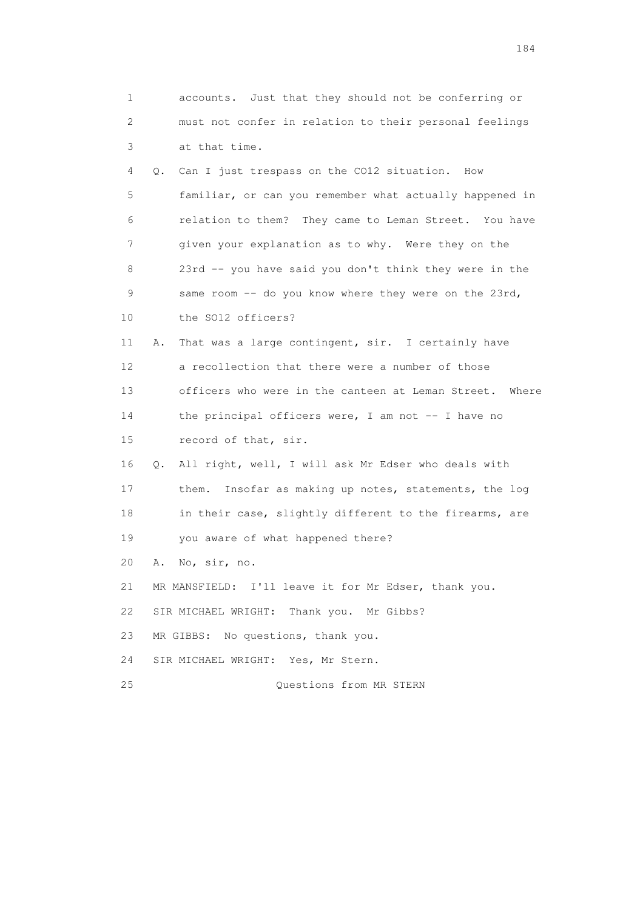1 accounts. Just that they should not be conferring or
2 must not confer in relation to their personal feelings
3 at that time.

4 Q. Can I just trespass on the CO12 situation. How
5 familiar, or can you remember what actually happened in
6 relation to them? They came to Leman Street. You have
7 given your explanation as to why. Were they on the
8 23rd -- you have said you don't think they were in the
9 same room -- do you know where they were on the 23rd,
10 the SO12 officers?

11 A. That was a large contingent, sir. I certainly have
12 a recollection that there were a number of those
13 officers who were in the canteen at Leman Street. Where
14 the principal officers were, I am not -- I have no
15 record of that, sir.

16 Q. All right, well, I will ask Mr Edser who deals with
17 them. Insofar as making up notes, statements, the log
18 in their case, slightly different to the firearms, are
19 you aware of what happened there?

20 A. No, sir, no.

21 MR MANSFIELD: I'll leave it for Mr Edser, thank you.

22 SIR MICHAEL WRIGHT: Thank you. Mr Gibbs?

23 MR GIBBS: No questions, thank you.

24 SIR MICHAEL WRIGHT: Yes, Mr Stern.

25 Questions from MR STERN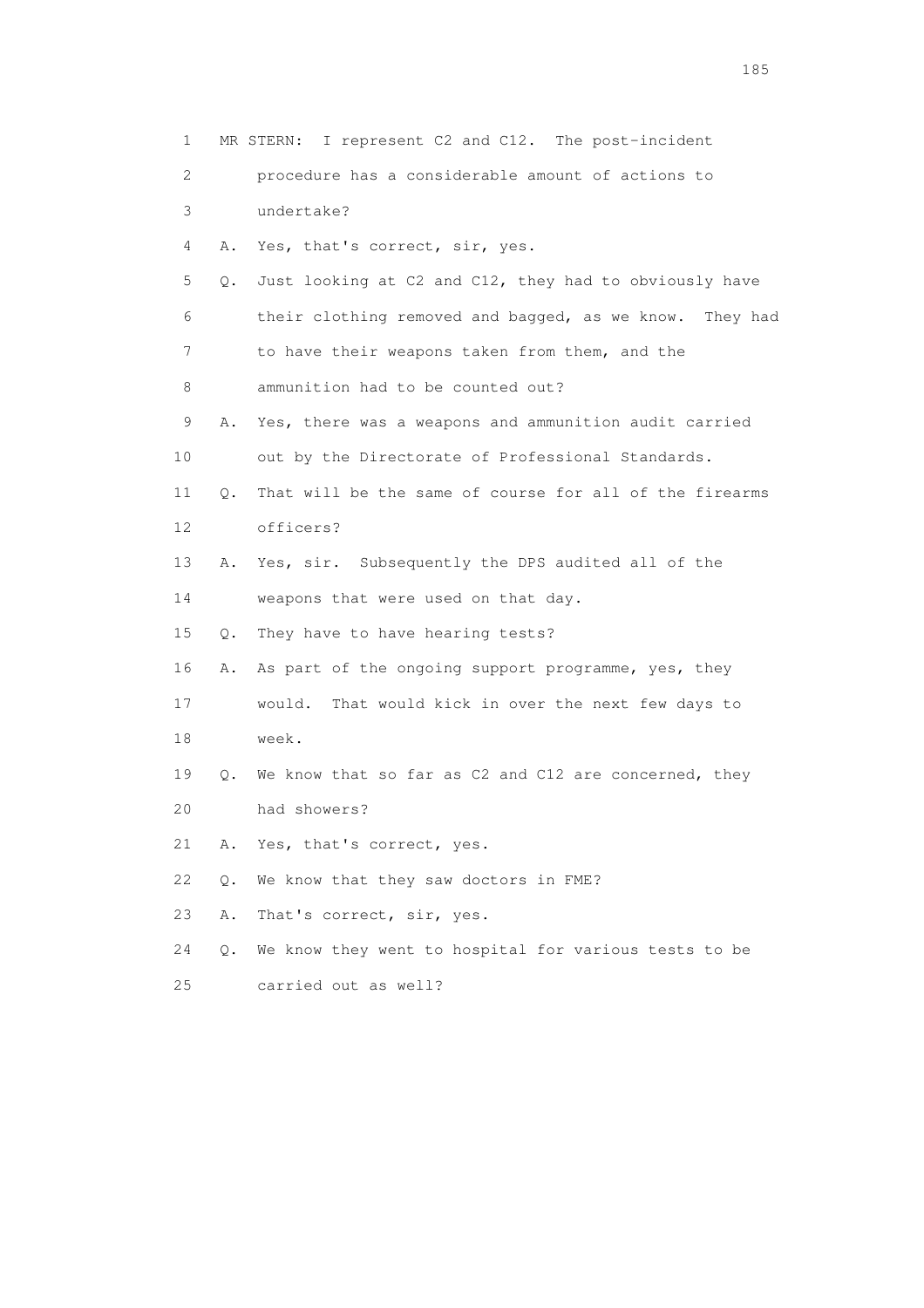1 MR STERN: I represent C2 and C12. The post-incident
2 procedure has a considerable amount of actions to
3 undertake?
4 A. Yes, that's correct, sir, yes.
5 Q. Just looking at C2 and C12, they had to obviously have
6 their clothing removed and bagged, as we know. They had
7 to have their weapons taken from them, and the
8 ammunition had to be counted out?
9 A. Yes, there was a weapons and ammunition audit carried
10 out by the Directorate of Professional Standards.
11 Q. That will be the same of course for all of the firearms
12 officers?
13 A. Yes, sir. Subsequently the DPS audited all of the
14 weapons that were used on that day.
15 Q. They have to have hearing tests?
16 A. As part of the ongoing support programme, yes, they
17 would. That would kick in over the next few days to
18 week.
19 Q. We know that so far as C2 and C12 are concerned, they
20 had showers?
21 A. Yes, that's correct, yes.
22 Q. We know that they saw doctors in FME?
23 A. That's correct, sir, yes.
24 Q. We know they went to hospital for various tests to be
25 carried out as well?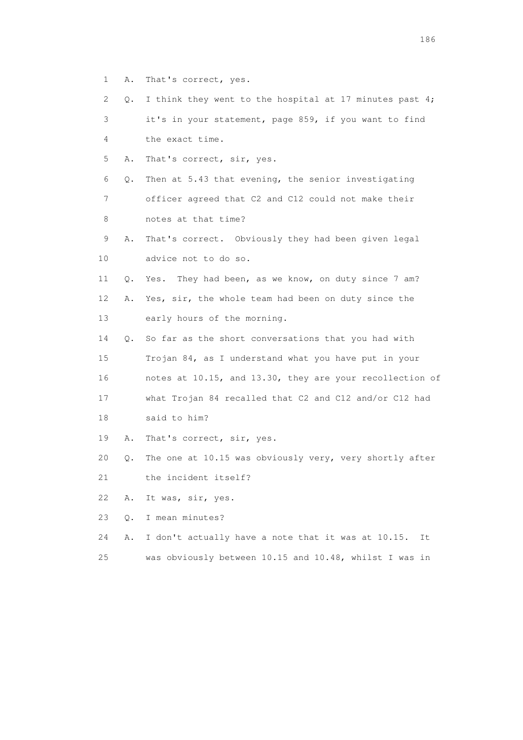1 A. That's correct, yes.

2 Q. I think they went to the hospital at 17 minutes past 4;

3 it's in your statement, page 859, if you want to find

4 the exact time.

5 A. That's correct, sir, yes.

6 Q. Then at 5.43 that evening, the senior investigating

7 officer agreed that C2 and C12 could not make their

8 notes at that time?

9 A. That's correct. Obviously they had been given legal

10 advice not to do so.

11 Q. Yes. They had been, as we know, on duty since 7 am?

12 A. Yes, sir, the whole team had been on duty since the

13 early hours of the morning.

14 Q. So far as the short conversations that you had with

15 Trojan 84, as I understand what you have put in your

16 notes at 10.15, and 13.30, they are your recollection of

17 what Trojan 84 recalled that C2 and C12 and/or C12 had

18 said to him?

19 A. That's correct, sir, yes.

20 Q. The one at 10.15 was obviously very, very shortly after

21 the incident itself?

22 A. It was, sir, yes.

23 Q. I mean minutes?

24 A. I don't actually have a note that it was at 10.15. It

25 was obviously between 10.15 and 10.48, whilst I was in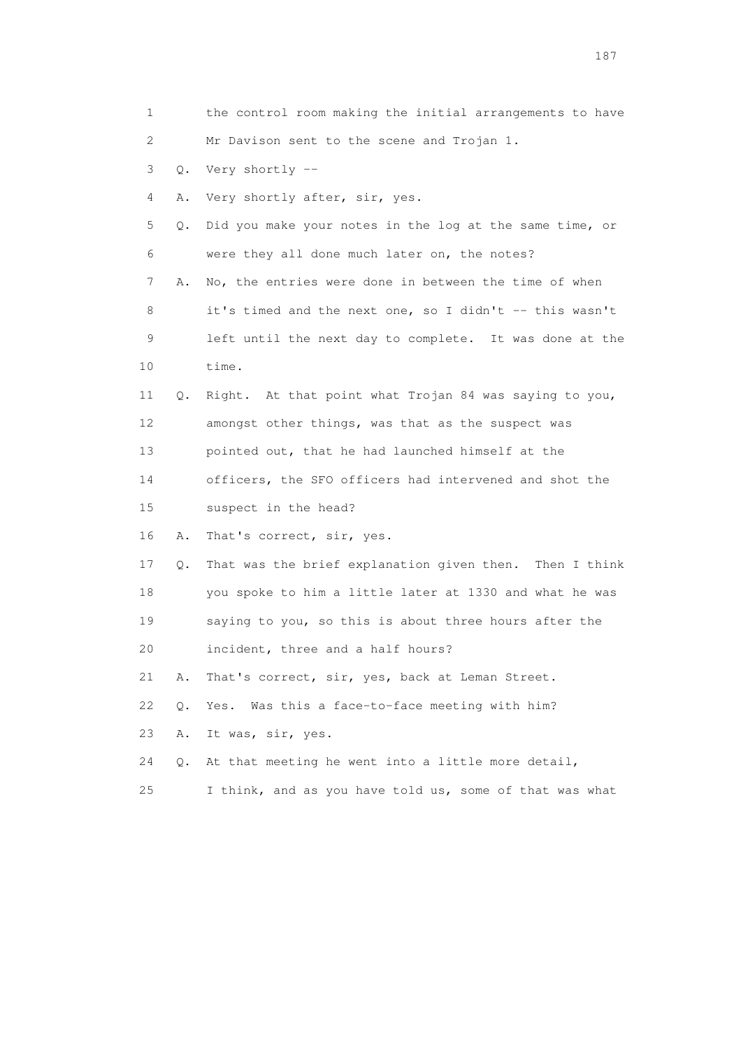1 the control room making the initial arrangements to have
2 Mr Davison sent to the scene and Trojan 1.
3 Q. Very shortly --
4 A. Very shortly after, sir, yes.
5 Q. Did you make your notes in the log at the same time, or
6 were they all done much later on, the notes?
7 A. No, the entries were done in between the time of when
8 it's timed and the next one, so I didn't -- this wasn't
9 left until the next day to complete. It was done at the
10 time.
11 Q. Right. At that point what Trojan 84 was saying to you,
12 amongst other things, was that as the suspect was
13 pointed out, that he had launched himself at the
14 officers, the SFO officers had intervened and shot the
15 suspect in the head?
16 A. That's correct, sir, yes.
17 Q. That was the brief explanation given then. Then I think
18 you spoke to him a little later at 1330 and what he was
19 saying to you, so this is about three hours after the
20 incident, three and a half hours?
21 A. That's correct, sir, yes, back at Leman Street.
22 Q. Yes. Was this a face-to-face meeting with him?
23 A. It was, sir, yes.
24 Q. At that meeting he went into a little more detail,
25 I think, and as you have told us, some of that was what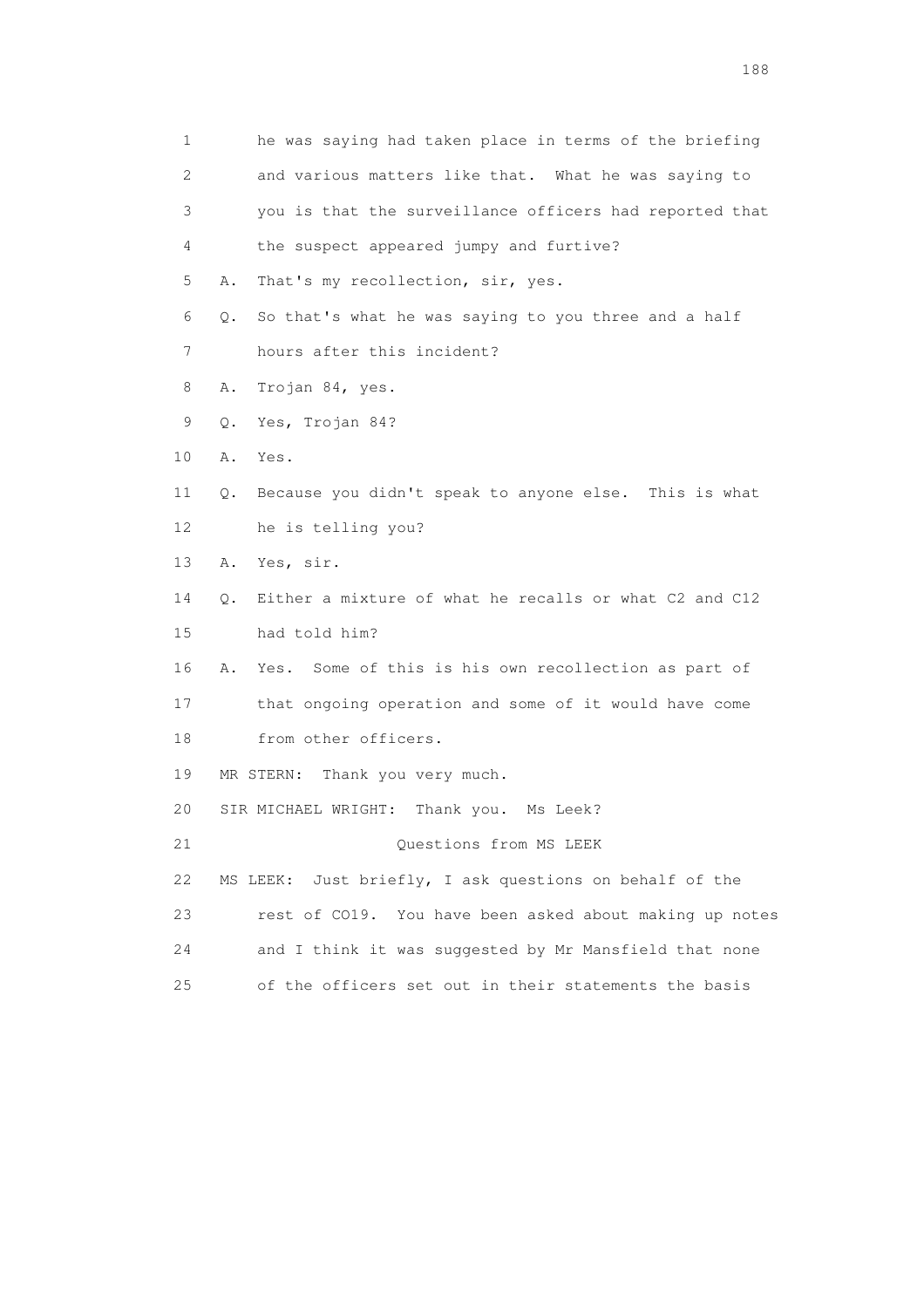1 he was saying had taken place in terms of the briefing
2 and various matters like that. What he was saying to
3 you is that the surveillance officers had reported that
4 the suspect appeared jumpy and furtive?

5 A. That's my recollection, sir, yes.

6 Q. So that's what he was saying to you three and a half
7 hours after this incident?

8 A. Trojan 84, yes.

9 Q. Yes, Trojan 84?

10 A. Yes.

11 Q. Because you didn't speak to anyone else. This is what
12 he is telling you?

13 A. Yes, sir.

14 Q. Either a mixture of what he recalls or what C2 and C12
15 had told him?

16 A. Yes. Some of this is his own recollection as part of
17 that ongoing operation and some of it would have come
18 from other officers.

19 MR STERN: Thank you very much.

20 SIR MICHAEL WRIGHT: Thank you. Ms Leek?

21 Questions from MS LEEK

22 MS LEEK: Just briefly, I ask questions on behalf of the
23 rest of CO19. You have been asked about making up notes
24 and I think it was suggested by Mr Mansfield that none
25 of the officers set out in their statements the basis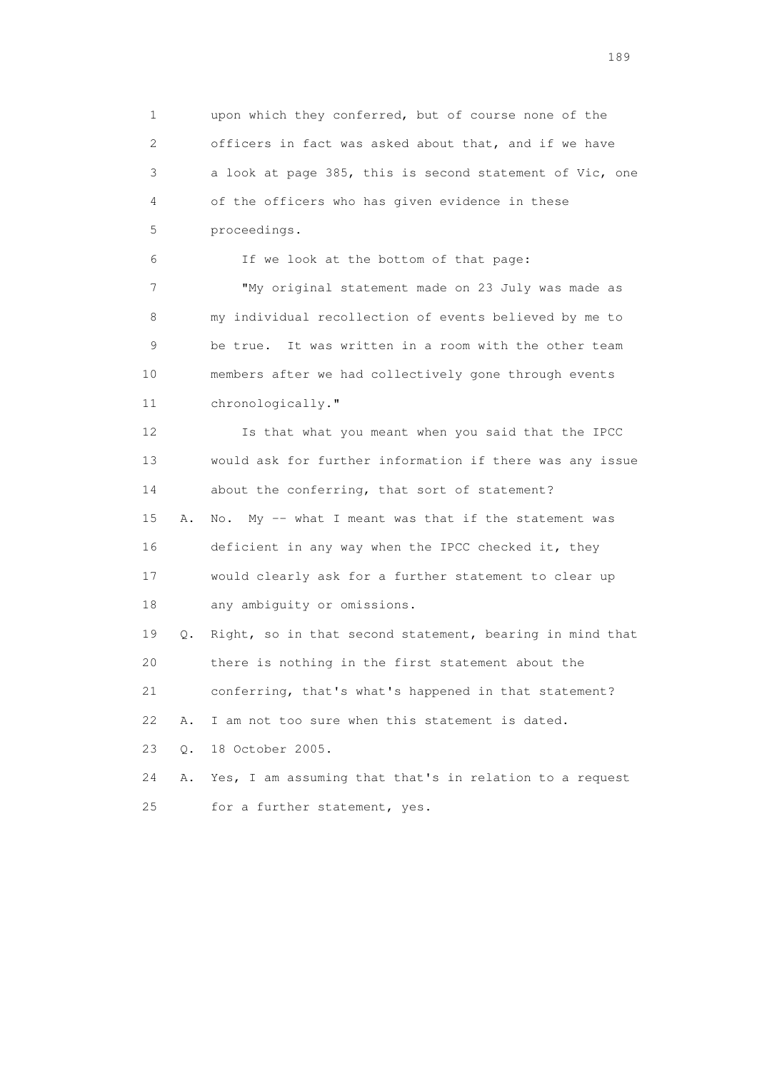1 upon which they conferred, but of course none of the
2 officers in fact was asked about that, and if we have
3 a look at page 385, this is second statement of Vic, one
4 of the officers who has given evidence in these
5 proceedings.

6 If we look at the bottom of that page:

7 "My original statement made on 23 July was made as
8 my individual recollection of events believed by me to
9 be true. It was written in a room with the other team
10 members after we had collectively gone through events
11 chronologically."

12 Is that what you meant when you said that the IPCC
13 would ask for further information if there was any issue
14 about the conferring, that sort of statement?

15 A. No. My -- what I meant was that if the statement was
16 deficient in any way when the IPCC checked it, they
17 would clearly ask for a further statement to clear up
18 any ambiguity or omissions.

19 Q. Right, so in that second statement, bearing in mind that
20 there is nothing in the first statement about the
21 conferring, that's what's happened in that statement?

22 A. I am not too sure when this statement is dated.

23 Q. 18 October 2005.

24 A. Yes, I am assuming that that's in relation to a request
25 for a further statement, yes.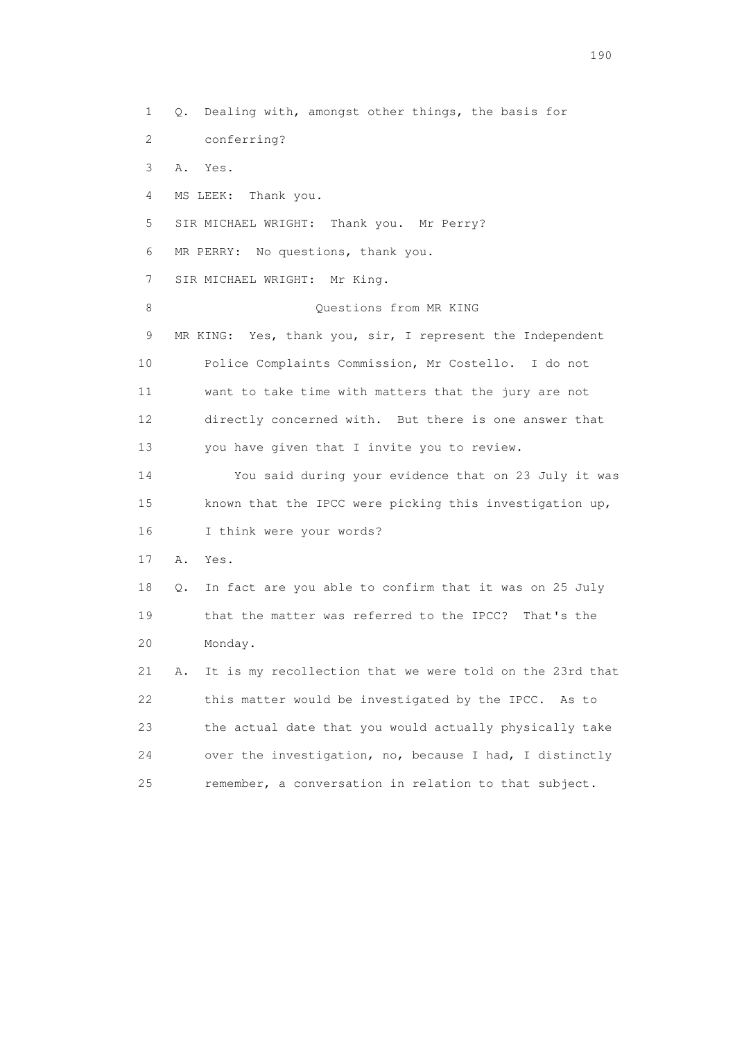1 Q. Dealing with, amongst other things, the basis for
2 conferring?
3 A. Yes.
4 MS LEEK: Thank you.
5 SIR MICHAEL WRIGHT: Thank you. Mr Perry?
6 MR PERRY: No questions, thank you.
7 SIR MICHAEL WRIGHT: Mr King.
8 Questions from MR KING
9 MR KING: Yes, thank you, sir, I represent the Independent
10 Police Complaints Commission, Mr Costello. I do not
11 want to take time with matters that the jury are not
12 directly concerned with. But there is one answer that
13 you have given that I invite you to review.
14 You said during your evidence that on 23 July it was
15 known that the IPCC were picking this investigation up,
16 I think were your words?
17 A. Yes.
18 Q. In fact are you able to confirm that it was on 25 July
19 that the matter was referred to the IPCC? That's the
20 Monday.
21 A. It is my recollection that we were told on the 23rd that
22 this matter would be investigated by the IPCC. As to
23 the actual date that you would actually physically take
24 over the investigation, no, because I had, I distinctly
25 remember, a conversation in relation to that subject.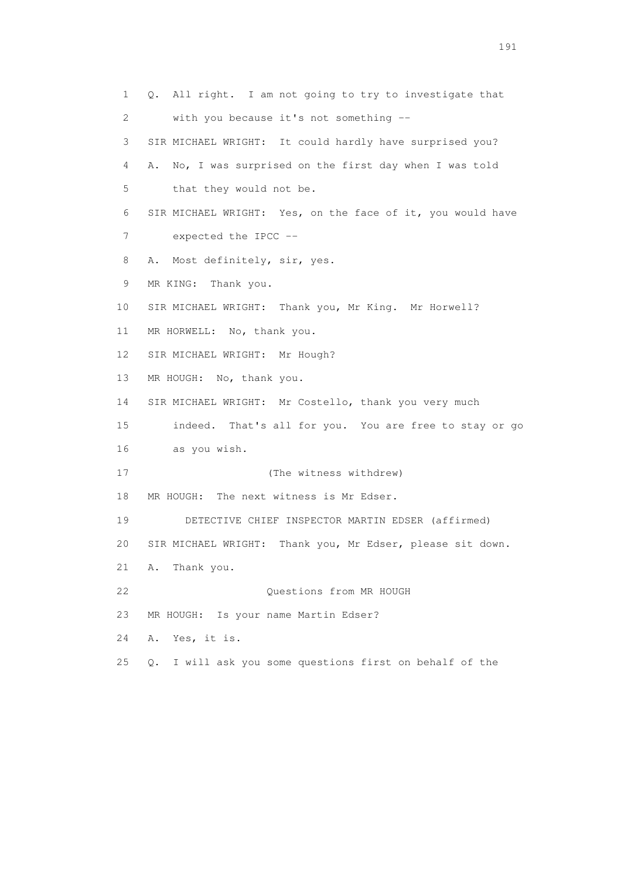1 Q. All right. I am not going to try to investigate that

2 with you because it's not something --

3 SIR MICHAEL WRIGHT: It could hardly have surprised you?

4 A. No, I was surprised on the first day when I was told

5 that they would not be.

6 SIR MICHAEL WRIGHT: Yes, on the face of it, you would have

7 expected the IPCC --

8 A. Most definitely, sir, yes.

9 MR KING: Thank you.

10 SIR MICHAEL WRIGHT: Thank you, Mr King. Mr Horwell?

11 MR HORWELL: No, thank you.

12 SIR MICHAEL WRIGHT: Mr Hough?

13 MR HOUGH: No, thank you.

14 SIR MICHAEL WRIGHT: Mr Costello, thank you very much

15 indeed. That's all for you. You are free to stay or go

16 as you wish.

17 (The witness withdrew)

18 MR HOUGH: The next witness is Mr Edser.

19 DETECTIVE CHIEF INSPECTOR MARTIN EDSER (affirmed)

20 SIR MICHAEL WRIGHT: Thank you, Mr Edser, please sit down.

21 A. Thank you.

22 Questions from MR HOUGH

23 MR HOUGH: Is your name Martin Edser?

24 A. Yes, it is.

25 Q. I will ask you some questions first on behalf of the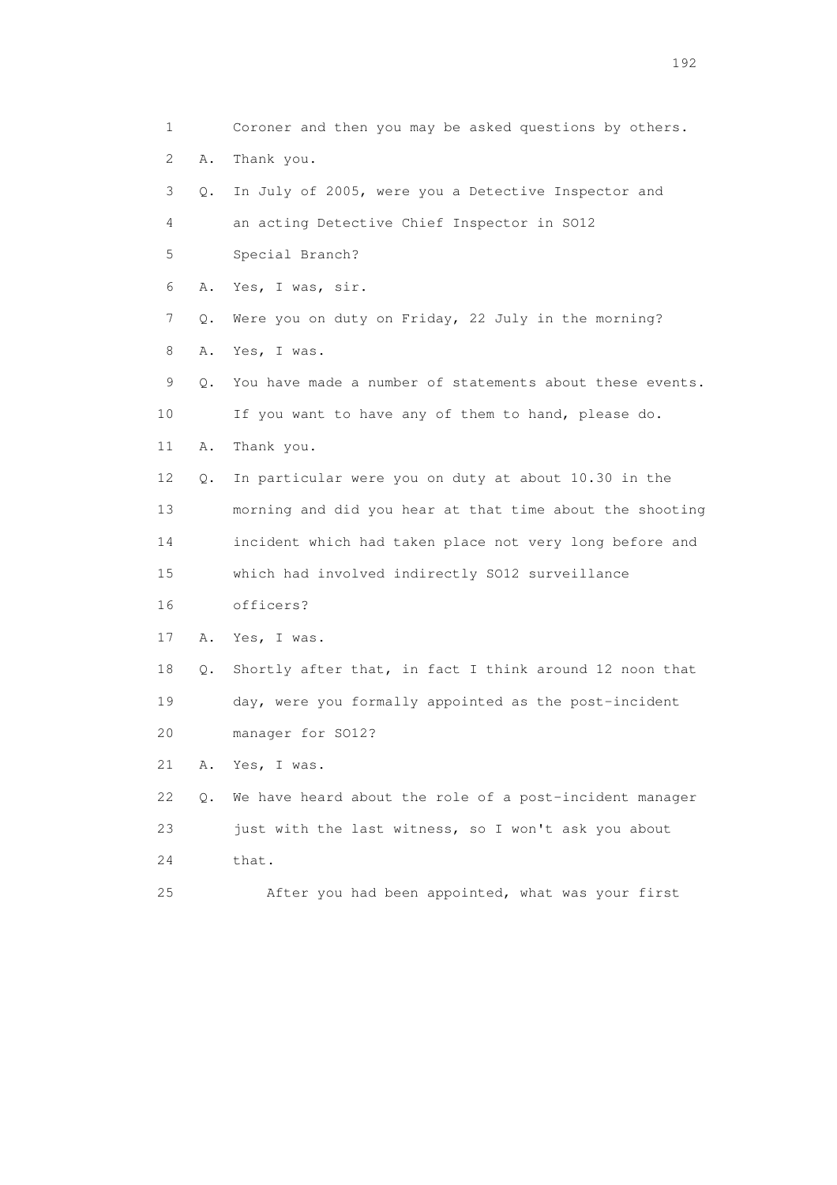1 Coroner and then you may be asked questions by others.

2 A. Thank you.

3 Q. In July of 2005, were you a Detective Inspector and

4 an acting Detective Chief Inspector in SO12

5 Special Branch?

6 A. Yes, I was, sir.

7 Q. Were you on duty on Friday, 22 July in the morning?

8 A. Yes, I was.

9 Q. You have made a number of statements about these events.

10 If you want to have any of them to hand, please do.

11 A. Thank you.

12 Q. In particular were you on duty at about 10.30 in the

13 morning and did you hear at that time about the shooting

14 incident which had taken place not very long before and

15 which had involved indirectly SO12 surveillance

16 officers?

17 A. Yes, I was.

18 Q. Shortly after that, in fact I think around 12 noon that

19 day, were you formally appointed as the post-incident

20 manager for SO12?

21 A. Yes, I was.

22 Q. We have heard about the role of a post-incident manager

23 just with the last witness, so I won't ask you about

24 that.

25 After you had been appointed, what was your first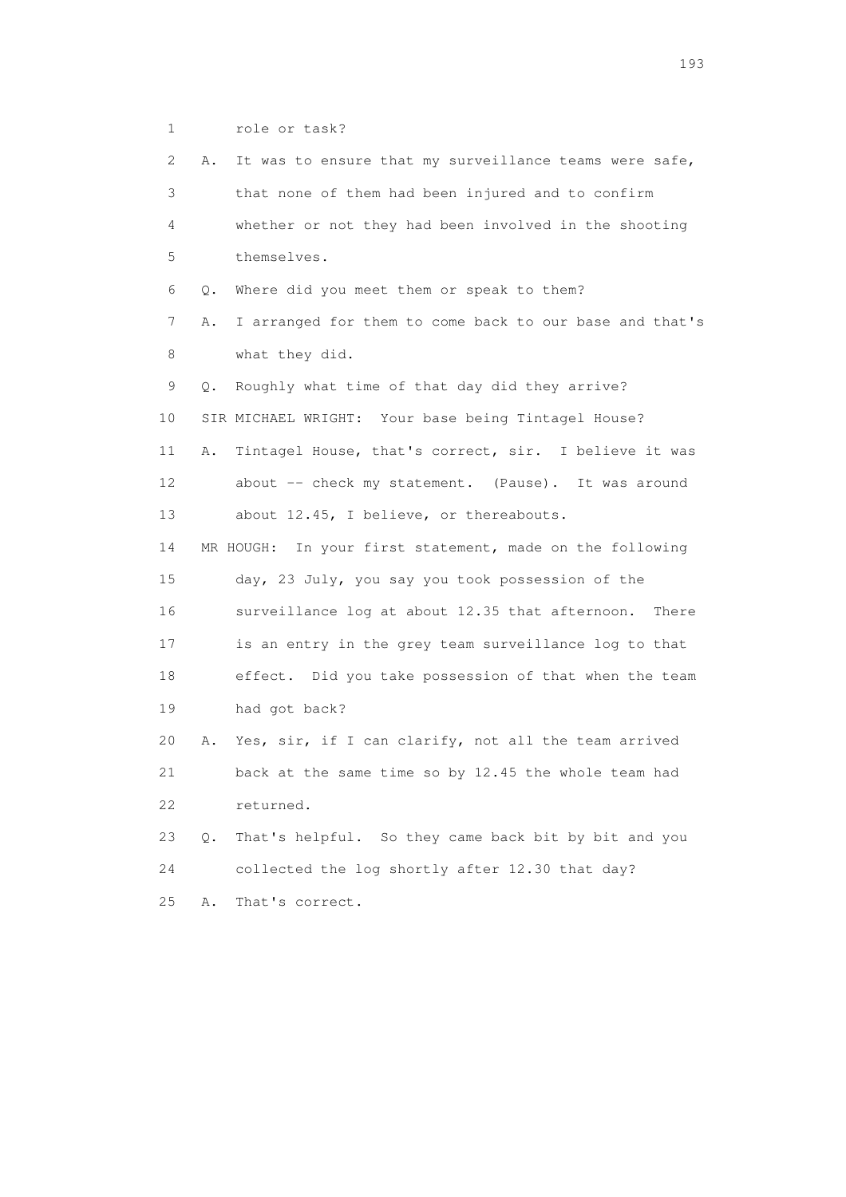1 role or task?

2 A. It was to ensure that my surveillance teams were safe,

3 that none of them had been injured and to confirm

4 whether or not they had been involved in the shooting

5 themselves.

6 Q. Where did you meet them or speak to them?

7 A. I arranged for them to come back to our base and that's

8 what they did.

9 Q. Roughly what time of that day did they arrive?

10 SIR MICHAEL WRIGHT: Your base being Tintagel House?

11 A. Tintagel House, that's correct, sir. I believe it was

12 about -- check my statement. (Pause). It was around

13 about 12.45, I believe, or thereabouts.

14 MR HOUGH: In your first statement, made on the following

15 day, 23 July, you say you took possession of the

16 surveillance log at about 12.35 that afternoon. There

17 is an entry in the grey team surveillance log to that

18 effect. Did you take possession of that when the team

19 had got back?

20 A. Yes, sir, if I can clarify, not all the team arrived

21 back at the same time so by 12.45 the whole team had

22 returned.

23 Q. That's helpful. So they came back bit by bit and you

24 collected the log shortly after 12.30 that day?

25 A. That's correct.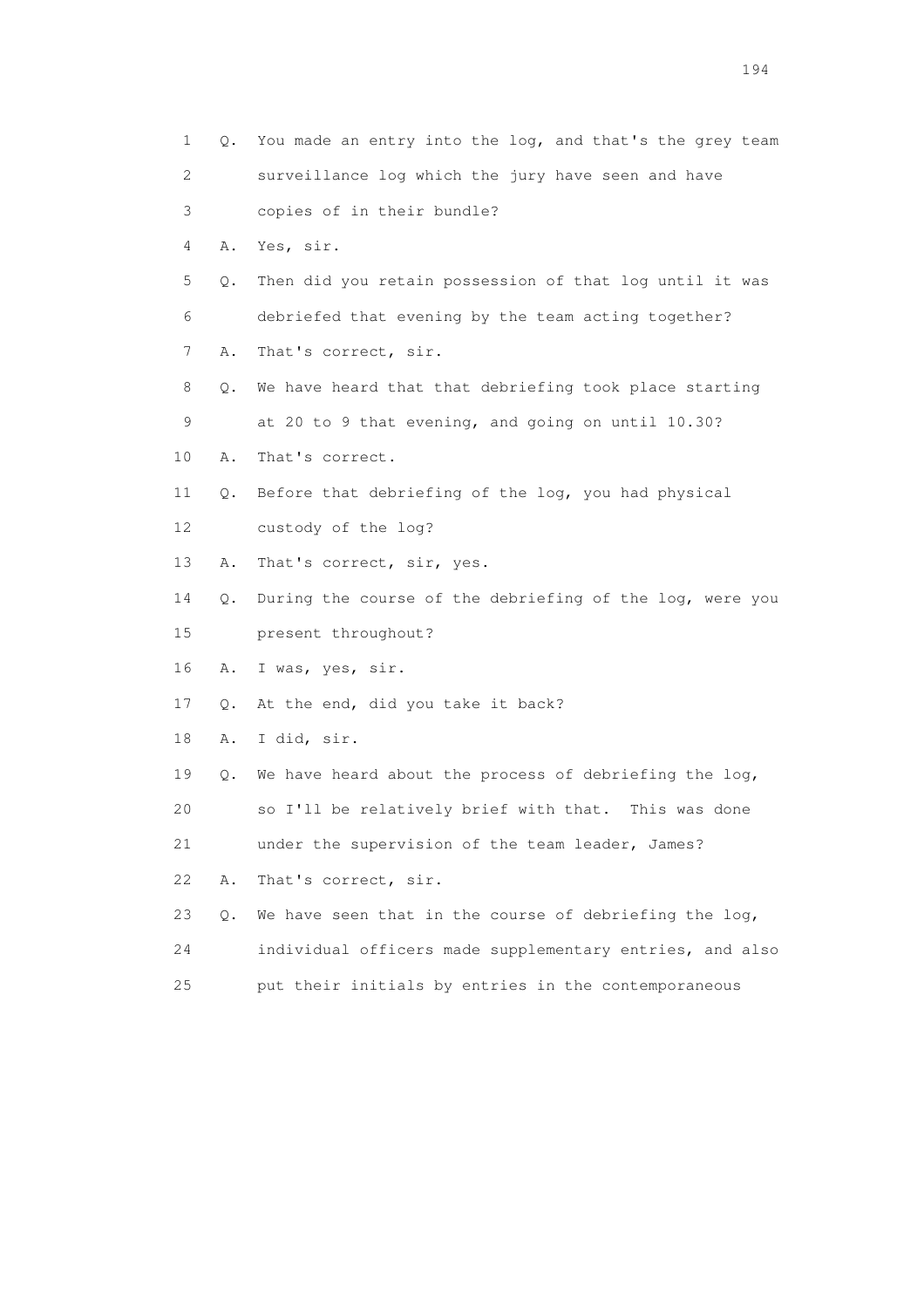1 Q. You made an entry into the log, and that's the grey team
2 surveillance log which the jury have seen and have
3 copies of in their bundle?
4 A. Yes, sir.
5 Q. Then did you retain possession of that log until it was
6 debriefed that evening by the team acting together?
7 A. That's correct, sir.
8 Q. We have heard that that debriefing took place starting
9 at 20 to 9 that evening, and going on until 10.30?
10 A. That's correct.
11 Q. Before that debriefing of the log, you had physical
12 custody of the log?
13 A. That's correct, sir, yes.
14 Q. During the course of the debriefing of the log, were you
15 present throughout?
16 A. I was, yes, sir.
17 Q. At the end, did you take it back?
18 A. I did, sir.
19 Q. We have heard about the process of debriefing the log,
20 so I'll be relatively brief with that. This was done
21 under the supervision of the team leader, James?
22 A. That's correct, sir.
23 Q. We have seen that in the course of debriefing the log,
24 individual officers made supplementary entries, and also
25 put their initials by entries in the contemporaneous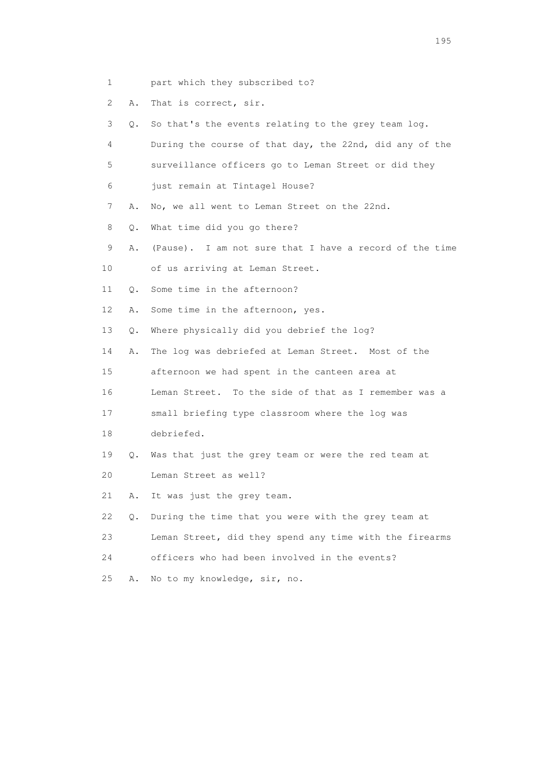1 part which they subscribed to?

2 A. That is correct, sir.

3 Q. So that's the events relating to the grey team log.

4 During the course of that day, the 22nd, did any of the

5 surveillance officers go to Leman Street or did they

6 just remain at Tintagel House?

7 A. No, we all went to Leman Street on the 22nd.

8 Q. What time did you go there?

9 A. (Pause). I am not sure that I have a record of the time

10 of us arriving at Leman Street.

11 Q. Some time in the afternoon?

12 A. Some time in the afternoon, yes.

13 Q. Where physically did you debrief the log?

14 A. The log was debriefed at Leman Street. Most of the

15 afternoon we had spent in the canteen area at

16 Leman Street. To the side of that as I remember was a

17 small briefing type classroom where the log was

18 debriefed.

19 Q. Was that just the grey team or were the red team at

20 Leman Street as well?

21 A. It was just the grey team.

22 Q. During the time that you were with the grey team at

23 Leman Street, did they spend any time with the firearms

24 officers who had been involved in the events?

25 A. No to my knowledge, sir, no.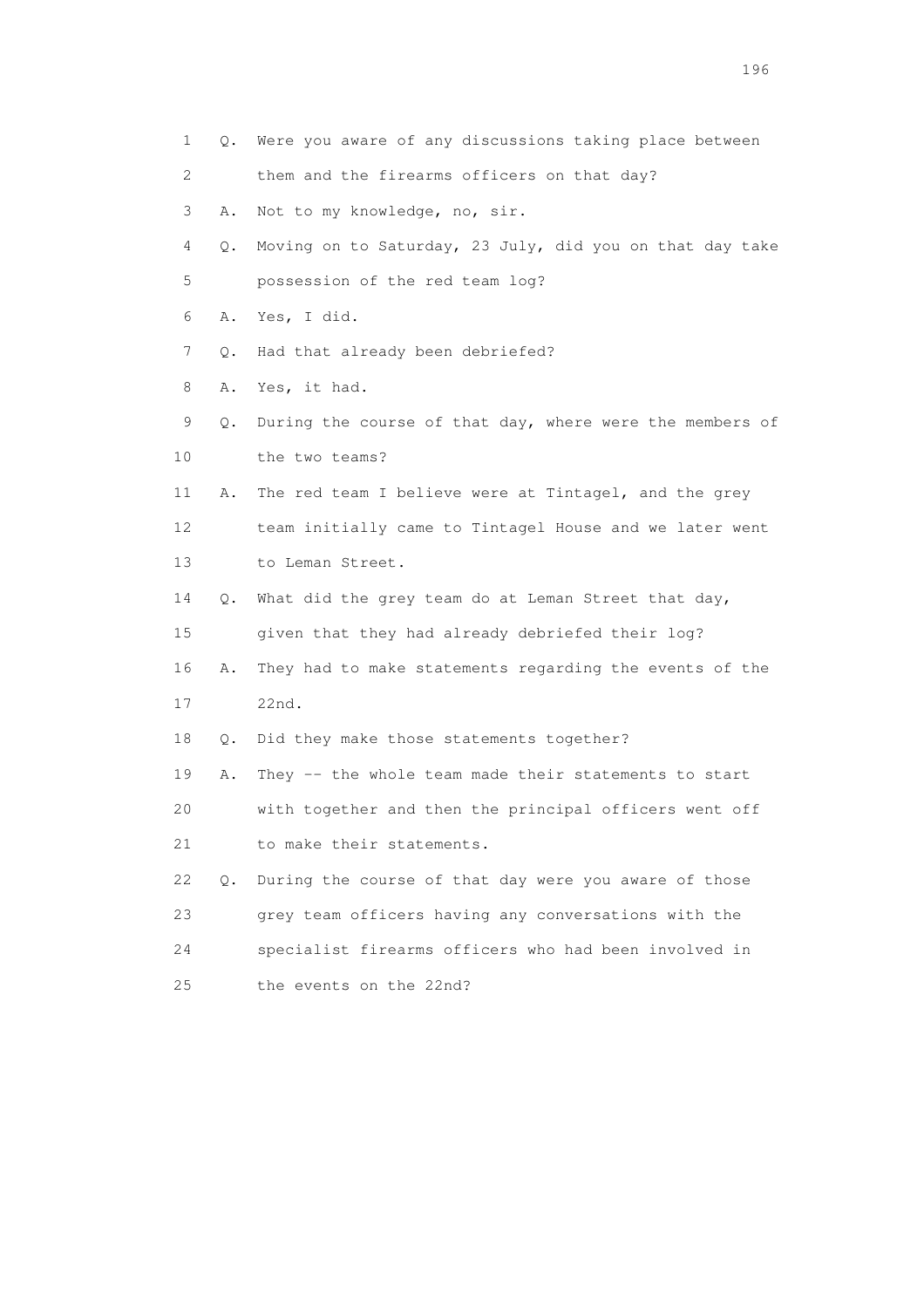1 Q. Were you aware of any discussions taking place between
2 them and the firearms officers on that day?
3 A. Not to my knowledge, no, sir.
4 Q. Moving on to Saturday, 23 July, did you on that day take
5 possession of the red team log?
6 A. Yes, I did.
7 Q. Had that already been debriefed?
8 A. Yes, it had.
9 Q. During the course of that day, where were the members of
10 the two teams?
11 A. The red team I believe were at Tintagel, and the grey
12 team initially came to Tintagel House and we later went
13 to Leman Street.
14 Q. What did the grey team do at Leman Street that day,
15 given that they had already debriefed their log?
16 A. They had to make statements regarding the events of the
17 22nd.
18 Q. Did they make those statements together?
19 A. They -- the whole team made their statements to start
20 with together and then the principal officers went off
21 to make their statements.
22 Q. During the course of that day were you aware of those
23 grey team officers having any conversations with the
24 specialist firearms officers who had been involved in
25 the events on the 22nd?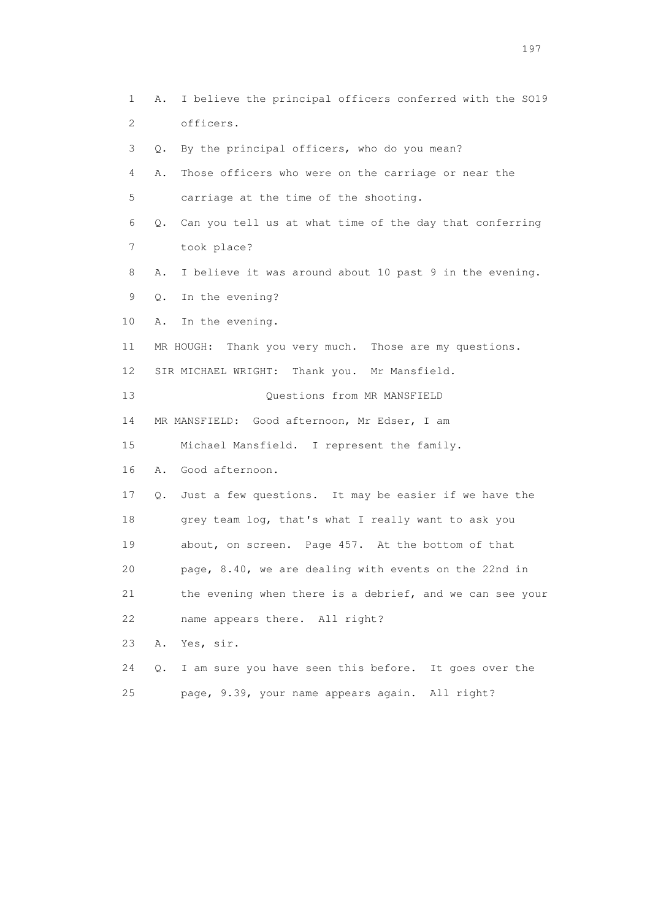1 A. I believe the principal officers conferred with the SO19
2 officers.
3 Q. By the principal officers, who do you mean?
4 A. Those officers who were on the carriage or near the
5 carriage at the time of the shooting.
6 Q. Can you tell us at what time of the day that conferring
7 took place?
8 A. I believe it was around about 10 past 9 in the evening.
9 Q. In the evening?
10 A. In the evening.
11 MR HOUGH: Thank you very much. Those are my questions.
12 SIR MICHAEL WRIGHT: Thank you. Mr Mansfield.
13 Questions from MR MANSFIELD
14 MR MANSFIELD: Good afternoon, Mr Edser, I am
15 Michael Mansfield. I represent the family.
16 A. Good afternoon.
17 Q. Just a few questions. It may be easier if we have the
18 grey team log, that's what I really want to ask you
19 about, on screen. Page 457. At the bottom of that
20 page, 8.40, we are dealing with events on the 22nd in
21 the evening when there is a debrief, and we can see your
22 name appears there. All right?
23 A. Yes, sir.
24 Q. I am sure you have seen this before. It goes over the
25 page, 9.39, your name appears again. All right?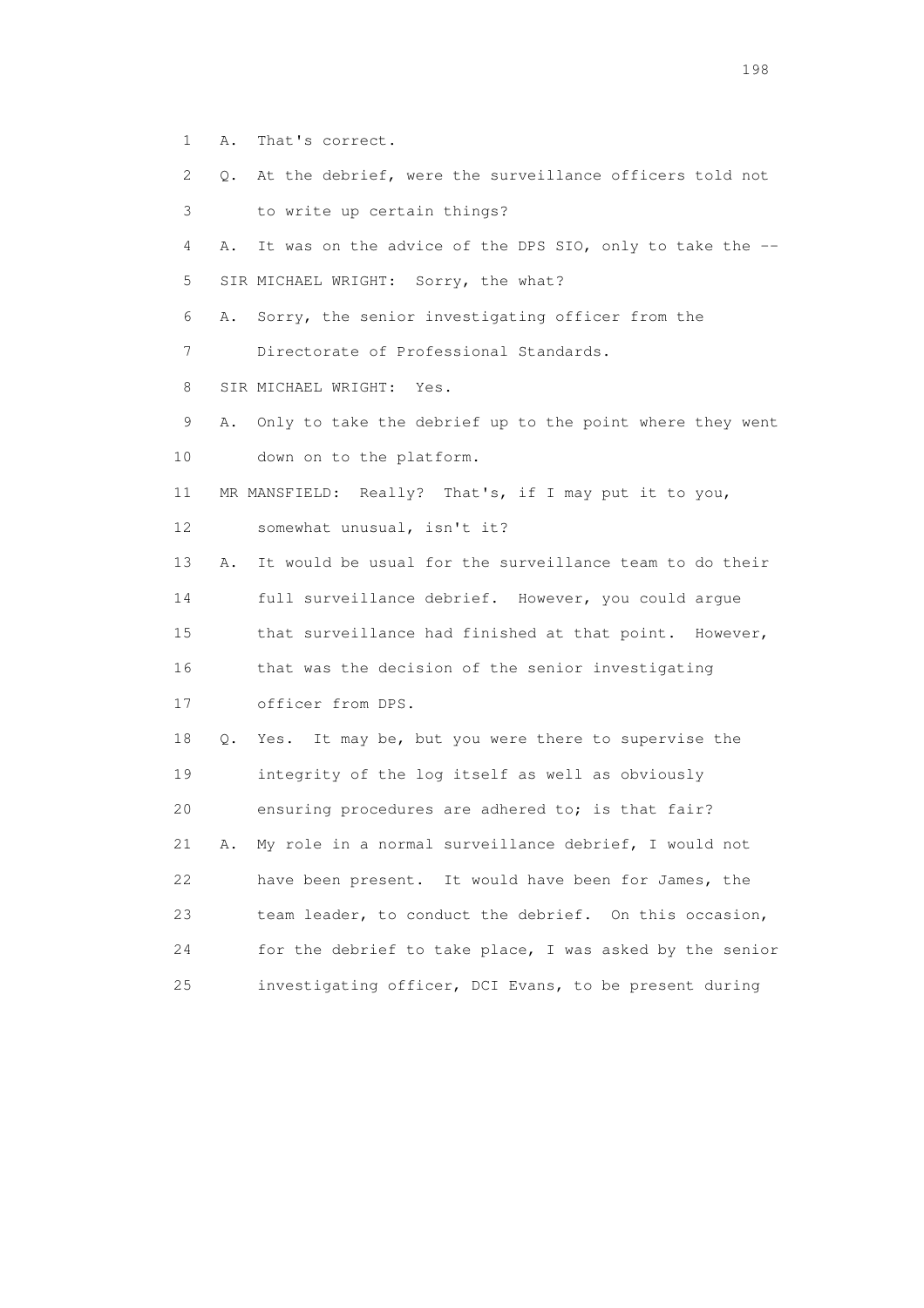1 A. That's correct.

2 Q. At the debrief, were the surveillance officers told not

3 to write up certain things?

4 A. It was on the advice of the DPS SIO, only to take the --

5 SIR MICHAEL WRIGHT: Sorry, the what?

6 A. Sorry, the senior investigating officer from the

7 Directorate of Professional Standards.

8 SIR MICHAEL WRIGHT: Yes.

9 A. Only to take the debrief up to the point where they went

10 down on to the platform.

11 MR MANSFIELD: Really? That's, if I may put it to you,

12 somewhat unusual, isn't it?

13 A. It would be usual for the surveillance team to do their

14 full surveillance debrief. However, you could argue

15 that surveillance had finished at that point. However,

16 that was the decision of the senior investigating

17 officer from DPS.

18 Q. Yes. It may be, but you were there to supervise the

19 integrity of the log itself as well as obviously

20 ensuring procedures are adhered to; is that fair?

21 A. My role in a normal surveillance debrief, I would not

22 have been present. It would have been for James, the

23 team leader, to conduct the debrief. On this occasion,

24 for the debrief to take place, I was asked by the senior

25 investigating officer, DCI Evans, to be present during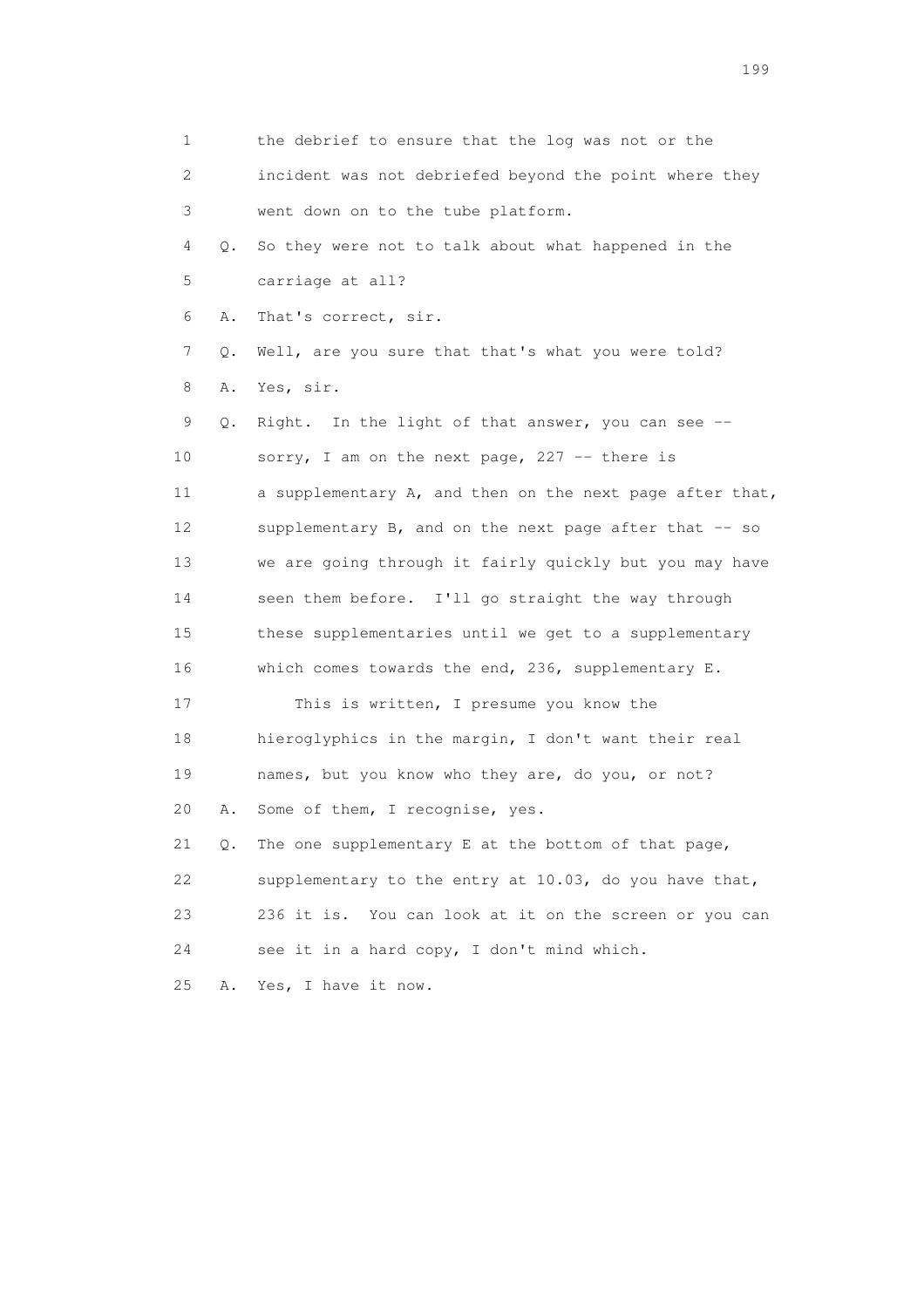1 the debrief to ensure that the log was not or the
2 incident was not debriefed beyond the point where they
3 went down on to the tube platform.
4 Q. So they were not to talk about what happened in the
5 carriage at all?
6 A. That's correct, sir.
7 Q. Well, are you sure that that's what you were told?
8 A. Yes, sir.
9 Q. Right. In the light of that answer, you can see --
10 sorry, I am on the next page, 227 -- there is
11 a supplementary A, and then on the next page after that,
12 supplementary B, and on the next page after that -- so
13 we are going through it fairly quickly but you may have
14 seen them before. I'll go straight the way through
15 these supplementaries until we get to a supplementary
16 which comes towards the end, 236, supplementary E.
17 This is written, I presume you know the
18 hieroglyphics in the margin, I don't want their real
19 names, but you know who they are, do you, or not?
20 A. Some of them, I recognise, yes.
21 Q. The one supplementary E at the bottom of that page,
22 supplementary to the entry at 10.03, do you have that,
23 236 it is. You can look at it on the screen or you can
24 see it in a hard copy, I don't mind which.
25 A. Yes, I have it now.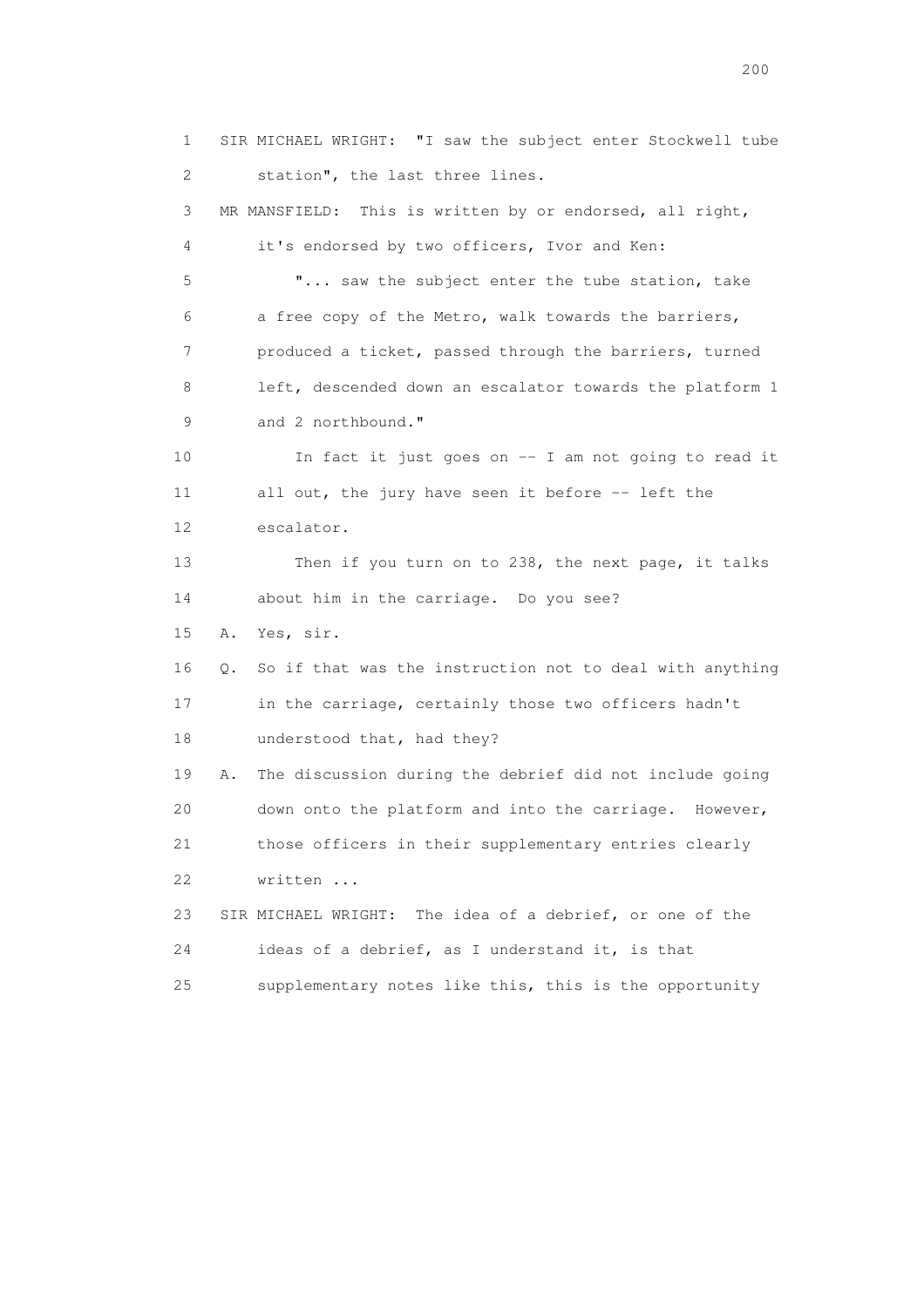1 SIR MICHAEL WRIGHT: "I saw the subject enter Stockwell tube
2 station", the last three lines.
3 MR MANSFIELD: This is written by or endorsed, all right,
4 it's endorsed by two officers, Ivor and Ken:
5 "... saw the subject enter the tube station, take
6 a free copy of the Metro, walk towards the barriers,
7 produced a ticket, passed through the barriers, turned
8 left, descended down an escalator towards the platform 1
9 and 2 northbound."
10 In fact it just goes on -- I am not going to read it
11 all out, the jury have seen it before -- left the
12 escalator.
13 Then if you turn on to 238, the next page, it talks
14 about him in the carriage. Do you see?
15 A. Yes, sir.
16 Q. So if that was the instruction not to deal with anything
17 in the carriage, certainly those two officers hadn't
18 understood that, had they?
19 A. The discussion during the debrief did not include going
20 down onto the platform and into the carriage. However,
21 those officers in their supplementary entries clearly
22 written ...
23 SIR MICHAEL WRIGHT: The idea of a debrief, or one of the
24 ideas of a debrief, as I understand it, is that
25 supplementary notes like this, this is the opportunity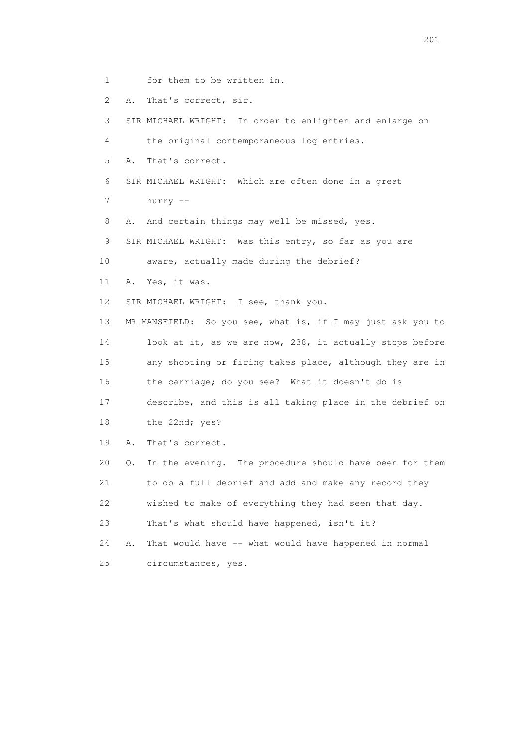1 for them to be written in.

2 A. That's correct, sir.

3 SIR MICHAEL WRIGHT: In order to enlighten and enlarge on

4 the original contemporaneous log entries.

5 A. That's correct.

6 SIR MICHAEL WRIGHT: Which are often done in a great

7 hurry --

8 A. And certain things may well be missed, yes.

9 SIR MICHAEL WRIGHT: Was this entry, so far as you are

10 aware, actually made during the debrief?

11 A. Yes, it was.

12 SIR MICHAEL WRIGHT: I see, thank you.

13 MR MANSFIELD: So you see, what is, if I may just ask you to

14 look at it, as we are now, 238, it actually stops before

15 any shooting or firing takes place, although they are in

16 the carriage; do you see? What it doesn't do is

17 describe, and this is all taking place in the debrief on

18 the 22nd; yes?

19 A. That's correct.

20 Q. In the evening. The procedure should have been for them

21 to do a full debrief and add and make any record they

22 wished to make of everything they had seen that day.

23 That's what should have happened, isn't it?

24 A. That would have -- what would have happened in normal

25 circumstances, yes.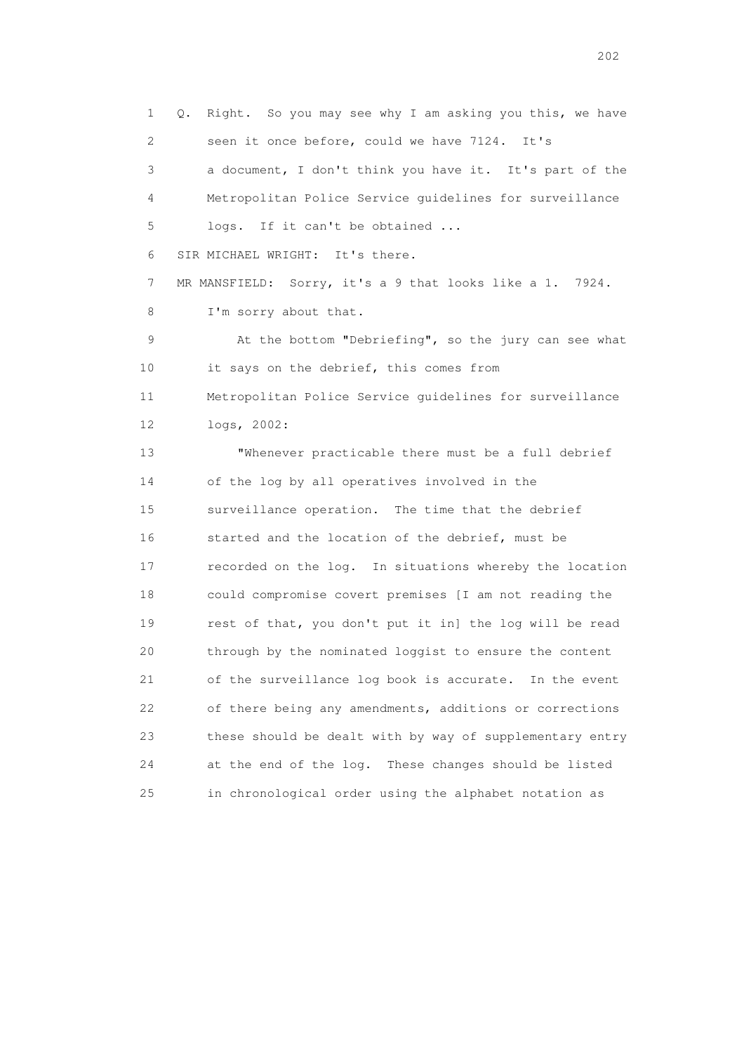1 Q. Right. So you may see why I am asking you this, we have
2 seen it once before, could we have 7124. It's
3 a document, I don't think you have it. It's part of the
4 Metropolitan Police Service guidelines for surveillance
5 logs. If it can't be obtained ...

6 SIR MICHAEL WRIGHT: It's there.

7 MR MANSFIELD: Sorry, it's a 9 that looks like a 1. 7924.
8 I'm sorry about that.

9 At the bottom "Debriefing", so the jury can see what
10 it says on the debrief, this comes from
11 Metropolitan Police Service guidelines for surveillance
12 logs, 2002:

13 "Whenever practicable there must be a full debrief
14 of the log by all operatives involved in the
15 surveillance operation. The time that the debrief
16 started and the location of the debrief, must be
17 recorded on the log. In situations whereby the location
18 could compromise covert premises [I am not reading the
19 rest of that, you don't put it in] the log will be read
20 through by the nominated loggist to ensure the content
21 of the surveillance log book is accurate. In the event
22 of there being any amendments, additions or corrections
23 these should be dealt with by way of supplementary entry
24 at the end of the log. These changes should be listed
25 in chronological order using the alphabet notation as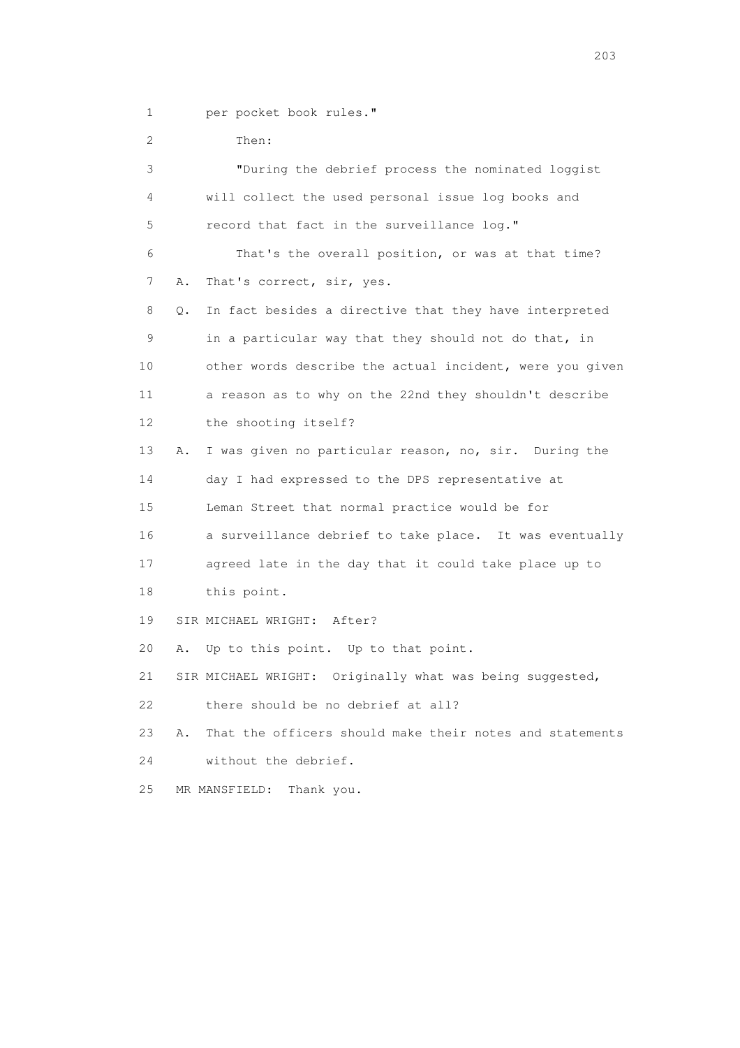1 per pocket book rules."

2 Then:

3 "During the debrief process the nominated loggist

4 will collect the used personal issue log books and

5 record that fact in the surveillance log."

6 That's the overall position, or was at that time?

7 A. That's correct, sir, yes.

8 Q. In fact besides a directive that they have interpreted

9 in a particular way that they should not do that, in

10 other words describe the actual incident, were you given

11 a reason as to why on the 22nd they shouldn't describe

12 the shooting itself?

13 A. I was given no particular reason, no, sir. During the

14 day I had expressed to the DPS representative at

15 Leman Street that normal practice would be for

16 a surveillance debrief to take place. It was eventually

17 agreed late in the day that it could take place up to

18 this point.

19 SIR MICHAEL WRIGHT: After?

20 A. Up to this point. Up to that point.

21 SIR MICHAEL WRIGHT: Originally what was being suggested,

22 there should be no debrief at all?

23 A. That the officers should make their notes and statements

24 without the debrief.

25 MR MANSFIELD: Thank you.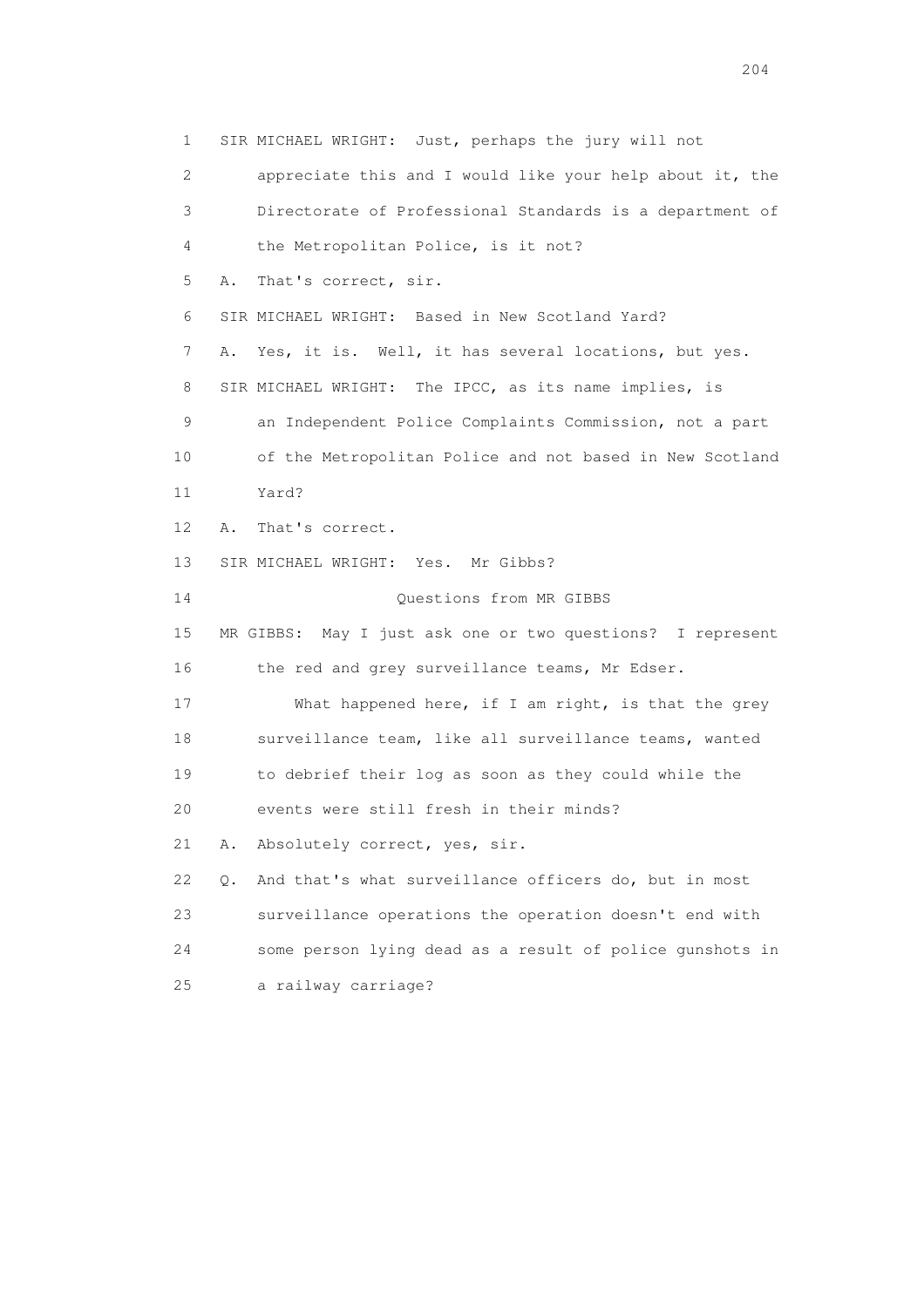1 SIR MICHAEL WRIGHT: Just, perhaps the jury will not
2 appreciate this and I would like your help about it, the
3 Directorate of Professional Standards is a department of
4 the Metropolitan Police, is it not?
5 A. That's correct, sir.
6 SIR MICHAEL WRIGHT: Based in New Scotland Yard?
7 A. Yes, it is. Well, it has several locations, but yes.
8 SIR MICHAEL WRIGHT: The IPCC, as its name implies, is
9 an Independent Police Complaints Commission, not a part
10 of the Metropolitan Police and not based in New Scotland
11 Yard?
12 A. That's correct.
13 SIR MICHAEL WRIGHT: Yes. Mr Gibbs?
14 Questions from MR GIBBS
15 MR GIBBS: May I just ask one or two questions? I represent
16 the red and grey surveillance teams, Mr Edser.
17 What happened here, if I am right, is that the grey
18 surveillance team, like all surveillance teams, wanted
19 to debrief their log as soon as they could while the
20 events were still fresh in their minds?
21 A. Absolutely correct, yes, sir.
22 Q. And that's what surveillance officers do, but in most
23 surveillance operations the operation doesn't end with
24 some person lying dead as a result of police gunshots in
25 a railway carriage?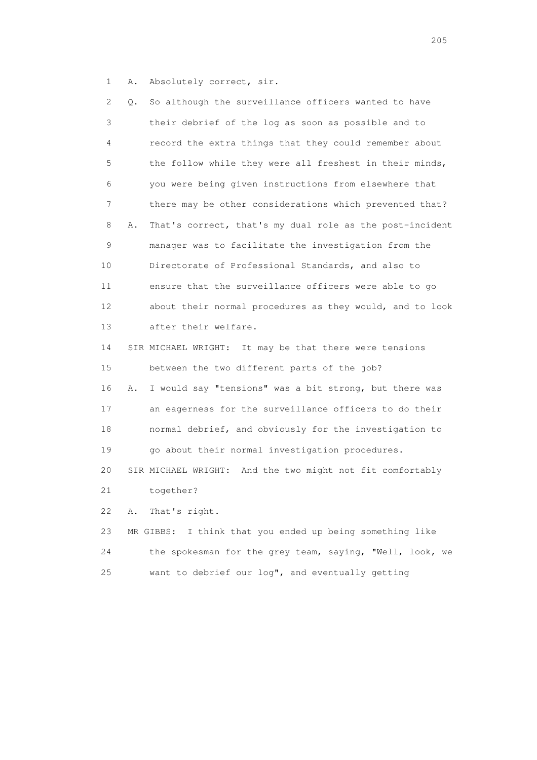1 A. Absolutely correct, sir.

2 Q. So although the surveillance officers wanted to have
3 their debrief of the log as soon as possible and to
4 record the extra things that they could remember about
5 the follow while they were all freshest in their minds,
6 you were being given instructions from elsewhere that
7 there may be other considerations which prevented that?

8 A. That's correct, that's my dual role as the post-incident
9 manager was to facilitate the investigation from the
10 Directorate of Professional Standards, and also to
11 ensure that the surveillance officers were able to go
12 about their normal procedures as they would, and to look
13 after their welfare.

14 SIR MICHAEL WRIGHT: It may be that there were tensions
15 between the two different parts of the job?

16 A. I would say "tensions" was a bit strong, but there was
17 an eagerness for the surveillance officers to do their
18 normal debrief, and obviously for the investigation to
19 go about their normal investigation procedures.

20 SIR MICHAEL WRIGHT: And the two might not fit comfortably
21 together?

22 A. That's right.

23 MR GIBBS: I think that you ended up being something like
24 the spokesman for the grey team, saying, "Well, look, we
25 want to debrief our log", and eventually getting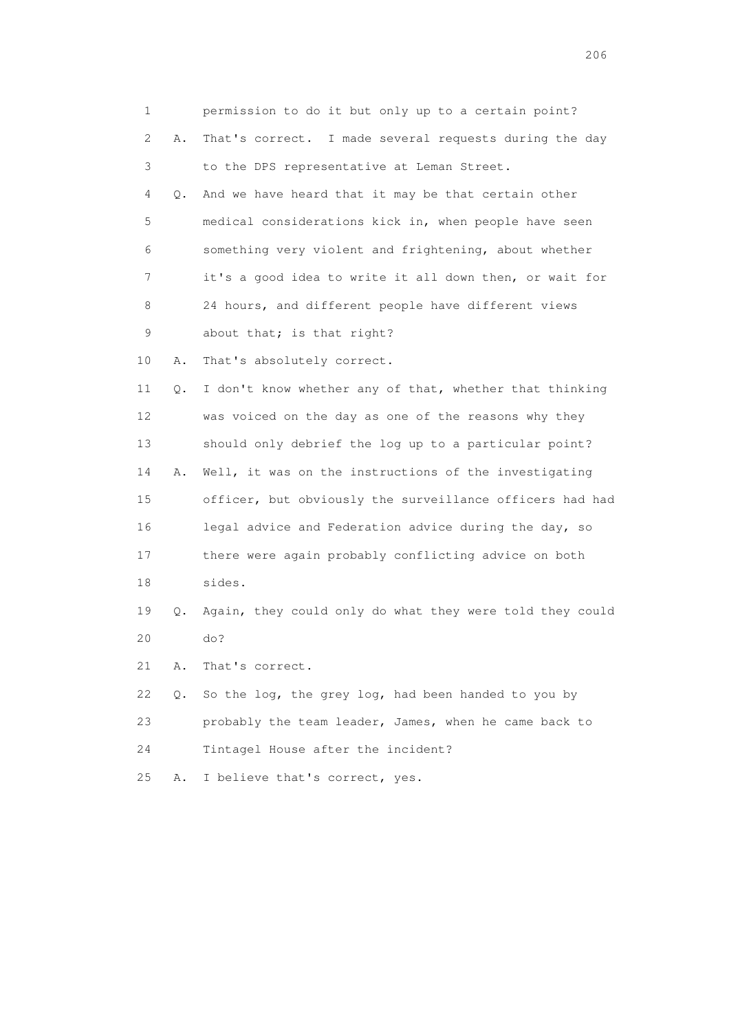1 permission to do it but only up to a certain point?

2 A. That's correct. I made several requests during the day

3 to the DPS representative at Leman Street.

4 Q. And we have heard that it may be that certain other

5 medical considerations kick in, when people have seen

6 something very violent and frightening, about whether

7 it's a good idea to write it all down then, or wait for

8 24 hours, and different people have different views

9 about that; is that right?

10 A. That's absolutely correct.

11 Q. I don't know whether any of that, whether that thinking

12 was voiced on the day as one of the reasons why they

13 should only debrief the log up to a particular point?

14 A. Well, it was on the instructions of the investigating

15 officer, but obviously the surveillance officers had had

16 legal advice and Federation advice during the day, so

17 there were again probably conflicting advice on both

18 sides.

19 Q. Again, they could only do what they were told they could

20 do?

21 A. That's correct.

22 Q. So the log, the grey log, had been handed to you by

23 probably the team leader, James, when he came back to

24 Tintagel House after the incident?

25 A. I believe that's correct, yes.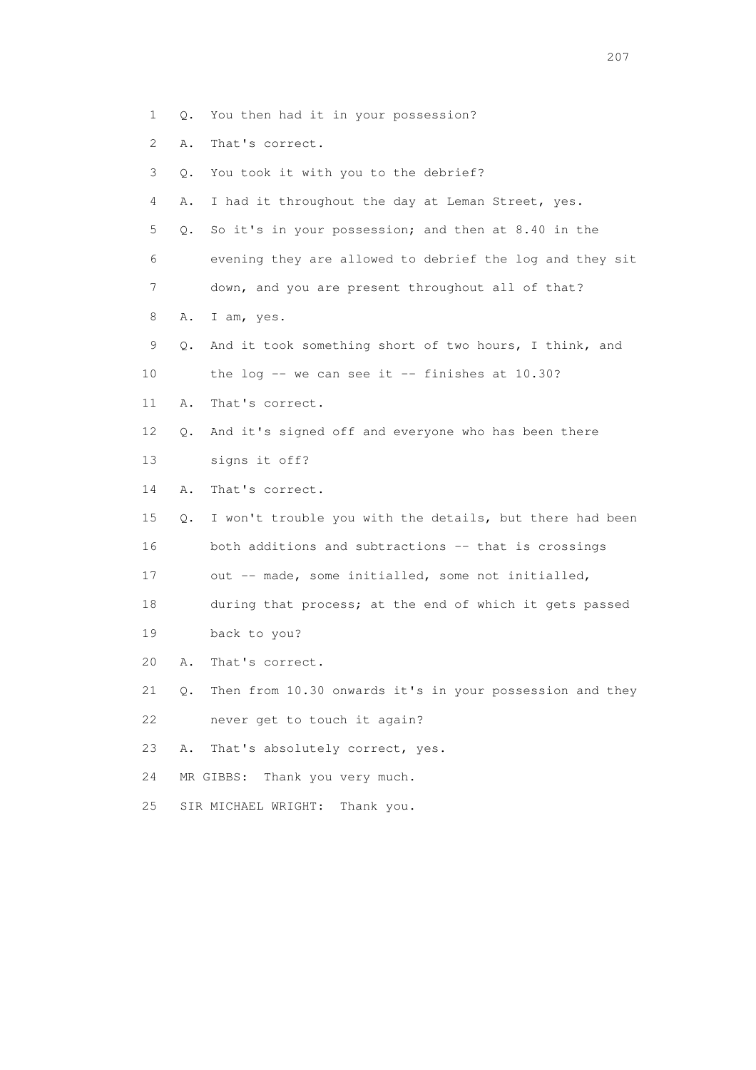1 Q. You then had it in your possession?

2 A. That's correct.

3 Q. You took it with you to the debrief?

4 A. I had it throughout the day at Leman Street, yes.

5 Q. So it's in your possession; and then at 8.40 in the

6 evening they are allowed to debrief the log and they sit

7 down, and you are present throughout all of that?

8 A. I am, yes.

9 Q. And it took something short of two hours, I think, and

10 the log -- we can see it -- finishes at 10.30?

11 A. That's correct.

12 Q. And it's signed off and everyone who has been there

13 signs it off?

14 A. That's correct.

15 Q. I won't trouble you with the details, but there had been

16 both additions and subtractions -- that is crossings

17 out -- made, some initialled, some not initialled,

18 during that process; at the end of which it gets passed

19 back to you?

20 A. That's correct.

21 Q. Then from 10.30 onwards it's in your possession and they

22 never get to touch it again?

23 A. That's absolutely correct, yes.

24 MR GIBBS: Thank you very much.

25 SIR MICHAEL WRIGHT: Thank you.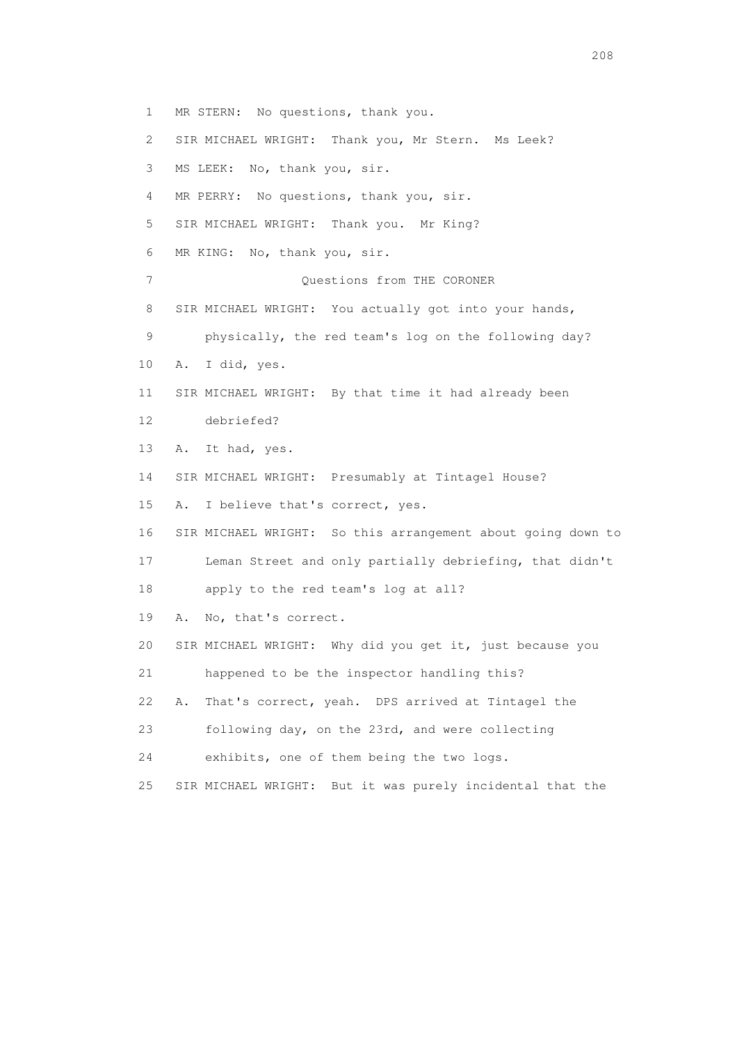1 MR STERN: No questions, thank you.

2 SIR MICHAEL WRIGHT: Thank you, Mr Stern. Ms Leek?

3 MS LEEK: No, thank you, sir.

4 MR PERRY: No questions, thank you, sir.

5 SIR MICHAEL WRIGHT: Thank you. Mr King?

6 MR KING: No, thank you, sir.

7 Questions from THE CORONER

8 SIR MICHAEL WRIGHT: You actually got into your hands,

9 physically, the red team's log on the following day?

10 A. I did, yes.

11 SIR MICHAEL WRIGHT: By that time it had already been

12 debriefed?

13 A. It had, yes.

14 SIR MICHAEL WRIGHT: Presumably at Tintagel House?

15 A. I believe that's correct, yes.

16 SIR MICHAEL WRIGHT: So this arrangement about going down to

17 Leman Street and only partially debriefing, that didn't

18 apply to the red team's log at all?

19 A. No, that's correct.

20 SIR MICHAEL WRIGHT: Why did you get it, just because you

21 happened to be the inspector handling this?

22 A. That's correct, yeah. DPS arrived at Tintagel the

23 following day, on the 23rd, and were collecting

24 exhibits, one of them being the two logs.

25 SIR MICHAEL WRIGHT: But it was purely incidental that the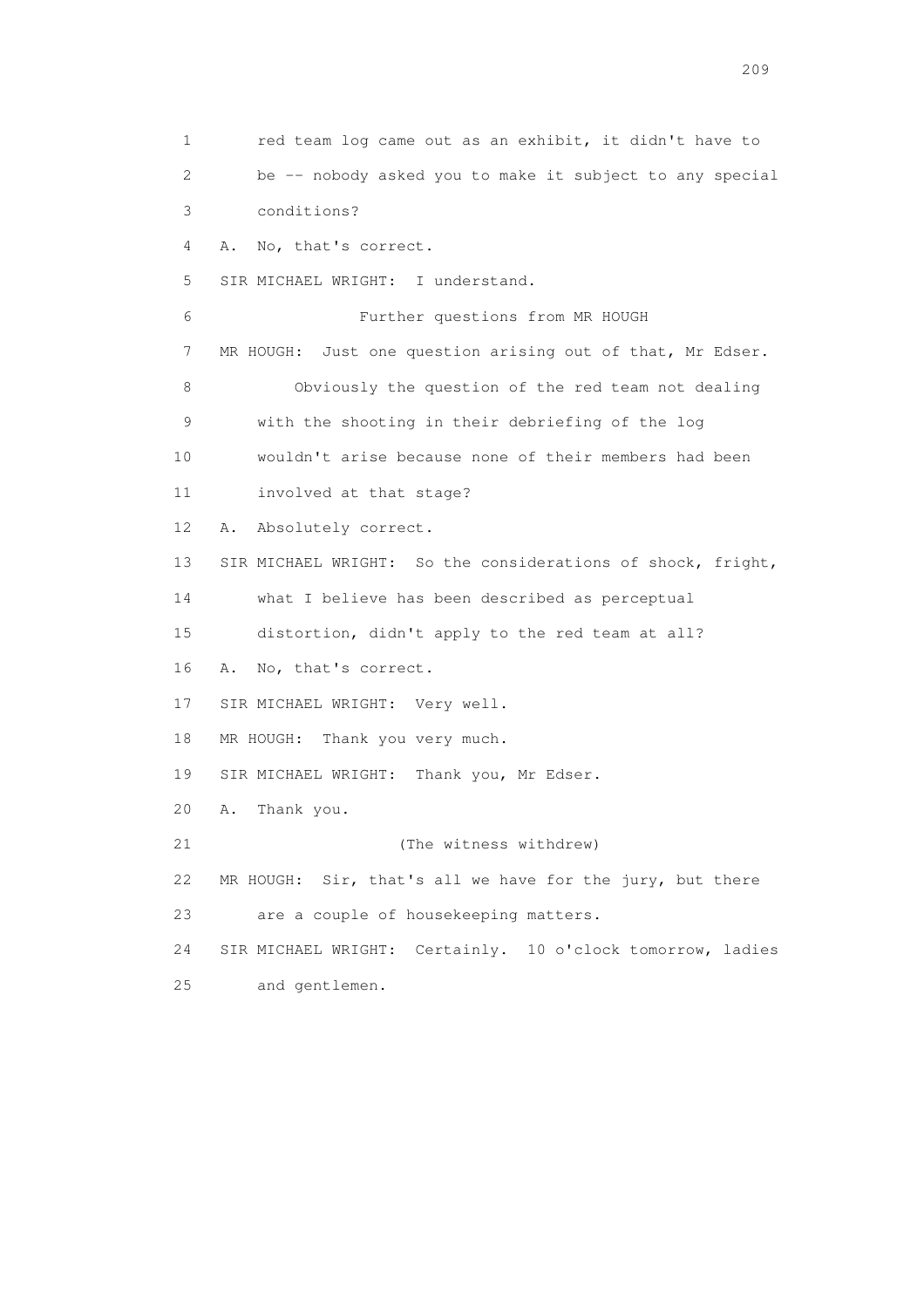1 red team log came out as an exhibit, it didn't have to
2 be -- nobody asked you to make it subject to any special
3 conditions?
4 A. No, that's correct.
5 SIR MICHAEL WRIGHT: I understand.
6 Further questions from MR HOUGH
7 MR HOUGH: Just one question arising out of that, Mr Edser.
8 Obviously the question of the red team not dealing
9 with the shooting in their debriefing of the log
10 wouldn't arise because none of their members had been
11 involved at that stage?
12 A. Absolutely correct.
13 SIR MICHAEL WRIGHT: So the considerations of shock, fright,
14 what I believe has been described as perceptual
15 distortion, didn't apply to the red team at all?
16 A. No, that's correct.
17 SIR MICHAEL WRIGHT: Very well.
18 MR HOUGH: Thank you very much.
19 SIR MICHAEL WRIGHT: Thank you, Mr Edser.
20 A. Thank you.
21 (The witness withdrew)
22 MR HOUGH: Sir, that's all we have for the jury, but there
23 are a couple of housekeeping matters.
24 SIR MICHAEL WRIGHT: Certainly. 10 o'clock tomorrow, ladies
25 and gentlemen.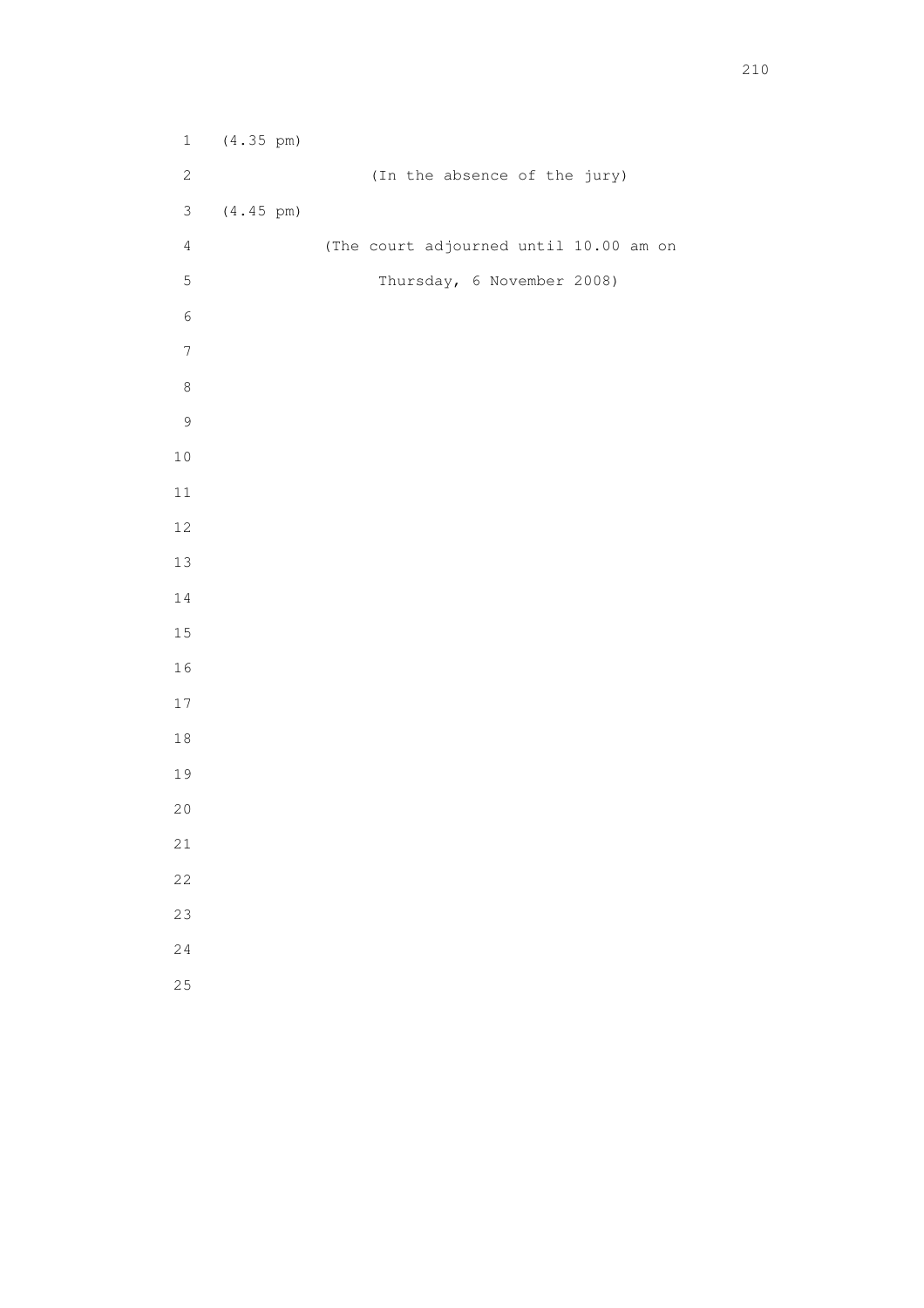(4.35 pm)

(In the absence of the jury)

(4.45 pm)

(The court adjourned until 10.00 am on

Thursday, 6 November 2008)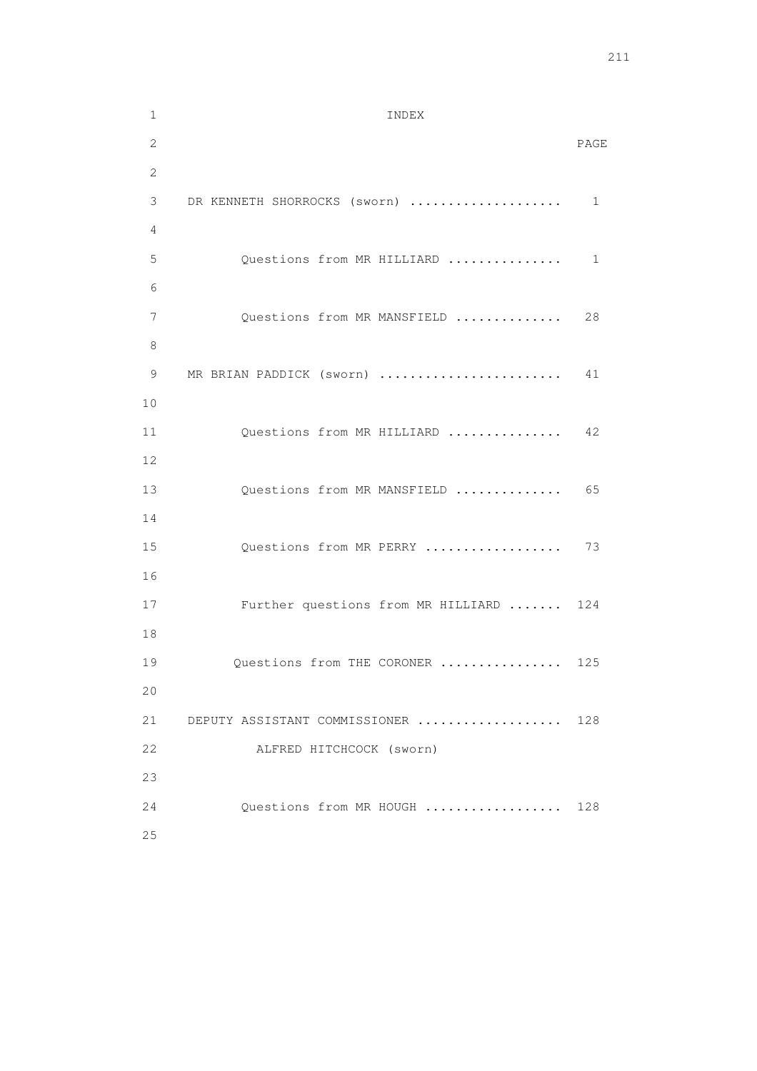INDEX

| | PAGE |
|---|---|
| DR KENNETH SHORROCKS (sworn) .................... | 1 |
| Questions from MR HILLIARD ............... | 1 |
| Questions from MR MANSFIELD .............. | 28 |
| MR BRIAN PADDICK (sworn) ........................ | 41 |
| Questions from MR HILLIARD ............... | 42 |
| Questions from MR MANSFIELD .............. | 65 |
| Questions from MR PERRY .................. | 73 |
| Further questions from MR HILLIARD ....... | 124 |
| Questions from THE CORONER ................ | 125 |
| DEPUTY ASSISTANT COMMISSIONER ................... ALFRED HITCHCOCK (sworn) | 128 |
| Questions from MR HOUGH .................. | 128 |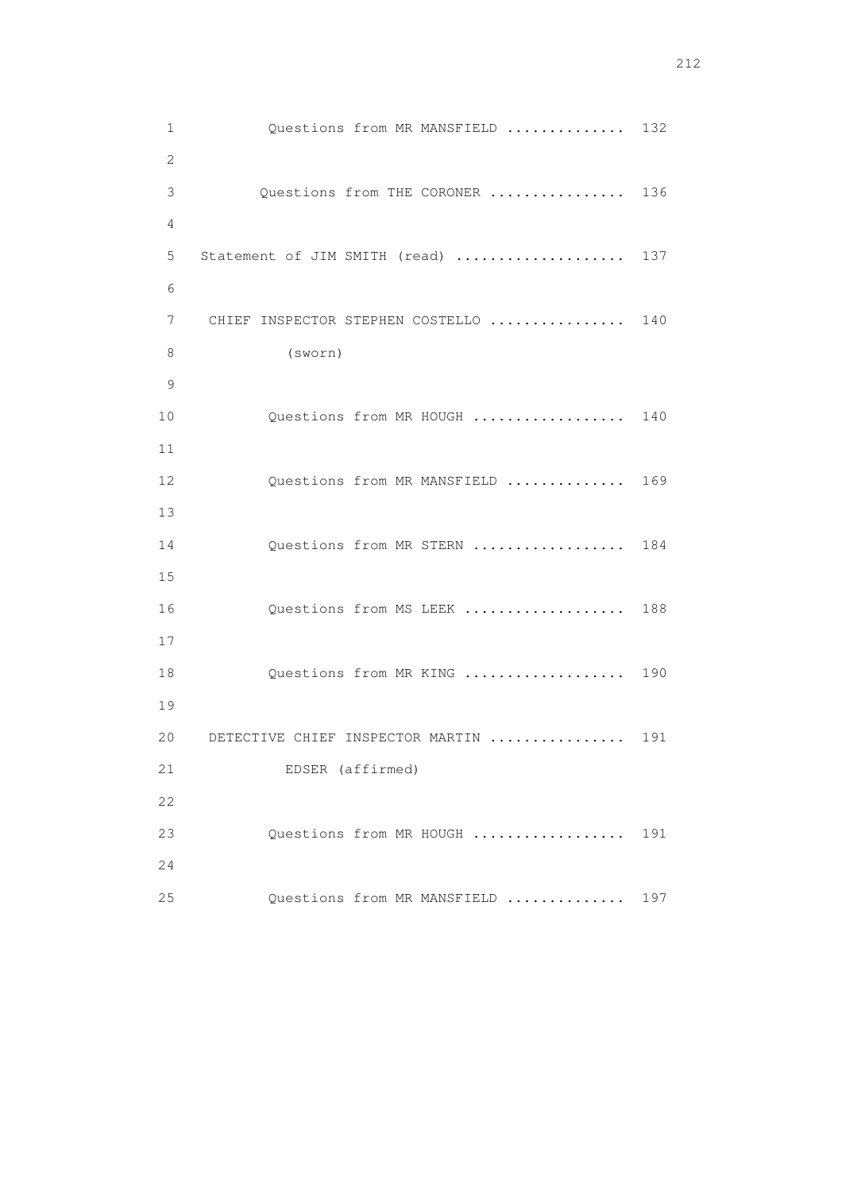1 Questions from MR MANSFIELD .............. 132

2

3 Questions from THE CORONER ................ 136

4

5 Statement of JIM SMITH (read) .................... 137

6

7 CHIEF INSPECTOR STEPHEN COSTELLO ................ 140

8 (sworn)

9

10 Questions from MR HOUGH .................. 140

11

12 Questions from MR MANSFIELD .............. 169

13

14 Questions from MR STERN .................. 184

15

16 Questions from MS LEEK ................... 188

17

18 Questions from MR KING ................... 190

19

20 DETECTIVE CHIEF INSPECTOR MARTIN ................ 191

21 EDSER (affirmed)

22

23 Questions from MR HOUGH .................. 191

24

25 Questions from MR MANSFIELD .............. 197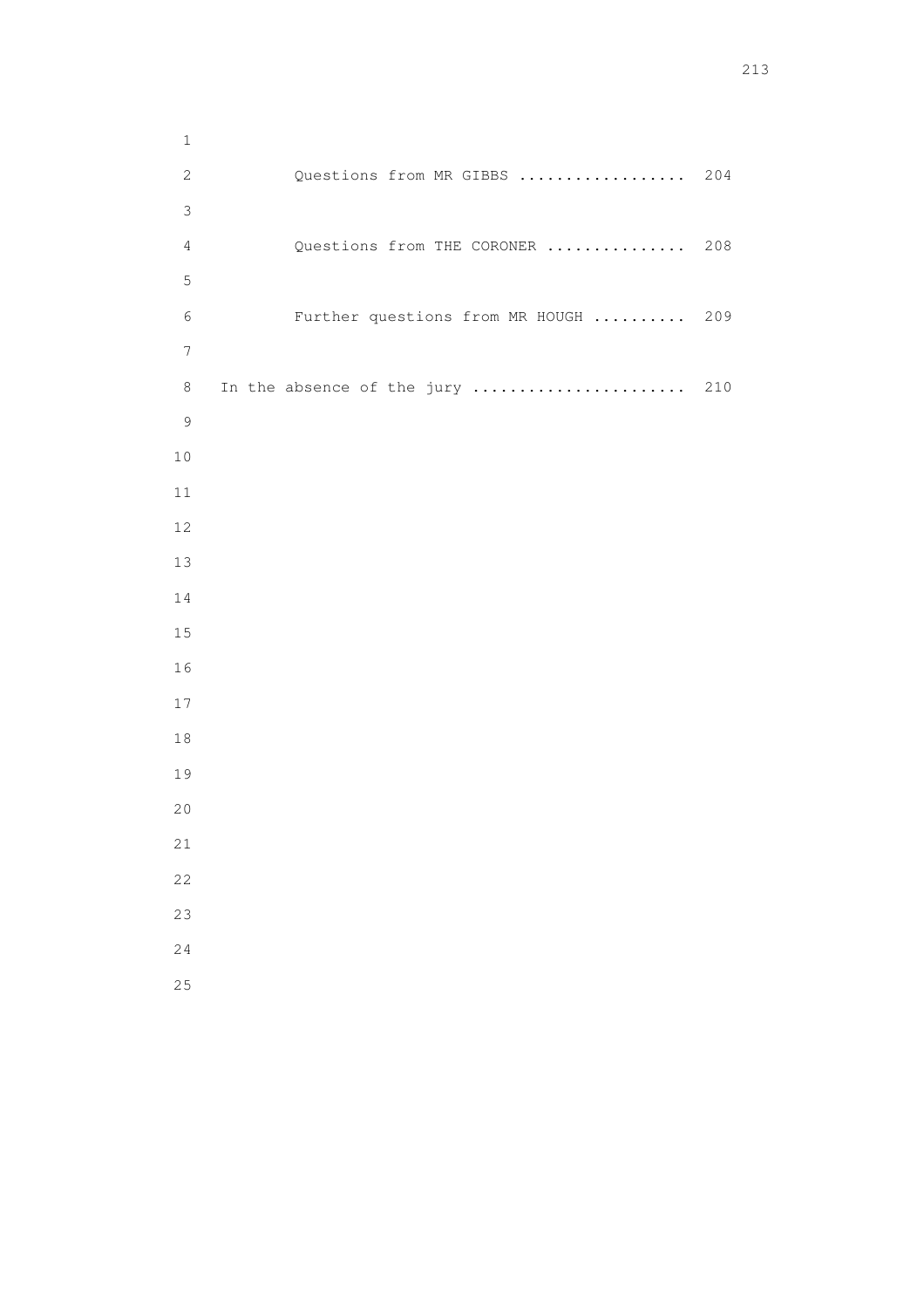Questions from MR GIBBS .................. 204

Questions from THE CORONER ............... 208

Further questions from MR HOUGH .......... 209

In the absence of the jury ....................... 210